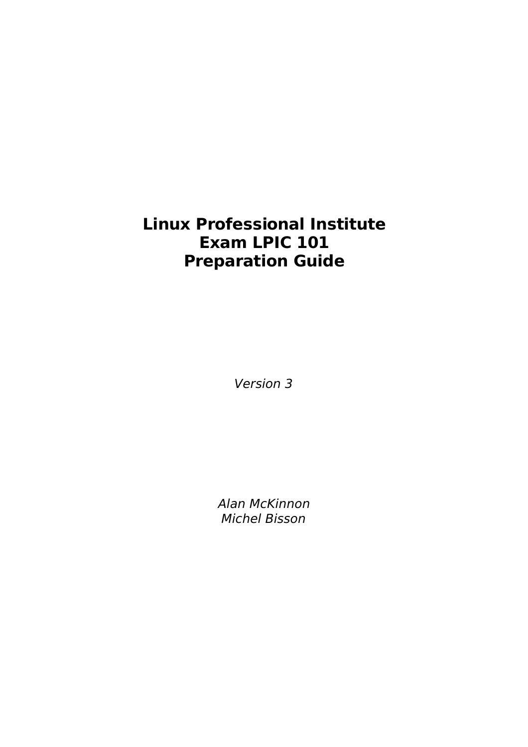# Linux Professional Institute
# Exam LPIC 101
# Preparation Guide

*Version 3*

*Alan McKinnon*
*Michel Bisson*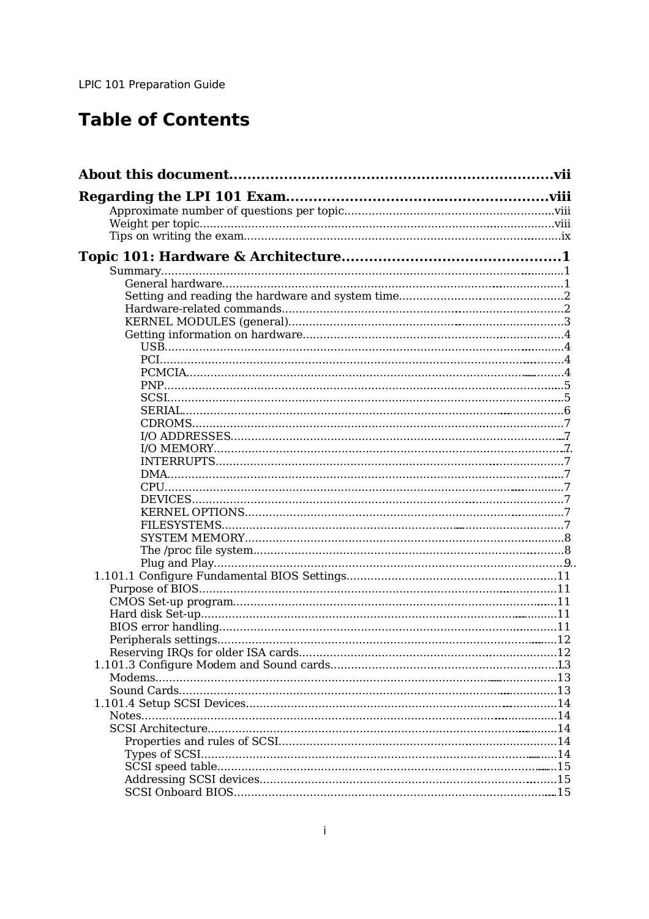# Table of Contents

**About this document.....................................................................vii**

**Regarding the LPI 101 Exam.......................................................viii**

- Approximate number of questions per topic.............................................................viii
- Weight per topic.........................................................................................................viii
- Tips on writing the exam.............................................................................................ix

**Topic 101: Hardware & Architecture...............................................1**

- Summary.......................................................................................................................1
  - General hardware......................................................................................................1
  - Setting and reading the hardware and system time...............................................2
  - Hardware-related commands....................................................................................2
  - KERNEL MODULES (general)..................................................................................3
  - Getting information on hardware.............................................................................4
    - USB.......................................................................................................................4
    - PCI........................................................................................................................4
    - PCMCIA................................................................................................................4
    - PNP.......................................................................................................................5
    - SCSI......................................................................................................................5
    - SERIAL..................................................................................................................6
    - CDROMS................................................................................................................7
    - I/O ADDRESSES....................................................................................................7
    - I/O MEMORY.........................................................................................................7
    - INTERRUPTS.........................................................................................................7
    - DMA......................................................................................................................7
    - CPU.......................................................................................................................7
    - DEVICES................................................................................................................7
    - KERNEL OPTIONS..................................................................................................7
    - FILESYSTEMS........................................................................................................7
    - SYSTEM MEMORY..................................................................................................8
    - The /proc file system.............................................................................................8
    - Plug and Play.........................................................................................................9
- 1.101.1 Configure Fundamental BIOS Settings.............................................................11
  - Purpose of BIOS.........................................................................................................11
  - CMOS Set-up program..............................................................................................11
  - Hard disk Set-up........................................................................................................11
  - BIOS error handling...................................................................................................11
  - Peripherals settings....................................................................................................12
  - Reserving IRQs for older ISA cards............................................................................12
- 1.101.3 Configure Modem and Sound cards...................................................................13
  - Modems......................................................................................................................13
  - Sound Cards...............................................................................................................13
- 1.101.4 Setup SCSI Devices............................................................................................14
  - Notes..........................................................................................................................14
  - SCSI Architecture.......................................................................................................14
    - Properties and rules of SCSI.................................................................................14
    - Types of SCSI........................................................................................................14
    - SCSI speed table...................................................................................................15
    - Addressing SCSI devices.......................................................................................15
    - SCSI Onboard BIOS...............................................................................................15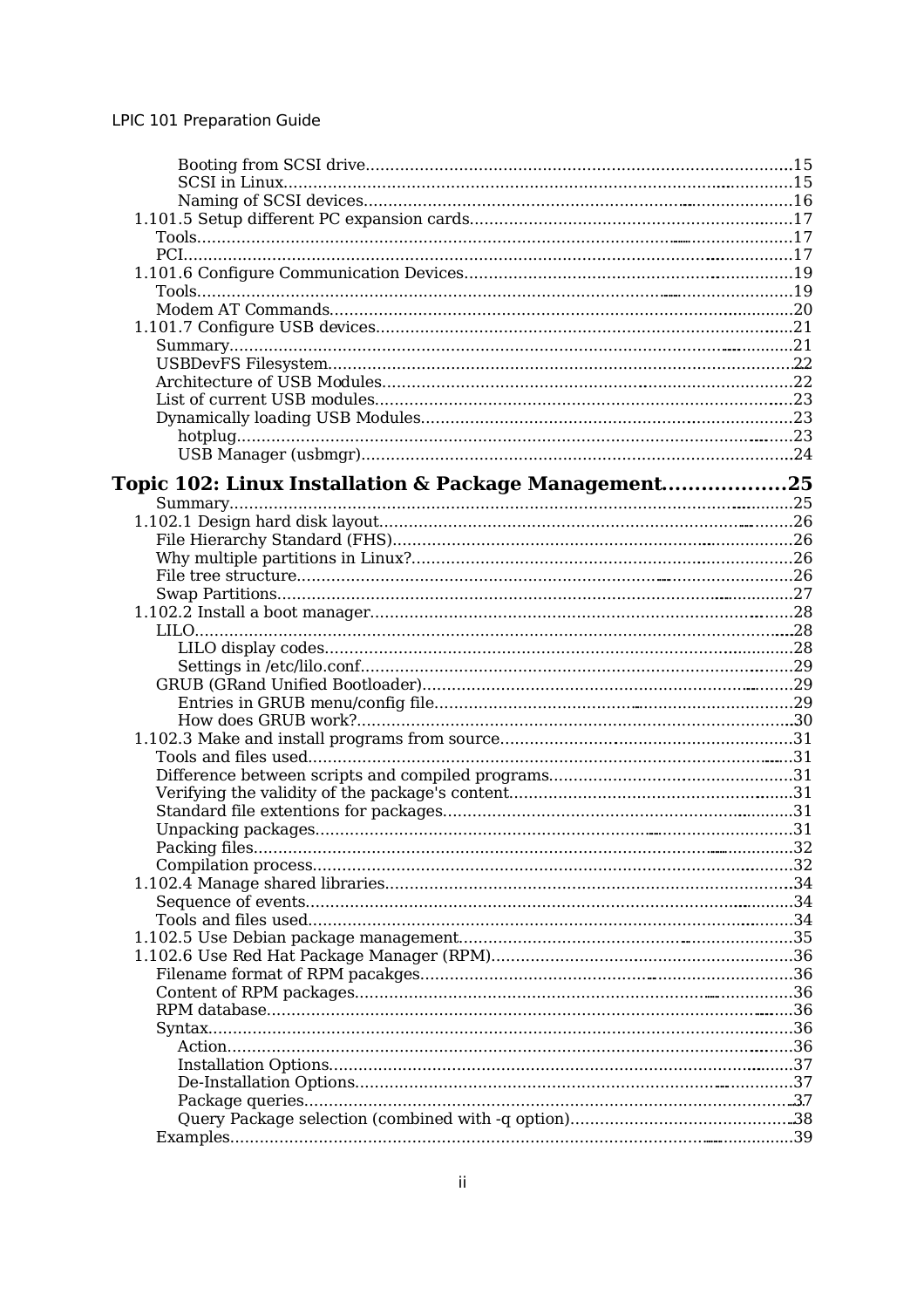Booting from SCSI drive.......................................................................................15
SCSI in Linux.......................................................................................................15
Naming of SCSI devices.......................................................................................16
1.101.5 Setup different PC expansion cards.................................................................17
Tools.......................................................................................................................17
PCI..........................................................................................................................17
1.101.6 Configure Communication Devices..................................................................19
Tools.......................................................................................................................19
Modem AT Commands..............................................................................................20
1.101.7 Configure USB devices....................................................................................21
Summary..................................................................................................................21
USBDevFS Filesystem..............................................................................................22
Architecture of USB Modules....................................................................................22
List of current USB modules.....................................................................................23
Dynamically loading USB Modules............................................................................23
hotplug................................................................................................................23
USB Manager (usbmgr).......................................................................................24

**Topic 102: Linux Installation & Package Management...................25**

Summary..................................................................................................................25
1.102.1 Design hard disk layout....................................................................................26
File Hierarchy Standard (FHS)..................................................................................26
Why multiple partitions in Linux?.............................................................................26
File tree structure....................................................................................................26
Swap Partitions........................................................................................................27
1.102.2 Install a boot manager.....................................................................................28
LILO.........................................................................................................................28
LILO display codes...............................................................................................28
Settings in /etc/lilo.conf.......................................................................................29
GRUB (GRand Unified Bootloader)...........................................................................29
Entries in GRUB menu/config file.........................................................................29
How does GRUB work?........................................................................................30
1.102.3 Make and install programs from source...........................................................31
Tools and files used.................................................................................................31
Difference between scripts and compiled programs.................................................31
Verifying the validity of the package's content..........................................................31
Standard file extentions for packages.......................................................................31
Unpacking packages................................................................................................31
Packing files.............................................................................................................32
Compilation process.................................................................................................32
1.102.4 Manage shared libraries..................................................................................34
Sequence of events..................................................................................................34
Tools and files used.................................................................................................34
1.102.5 Use Debian package management...................................................................35
1.102.6 Use Red Hat Package Manager (RPM).............................................................36
Filename format of RPM pacakges...........................................................................36
Content of RPM packages.........................................................................................36
RPM database..........................................................................................................36
Syntax......................................................................................................................36
Action..................................................................................................................36
Installation Options..............................................................................................37
De-Installation Options.........................................................................................37
Package queries...................................................................................................37
Query Package selection (combined with -q option)............................................38
Examples.................................................................................................................39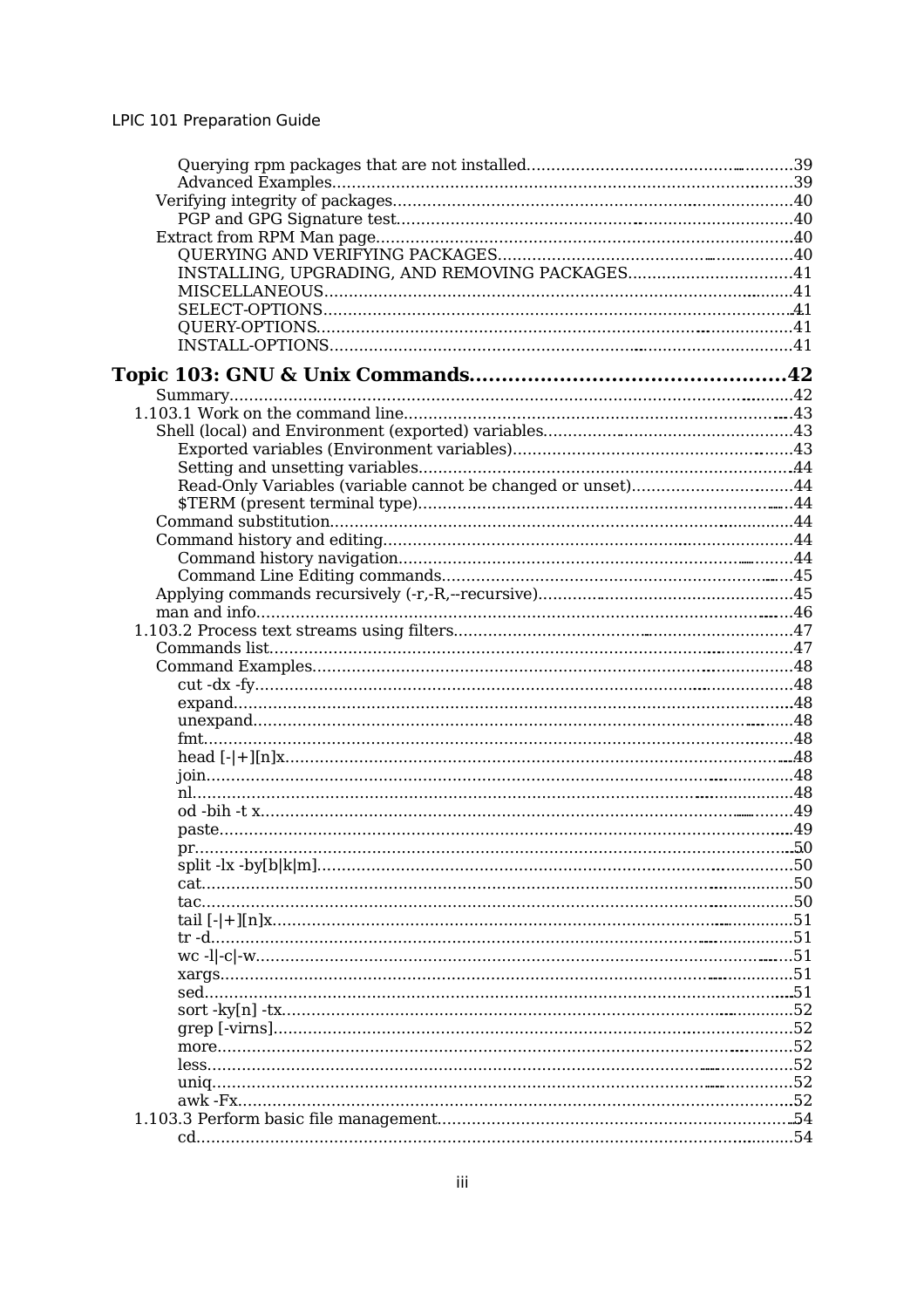Querying rpm packages that are not installed....................................................39
Advanced Examples..........................................................................................39
Verifying integrity of packages..................................................................................40
PGP and GPG Signature test.................................................................................40
Extract from RPM Man page.......................................................................................40
QUERYING AND VERIFYING PACKAGES..........................................................40
INSTALLING, UPGRADING, AND REMOVING PACKAGES..................................41
MISCELLANEOUS...............................................................................................41
SELECT-OPTIONS...............................................................................................41
QUERY-OPTIONS................................................................................................41
INSTALL-OPTIONS..............................................................................................41

**Topic 103: GNU & Unix Commands................................................42**

Summary...................................................................................................................42
1.103.1 Work on the command line...............................................................................43
Shell (local) and Environment (exported) variables.....................................................43
Exported variables (Environment variables)..........................................................43
Setting and unsetting variables...........................................................................44
Read-Only Variables (variable cannot be changed or unset)..................................44
$TERM (present terminal type)............................................................................44
Command substitution...............................................................................................44
Command history and editing....................................................................................44
Command history navigation...............................................................................44
Command Line Editing commands.......................................................................45
Applying commands recursively (-r,-R,--recursive).......................................................45
man and info.............................................................................................................46
1.103.2 Process text streams using filters.....................................................................47
Commands list...........................................................................................................47
Command Examples...................................................................................................48
cut -dx -fy.............................................................................................................48
expand.................................................................................................................48
unexpand..............................................................................................................48
fmt.......................................................................................................................48
head [-|+][n]x........................................................................................................48
join.......................................................................................................................48
nl..........................................................................................................................48
od -bih -t x............................................................................................................49
paste....................................................................................................................49
pr.........................................................................................................................50
split -lx -by[b|k|m].................................................................................................50
cat........................................................................................................................50
tac........................................................................................................................50
tail [-|+][n]x...........................................................................................................51
tr -d......................................................................................................................51
wc -l|-c|-w.............................................................................................................51
xargs....................................................................................................................51
sed.......................................................................................................................51
sort -ky[n] -tx.........................................................................................................52
grep [-virns]..........................................................................................................52
more.....................................................................................................................52
less.......................................................................................................................52
uniq......................................................................................................................52
awk -Fx.................................................................................................................52
1.103.3 Perform basic file management.........................................................................54
cd.........................................................................................................................54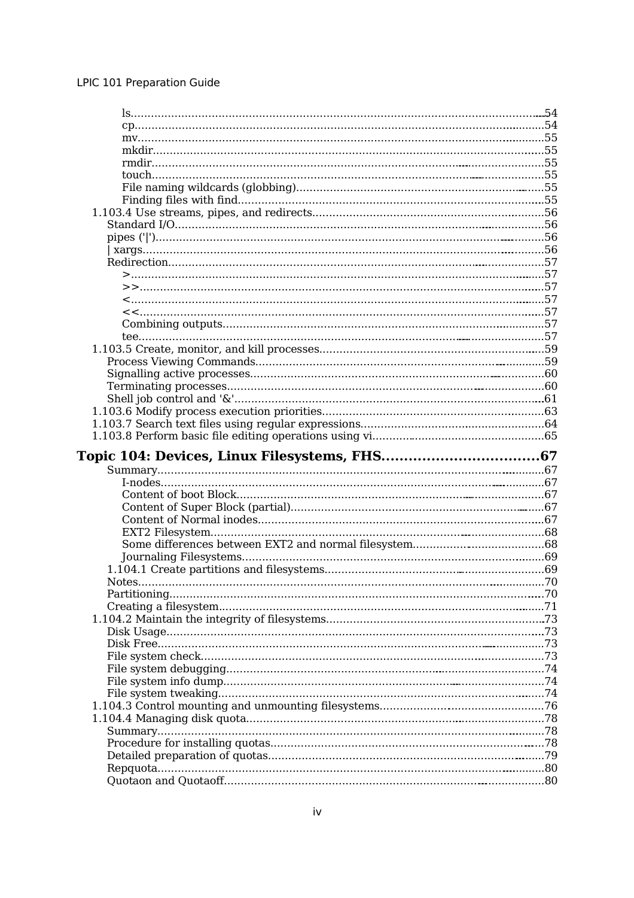- ls....................................................................54
- cp....................................................................54
- mv....................................................................55
- mkdir.................................................................55
- rmdir.................................................................55
- touch.................................................................55
- File naming wildcards (globbing)......................................55
- Finding files with find...............................................55

1.103.4 Use streams, pipes, and redirects...............................56
- Standard I/O..........................................................56
- pipes ('|')...........................................................56
- | xargs...............................................................56
- Redirection...........................................................57
  - >...................................................................57
  - >>..................................................................57
  - <...................................................................57
  - <<..................................................................57
  - Combining outputs...................................................57
  - tee.................................................................57

1.103.5 Create, monitor, and kill processes.............................59
- Process Viewing Commands..............................................59
- Signalling active processes...........................................60
- Terminating processes.................................................60
- Shell job control and '&'.............................................61

1.103.6 Modify process execution priorities.............................63

1.103.7 Search text files using regular expressions.....................64

1.103.8 Perform basic file editing operations using vi..................65

**Topic 104: Devices, Linux Filesystems, FHS..............................67**

- Summary...............................................................67
  - I-nodes.............................................................67
  - Content of boot Block...............................................67
  - Content of Super Block (partial)....................................67
  - Content of Normal inodes............................................67
  - EXT2 Filesystem.....................................................68
  - Some differences between EXT2 and normal filesystem.................68
  - Journaling Filesystems..............................................69
- 1.104.1 Create partitions and filesystems.............................69
- Notes.................................................................70
- Partitioning..........................................................70
- Creating a filesystem.................................................71

1.104.2 Maintain the integrity of filesystems...........................73
- Disk Usage............................................................73
- Disk Free.............................................................73
- File system check.....................................................73
- File system debugging.................................................74
- File system info dump.................................................74
- File system tweaking..................................................74

1.104.3 Control mounting and unmounting filesystems.....................76

1.104.4 Managing disk quota.............................................78
- Summary...............................................................78
- Procedure for installing quotas.......................................78
- Detailed preparation of quotas........................................79
- Repquota..............................................................80
- Quotaon and Quotaoff..................................................80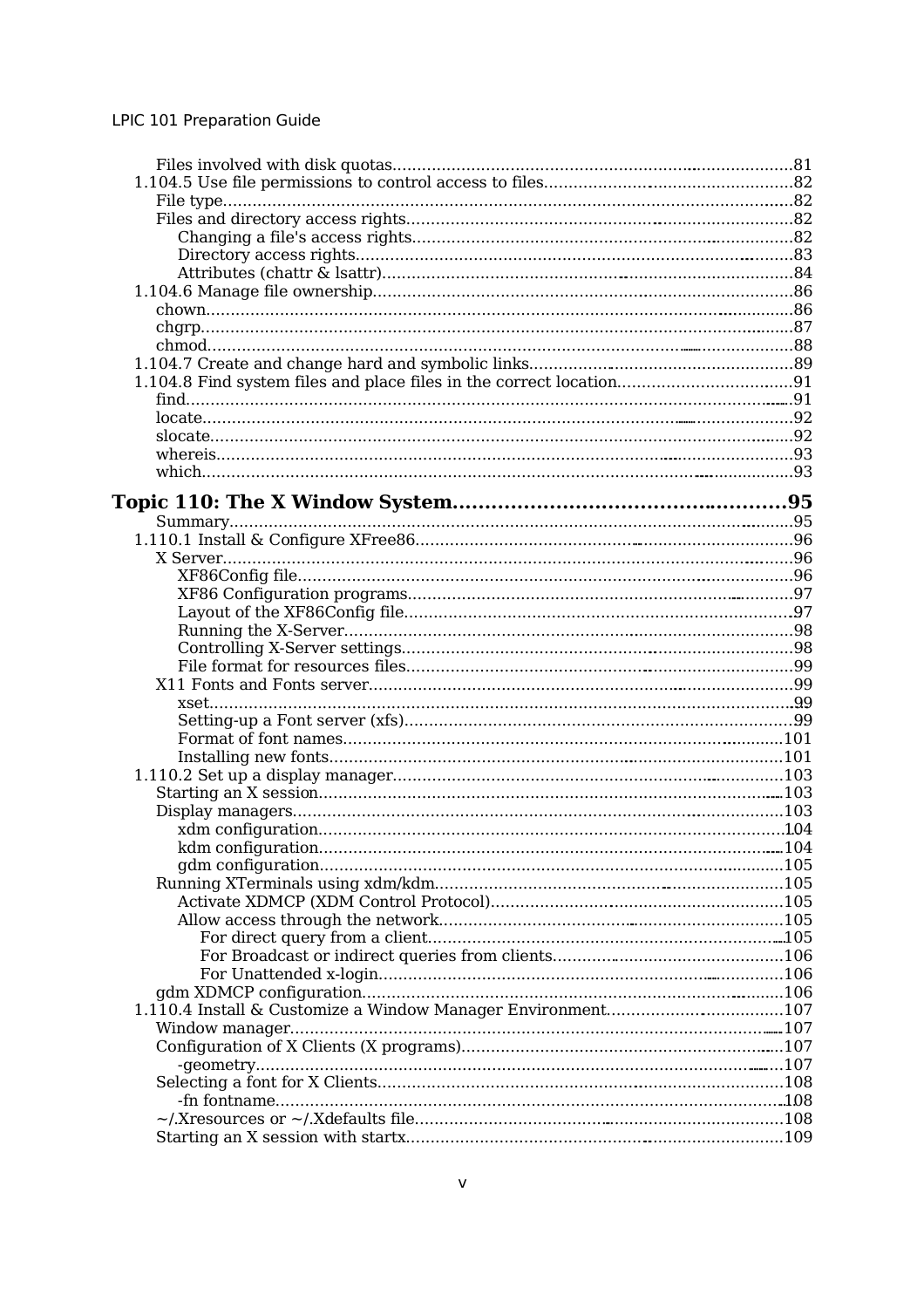Files involved with disk quotas....................................................................................81
1.104.5 Use file permissions to control access to files..........................................................82
File type...................................................................................................................82
Files and directory access rights..............................................................................82
Changing a file's access rights.............................................................................82
Directory access rights........................................................................................83
Attributes (chattr & lsattr)...................................................................................84
1.104.6 Manage file ownership.......................................................................................86
chown.......................................................................................................................86
chgrp........................................................................................................................87
chmod.......................................................................................................................88
1.104.7 Create and change hard and symbolic links........................................................89
1.104.8 Find system files and place files in the correct location....................................91
find...........................................................................................................................91
locate........................................................................................................................92
slocate......................................................................................................................92
whereis.....................................................................................................................93
which........................................................................................................................93

**Topic 110: The X Window System..............................................95**

Summary..................................................................................................................95
1.110.1 Install & Configure XFree86...............................................................................96
X Server...................................................................................................................96
XF86Config file....................................................................................................96
XF86 Configuration programs..............................................................................97
Layout of the XF86Config file...............................................................................97
Running the X-Server...........................................................................................98
Controlling X-Server settings................................................................................98
File format for resources files...............................................................................99
X11 Fonts and Fonts server.......................................................................................99
xset.....................................................................................................................99
Setting-up a Font server (xfs)...............................................................................99
Format of font names..........................................................................................101
Installing new fonts............................................................................................101
1.110.2 Set up a display manager...................................................................................103
Starting an X session...............................................................................................103
Display managers.....................................................................................................103
xdm configuration...............................................................................................104
kdm configuration...............................................................................................104
gdm configuration...............................................................................................105
Running XTerminals using xdm/kdm.........................................................................105
Activate XDMCP (XDM Control Protocol)............................................................105
Allow access through the network......................................................................105
For direct query from a client.........................................................................105
For Broadcast or indirect queries from clients................................................106
For Unattended x-login..................................................................................106
gdm XDMCP configuration.......................................................................................106
1.110.4 Install & Customize a Window Manager Environment........................................107
Window manager....................................................................................................107
Configuration of X Clients (X programs)..................................................................107
-geometry............................................................................................................107
Selecting a font for X Clients....................................................................................108
-fn fontname........................................................................................................108
~/.Xresources or ~/.Xdefaults file.............................................................................108
Starting an X session with startx..............................................................................109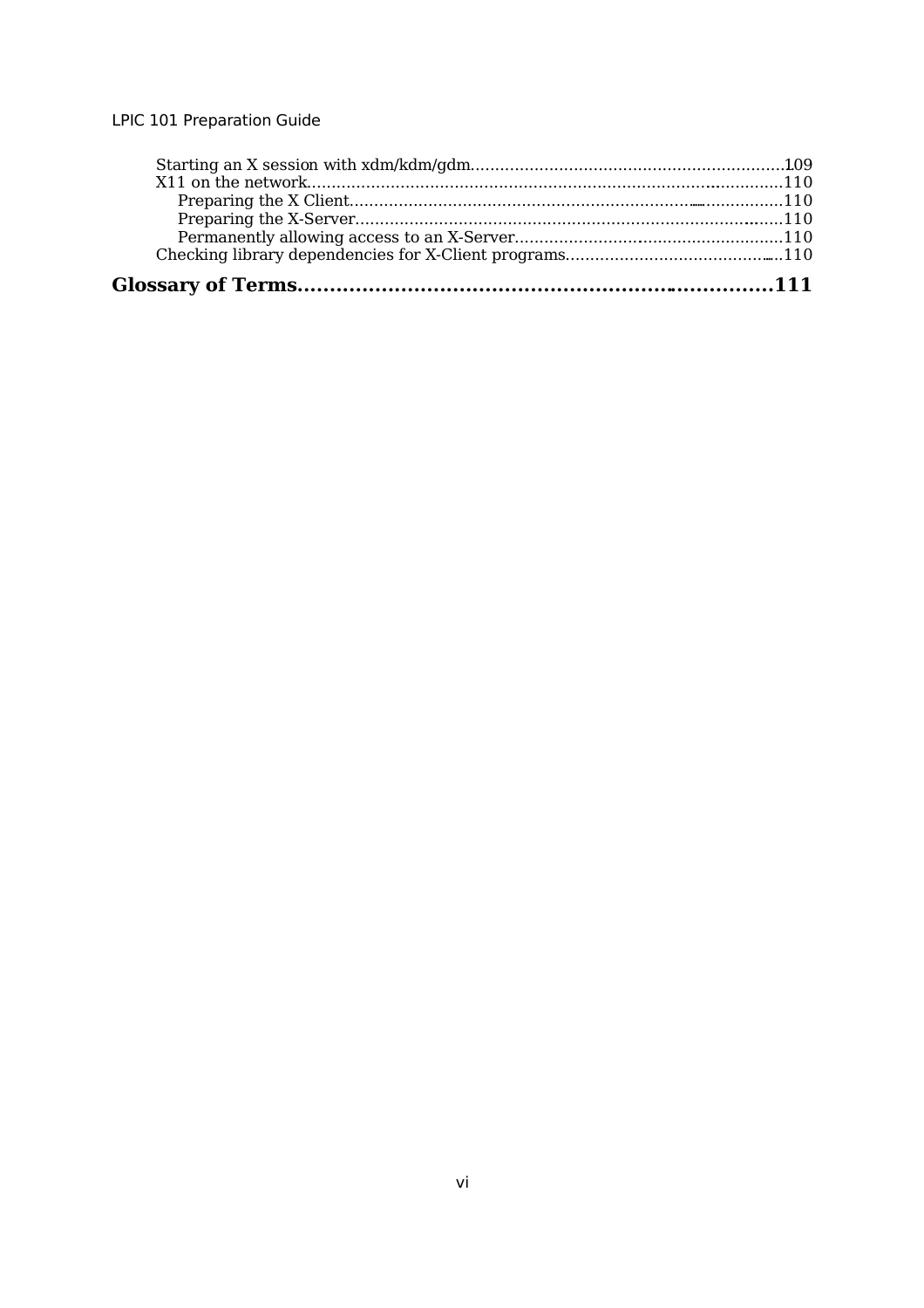Starting an X session with xdm/kdm/gdm....................................................................109
X11 on the network.........................................................................................110
    Preparing the X Client..................................................................................110
    Preparing the X-Server.................................................................................110
    Permanently allowing access to an X-Server...................................................110
Checking library dependencies for X-Client programs............................................110

**Glossary of Terms.........................................................................111**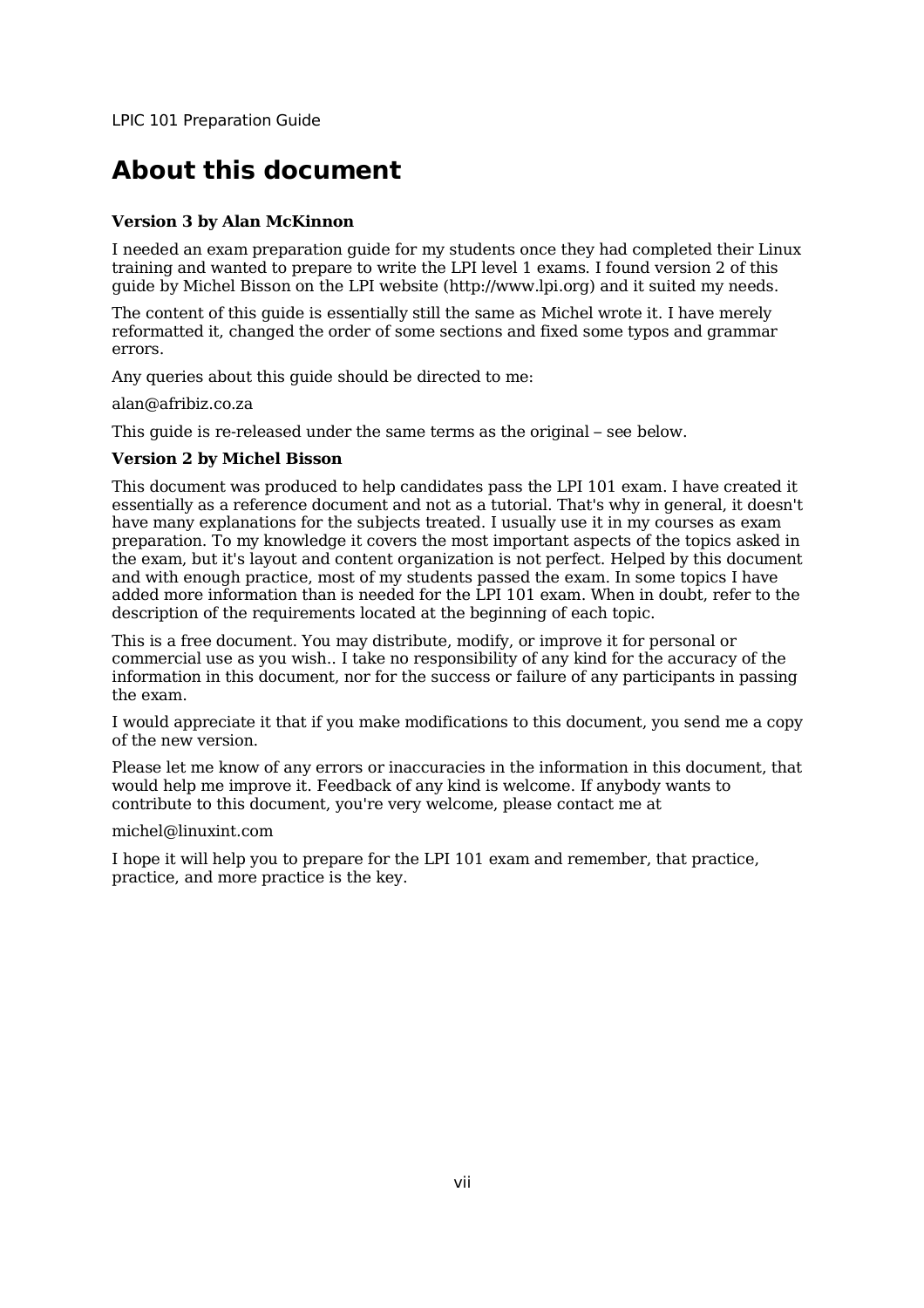# About this document

**Version 3 by Alan McKinnon**

I needed an exam preparation guide for my students once they had completed their Linux training and wanted to prepare to write the LPI level 1 exams. I found version 2 of this guide by Michel Bisson on the LPI website (http://www.lpi.org) and it suited my needs.

The content of this guide is essentially still the same as Michel wrote it. I have merely reformatted it, changed the order of some sections and fixed some typos and grammar errors.

Any queries about this guide should be directed to me:

alan@afribiz.co.za

This guide is re-released under the same terms as the original – see below.

**Version 2 by Michel Bisson**

This document was produced to help candidates pass the LPI 101 exam. I have created it essentially as a reference document and not as a tutorial. That's why in general, it doesn't have many explanations for the subjects treated. I usually use it in my courses as exam preparation. To my knowledge it covers the most important aspects of the topics asked in the exam, but it's layout and content organization is not perfect. Helped by this document and with enough practice, most of my students passed the exam. In some topics I have added more information than is needed for the LPI 101 exam. When in doubt, refer to the description of the requirements located at the beginning of each topic.

This is a free document. You may distribute, modify, or improve it for personal or commercial use as you wish.. I take no responsibility of any kind for the accuracy of the information in this document, nor for the success or failure of any participants in passing the exam.

I would appreciate it that if you make modifications to this document, you send me a copy of the new version.

Please let me know of any errors or inaccuracies in the information in this document, that would help me improve it. Feedback of any kind is welcome. If anybody wants to contribute to this document, you're very welcome, please contact me at

michel@linuxint.com

I hope it will help you to prepare for the LPI 101 exam and remember, that practice, practice, and more practice is the key.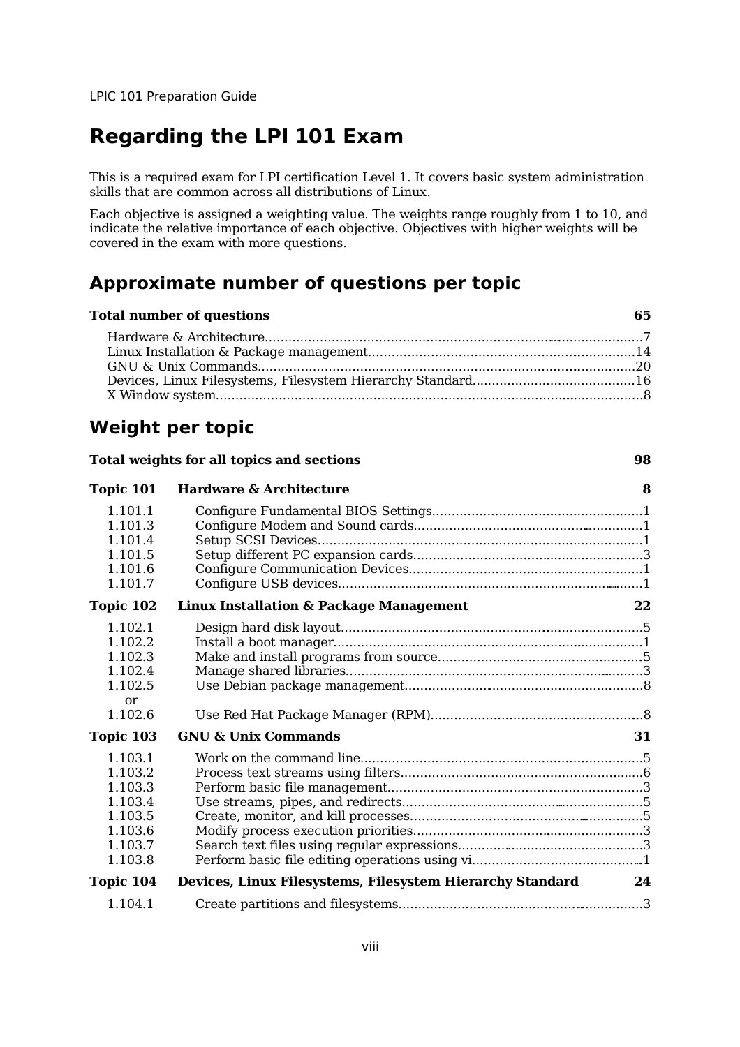# Regarding the LPI 101 Exam

This is a required exam for LPI certification Level 1. It covers basic system administration skills that are common across all distributions of Linux.

Each objective is assigned a weighting value. The weights range roughly from 1 to 10, and indicate the relative importance of each objective. Objectives with higher weights will be covered in the exam with more questions.

## Approximate number of questions per topic

| **Total number of questions** | **65** |
|---|---|
| Hardware & Architecture | 7 |
| Linux Installation & Package management | 14 |
| GNU & Unix Commands | 20 |
| Devices, Linux Filesystems, Filesystem Hierarchy Standard | 16 |
| X Window system | 8 |

## Weight per topic

| **Total weights for all topics and sections** | | **98** |
|---|---|---|
| **Topic 101** | **Hardware & Architecture** | **8** |
| 1.101.1 | Configure Fundamental BIOS Settings | 1 |
| 1.101.3 | Configure Modem and Sound cards | 1 |
| 1.101.4 | Setup SCSI Devices | 1 |
| 1.101.5 | Setup different PC expansion cards | 3 |
| 1.101.6 | Configure Communication Devices | 1 |
| 1.101.7 | Configure USB devices | 1 |
| **Topic 102** | **Linux Installation & Package Management** | **22** |
| 1.102.1 | Design hard disk layout | 5 |
| 1.102.2 | Install a boot manager | 1 |
| 1.102.3 | Make and install programs from source | 5 |
| 1.102.4 | Manage shared libraries | 3 |
| 1.102.5 | Use Debian package management | 8 |
| or | | |
| 1.102.6 | Use Red Hat Package Manager (RPM) | 8 |
| **Topic 103** | **GNU & Unix Commands** | **31** |
| 1.103.1 | Work on the command line | 5 |
| 1.103.2 | Process text streams using filters | 6 |
| 1.103.3 | Perform basic file management | 3 |
| 1.103.4 | Use streams, pipes, and redirects | 5 |
| 1.103.5 | Create, monitor, and kill processes | 5 |
| 1.103.6 | Modify process execution priorities | 3 |
| 1.103.7 | Search text files using regular expressions | 3 |
| 1.103.8 | Perform basic file editing operations using vi | 1 |
| **Topic 104** | **Devices, Linux Filesystems, Filesystem Hierarchy Standard** | **24** |
| 1.104.1 | Create partitions and filesystems | 3 |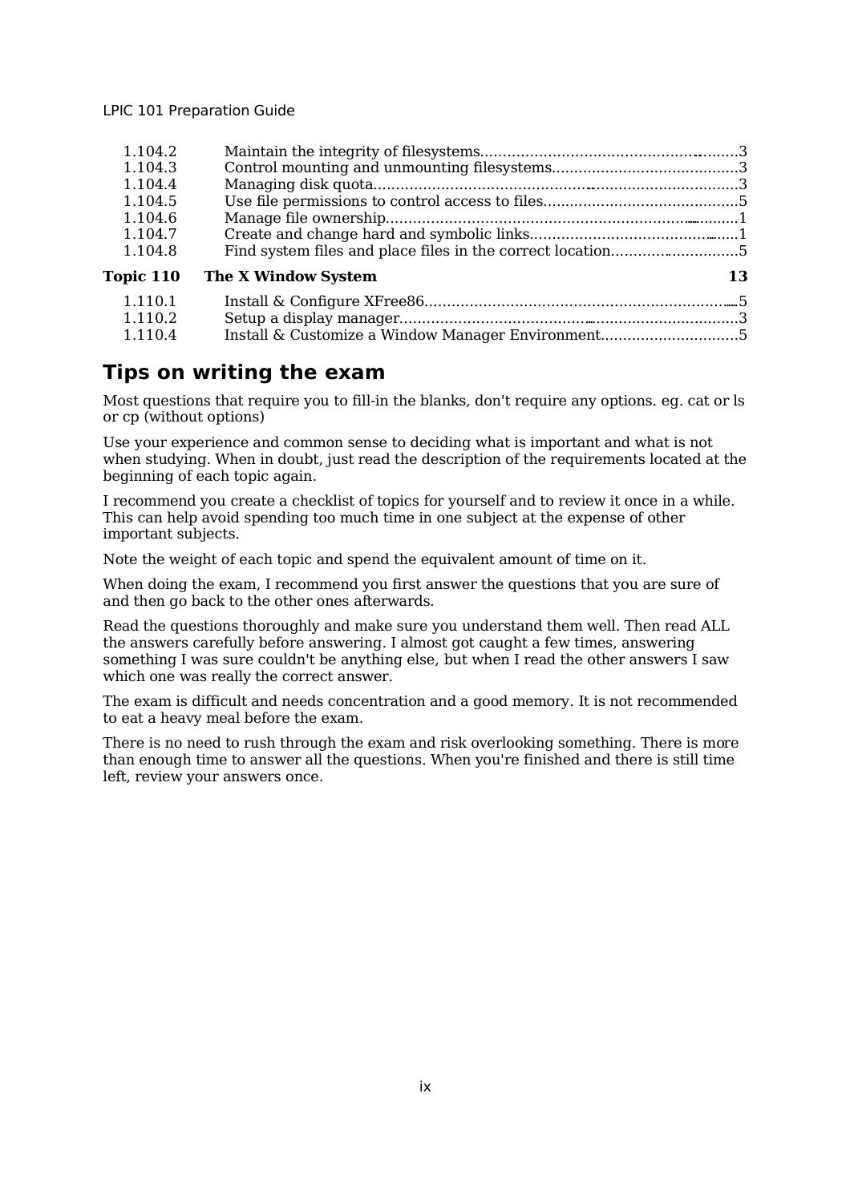| | | |
|---|---|---|
| 1.104.2 | Maintain the integrity of filesystems | 3 |
| 1.104.3 | Control mounting and unmounting filesystems | 3 |
| 1.104.4 | Managing disk quota | 3 |
| 1.104.5 | Use file permissions to control access to files | 5 |
| 1.104.6 | Manage file ownership | 1 |
| 1.104.7 | Create and change hard and symbolic links | 1 |
| 1.104.8 | Find system files and place files in the correct location | 5 |
| **Topic 110** | **The X Window System** | **13** |
| 1.110.1 | Install & Configure XFree86 | 5 |
| 1.110.2 | Setup a display manager | 3 |
| 1.110.4 | Install & Customize a Window Manager Environment | 5 |

## Tips on writing the exam

Most questions that require you to fill-in the blanks, don't require any options. eg. cat or ls or cp (without options)

Use your experience and common sense to deciding what is important and what is not when studying. When in doubt, just read the description of the requirements located at the beginning of each topic again.

I recommend you create a checklist of topics for yourself and to review it once in a while. This can help avoid spending too much time in one subject at the expense of other important subjects.

Note the weight of each topic and spend the equivalent amount of time on it.

When doing the exam, I recommend you first answer the questions that you are sure of and then go back to the other ones afterwards.

Read the questions thoroughly and make sure you understand them well. Then read ALL the answers carefully before answering. I almost got caught a few times, answering something I was sure couldn't be anything else, but when I read the other answers I saw which one was really the correct answer.

The exam is difficult and needs concentration and a good memory. It is not recommended to eat a heavy meal before the exam.

There is no need to rush through the exam and risk overlooking something. There is more than enough time to answer all the questions. When you're finished and there is still time left, review your answers once.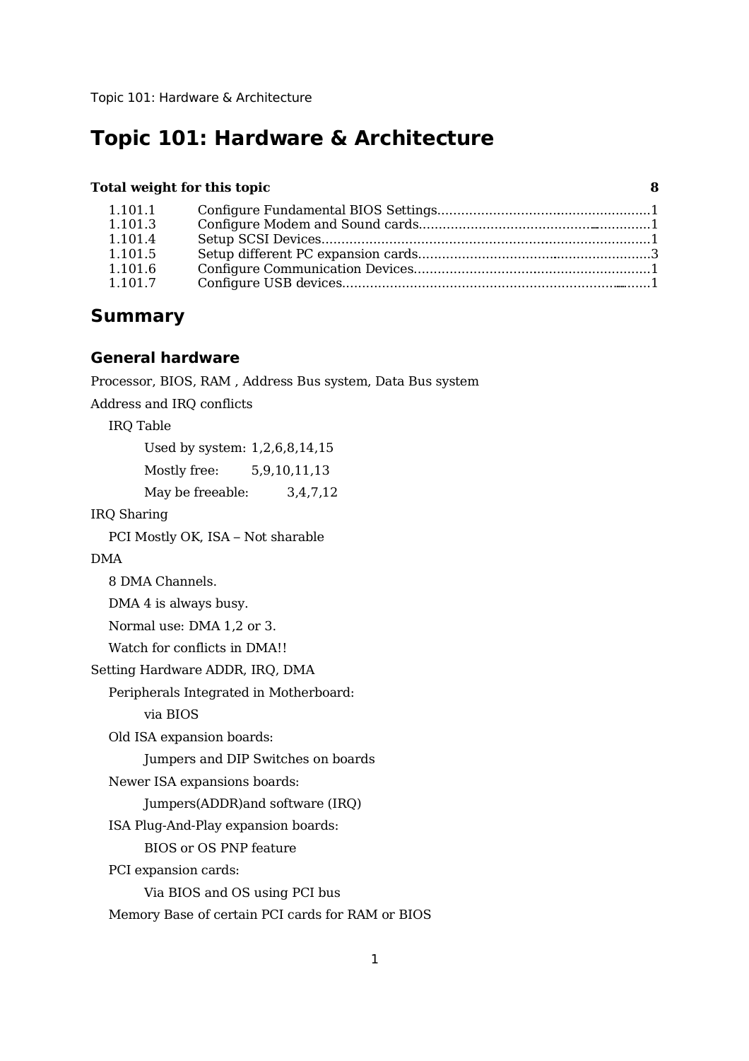# Topic 101: Hardware & Architecture

| **Total weight for this topic** | | **8** |
|---|---|---|
| 1.101.1 | Configure Fundamental BIOS Settings | 1 |
| 1.101.3 | Configure Modem and Sound cards | 1 |
| 1.101.4 | Setup SCSI Devices | 1 |
| 1.101.5 | Setup different PC expansion cards | 3 |
| 1.101.6 | Configure Communication Devices | 1 |
| 1.101.7 | Configure USB devices | 1 |

## Summary

### General hardware

Processor, BIOS, RAM , Address Bus system, Data Bus system

Address and IRQ conflicts

- IRQ Table
  - Used by system: 1,2,6,8,14,15
  - Mostly free: 5,9,10,11,13
  - May be freeable: 3,4,7,12

IRQ Sharing

- PCI Mostly OK, ISA – Not sharable

DMA

- 8 DMA Channels.
- DMA 4 is always busy.
- Normal use: DMA 1,2 or 3.
- Watch for conflicts in DMA!!

Setting Hardware ADDR, IRQ, DMA

- Peripherals Integrated in Motherboard:
  - via BIOS
- Old ISA expansion boards:
  - Jumpers and DIP Switches on boards
- Newer ISA expansions boards:
  - Jumpers(ADDR)and software (IRQ)
- ISA Plug-And-Play expansion boards:
  - BIOS or OS PNP feature
- PCI expansion cards:
  - Via BIOS and OS using PCI bus
- Memory Base of certain PCI cards for RAM or BIOS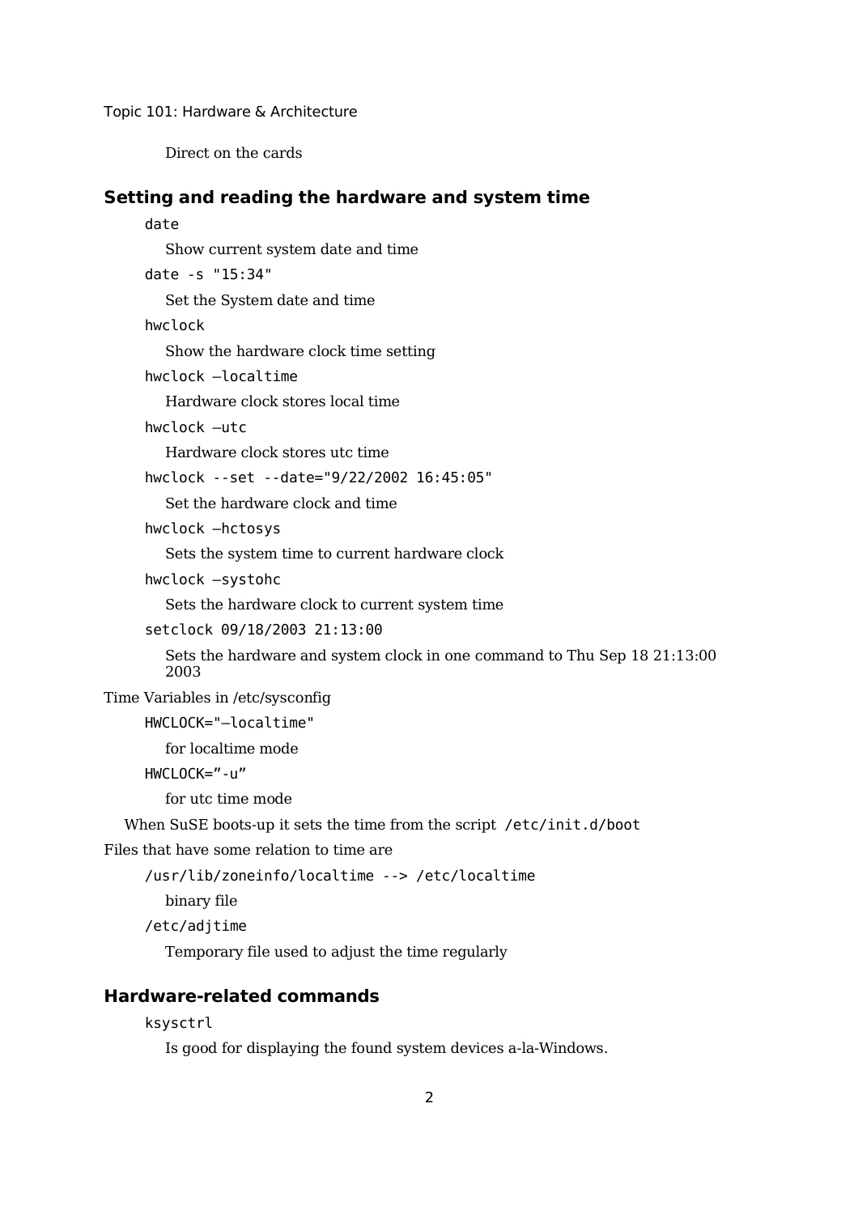Direct on the cards

## Setting and reading the hardware and system time

`date`

Show current system date and time

`date -s "15:34"`

Set the System date and time

`hwclock`

Show the hardware clock time setting

`hwclock –localtime`

Hardware clock stores local time

`hwclock –utc`

Hardware clock stores utc time

`hwclock --set --date="9/22/2002 16:45:05"`

Set the hardware clock and time

`hwclock –hctosys`

Sets the system time to current hardware clock

`hwclock –systohc`

Sets the hardware clock to current system time

`setclock 09/18/2003 21:13:00`

Sets the hardware and system clock in one command to Thu Sep 18 21:13:00 2003

Time Variables in /etc/sysconfig

`HWCLOCK="–localtime"`

for localtime mode

`HWCLOCK=”-u”`

for utc time mode

When SuSE boots-up it sets the time from the script `/etc/init.d/boot`

Files that have some relation to time are

`/usr/lib/zoneinfo/localtime --> /etc/localtime`

binary file

`/etc/adjtime`

Temporary file used to adjust the time regularly

## Hardware-related commands

`ksysctrl`

Is good for displaying the found system devices a-la-Windows.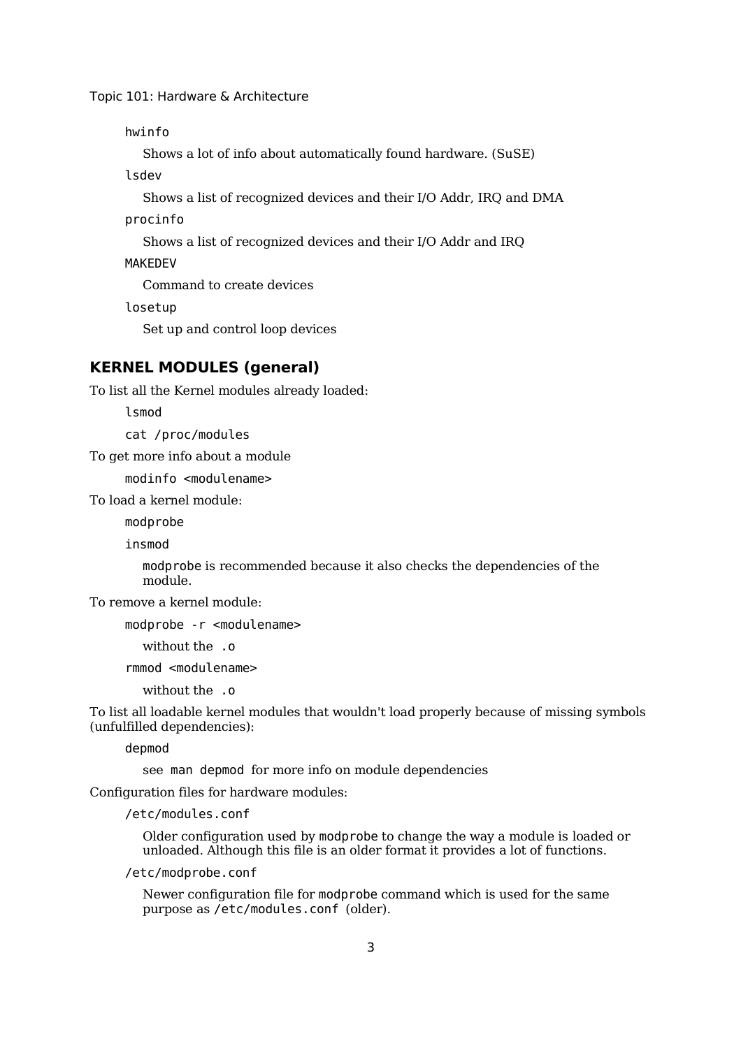hwinfo

Shows a lot of info about automatically found hardware. (SuSE)

lsdev

Shows a list of recognized devices and their I/O Addr, IRQ and DMA

procinfo

Shows a list of recognized devices and their I/O Addr and IRQ

MAKEDEV

Command to create devices

losetup

Set up and control loop devices

## KERNEL MODULES (general)

To list all the Kernel modules already loaded:

`lsmod`

`cat /proc/modules`

To get more info about a module

`modinfo <modulename>`

To load a kernel module:

`modprobe`

`insmod`

`modprobe` is recommended because it also checks the dependencies of the module.

To remove a kernel module:

`modprobe -r <modulename>`

without the `.o`

`rmmod <modulename>`

without the `.o`

To list all loadable kernel modules that wouldn't load properly because of missing symbols (unfulfilled dependencies):

`depmod`

see `man depmod` for more info on module dependencies

Configuration files for hardware modules:

`/etc/modules.conf`

Older configuration used by `modprobe` to change the way a module is loaded or unloaded. Although this file is an older format it provides a lot of functions.

`/etc/modprobe.conf`

Newer configuration file for `modprobe` command which is used for the same purpose as `/etc/modules.conf` (older).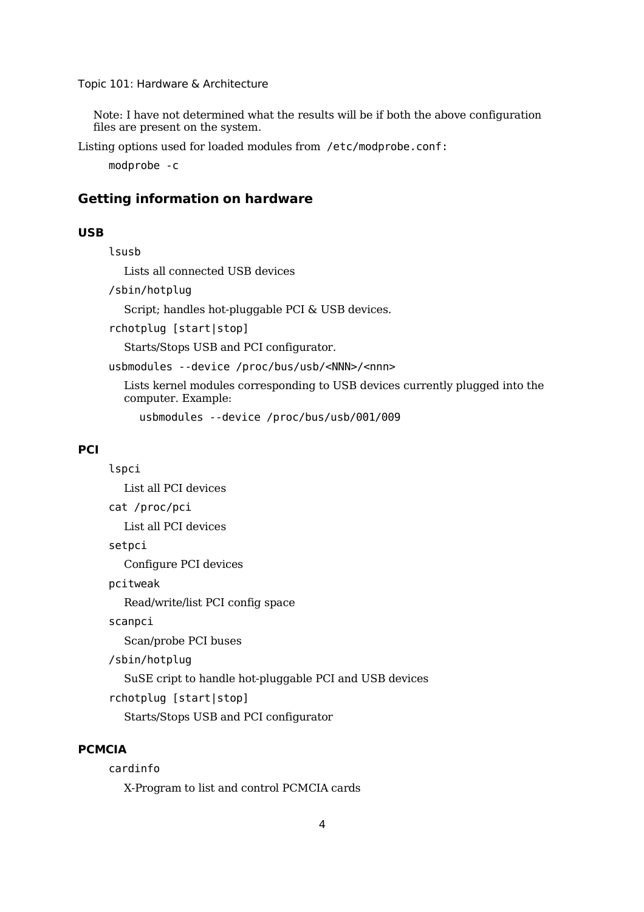Note: I have not determined what the results will be if both the above configuration files are present on the system.

Listing options used for loaded modules from `/etc/modprobe.conf`:

```
modprobe -c
```

## Getting information on hardware

### USB

`lsusb`

Lists all connected USB devices

`/sbin/hotplug`

Script; handles hot-pluggable PCI & USB devices.

`rchotplug [start|stop]`

Starts/Stops USB and PCI configurator.

`usbmodules --device /proc/bus/usb/<NNN>/<nnn>`

Lists kernel modules corresponding to USB devices currently plugged into the computer. Example:

```
usbmodules --device /proc/bus/usb/001/009
```

### PCI

`lspci`

List all PCI devices

`cat /proc/pci`

List all PCI devices

`setpci`

Configure PCI devices

`pcitweak`

Read/write/list PCI config space

`scanpci`

Scan/probe PCI buses

`/sbin/hotplug`

SuSE cript to handle hot-pluggable PCI and USB devices

`rchotplug [start|stop]`

Starts/Stops USB and PCI configurator

### PCMCIA

`cardinfo`

X-Program to list and control PCMCIA cards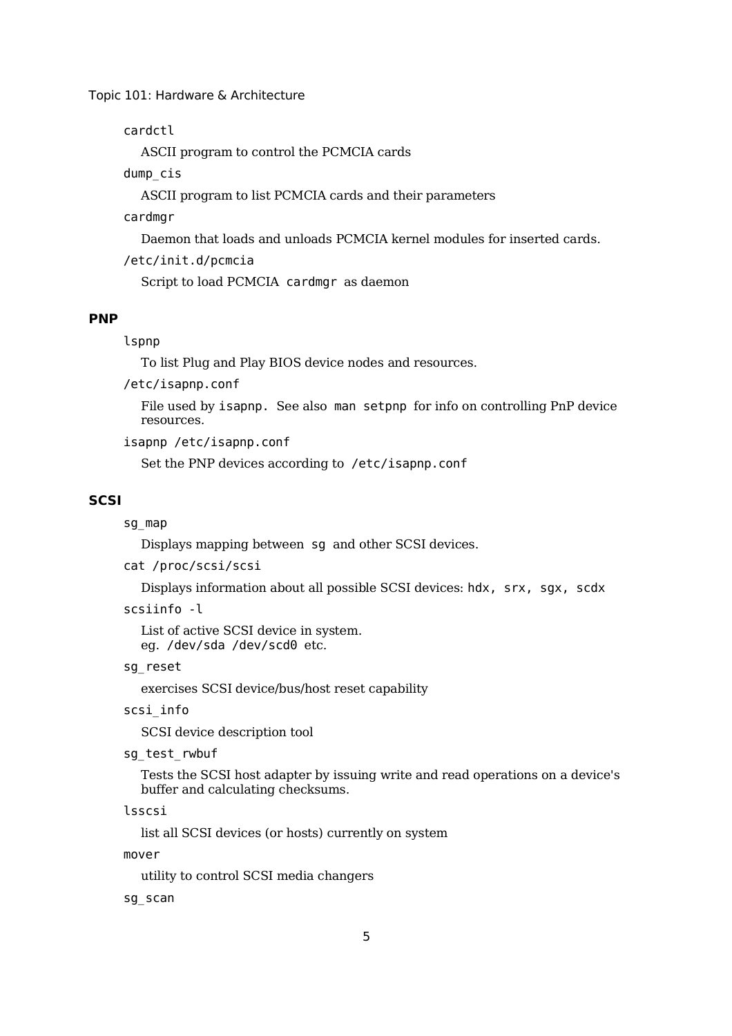`cardctl`

ASCII program to control the PCMCIA cards

`dump_cis`

ASCII program to list PCMCIA cards and their parameters

`cardmgr`

Daemon that loads and unloads PCMCIA kernel modules for inserted cards.

`/etc/init.d/pcmcia`

Script to load PCMCIA `cardmgr` as daemon

### PNP

`lspnp`

To list Plug and Play BIOS device nodes and resources.

`/etc/isapnp.conf`

File used by `isapnp`. See also `man setpnp` for info on controlling PnP device resources.

`isapnp /etc/isapnp.conf`

Set the PNP devices according to `/etc/isapnp.conf`

### SCSI

`sg_map`

Displays mapping between `sg` and other SCSI devices.

`cat /proc/scsi/scsi`

Displays information about all possible SCSI devices: `hdx, srx, sgx, scdx`

`scsiinfo -l`

List of active SCSI device in system.
eg. `/dev/sda /dev/scd0` etc.

`sg_reset`

exercises SCSI device/bus/host reset capability

`scsi_info`

SCSI device description tool

`sg_test_rwbuf`

Tests the SCSI host adapter by issuing write and read operations on a device's buffer and calculating checksums.

`lsscsi`

list all SCSI devices (or hosts) currently on system

`mover`

utility to control SCSI media changers

`sg_scan`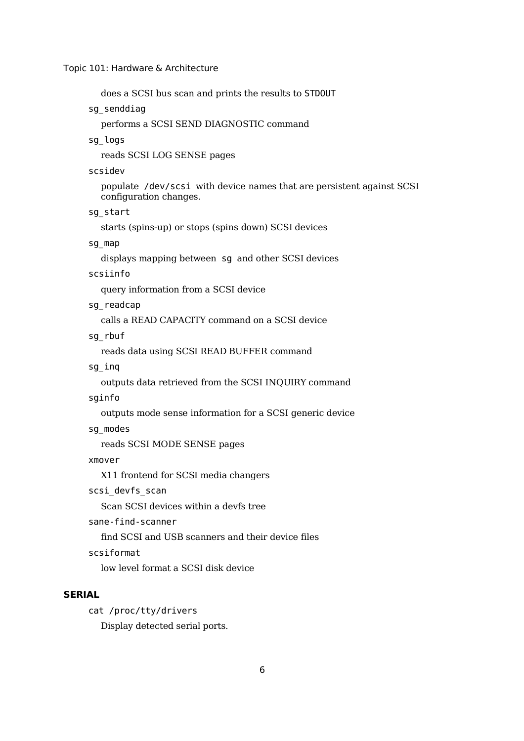does a SCSI bus scan and prints the results to `STDOUT`

`sg_senddiag`

performs a SCSI SEND DIAGNOSTIC command

`sg_logs`

reads SCSI LOG SENSE pages

`scsidev`

populate `/dev/scsi` with device names that are persistent against SCSI configuration changes.

`sg_start`

starts (spins-up) or stops (spins down) SCSI devices

`sg_map`

displays mapping between `sg` and other SCSI devices

`scsiinfo`

query information from a SCSI device

`sg_readcap`

calls a READ CAPACITY command on a SCSI device

`sg_rbuf`

reads data using SCSI READ BUFFER command

`sg_inq`

outputs data retrieved from the SCSI INQUIRY command

`sginfo`

outputs mode sense information for a SCSI generic device

`sg_modes`

reads SCSI MODE SENSE pages

`xmover`

X11 frontend for SCSI media changers

`scsi_devfs_scan`

Scan SCSI devices within a devfs tree

`sane-find-scanner`

find SCSI and USB scanners and their device files

`scsiformat`

low level format a SCSI disk device

### SERIAL

`cat /proc/tty/drivers`

Display detected serial ports.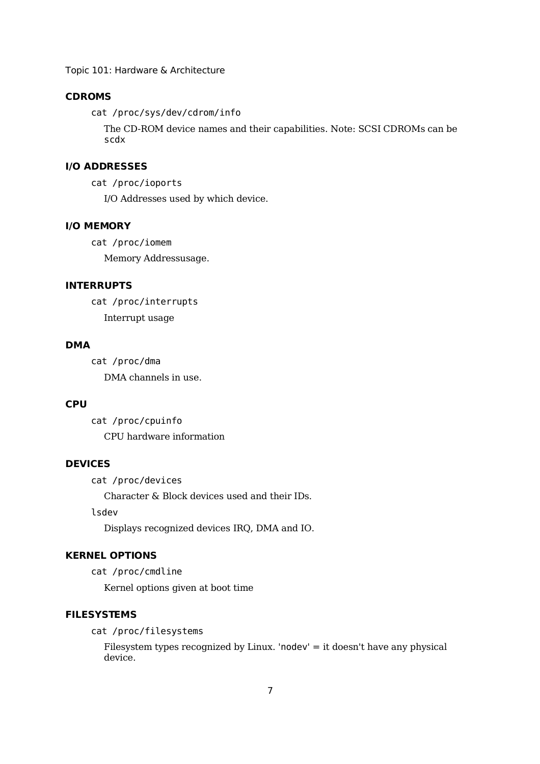### CDROMS

`cat /proc/sys/dev/cdrom/info`

The CD-ROM device names and their capabilities. Note: SCSI CDROMs can be `scdx`

### I/O ADDRESSES

`cat /proc/ioports`

I/O Addresses used by which device.

### I/O MEMORY

`cat /proc/iomem`

Memory Addressusage.

### INTERRUPTS

`cat /proc/interrupts`

Interrupt usage

### DMA

`cat /proc/dma`

DMA channels in use.

### CPU

`cat /proc/cpuinfo`

CPU hardware information

### DEVICES

`cat /proc/devices`

Character & Block devices used and their IDs.

`lsdev`

Displays recognized devices IRQ, DMA and IO.

### KERNEL OPTIONS

`cat /proc/cmdline`

Kernel options given at boot time

### FILESYSTEMS

`cat /proc/filesystems`

Filesystem types recognized by Linux. '`nodev`' = it doesn't have any physical device.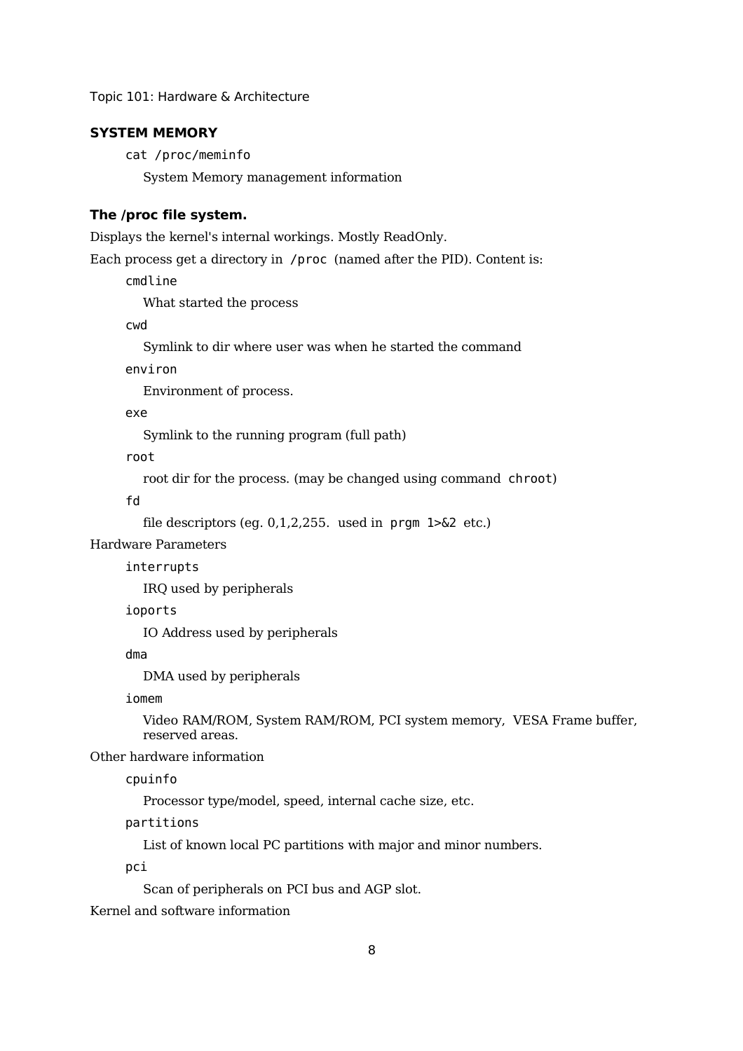Topic 101: Hardware & Architecture

### SYSTEM MEMORY

`cat /proc/meminfo`

System Memory management information

### The /proc file system.

Displays the kernel's internal workings. Mostly ReadOnly.

Each process get a directory in `/proc` (named after the PID). Content is:

`cmdline`

What started the process

`cwd`

Symlink to dir where user was when he started the command

`environ`

Environment of process.

`exe`

Symlink to the running program (full path)

`root`

root dir for the process. (may be changed using command `chroot`)

`fd`

file descriptors (eg. 0,1,2,255. used in `prgm 1>&2` etc.)

Hardware Parameters

`interrupts`

IRQ used by peripherals

`ioports`

IO Address used by peripherals

`dma`

DMA used by peripherals

`iomem`

Video RAM/ROM, System RAM/ROM, PCI system memory, VESA Frame buffer, reserved areas.

Other hardware information

`cpuinfo`

Processor type/model, speed, internal cache size, etc.

`partitions`

List of known local PC partitions with major and minor numbers.

`pci`

Scan of peripherals on PCI bus and AGP slot.

Kernel and software information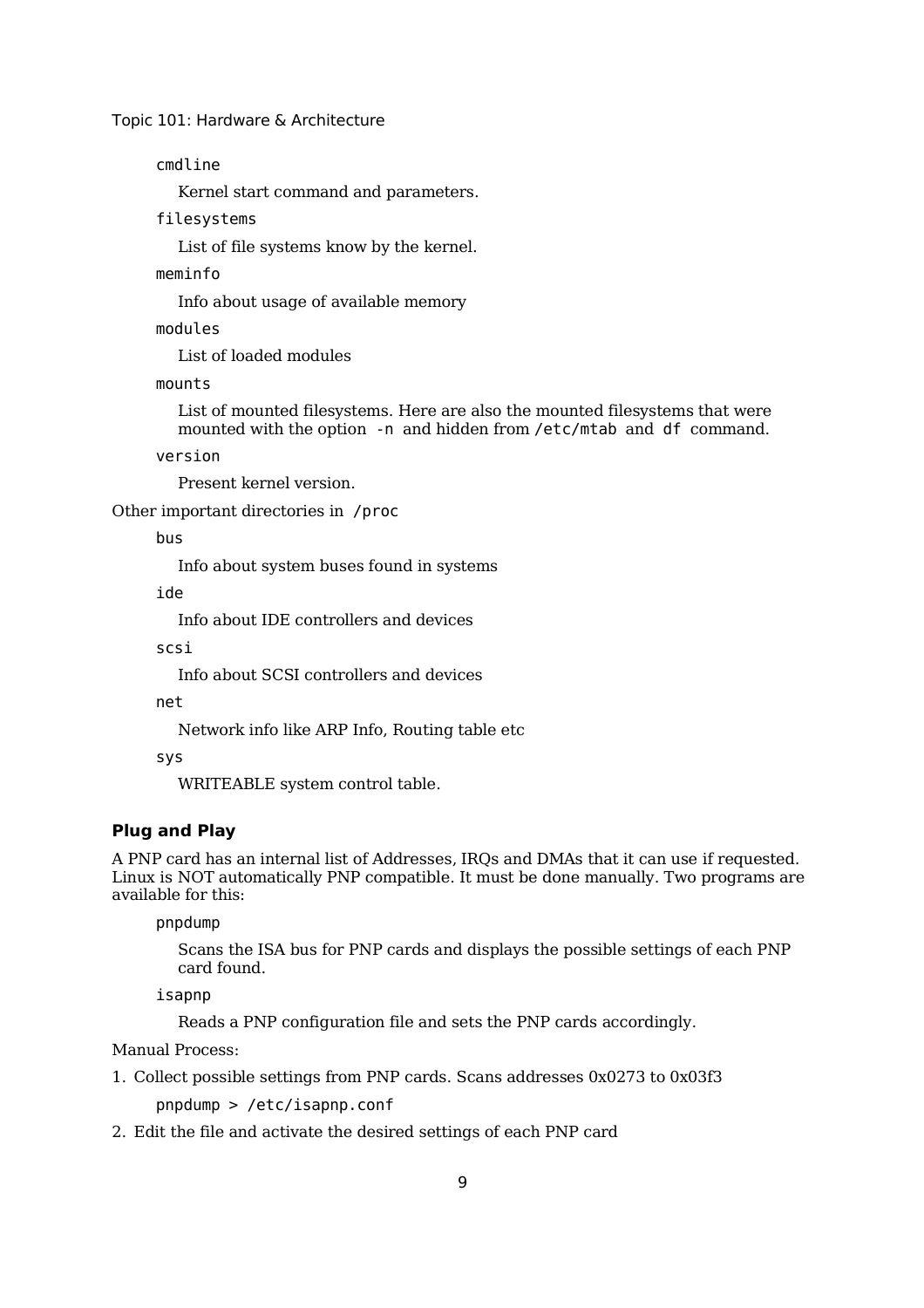`cmdline`

Kernel start command and parameters.

`filesystems`

List of file systems know by the kernel.

`meminfo`

Info about usage of available memory

`modules`

List of loaded modules

`mounts`

List of mounted filesystems. Here are also the mounted filesystems that were mounted with the option `-n` and hidden from `/etc/mtab` and `df` command.

`version`

Present kernel version.

Other important directories in `/proc`

`bus`

Info about system buses found in systems

`ide`

Info about IDE controllers and devices

`scsi`

Info about SCSI controllers and devices

`net`

Network info like ARP Info, Routing table etc

`sys`

WRITEABLE system control table.

### Plug and Play

A PNP card has an internal list of Addresses, IRQs and DMAs that it can use if requested. Linux is NOT automatically PNP compatible. It must be done manually. Two programs are available for this:

`pnpdump`

Scans the ISA bus for PNP cards and displays the possible settings of each PNP card found.

`isapnp`

Reads a PNP configuration file and sets the PNP cards accordingly.

Manual Process:

1. Collect possible settings from PNP cards. Scans addresses 0x0273 to 0x03f3

```
pnpdump > /etc/isapnp.conf
```

2. Edit the file and activate the desired settings of each PNP card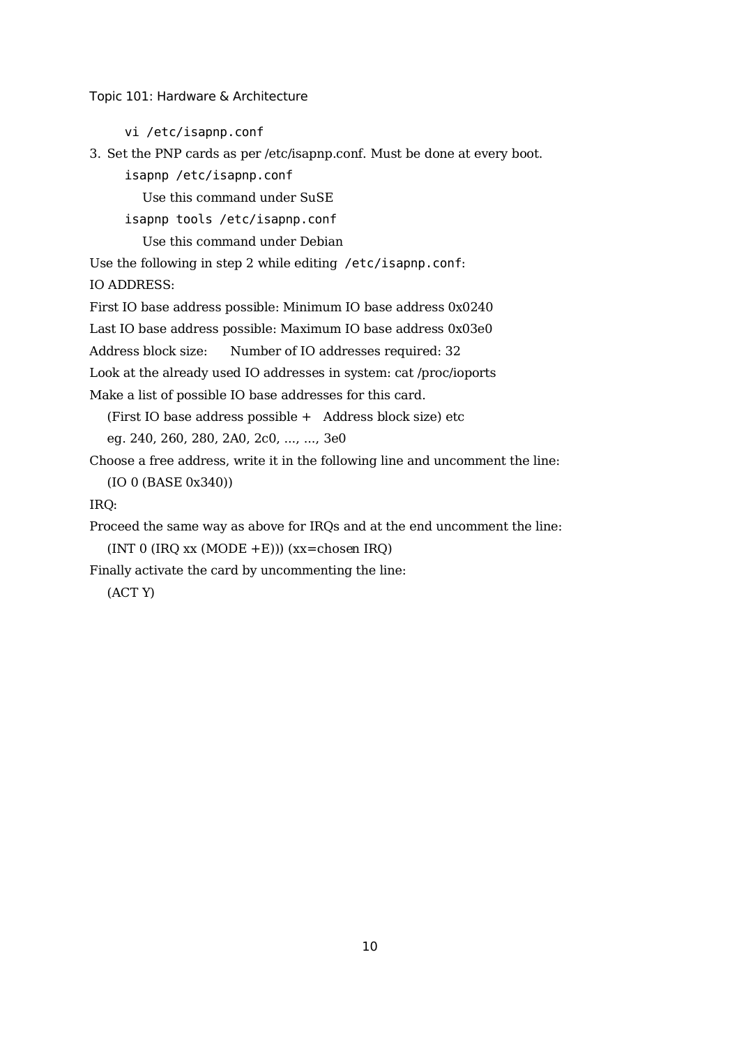```
vi /etc/isapnp.conf
```

3. Set the PNP cards as per /etc/isapnp.conf. Must be done at every boot.

```
isapnp /etc/isapnp.conf
```

Use this command under SuSE

```
isapnp tools /etc/isapnp.conf
```

Use this command under Debian

Use the following in step 2 while editing `/etc/isapnp.conf`:

IO ADDRESS:

First IO base address possible: Minimum IO base address 0x0240

Last IO base address possible: Maximum IO base address 0x03e0

Address block size: Number of IO addresses required: 32

Look at the already used IO addresses in system: cat /proc/ioports

Make a list of possible IO base addresses for this card.

(First IO base address possible + Address block size) etc

eg. 240, 260, 280, 2A0, 2c0, ..., ..., 3e0

Choose a free address, write it in the following line and uncomment the line:

(IO 0 (BASE 0x340))

IRQ:

Proceed the same way as above for IRQs and at the end uncomment the line:

(INT 0 (IRQ xx (MODE +E))) (xx=chosen IRQ)

Finally activate the card by uncommenting the line:

(ACT Y)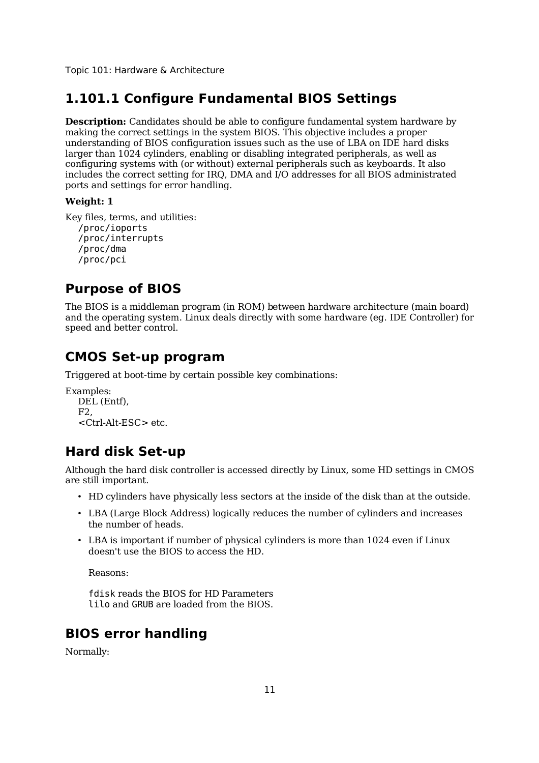## 1.101.1 Configure Fundamental BIOS Settings

**Description:** Candidates should be able to configure fundamental system hardware by making the correct settings in the system BIOS. This objective includes a proper understanding of BIOS configuration issues such as the use of LBA on IDE hard disks larger than 1024 cylinders, enabling or disabling integrated peripherals, as well as configuring systems with (or without) external peripherals such as keyboards. It also includes the correct setting for IRQ, DMA and I/O addresses for all BIOS administrated ports and settings for error handling.

**Weight: 1**

Key files, terms, and utilities:

```
/proc/ioports
/proc/interrupts
/proc/dma
/proc/pci
```

## Purpose of BIOS

The BIOS is a middleman program (in ROM) between hardware architecture (main board) and the operating system. Linux deals directly with some hardware (eg. IDE Controller) for speed and better control.

## CMOS Set-up program

Triggered at boot-time by certain possible key combinations:

Examples:
DEL (Entf),
F2,
<Ctrl-Alt-ESC> etc.

## Hard disk Set-up

Although the hard disk controller is accessed directly by Linux, some HD settings in CMOS are still important.

- HD cylinders have physically less sectors at the inside of the disk than at the outside.
- LBA (Large Block Address) logically reduces the number of cylinders and increases the number of heads.
- LBA is important if number of physical cylinders is more than 1024 even if Linux doesn't use the BIOS to access the HD.

  Reasons:

  `fdisk` reads the BIOS for HD Parameters
  `lilo` and `GRUB` are loaded from the BIOS.

## BIOS error handling

Normally: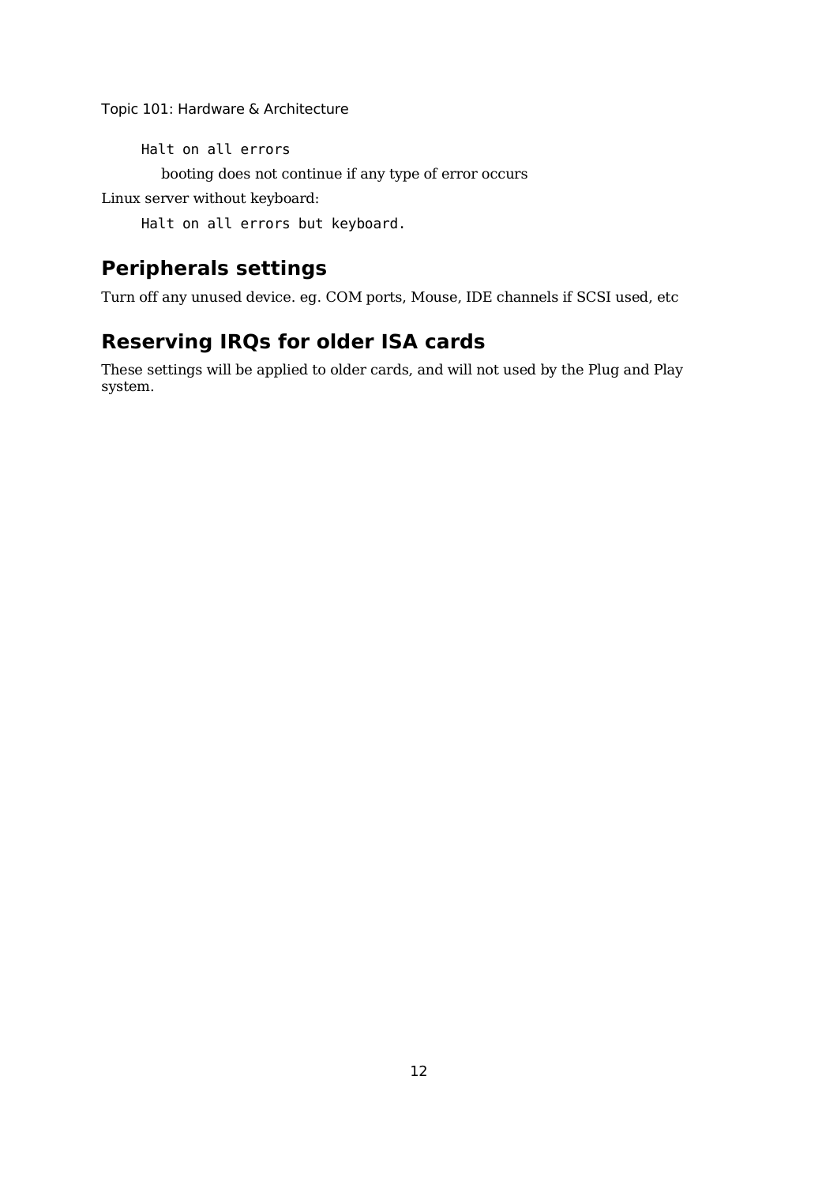`Halt on all errors`

booting does not continue if any type of error occurs

Linux server without keyboard:

`Halt on all errors but keyboard.`

## Peripherals settings

Turn off any unused device. eg. COM ports, Mouse, IDE channels if SCSI used, etc

## Reserving IRQs for older ISA cards

These settings will be applied to older cards, and will not used by the Plug and Play system.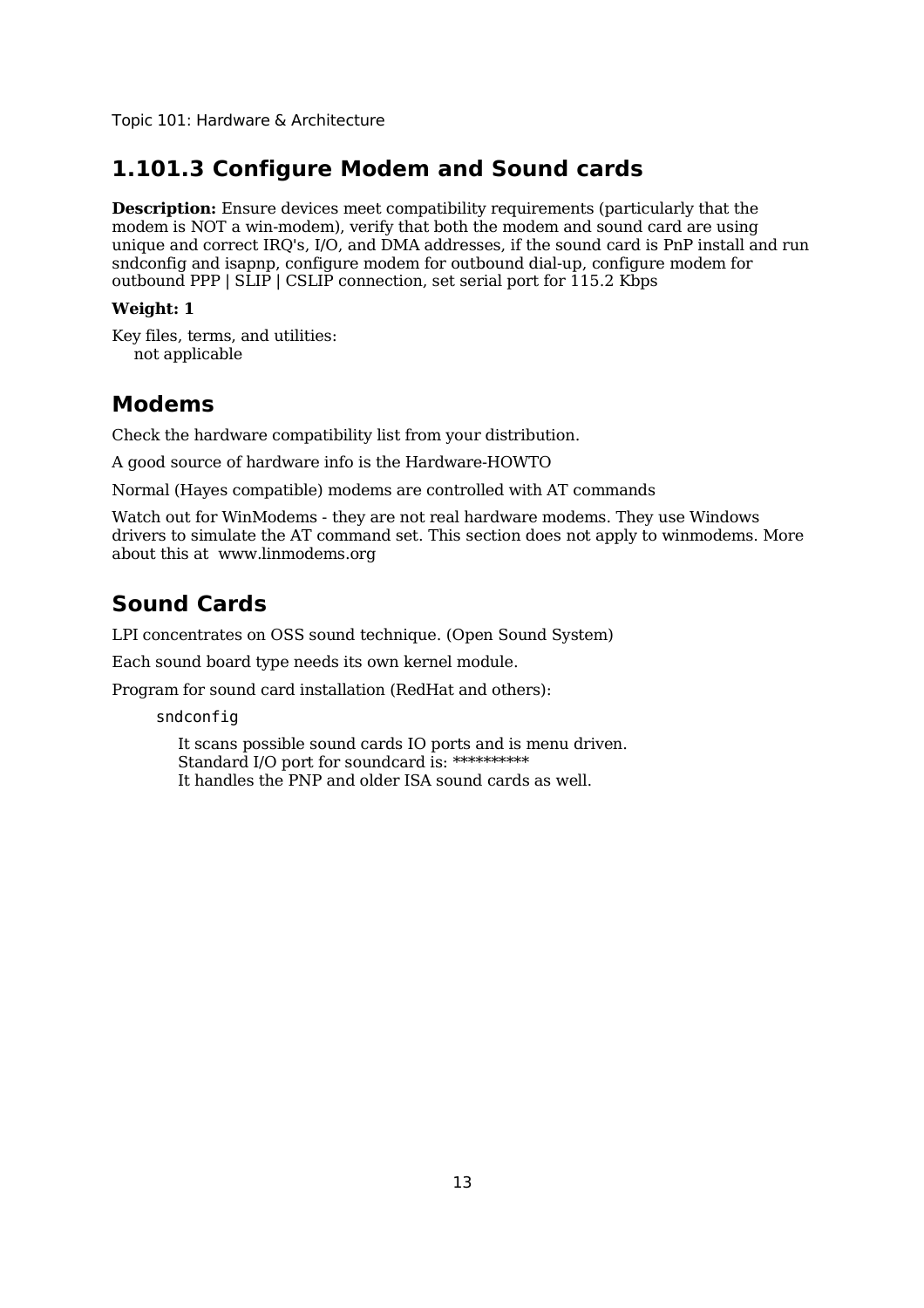## 1.101.3 Configure Modem and Sound cards

**Description:** Ensure devices meet compatibility requirements (particularly that the modem is NOT a win-modem), verify that both the modem and sound card are using unique and correct IRQ's, I/O, and DMA addresses, if the sound card is PnP install and run sndconfig and isapnp, configure modem for outbound dial-up, configure modem for outbound PPP | SLIP | CSLIP connection, set serial port for 115.2 Kbps

**Weight: 1**

Key files, terms, and utilities:
 not applicable

## Modems

Check the hardware compatibility list from your distribution.

A good source of hardware info is the Hardware-HOWTO

Normal (Hayes compatible) modems are controlled with AT commands

Watch out for WinModems - they are not real hardware modems. They use Windows drivers to simulate the AT command set. This section does not apply to winmodems. More about this at www.linmodems.org

## Sound Cards

LPI concentrates on OSS sound technique. (Open Sound System)

Each sound board type needs its own kernel module.

Program for sound card installation (RedHat and others):

```
sndconfig
```

It scans possible sound cards IO ports and is menu driven.
Standard I/O port for soundcard is: **********
It handles the PNP and older ISA sound cards as well.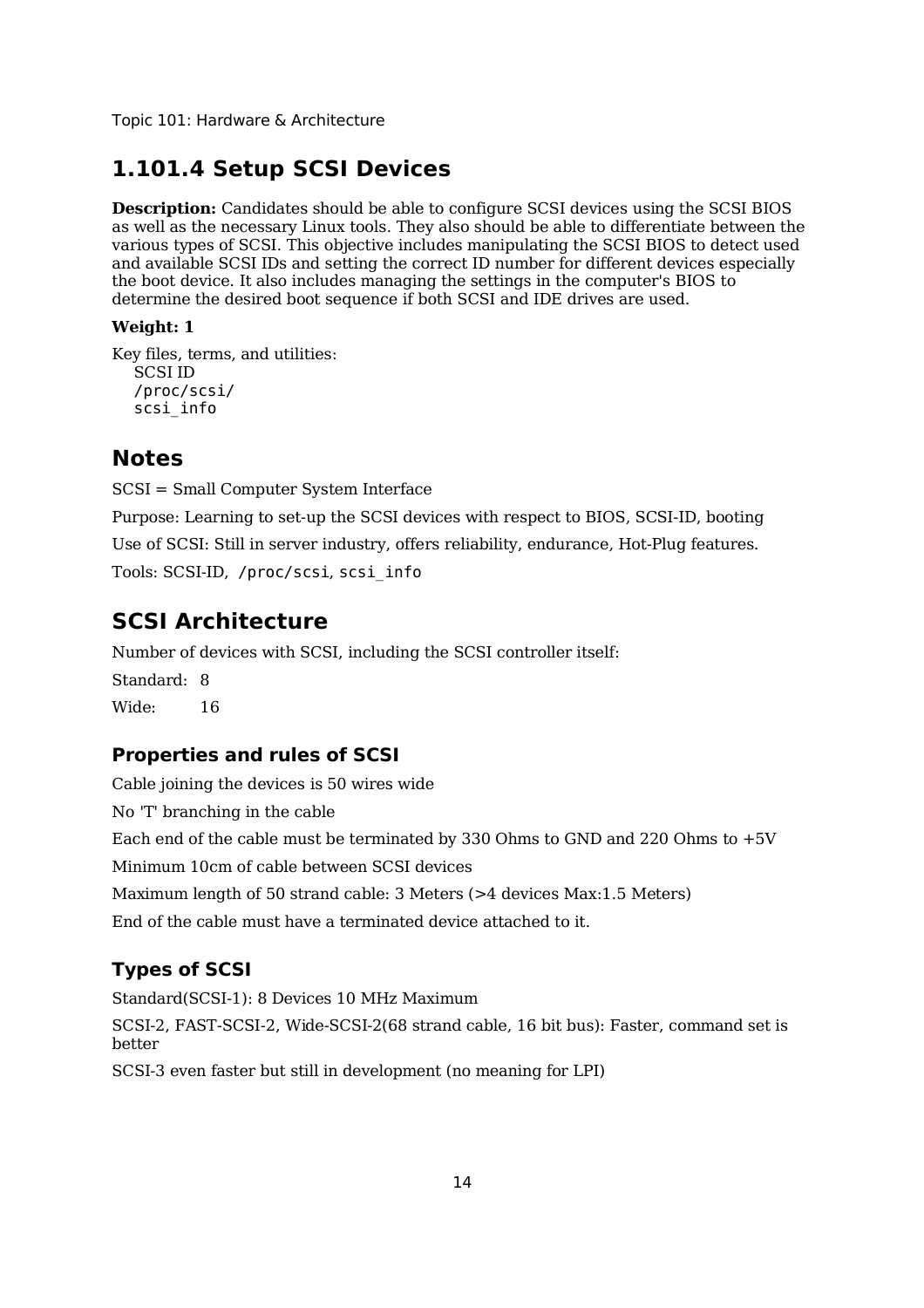## 1.101.4 Setup SCSI Devices

**Description:** Candidates should be able to configure SCSI devices using the SCSI BIOS as well as the necessary Linux tools. They also should be able to differentiate between the various types of SCSI. This objective includes manipulating the SCSI BIOS to detect used and available SCSI IDs and setting the correct ID number for different devices especially the boot device. It also includes managing the settings in the computer's BIOS to determine the desired boot sequence if both SCSI and IDE drives are used.

**Weight: 1**

Key files, terms, and utilities:

- SCSI ID
- `/proc/scsi/`
- `scsi_info`

## Notes

SCSI = Small Computer System Interface

Purpose: Learning to set-up the SCSI devices with respect to BIOS, SCSI-ID, booting

Use of SCSI: Still in server industry, offers reliability, endurance, Hot-Plug features.

Tools: SCSI-ID, `/proc/scsi`, `scsi_info`

## SCSI Architecture

Number of devices with SCSI, including the SCSI controller itself:

Standard: 8

Wide: 16

### Properties and rules of SCSI

Cable joining the devices is 50 wires wide

No 'T' branching in the cable

Each end of the cable must be terminated by 330 Ohms to GND and 220 Ohms to +5V

Minimum 10cm of cable between SCSI devices

Maximum length of 50 strand cable: 3 Meters (>4 devices Max:1.5 Meters)

End of the cable must have a terminated device attached to it.

### Types of SCSI

Standard(SCSI-1): 8 Devices 10 MHz Maximum

SCSI-2, FAST-SCSI-2, Wide-SCSI-2(68 strand cable, 16 bit bus): Faster, command set is better

SCSI-3 even faster but still in development (no meaning for LPI)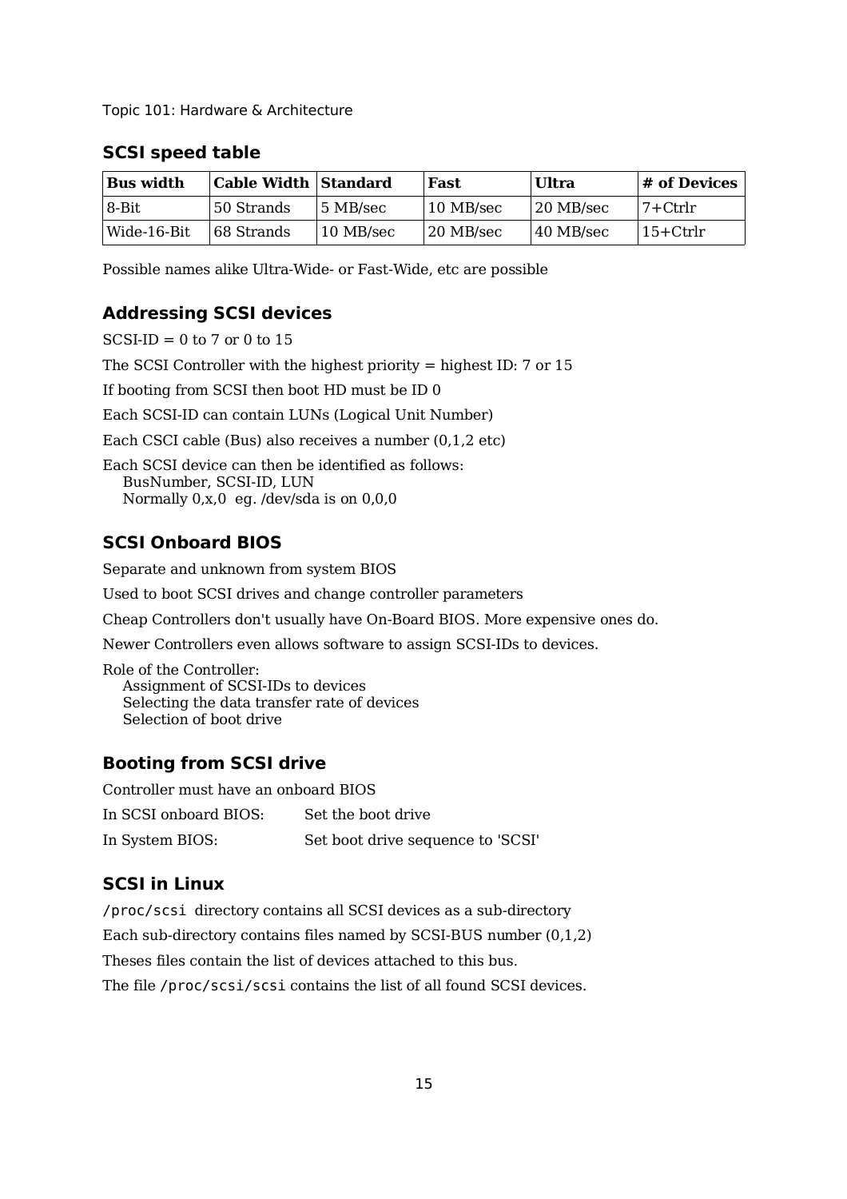## SCSI speed table

| Bus width | Cable Width | Standard | Fast | Ultra | # of Devices |
|---|---|---|---|---|---|
| 8-Bit | 50 Strands | 5 MB/sec | 10 MB/sec | 20 MB/sec | 7+Ctrlr |
| Wide-16-Bit | 68 Strands | 10 MB/sec | 20 MB/sec | 40 MB/sec | 15+Ctrlr |

Possible names alike Ultra-Wide- or Fast-Wide, etc are possible

## Addressing SCSI devices

SCSI-ID = 0 to 7 or 0 to 15

The SCSI Controller with the highest priority = highest ID: 7 or 15

If booting from SCSI then boot HD must be ID 0

Each SCSI-ID can contain LUNs (Logical Unit Number)

Each CSCI cable (Bus) also receives a number (0,1,2 etc)

Each SCSI device can then be identified as follows:
  BusNumber, SCSI-ID, LUN
  Normally 0,x,0  eg. /dev/sda is on 0,0,0

## SCSI Onboard BIOS

Separate and unknown from system BIOS

Used to boot SCSI drives and change controller parameters

Cheap Controllers don't usually have On-Board BIOS. More expensive ones do.

Newer Controllers even allows software to assign SCSI-IDs to devices.

Role of the Controller:
  Assignment of SCSI-IDs to devices
  Selecting the data transfer rate of devices
  Selection of boot drive

## Booting from SCSI drive

Controller must have an onboard BIOS

In SCSI onboard BIOS: Set the boot drive

In System BIOS: Set boot drive sequence to 'SCSI'

## SCSI in Linux

`/proc/scsi` directory contains all SCSI devices as a sub-directory

Each sub-directory contains files named by SCSI-BUS number (0,1,2)

Theses files contain the list of devices attached to this bus.

The file `/proc/scsi/scsi` contains the list of all found SCSI devices.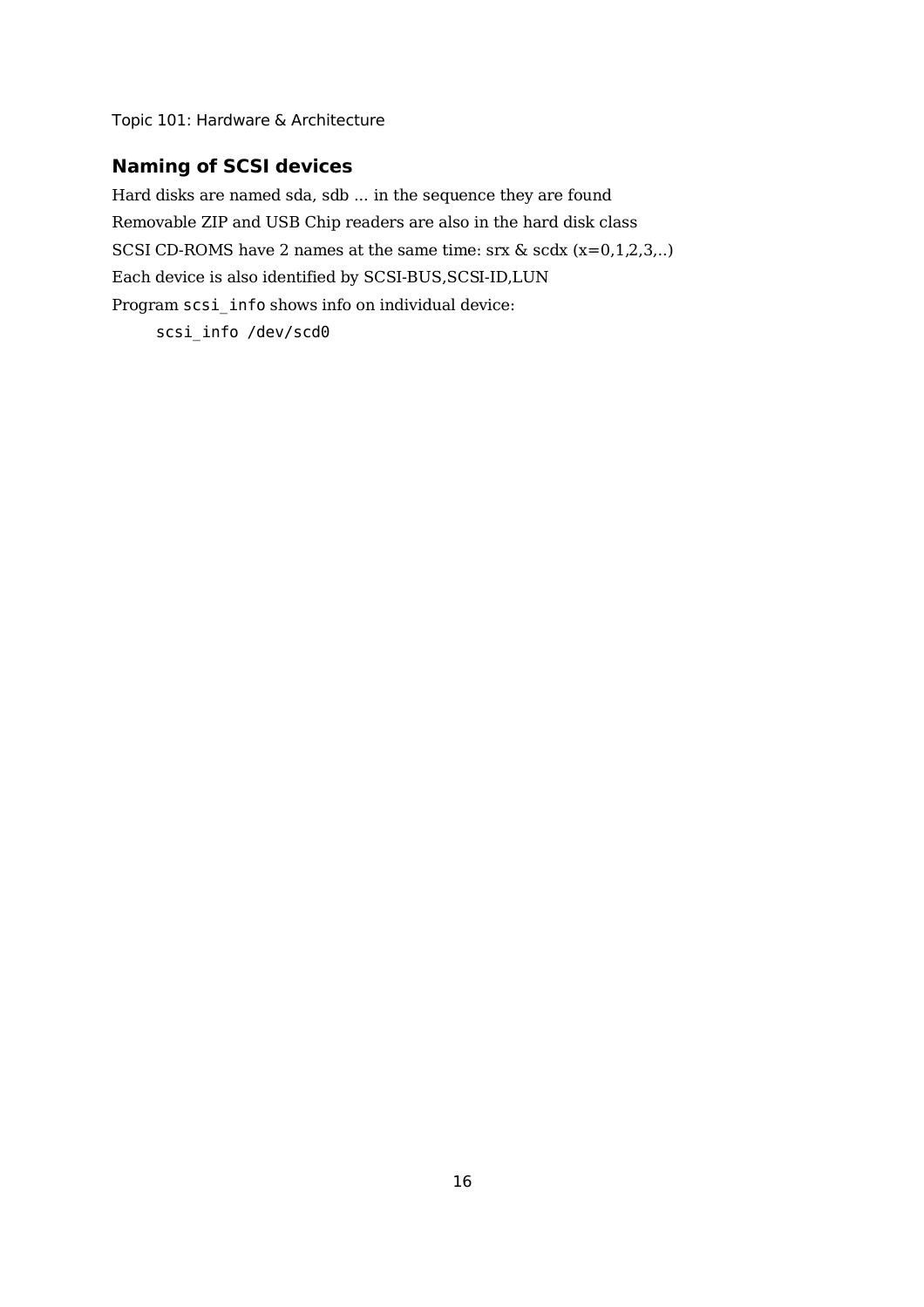## Naming of SCSI devices

Hard disks are named sda, sdb ... in the sequence they are found

Removable ZIP and USB Chip readers are also in the hard disk class

SCSI CD-ROMS have 2 names at the same time: srx & scdx (x=0,1,2,3,..)

Each device is also identified by SCSI-BUS,SCSI-ID,LUN

Program `scsi_info` shows info on individual device:

```
scsi_info /dev/scd0
```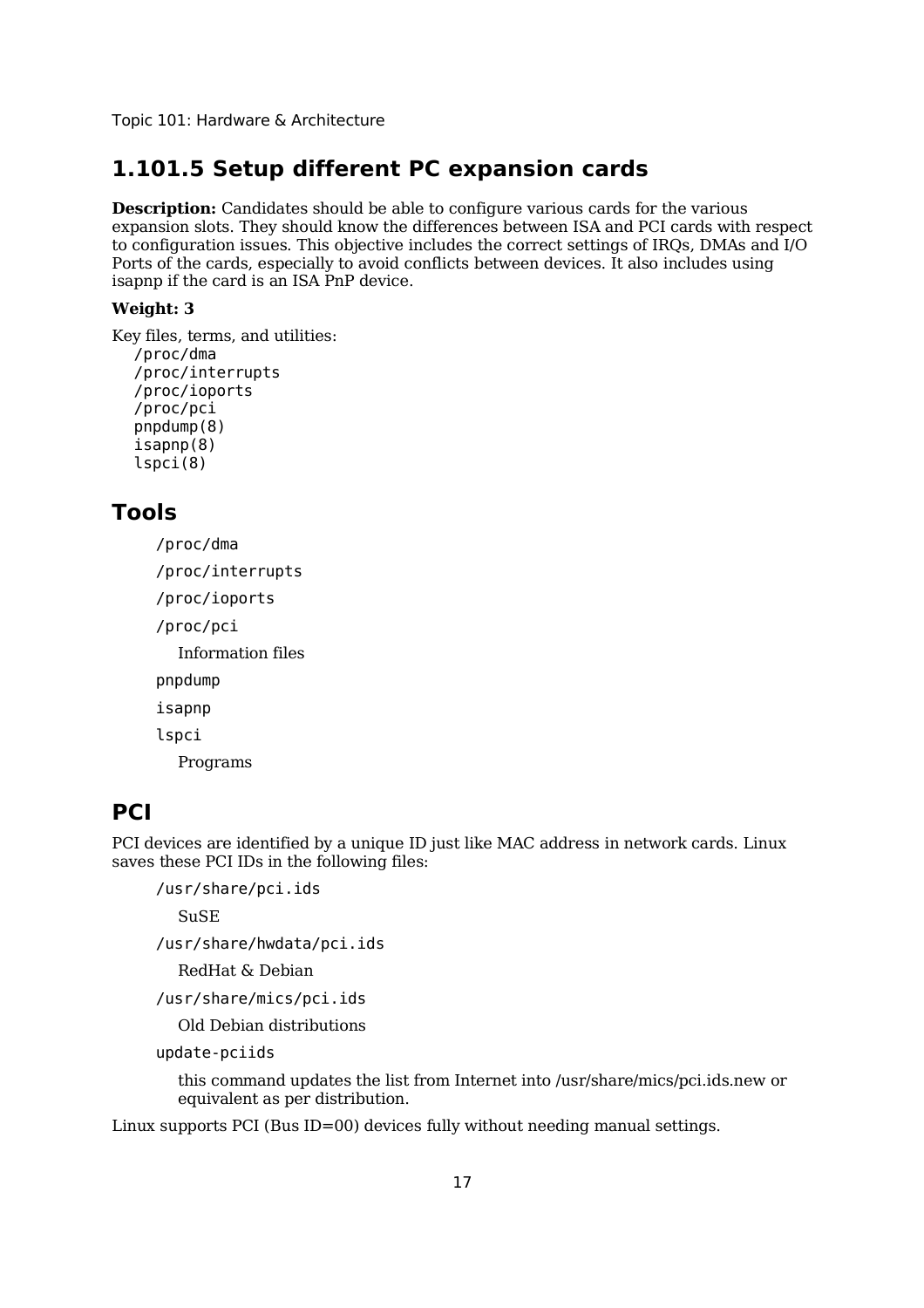## 1.101.5 Setup different PC expansion cards

**Description:** Candidates should be able to configure various cards for the various expansion slots. They should know the differences between ISA and PCI cards with respect to configuration issues. This objective includes the correct settings of IRQs, DMAs and I/O Ports of the cards, especially to avoid conflicts between devices. It also includes using isapnp if the card is an ISA PnP device.

**Weight: 3**

Key files, terms, and utilities:

```
/proc/dma
/proc/interrupts
/proc/ioports
/proc/pci
pnpdump(8)
isapnp(8)
lspci(8)
```

## Tools

`/proc/dma`
`/proc/interrupts`
`/proc/ioports`
`/proc/pci`

Information files

`pnpdump`
`isapnp`
`lspci`

Programs

## PCI

PCI devices are identified by a unique ID just like MAC address in network cards. Linux saves these PCI IDs in the following files:

`/usr/share/pci.ids`

SuSE

`/usr/share/hwdata/pci.ids`

RedHat & Debian

`/usr/share/mics/pci.ids`

Old Debian distributions

`update-pciids`

this command updates the list from Internet into /usr/share/mics/pci.ids.new or equivalent as per distribution.

Linux supports PCI (Bus ID=00) devices fully without needing manual settings.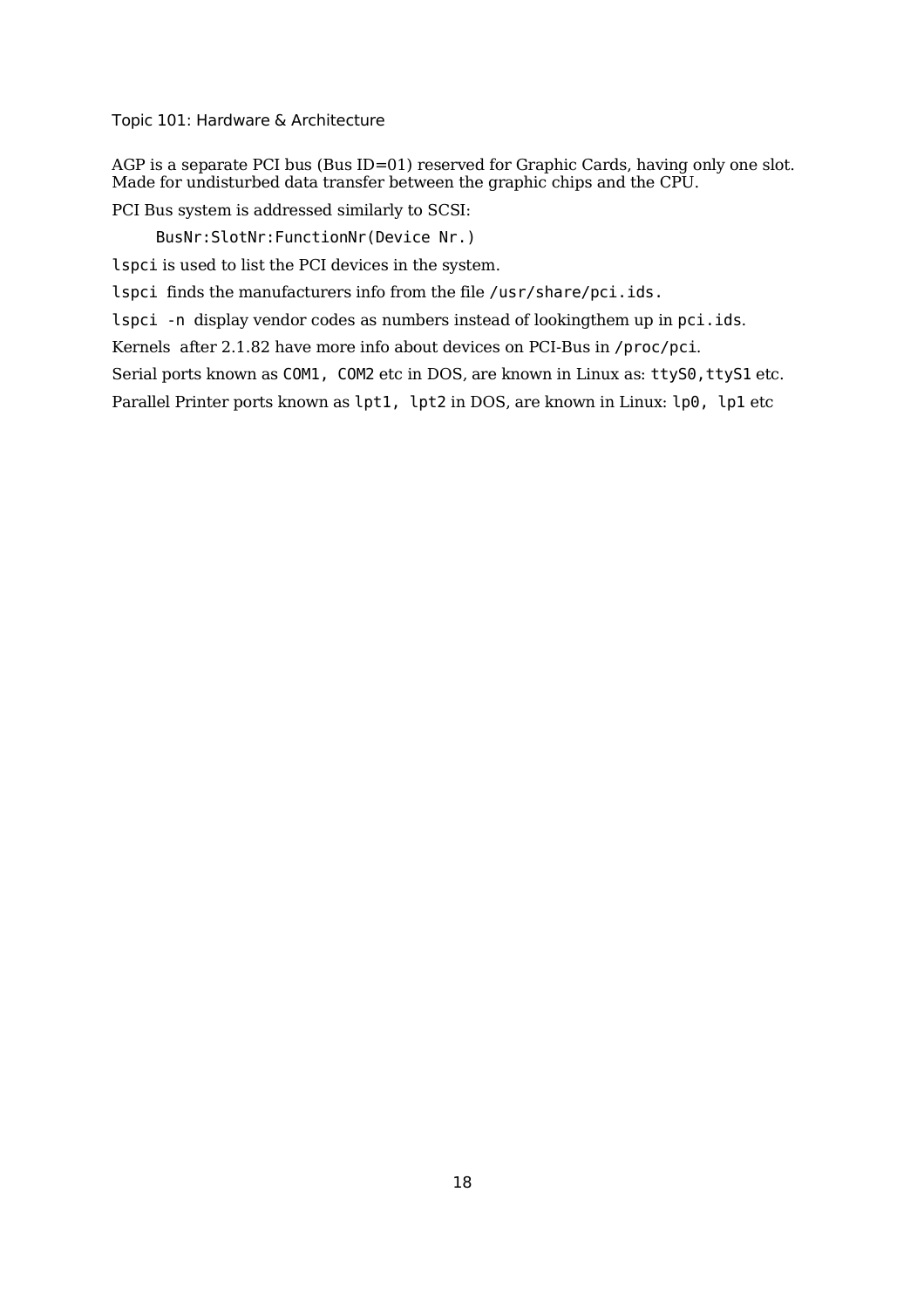AGP is a separate PCI bus (Bus ID=01) reserved for Graphic Cards, having only one slot. Made for undisturbed data transfer between the graphic chips and the CPU.

PCI Bus system is addressed similarly to SCSI:

```
BusNr:SlotNr:FunctionNr(Device Nr.)
```

`lspci` is used to list the PCI devices in the system.

`lspci` finds the manufacturers info from the file `/usr/share/pci.ids.`

`lspci -n` display vendor codes as numbers instead of lookingthem up in `pci.ids`.

Kernels after 2.1.82 have more info about devices on PCI-Bus in `/proc/pci`.

Serial ports known as `COM1, COM2` etc in DOS, are known in Linux as: `ttyS0,ttyS1` etc.

Parallel Printer ports known as `lpt1, lpt2` in DOS, are known in Linux: `lp0, lp1` etc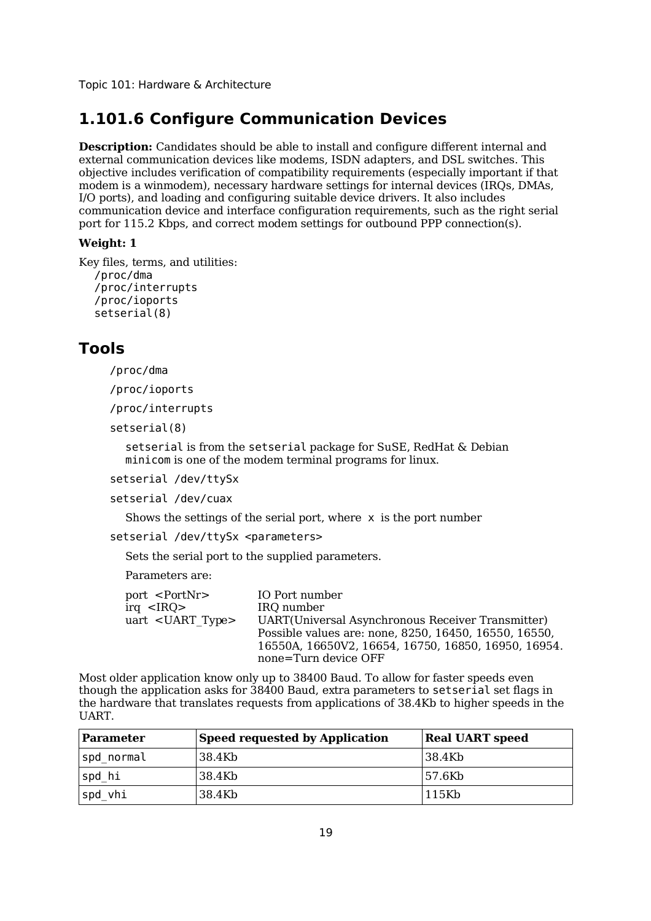## 1.101.6 Configure Communication Devices

**Description:** Candidates should be able to install and configure different internal and external communication devices like modems, ISDN adapters, and DSL switches. This objective includes verification of compatibility requirements (especially important if that modem is a winmodem), necessary hardware settings for internal devices (IRQs, DMAs, I/O ports), and loading and configuring suitable device drivers. It also includes communication device and interface configuration requirements, such as the right serial port for 115.2 Kbps, and correct modem settings for outbound PPP connection(s).

**Weight: 1**

Key files, terms, and utilities:

`/proc/dma`
`/proc/interrupts`
`/proc/ioports`
`setserial(8)`

## Tools

`/proc/dma`

`/proc/ioports`

`/proc/interrupts`

`setserial(8)`

`setserial` is from the `setserial` package for SuSE, RedHat & Debian
`minicom` is one of the modem terminal programs for linux.

`setserial /dev/ttySx`

`setserial /dev/cuax`

Shows the settings of the serial port, where `x` is the port number

`setserial /dev/ttySx <parameters>`

Sets the serial port to the supplied parameters.

Parameters are:

| | |
|---|---|
| port <PortNr> | IO Port number |
| irq <IRQ> | IRQ number |
| uart <UART_Type> | UART(Universal Asynchronous Receiver Transmitter) Possible values are: none, 8250, 16450, 16550, 16550, 16550A, 16650V2, 16654, 16750, 16850, 16950, 16954. none=Turn device OFF |

Most older application know only up to 38400 Baud. To allow for faster speeds even though the application asks for 38400 Baud, extra parameters to `setserial` set flags in the hardware that translates requests from applications of 38.4Kb to higher speeds in the UART.

| Parameter | Speed requested by Application | Real UART speed |
|---|---|---|
| `spd_normal` | 38.4Kb | 38.4Kb |
| `spd_hi` | 38.4Kb | 57.6Kb |
| `spd_vhi` | 38.4Kb | 115Kb |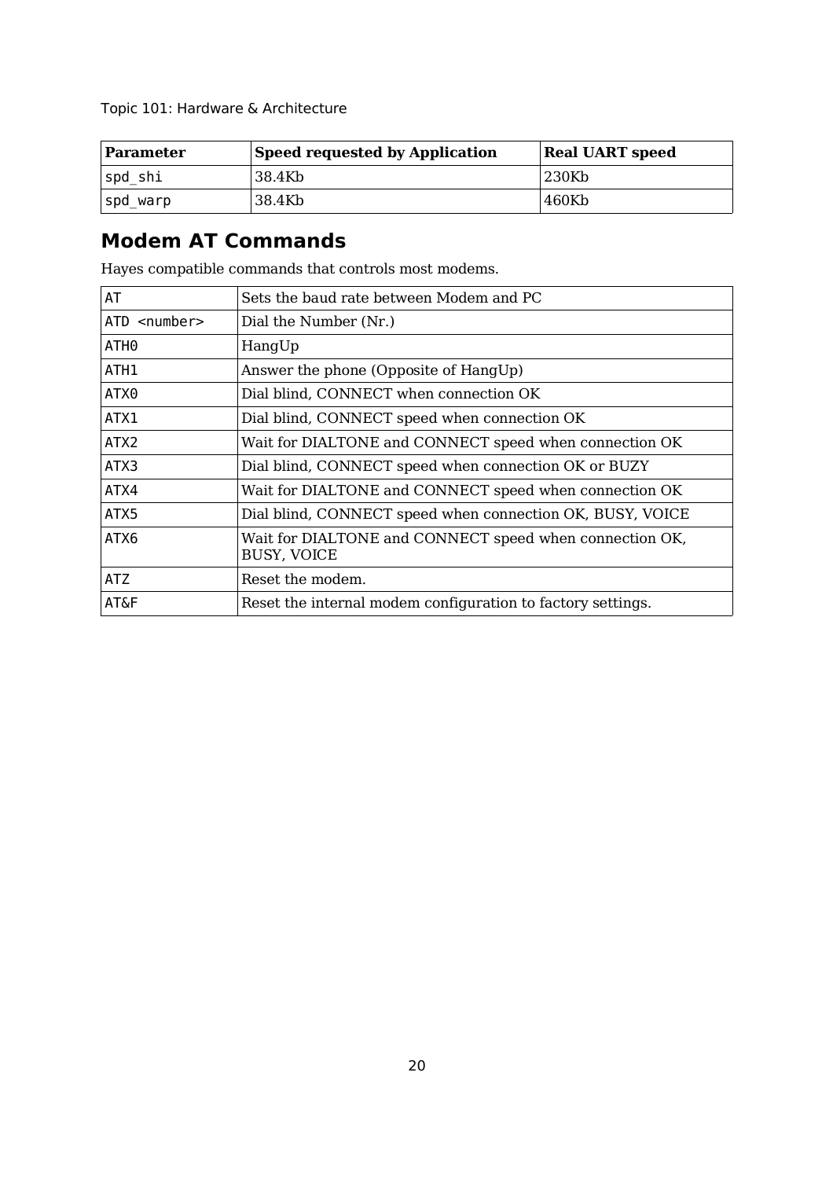| Parameter | Speed requested by Application | Real UART speed |
|---|---|---|
| spd_shi | 38.4Kb | 230Kb |
| spd_warp | 38.4Kb | 460Kb |

## Modem AT Commands

Hayes compatible commands that controls most modems.

| | |
|---|---|
| AT | Sets the baud rate between Modem and PC |
| ATD <number> | Dial the Number (Nr.) |
| ATH0 | HangUp |
| ATH1 | Answer the phone (Opposite of HangUp) |
| ATX0 | Dial blind, CONNECT when connection OK |
| ATX1 | Dial blind, CONNECT speed when connection OK |
| ATX2 | Wait for DIALTONE and CONNECT speed when connection OK |
| ATX3 | Dial blind, CONNECT speed when connection OK or BUZY |
| ATX4 | Wait for DIALTONE and CONNECT speed when connection OK |
| ATX5 | Dial blind, CONNECT speed when connection OK, BUSY, VOICE |
| ATX6 | Wait for DIALTONE and CONNECT speed when connection OK, BUSY, VOICE |
| ATZ | Reset the modem. |
| AT&F | Reset the internal modem configuration to factory settings. |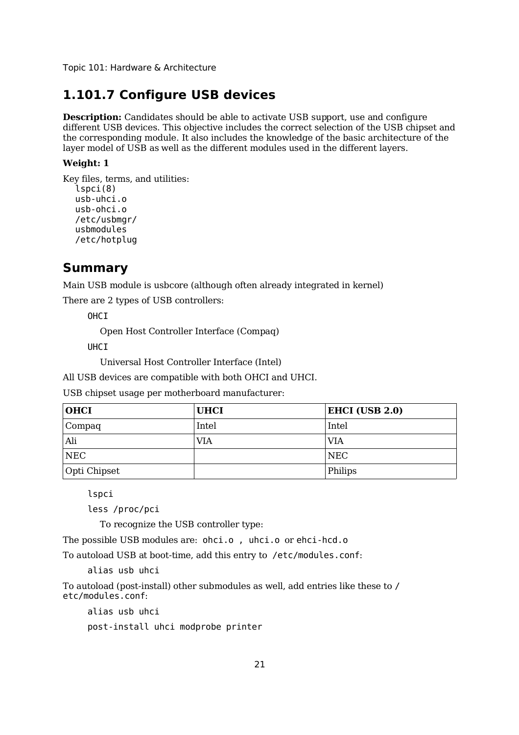# 1.101.7 Configure USB devices

**Description:** Candidates should be able to activate USB support, use and configure different USB devices. This objective includes the correct selection of the USB chipset and the corresponding module. It also includes the knowledge of the basic architecture of the layer model of USB as well as the different modules used in the different layers.

**Weight: 1**

Key files, terms, and utilities:

```
lspci(8)
usb-uhci.o
usb-ohci.o
/etc/usbmgr/
usbmodules
/etc/hotplug
```

## Summary

Main USB module is usbcore (although often already integrated in kernel)

There are 2 types of USB controllers:

`OHCI`

Open Host Controller Interface (Compaq)

`UHCI`

Universal Host Controller Interface (Intel)

All USB devices are compatible with both OHCI and UHCI.

USB chipset usage per motherboard manufacturer:

| OHCI | UHCI | EHCI (USB 2.0) |
|---|---|---|
| Compaq | Intel | Intel |
| Ali | VIA | VIA |
| NEC | | NEC |
| Opti Chipset | | Philips |

`lspci`

`less /proc/pci`

To recognize the USB controller type:

The possible USB modules are: `ohci.o` , `uhci.o` or `ehci-hcd.o`

To autoload USB at boot-time, add this entry to `/etc/modules.conf`:

```
alias usb uhci
```

To autoload (post-install) other submodules as well, add entries like these to `/etc/modules.conf`:

```
alias usb uhci
post-install uhci modprobe printer
```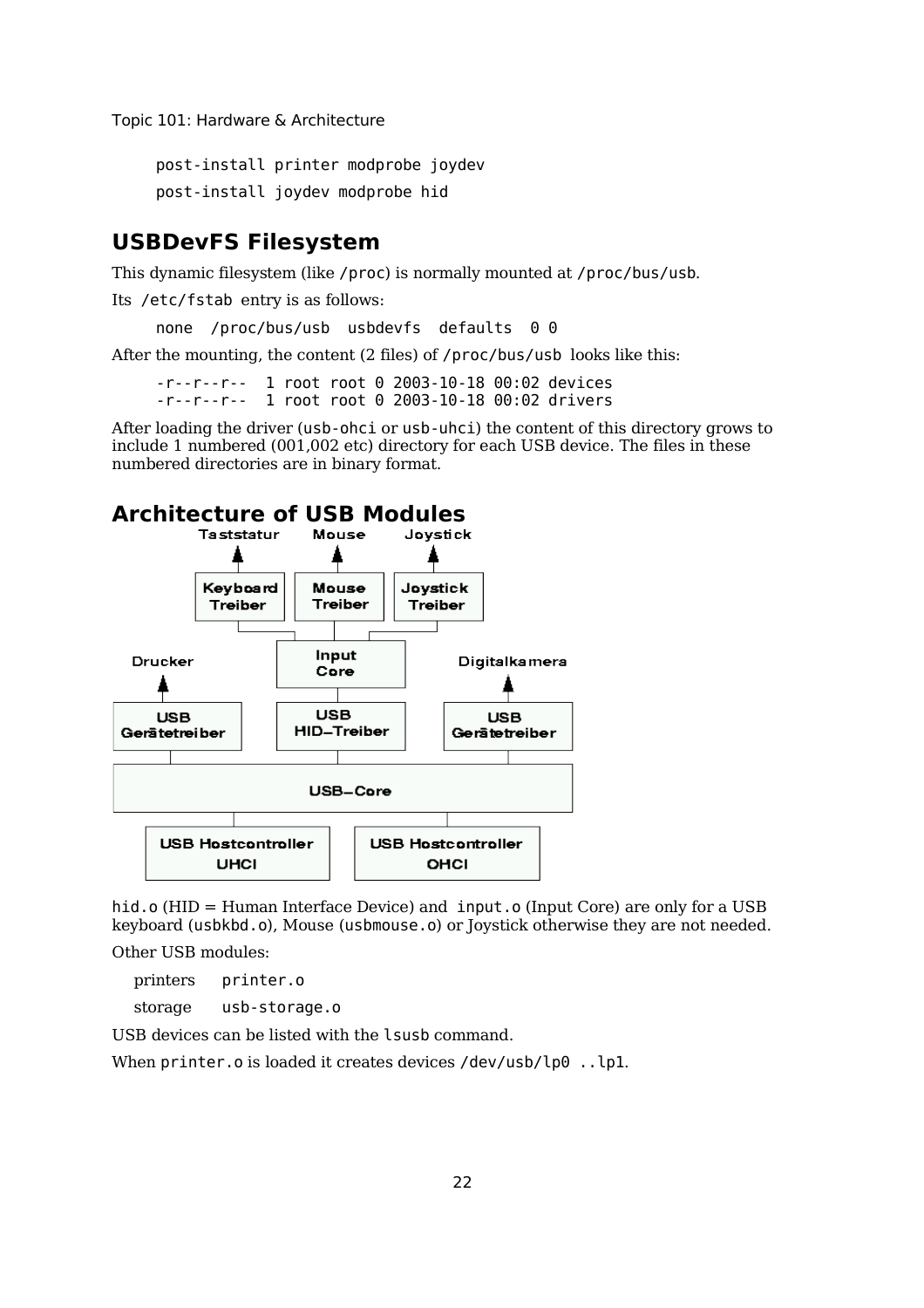```
post-install printer modprobe joydev
post-install joydev modprobe hid
```

## USBDevFS Filesystem

This dynamic filesystem (like `/proc`) is normally mounted at `/proc/bus/usb`.

Its `/etc/fstab` entry is as follows:

```
none  /proc/bus/usb  usbdevfs  defaults  0 0
```

After the mounting, the content (2 files) of `/proc/bus/usb` looks like this:

```
-r--r--r--  1 root root 0 2003-10-18 00:02 devices
-r--r--r--  1 root root 0 2003-10-18 00:02 drivers
```

After loading the driver (`usb-ohci` or `usb-uhci`) the content of this directory grows to include 1 numbered (001,002 etc) directory for each USB device. The files in these numbered directories are in binary format.

## Architecture of USB Modules

Tastatur | Mouse | Joystick

Keyboard Treiber | Mouse Treiber | Joystick Treiber

Input Core

Drucker | Digitalkamera

USB Gerätetreiber | USB HID–Treiber | USB Gerätetreiber

USB–Core

USB Hostcontroller UHCI | USB Hostcontroller OHCI

`hid.o` (HID = Human Interface Device) and `input.o` (Input Core) are only for a USB keyboard (`usbkbd.o`), Mouse (`usbmouse.o`) or Joystick otherwise they are not needed.

Other USB modules:

| | |
|---|---|
| printers | `printer.o` |
| storage | `usb-storage.o` |

USB devices can be listed with the `lsusb` command.

When `printer.o` is loaded it creates devices `/dev/usb/lp0 ..lp1`.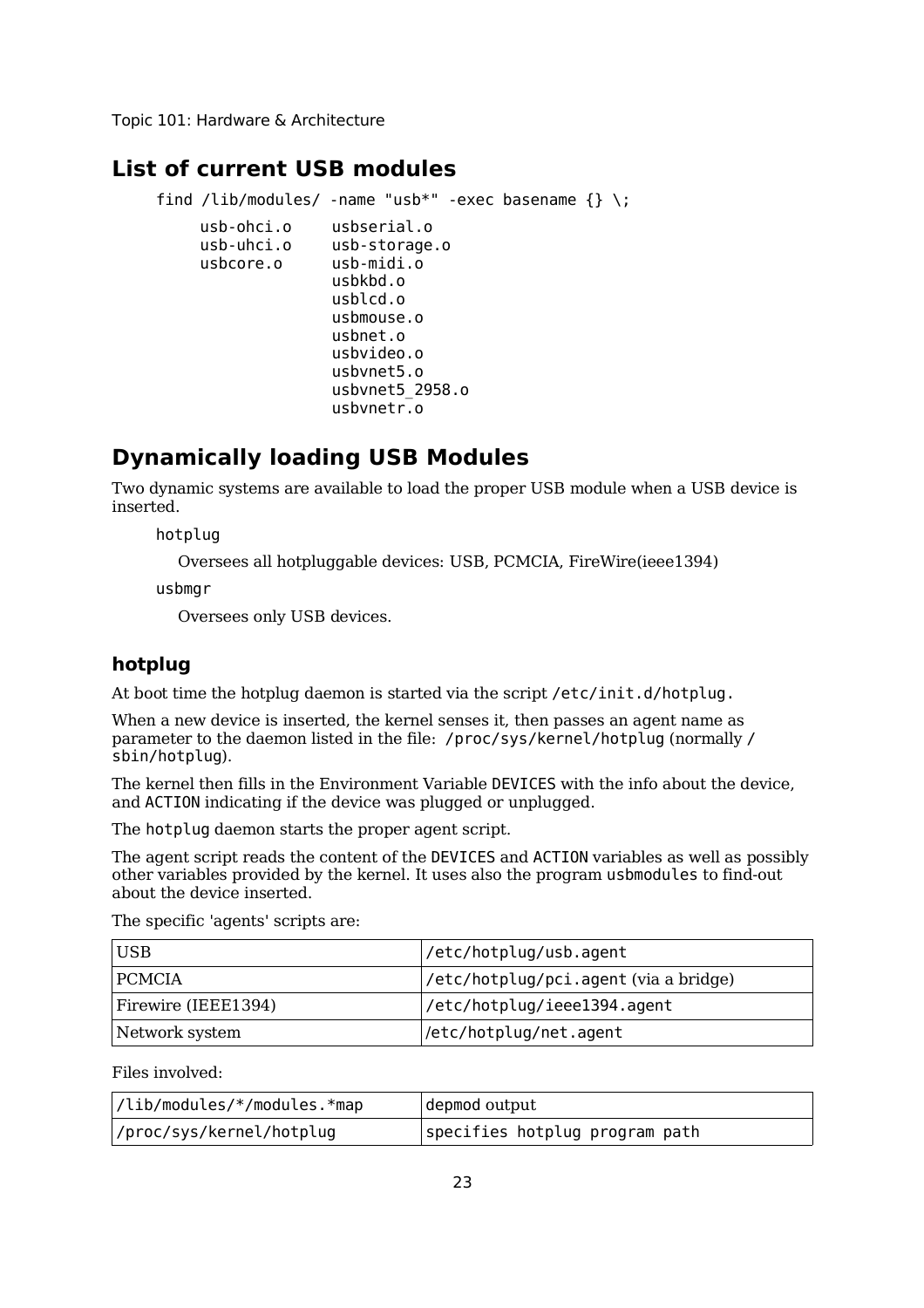## List of current USB modules

```
find /lib/modules/ -name "usb*" -exec basename {} \;

     usb-ohci.o     usbserial.o
     usb-uhci.o     usb-storage.o
     usbcore.o      usb-midi.o
                    usbkbd.o
                    usblcd.o
                    usbmouse.o
                    usbnet.o
                    usbvideo.o
                    usbvnet5.o
                    usbvnet5_2958.o
                    usbvnetr.o
```

## Dynamically loading USB Modules

Two dynamic systems are available to load the proper USB module when a USB device is inserted.

`hotplug`

Oversees all hotpluggable devices: USB, PCMCIA, FireWire(ieee1394)

`usbmgr`

Oversees only USB devices.

### hotplug

At boot time the hotplug daemon is started via the script `/etc/init.d/hotplug.`

When a new device is inserted, the kernel senses it, then passes an agent name as parameter to the daemon listed in the file: `/proc/sys/kernel/hotplug` (normally `/sbin/hotplug`).

The kernel then fills in the Environment Variable `DEVICES` with the info about the device, and `ACTION` indicating if the device was plugged or unplugged.

The `hotplug` daemon starts the proper agent script.

The agent script reads the content of the `DEVICES` and `ACTION` variables as well as possibly other variables provided by the kernel. It uses also the program `usbmodules` to find-out about the device inserted.

The specific 'agents' scripts are:

| | |
|---|---|
| USB | `/etc/hotplug/usb.agent` |
| PCMCIA | `/etc/hotplug/pci.agent` (via a bridge) |
| Firewire (IEEE1394) | `/etc/hotplug/ieee1394.agent` |
| Network system | `/etc/hotplug/net.agent` |

Files involved:

| | |
|---|---|
| `/lib/modules/*/modules.*map` | depmod output |
| `/proc/sys/kernel/hotplug` | `specifies hotplug program path` |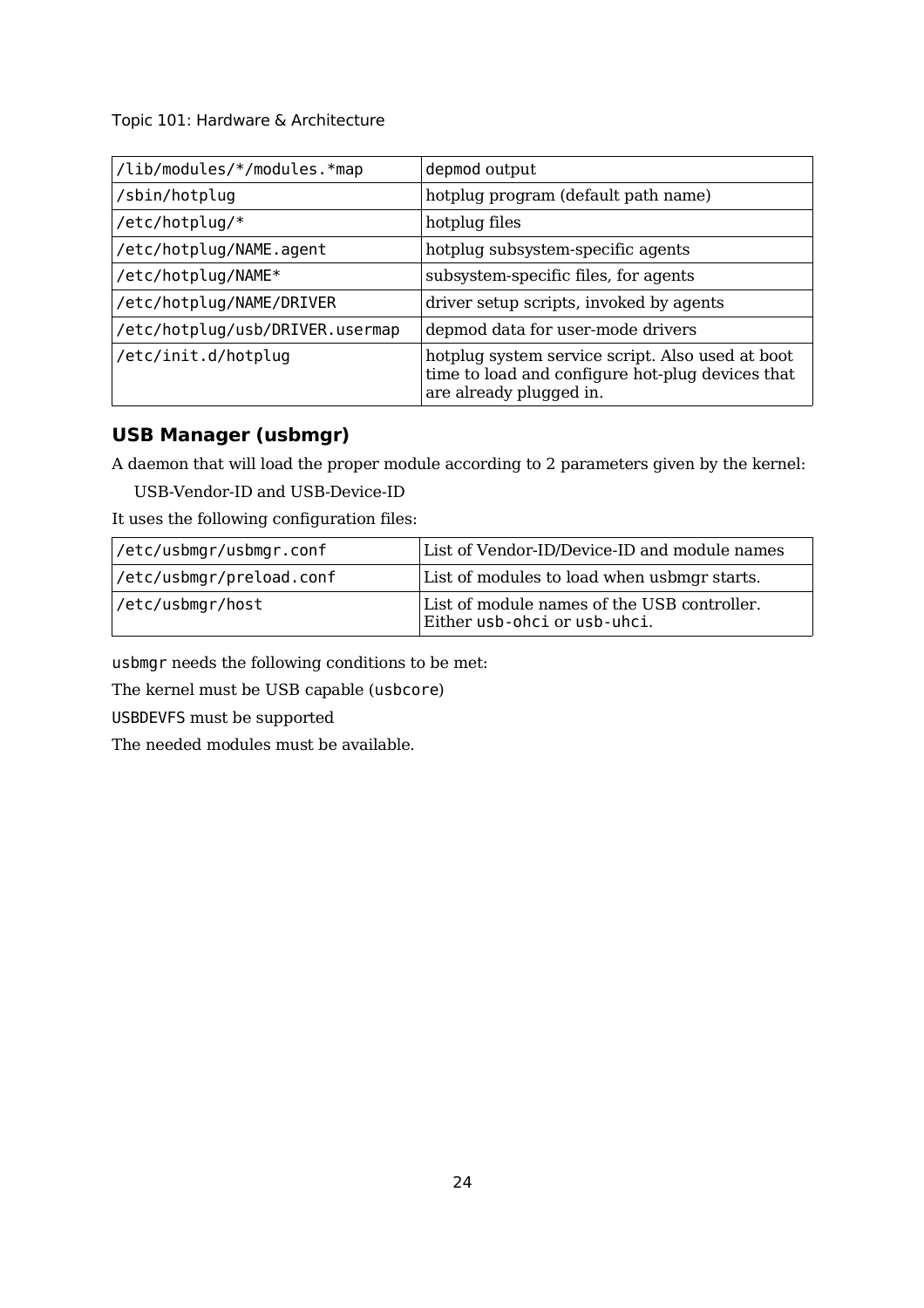| /lib/modules/*/modules.*map | depmod output |
|---|---|
| /sbin/hotplug | hotplug program (default path name) |
| /etc/hotplug/* | hotplug files |
| /etc/hotplug/NAME.agent | hotplug subsystem-specific agents |
| /etc/hotplug/NAME* | subsystem-specific files, for agents |
| /etc/hotplug/NAME/DRIVER | driver setup scripts, invoked by agents |
| /etc/hotplug/usb/DRIVER.usermap | depmod data for user-mode drivers |
| /etc/init.d/hotplug | hotplug system service script. Also used at boot time to load and configure hot-plug devices that are already plugged in. |

## USB Manager (usbmgr)

A daemon that will load the proper module according to 2 parameters given by the kernel:

USB-Vendor-ID and USB-Device-ID

It uses the following configuration files:

| /etc/usbmgr/usbmgr.conf | List of Vendor-ID/Device-ID and module names |
|---|---|
| /etc/usbmgr/preload.conf | List of modules to load when usbmgr starts. |
| /etc/usbmgr/host | List of module names of the USB controller. Either `usb-ohci` or `usb-uhci`. |

`usbmgr` needs the following conditions to be met:

The kernel must be USB capable (`usbcore`)

`USBDEVFS` must be supported

The needed modules must be available.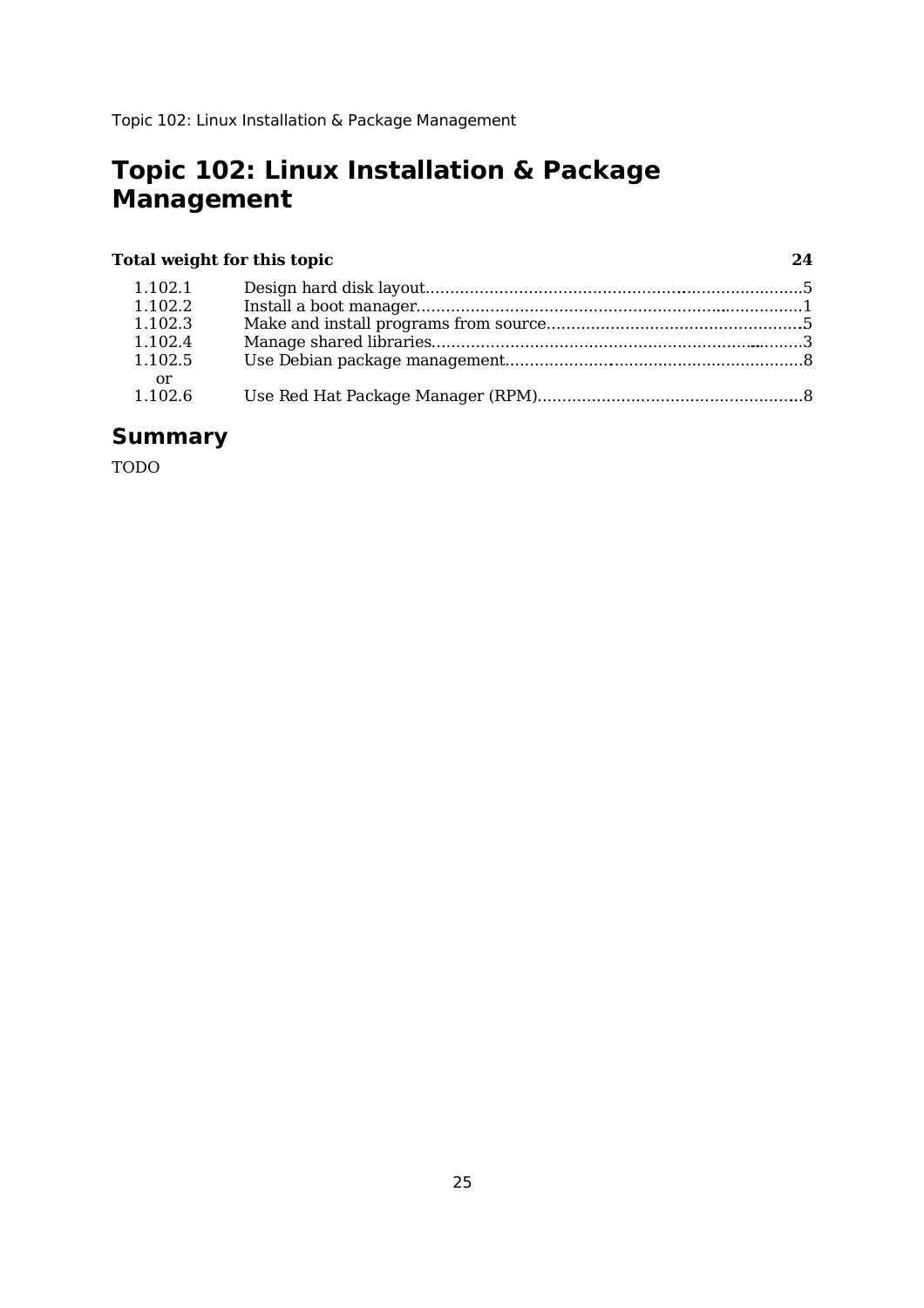# Topic 102: Linux Installation & Package Management

| **Total weight for this topic** | | **24** |
|---|---|---|
| 1.102.1 | Design hard disk layout | 5 |
| 1.102.2 | Install a boot manager | 1 |
| 1.102.3 | Make and install programs from source | 5 |
| 1.102.4 | Manage shared libraries | 3 |
| 1.102.5 or | Use Debian package management | 8 |
| 1.102.6 | Use Red Hat Package Manager (RPM) | 8 |

## Summary

TODO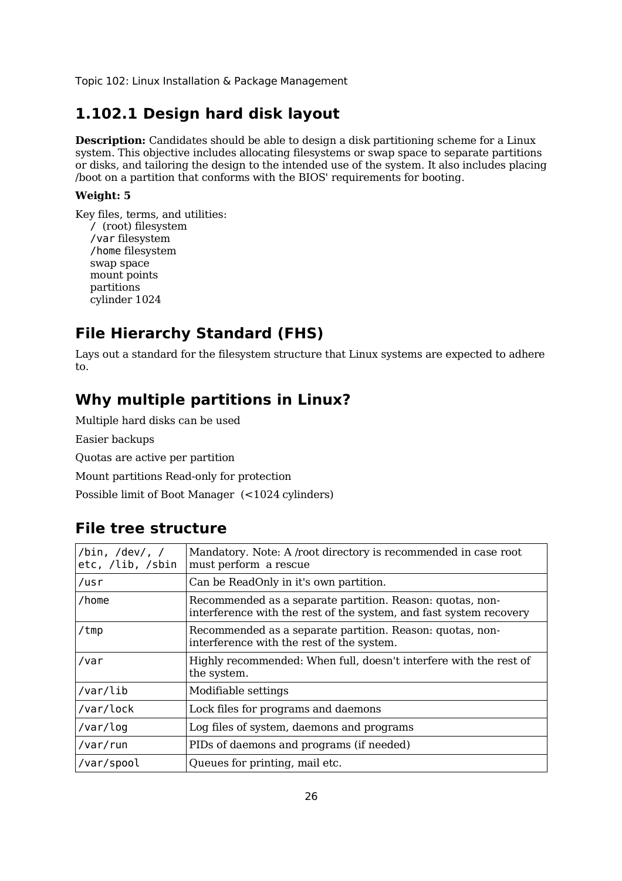## 1.102.1 Design hard disk layout

**Description:** Candidates should be able to design a disk partitioning scheme for a Linux system. This objective includes allocating filesystems or swap space to separate partitions or disks, and tailoring the design to the intended use of the system. It also includes placing /boot on a partition that conforms with the BIOS' requirements for booting.

**Weight: 5**

Key files, terms, and utilities:

- `/` (root) filesystem
- `/var` filesystem
- `/home` filesystem
- swap space
- mount points
- partitions
- cylinder 1024

## File Hierarchy Standard (FHS)

Lays out a standard for the filesystem structure that Linux systems are expected to adhere to.

## Why multiple partitions in Linux?

Multiple hard disks can be used

Easier backups

Quotas are active per partition

Mount partitions Read-only for protection

Possible limit of Boot Manager (<1024 cylinders)

## File tree structure

| | |
|---|---|
| `/bin, /dev/, /etc, /lib, /sbin` | Mandatory. Note: A /root directory is recommended in case root must perform a rescue |
| `/usr` | Can be ReadOnly in it's own partition. |
| `/home` | Recommended as a separate partition. Reason: quotas, non-interference with the rest of the system, and fast system recovery |
| `/tmp` | Recommended as a separate partition. Reason: quotas, non-interference with the rest of the system. |
| `/var` | Highly recommended: When full, doesn't interfere with the rest of the system. |
| `/var/lib` | Modifiable settings |
| `/var/lock` | Lock files for programs and daemons |
| `/var/log` | Log files of system, daemons and programs |
| `/var/run` | PIDs of daemons and programs (if needed) |
| `/var/spool` | Queues for printing, mail etc. |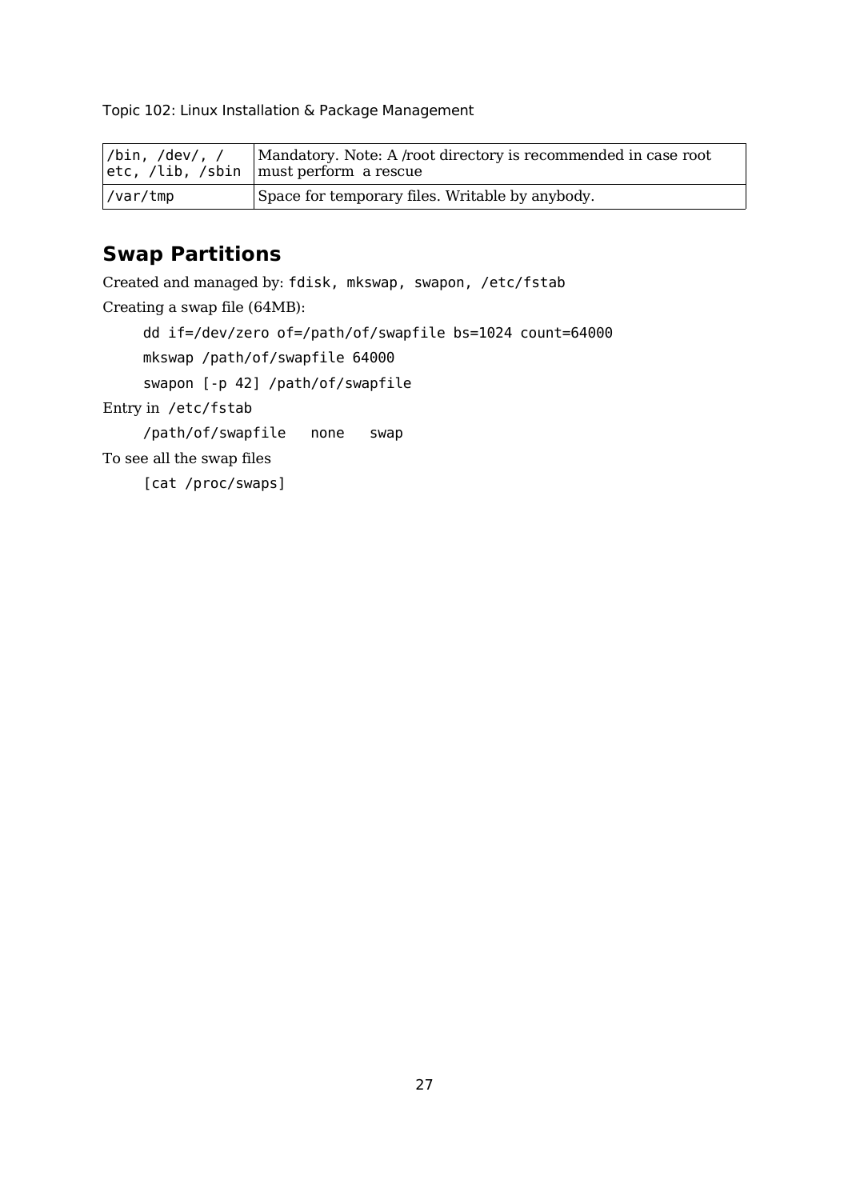| /bin, /dev/, /etc, /lib, /sbin | Mandatory. Note: A /root directory is recommended in case root must perform a rescue |
|---|---|
| /var/tmp | Space for temporary files. Writable by anybody. |

## Swap Partitions

Created and managed by: `fdisk, mkswap, swapon, /etc/fstab`

Creating a swap file (64MB):

```
dd if=/dev/zero of=/path/of/swapfile bs=1024 count=64000
mkswap /path/of/swapfile 64000
swapon [-p 42] /path/of/swapfile
```

Entry in `/etc/fstab`

```
/path/of/swapfile   none   swap
```

To see all the swap files

```
[cat /proc/swaps]
```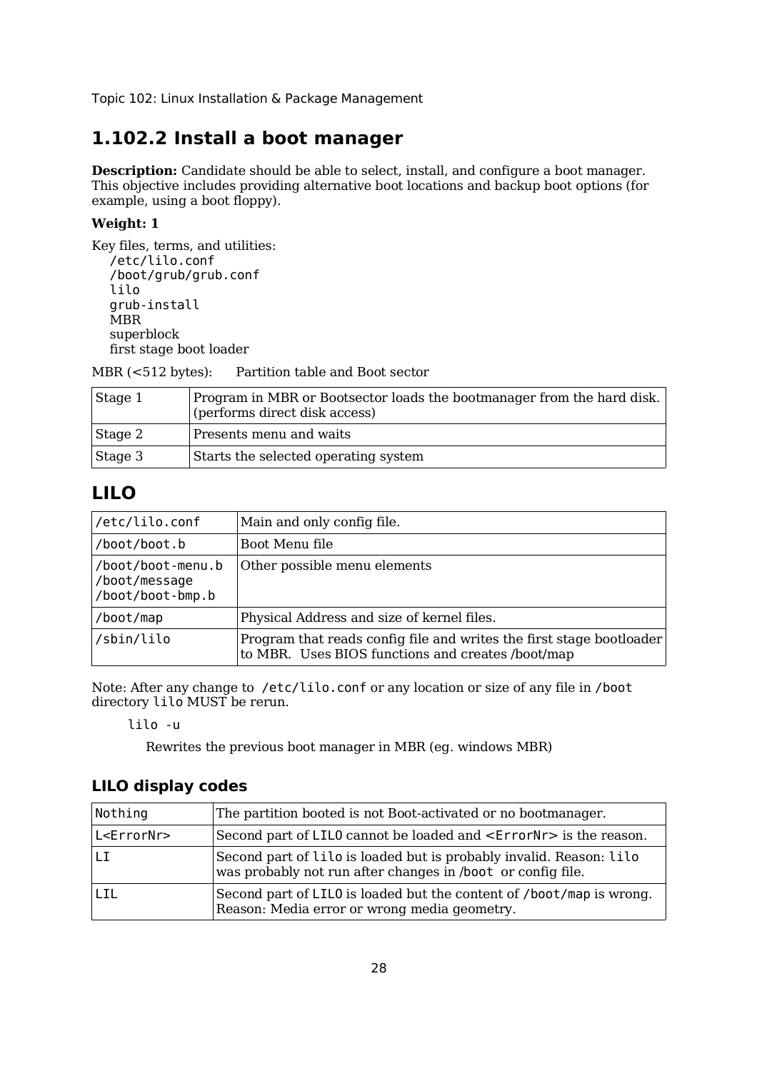# 1.102.2 Install a boot manager

**Description:** Candidate should be able to select, install, and configure a boot manager. This objective includes providing alternative boot locations and backup boot options (for example, using a boot floppy).

**Weight: 1**

Key files, terms, and utilities:

- `/etc/lilo.conf`
- `/boot/grub/grub.conf`
- `lilo`
- `grub-install`
- MBR
- superblock
- first stage boot loader

MBR (<512 bytes): Partition table and Boot sector

| | |
|---|---|
| Stage 1 | Program in MBR or Bootsector loads the bootmanager from the hard disk. (performs direct disk access) |
| Stage 2 | Presents menu and waits |
| Stage 3 | Starts the selected operating system |

## LILO

| | |
|---|---|
| `/etc/lilo.conf` | Main and only config file. |
| `/boot/boot.b` | Boot Menu file |
| `/boot/boot-menu.b` `/boot/message` `/boot/boot-bmp.b` | Other possible menu elements |
| `/boot/map` | Physical Address and size of kernel files. |
| `/sbin/lilo` | Program that reads config file and writes the first stage bootloader to MBR. Uses BIOS functions and creates /boot/map |

Note: After any change to `/etc/lilo.conf` or any location or size of any file in `/boot` directory `lilo` MUST be rerun.

```
lilo -u
```

Rewrites the previous boot manager in MBR (eg. windows MBR)

### LILO display codes

| | |
|---|---|
| `Nothing` | The partition booted is not Boot-activated or no bootmanager. |
| `L<ErrorNr>` | Second part of `LILO` cannot be loaded and `<ErrorNr>` is the reason. |
| `LI` | Second part of `lilo` is loaded but is probably invalid. Reason: `lilo` was probably not run after changes in `/boot` or config file. |
| `LIL` | Second part of `LILO` is loaded but the content of `/boot/map` is wrong. Reason: Media error or wrong media geometry. |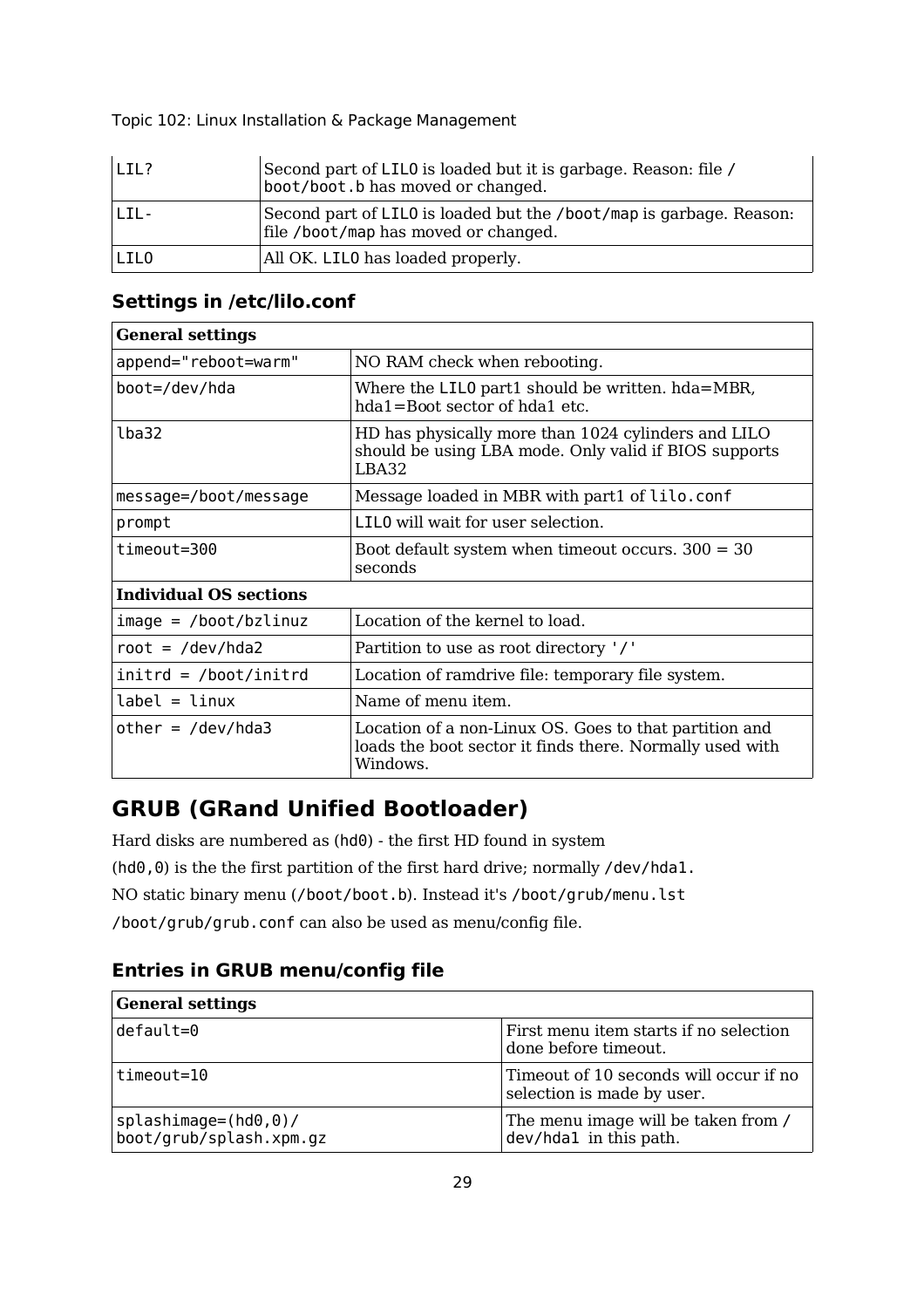| | |
|---|---|
| LIL? | Second part of LILO is loaded but it is garbage. Reason: file /boot/boot.b has moved or changed. |
| LIL- | Second part of LILO is loaded but the /boot/map is garbage. Reason: file /boot/map has moved or changed. |
| LILO | All OK. LILO has loaded properly. |

### Settings in /etc/lilo.conf

| **General settings** | |
|---|---|
| append="reboot=warm" | NO RAM check when rebooting. |
| boot=/dev/hda | Where the LILO part1 should be written. hda=MBR, hda1=Boot sector of hda1 etc. |
| lba32 | HD has physically more than 1024 cylinders and LILO should be using LBA mode. Only valid if BIOS supports LBA32 |
| message=/boot/message | Message loaded in MBR with part1 of lilo.conf |
| prompt | LILO will wait for user selection. |
| timeout=300 | Boot default system when timeout occurs. 300 = 30 seconds |
| **Individual OS sections** | |
| image = /boot/bzlinuz | Location of the kernel to load. |
| root = /dev/hda2 | Partition to use as root directory '/' |
| initrd = /boot/initrd | Location of ramdrive file: temporary file system. |
| label = linux | Name of menu item. |
| other = /dev/hda3 | Location of a non-Linux OS. Goes to that partition and loads the boot sector it finds there. Normally used with Windows. |

## GRUB (GRand Unified Bootloader)

Hard disks are numbered as (hd0) - the first HD found in system

(hd0,0) is the the first partition of the first hard drive; normally /dev/hda1.

NO static binary menu (/boot/boot.b). Instead it's /boot/grub/menu.lst

/boot/grub/grub.conf can also be used as menu/config file.

### Entries in GRUB menu/config file

| **General settings** | |
|---|---|
| default=0 | First menu item starts if no selection done before timeout. |
| timeout=10 | Timeout of 10 seconds will occur if no selection is made by user. |
| splashimage=(hd0,0)/boot/grub/splash.xpm.gz | The menu image will be taken from /dev/hda1 in this path. |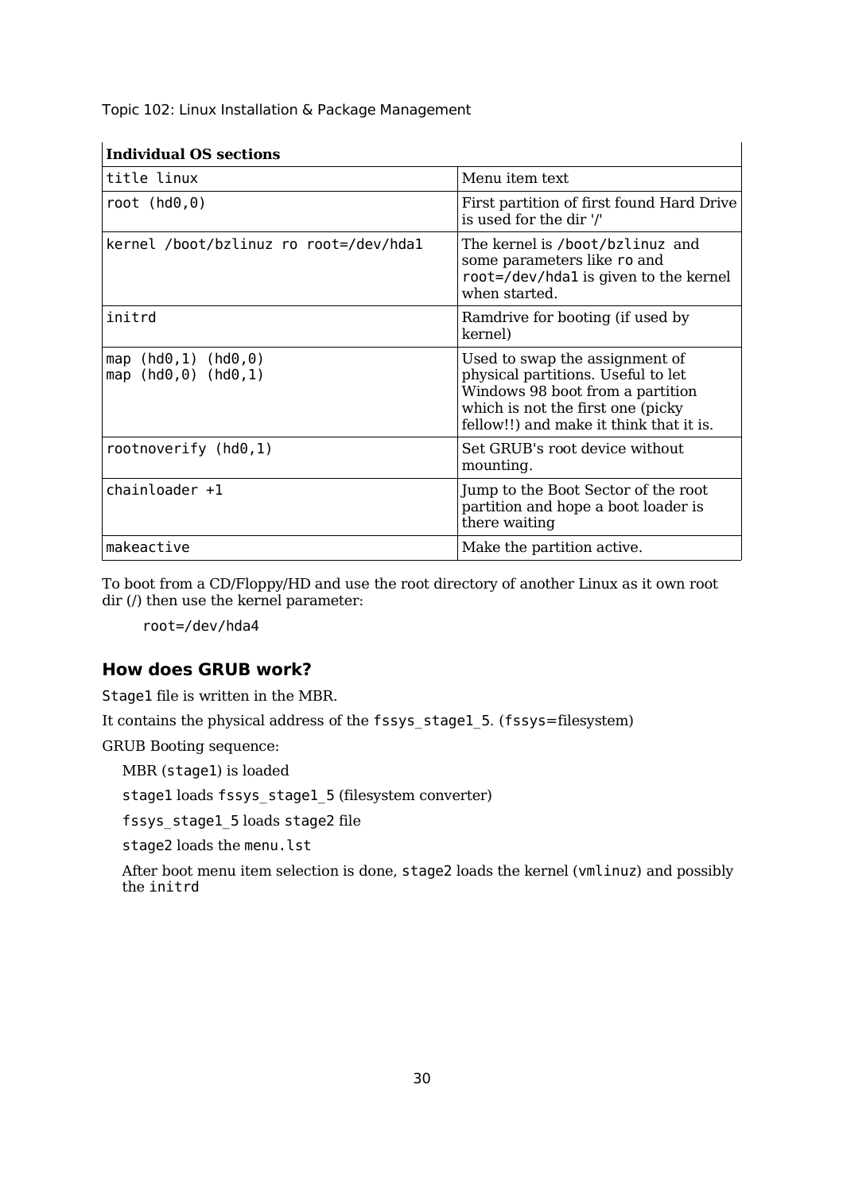| Individual OS sections | |
|---|---|
| `title linux` | Menu item text |
| `root (hd0,0)` | First partition of first found Hard Drive is used for the dir '/' |
| `kernel /boot/bzlinuz ro root=/dev/hda1` | The kernel is `/boot/bzlinuz` and some parameters like `ro` and `root=/dev/hda1` is given to the kernel when started. |
| `initrd` | Ramdrive for booting (if used by kernel) |
| `map (hd0,1) (hd0,0)`<br>`map (hd0,0) (hd0,1)` | Used to swap the assignment of physical partitions. Useful to let Windows 98 boot from a partition which is not the first one (picky fellow!!) and make it think that it is. |
| `rootnoverify (hd0,1)` | Set GRUB's root device without mounting. |
| `chainloader +1` | Jump to the Boot Sector of the root partition and hope a boot loader is there waiting |
| `makeactive` | Make the partition active. |

To boot from a CD/Floppy/HD and use the root directory of another Linux as it own root dir (/) then use the kernel parameter:

```
root=/dev/hda4
```

## How does GRUB work?

`Stage1` file is written in the MBR.

It contains the physical address of the `fssys_stage1_5`. (`fssys`=filesystem)

GRUB Booting sequence:

- MBR (`stage1`) is loaded
- `stage1` loads `fssys_stage1_5` (filesystem converter)
- `fssys_stage1_5` loads `stage2` file
- `stage2` loads the `menu.lst`
- After boot menu item selection is done, `stage2` loads the kernel (`vmlinuz`) and possibly the `initrd`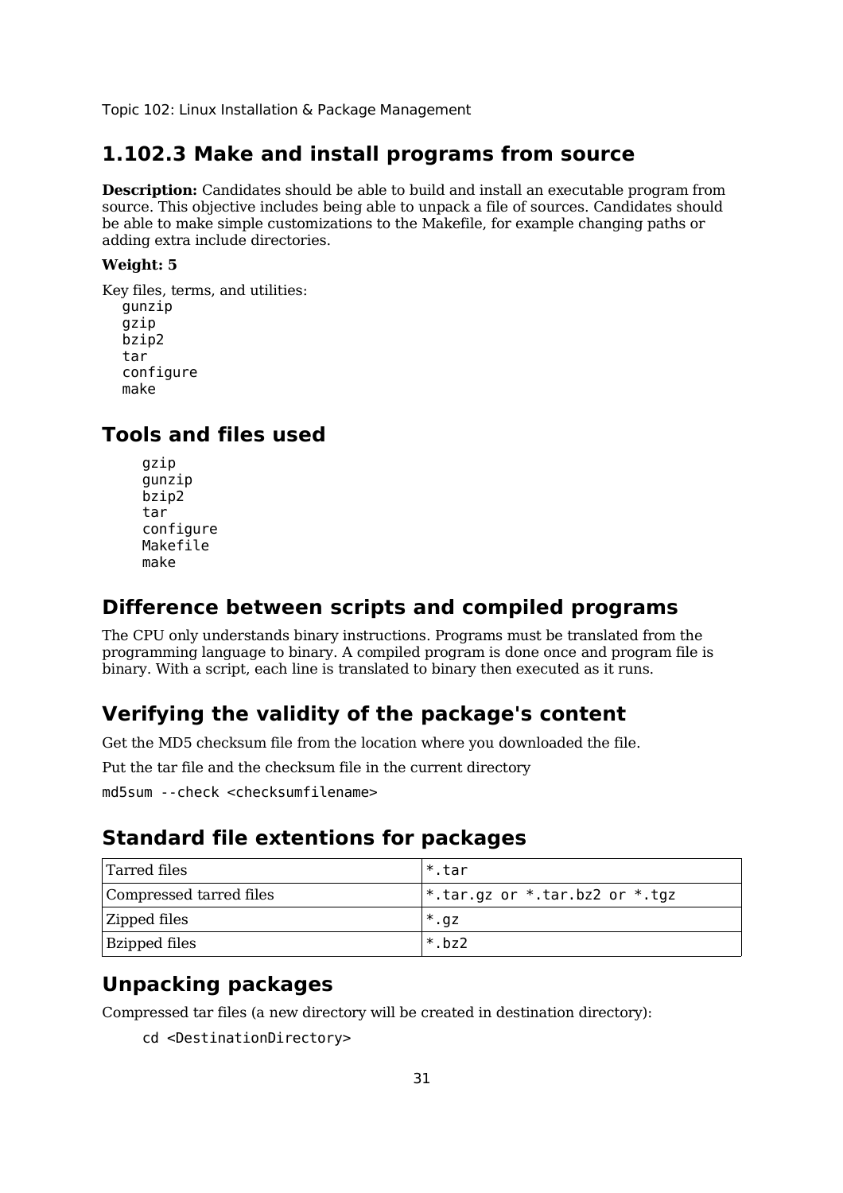## 1.102.3 Make and install programs from source

**Description:** Candidates should be able to build and install an executable program from source. This objective includes being able to unpack a file of sources. Candidates should be able to make simple customizations to the Makefile, for example changing paths or adding extra include directories.

**Weight: 5**

Key files, terms, and utilities:

```
gunzip
gzip
bzip2
tar
configure
make
```

## Tools and files used

```
gzip
gunzip
bzip2
tar
configure
Makefile
make
```

## Difference between scripts and compiled programs

The CPU only understands binary instructions. Programs must be translated from the programming language to binary. A compiled program is done once and program file is binary. With a script, each line is translated to binary then executed as it runs.

## Verifying the validity of the package's content

Get the MD5 checksum file from the location where you downloaded the file.

Put the tar file and the checksum file in the current directory

```
md5sum --check <checksumfilename>
```

## Standard file extentions for packages

| Tarred files | *.tar |
|---|---|
| Compressed tarred files | *.tar.gz or *.tar.bz2 or *.tgz |
| Zipped files | *.gz |
| Bzipped files | *.bz2 |

## Unpacking packages

Compressed tar files (a new directory will be created in destination directory):

```
cd <DestinationDirectory>
```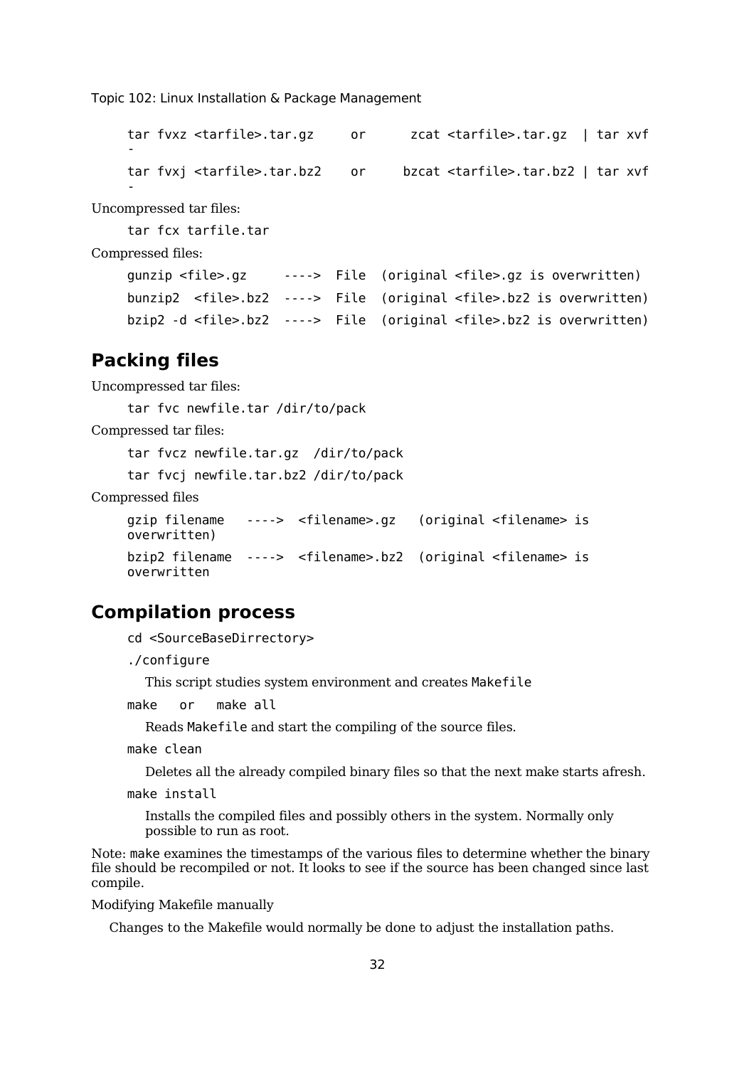```
tar fvxz <tarfile>.tar.gz     or      zcat <tarfile>.tar.gz  | tar xvf -
tar fvxj <tarfile>.tar.bz2    or     bzcat <tarfile>.tar.bz2 | tar xvf -
```

Uncompressed tar files:

```
tar fcx tarfile.tar
```

Compressed files:

```
gunzip <file>.gz     ---->  File  (original <file>.gz is overwritten)
bunzip2  <file>.bz2  ---->  File  (original <file>.bz2 is overwritten)
bzip2 -d <file>.bz2  ---->  File  (original <file>.bz2 is overwritten)
```

## Packing files

Uncompressed tar files:

```
tar fvc newfile.tar /dir/to/pack
```

Compressed tar files:

```
tar fvcz newfile.tar.gz  /dir/to/pack
tar fvcj newfile.tar.bz2 /dir/to/pack
```

Compressed files

```
gzip filename   ---->  <filename>.gz   (original <filename> is overwritten)
bzip2 filename  ---->  <filename>.bz2  (original <filename> is overwritten
```

## Compilation process

`cd <SourceBaseDirrectory>`

`./configure`

This script studies system environment and creates `Makefile`

`make   or   make all`

Reads `Makefile` and start the compiling of the source files.

`make clean`

Deletes all the already compiled binary files so that the next make starts afresh.

`make install`

Installs the compiled files and possibly others in the system. Normally only possible to run as root.

Note: `make` examines the timestamps of the various files to determine whether the binary file should be recompiled or not. It looks to see if the source has been changed since last compile.

Modifying Makefile manually

Changes to the Makefile would normally be done to adjust the installation paths.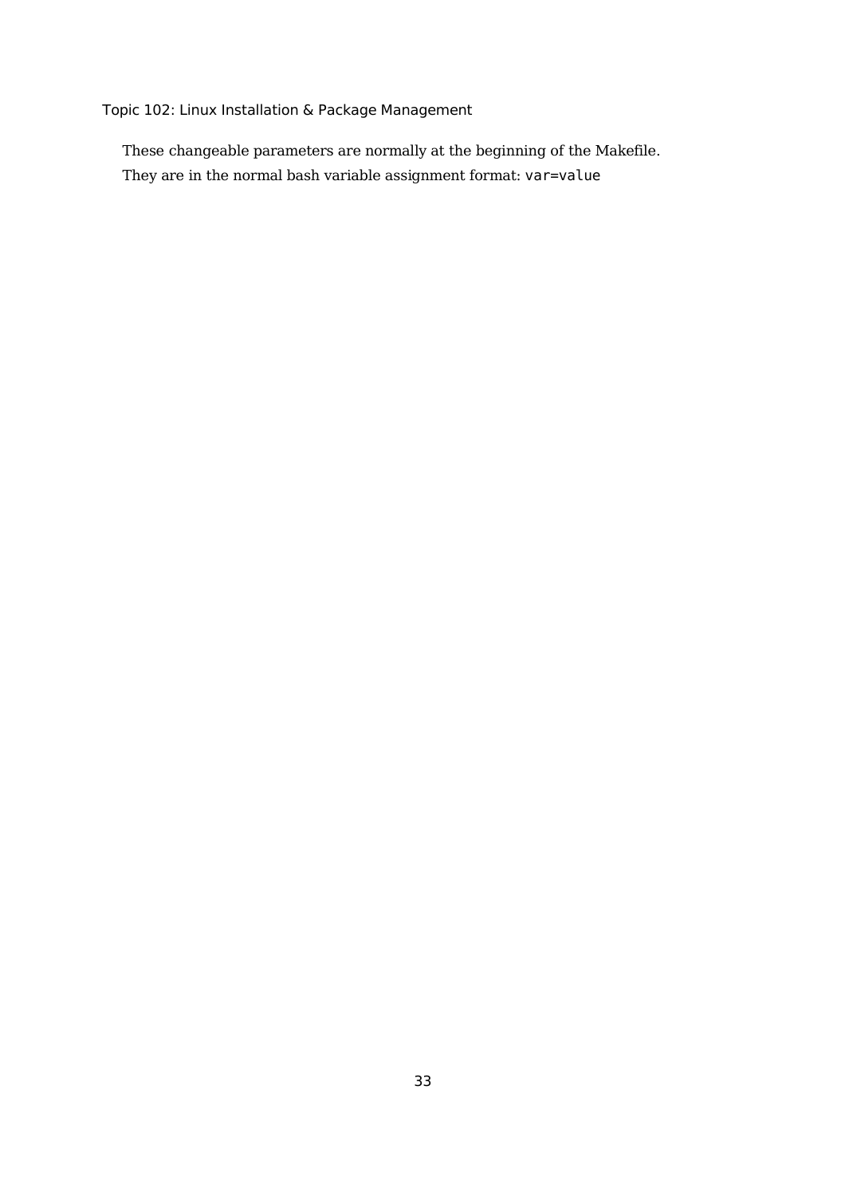These changeable parameters are normally at the beginning of the Makefile.

They are in the normal bash variable assignment format: `var=value`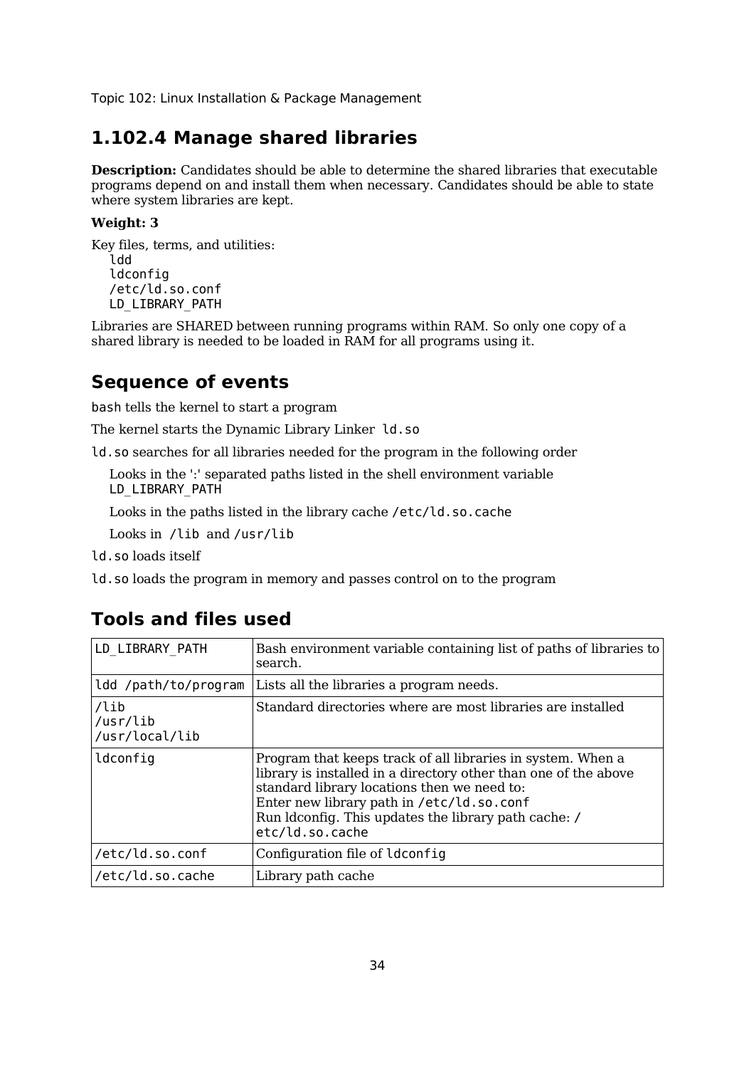# 1.102.4 Manage shared libraries

**Description:** Candidates should be able to determine the shared libraries that executable programs depend on and install them when necessary. Candidates should be able to state where system libraries are kept.

**Weight: 3**

Key files, terms, and utilities:

```
ldd
ldconfig
/etc/ld.so.conf
LD_LIBRARY_PATH
```

Libraries are SHARED between running programs within RAM. So only one copy of a shared library is needed to be loaded in RAM for all programs using it.

## Sequence of events

`bash` tells the kernel to start a program

The kernel starts the Dynamic Library Linker `ld.so`

`ld.so` searches for all libraries needed for the program in the following order

- Looks in the ':' separated paths listed in the shell environment variable `LD_LIBRARY_PATH`
- Looks in the paths listed in the library cache `/etc/ld.so.cache`
- Looks in `/lib` and `/usr/lib`

`ld.so` loads itself

`ld.so` loads the program in memory and passes control on to the program

## Tools and files used

| | |
|---|---|
| `LD_LIBRARY_PATH` | Bash environment variable containing list of paths of libraries to search. |
| `ldd /path/to/program` | Lists all the libraries a program needs. |
| `/lib`<br>`/usr/lib`<br>`/usr/local/lib` | Standard directories where are most libraries are installed |
| `ldconfig` | Program that keeps track of all libraries in system. When a library is installed in a directory other than one of the above standard library locations then we need to:<br>Enter new library path in `/etc/ld.so.conf`<br>Run ldconfig. This updates the library path cache: `/etc/ld.so.cache` |
| `/etc/ld.so.conf` | Configuration file of `ldconfig` |
| `/etc/ld.so.cache` | Library path cache |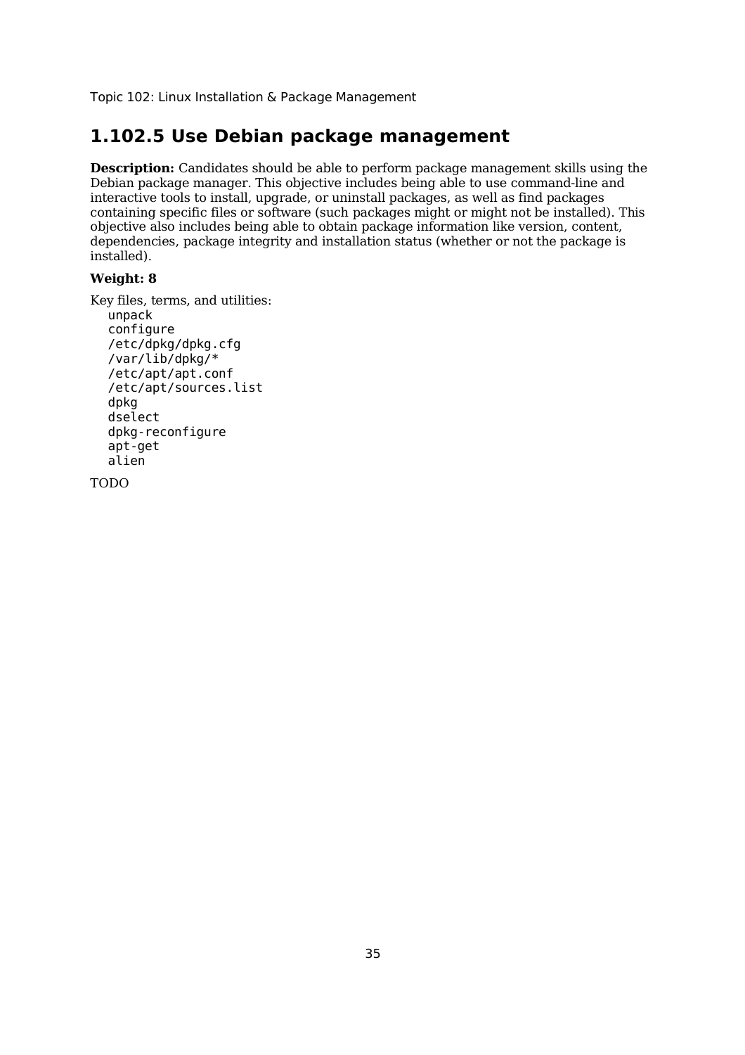## 1.102.5 Use Debian package management

**Description:** Candidates should be able to perform package management skills using the Debian package manager. This objective includes being able to use command-line and interactive tools to install, upgrade, or uninstall packages, as well as find packages containing specific files or software (such packages might or might not be installed). This objective also includes being able to obtain package information like version, content, dependencies, package integrity and installation status (whether or not the package is installed).

**Weight: 8**

Key files, terms, and utilities:

```
unpack
configure
/etc/dpkg/dpkg.cfg
/var/lib/dpkg/*
/etc/apt/apt.conf
/etc/apt/sources.list
dpkg
dselect
dpkg-reconfigure
apt-get
alien
```

TODO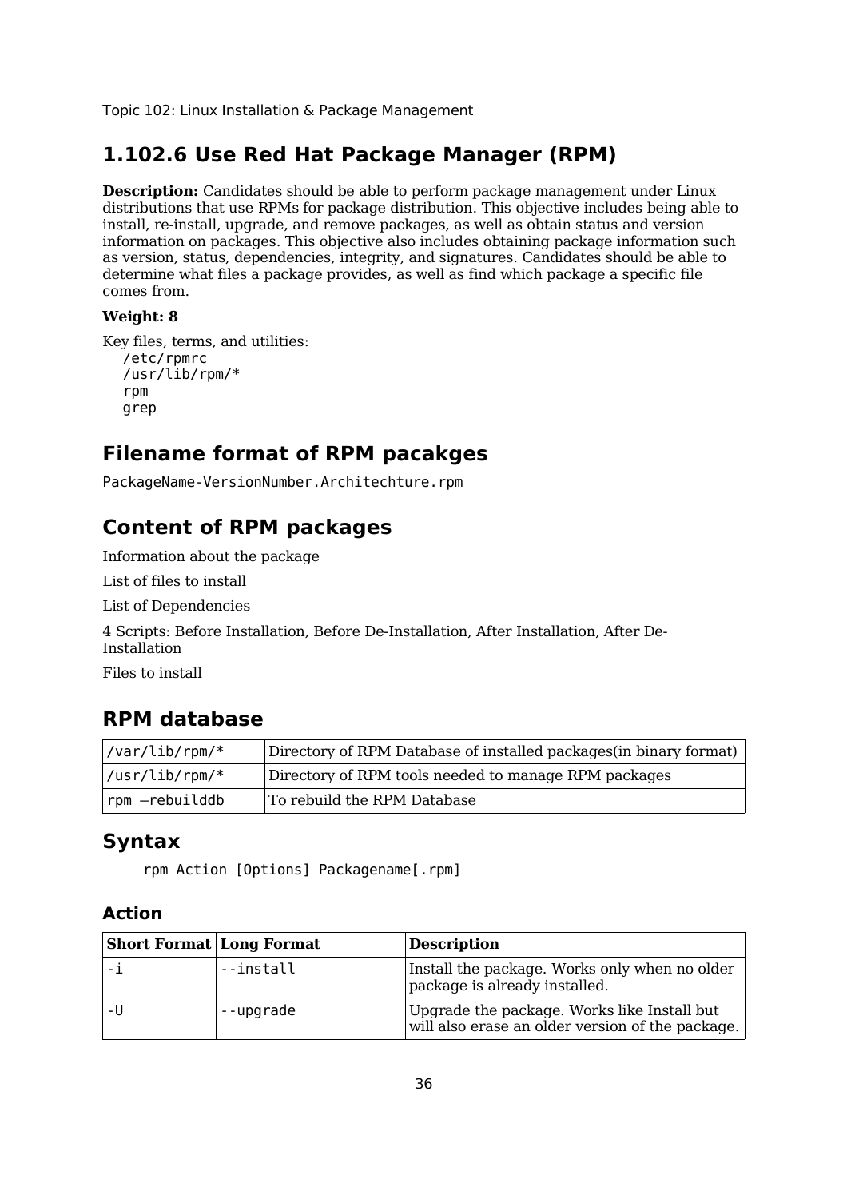Topic 102: Linux Installation & Package Management

## 1.102.6 Use Red Hat Package Manager (RPM)

**Description:** Candidates should be able to perform package management under Linux distributions that use RPMs for package distribution. This objective includes being able to install, re-install, upgrade, and remove packages, as well as obtain status and version information on packages. This objective also includes obtaining package information such as version, status, dependencies, integrity, and signatures. Candidates should be able to determine what files a package provides, as well as find which package a specific file comes from.

**Weight: 8**

Key files, terms, and utilities:

```
/etc/rpmrc
/usr/lib/rpm/*
rpm
grep
```

## Filename format of RPM pacakges

`PackageName-VersionNumber.Architechture.rpm`

## Content of RPM packages

Information about the package

List of files to install

List of Dependencies

4 Scripts: Before Installation, Before De-Installation, After Installation, After De-Installation

Files to install

## RPM database

| | |
|---|---|
| `/var/lib/rpm/*` | Directory of RPM Database of installed packages(in binary format) |
| `/usr/lib/rpm/*` | Directory of RPM tools needed to manage RPM packages |
| `rpm –rebuilddb` | To rebuild the RPM Database |

## Syntax

```
rpm Action [Options] Packagename[.rpm]
```

### Action

| Short Format | Long Format | Description |
|---|---|---|
| `-i` | `--install` | Install the package. Works only when no older package is already installed. |
| `-U` | `--upgrade` | Upgrade the package. Works like Install but will also erase an older version of the package. |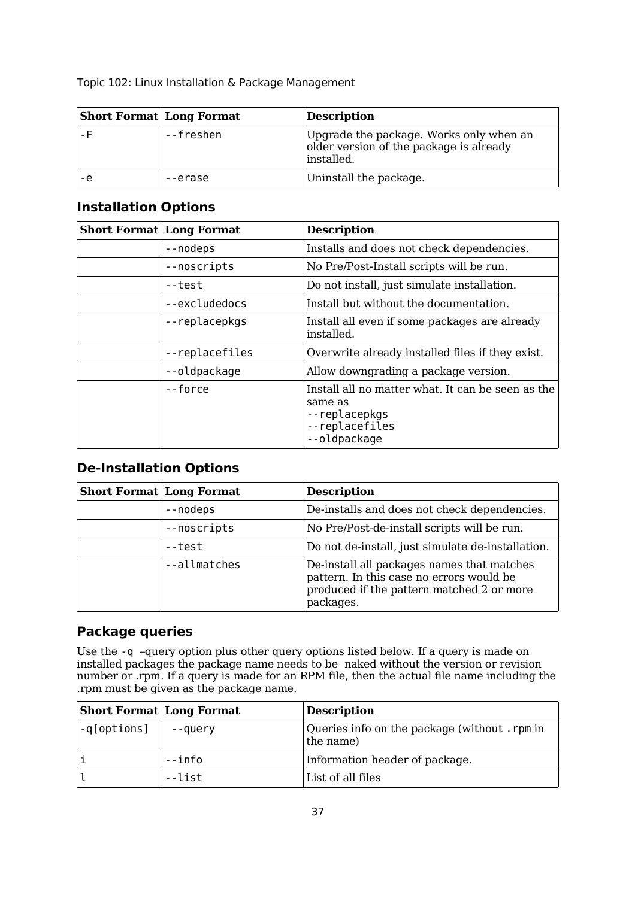| Short Format | Long Format | Description |
|---|---|---|
| -F | --freshen | Upgrade the package. Works only when an older version of the package is already installed. |
| -e | --erase | Uninstall the package. |

## Installation Options

| Short Format | Long Format | Description |
|---|---|---|
| | --nodeps | Installs and does not check dependencies. |
| | --noscripts | No Pre/Post-Install scripts will be run. |
| | --test | Do not install, just simulate installation. |
| | --excludedocs | Install but without the documentation. |
| | --replacepkgs | Install all even if some packages are already installed. |
| | --replacefiles | Overwrite already installed files if they exist. |
| | --oldpackage | Allow downgrading a package version. |
| | --force | Install all no matter what. It can be seen as the same as --replacepkgs --replacefiles --oldpackage |

## De-Installation Options

| Short Format | Long Format | Description |
|---|---|---|
| | --nodeps | De-installs and does not check dependencies. |
| | --noscripts | No Pre/Post-de-install scripts will be run. |
| | --test | Do not de-install, just simulate de-installation. |
| | --allmatches | De-install all packages names that matches pattern. In this case no errors would be produced if the pattern matched 2 or more packages. |

## Package queries

Use the `-q` –query option plus other query options listed below. If a query is made on installed packages the package name needs to be naked without the version or revision number or .rpm. If a query is made for an RPM file, then the actual file name including the .rpm must be given as the package name.

| Short Format | Long Format | Description |
|---|---|---|
| -q[options] | --query | Queries info on the package (without .rpm in the name) |
| i | --info | Information header of package. |
| l | --list | List of all files |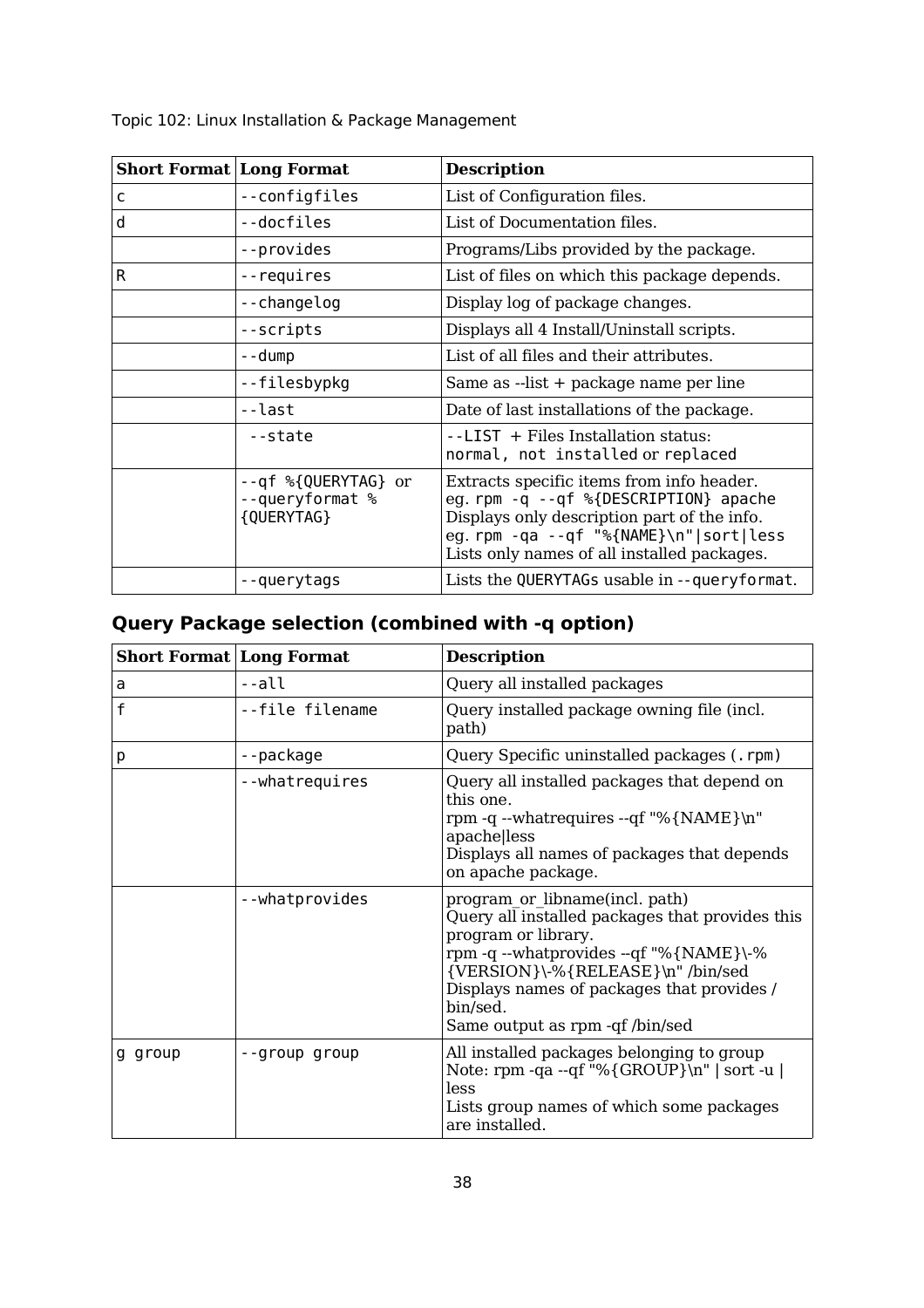| Short Format | Long Format | Description |
|---|---|---|
| c | --configfiles | List of Configuration files. |
| d | --docfiles | List of Documentation files. |
| | --provides | Programs/Libs provided by the package. |
| R | --requires | List of files on which this package depends. |
| | --changelog | Display log of package changes. |
| | --scripts | Displays all 4 Install/Uninstall scripts. |
| | --dump | List of all files and their attributes. |
| | --filesbypkg | Same as --list + package name per line |
| | --last | Date of last installations of the package. |
| | --state | --LIST + Files Installation status: normal, not installed or replaced |
| | --qf %{QUERYTAG} or --queryformat %{QUERYTAG} | Extracts specific items from info header. eg. rpm -q --qf %{DESCRIPTION} apache Displays only description part of the info. eg. rpm -qa --qf "%{NAME}\n"\|sort\|less Lists only names of all installed packages. |
| | --querytags | Lists the QUERYTAGs usable in --queryformat. |

## Query Package selection (combined with -q option)

| Short Format | Long Format | Description |
|---|---|---|
| a | --all | Query all installed packages |
| f | --file filename | Query installed package owning file (incl. path) |
| p | --package | Query Specific uninstalled packages (.rpm) |
| | --whatrequires | Query all installed packages that depend on this one. rpm -q --whatrequires --qf "%{NAME}\n" apache\|less Displays all names of packages that depends on apache package. |
| | --whatprovides | program_or_libname(incl. path) Query all installed packages that provides this program or library. rpm -q --whatprovides --qf "%{NAME}\-%{VERSION}\-%{RELEASE}\n" /bin/sed Displays names of packages that provides /bin/sed. Same output as rpm -qf /bin/sed |
| g group | --group group | All installed packages belonging to group Note: rpm -qa --qf "%{GROUP}\n" \| sort -u \| less Lists group names of which some packages are installed. |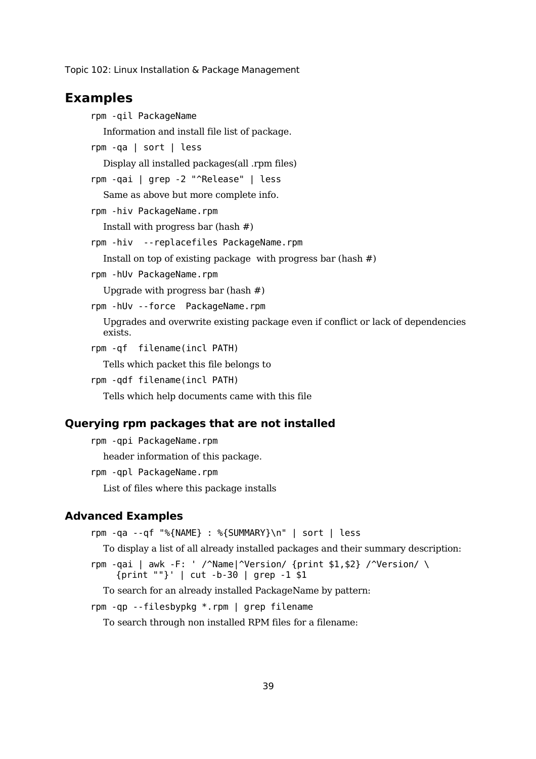## Examples

```
rpm -qil PackageName
```

Information and install file list of package.

```
rpm -qa | sort | less
```

Display all installed packages(all .rpm files)

```
rpm -qai | grep -2 "^Release" | less
```

Same as above but more complete info.

```
rpm -hiv PackageName.rpm
```

Install with progress bar (hash #)

```
rpm -hiv  --replacefiles PackageName.rpm
```

Install on top of existing package  with progress bar (hash #)

```
rpm -hUv PackageName.rpm
```

Upgrade with progress bar (hash #)

```
rpm -hUv --force  PackageName.rpm
```

Upgrades and overwrite existing package even if conflict or lack of dependencies exists.

```
rpm -qf  filename(incl PATH)
```

Tells which packet this file belongs to

```
rpm -qdf filename(incl PATH)
```

Tells which help documents came with this file

### Querying rpm packages that are not installed

```
rpm -qpi PackageName.rpm
```

header information of this package.

```
rpm -qpl PackageName.rpm
```

List of files where this package installs

### Advanced Examples

```
rpm -qa --qf "%{NAME} : %{SUMMARY}\n" | sort | less
```

To display a list of all already installed packages and their summary description:

```
rpm -qai | awk -F: ' /^Name|^Version/ {print $1,$2} /^Version/ \
    {print ""}' | cut -b-30 | grep -1 $1
```

To search for an already installed PackageName by pattern:

```
rpm -qp --filesbypkg *.rpm | grep filename
```

To search through non installed RPM files for a filename: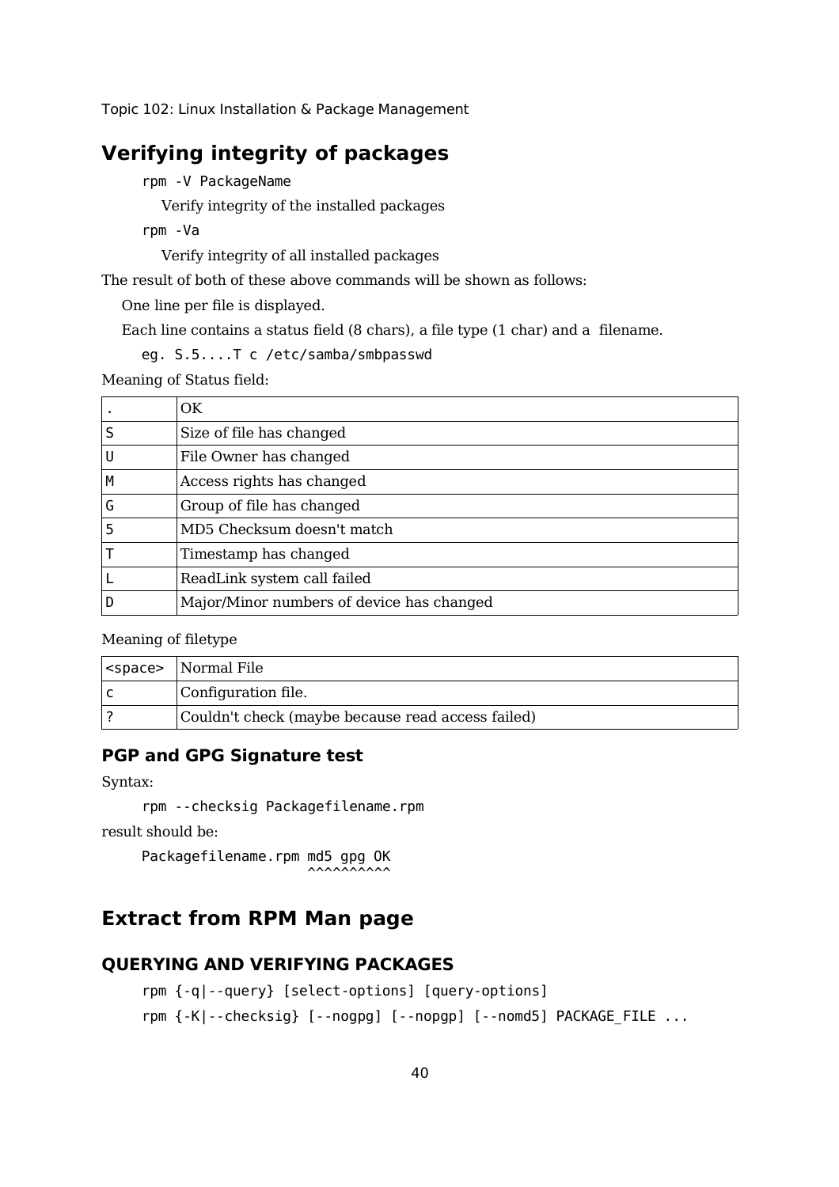## Verifying integrity of packages

`rpm -V PackageName`

Verify integrity of the installed packages

`rpm -Va`

Verify integrity of all installed packages

The result of both of these above commands will be shown as follows:

One line per file is displayed.

Each line contains a status field (8 chars), a file type (1 char) and a filename.

`eg. S.5....T c /etc/samba/smbpasswd`

Meaning of Status field:

| | |
|---|---|
| . | OK |
| S | Size of file has changed |
| U | File Owner has changed |
| M | Access rights has changed |
| G | Group of file has changed |
| 5 | MD5 Checksum doesn't match |
| T | Timestamp has changed |
| L | ReadLink system call failed |
| D | Major/Minor numbers of device has changed |

Meaning of filetype

| | |
|---|---|
| <space> | Normal File |
| c | Configuration file. |
| ? | Couldn't check (maybe because read access failed) |

### PGP and GPG Signature test

Syntax:

```
rpm --checksig Packagefilename.rpm
```

result should be:

```
Packagefilename.rpm md5 gpg OK
                    ^^^^^^^^^^
```

## Extract from RPM Man page

### QUERYING AND VERIFYING PACKAGES

```
rpm {-q|--query} [select-options] [query-options]
rpm {-K|--checksig} [--nogpg] [--nopgp] [--nomd5] PACKAGE_FILE ...
```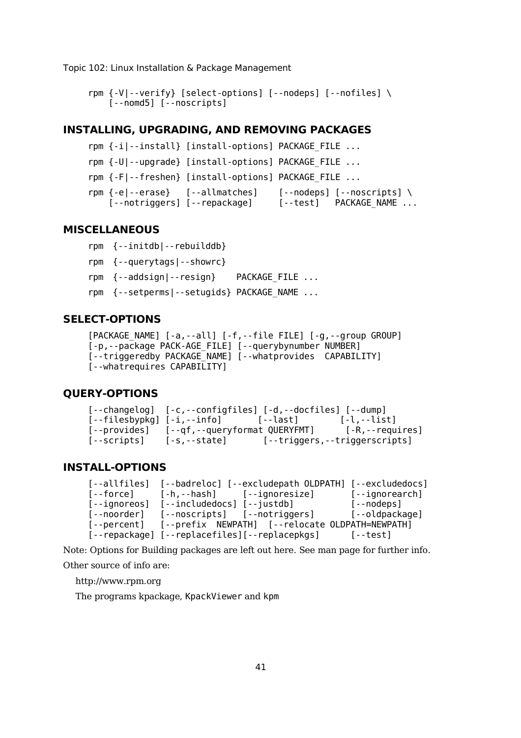```
rpm {-V|--verify} [select-options] [--nodeps] [--nofiles] \
    [--nomd5] [--noscripts]
```

### INSTALLING, UPGRADING, AND REMOVING PACKAGES

```
rpm {-i|--install} [install-options] PACKAGE_FILE ...
rpm {-U|--upgrade} [install-options] PACKAGE_FILE ...
rpm {-F|--freshen} [install-options] PACKAGE_FILE ...
rpm {-e|--erase}   [--allmatches]    [--nodeps] [--noscripts] \
    [--notriggers] [--repackage]     [--test]   PACKAGE_NAME ...
```

### MISCELLANEOUS

```
rpm  {--initdb|--rebuilddb}
rpm  {--querytags|--showrc}
rpm  {--addsign|--resign}    PACKAGE_FILE ...
rpm  {--setperms|--setugids} PACKAGE_NAME ...
```

### SELECT-OPTIONS

```
[PACKAGE_NAME] [-a,--all] [-f,--file FILE] [-g,--group GROUP]
[-p,--package PACK-AGE_FILE] [--querybynumber NUMBER]
[--triggeredby PACKAGE_NAME] [--whatprovides  CAPABILITY]
[--whatrequires CAPABILITY]
```

### QUERY-OPTIONS

```
[--changelog]  [-c,--configfiles] [-d,--docfiles] [--dump]
[--filesbypkg] [-i,--info]       [--last]        [-l,--list]
[--provides]   [--qf,--queryformat QUERYFMT]      [-R,--requires]
[--scripts]    [-s,--state]       [--triggers,--triggerscripts]
```

### INSTALL-OPTIONS

```
[--allfiles]  [--badreloc] [--excludepath OLDPATH] [--excludedocs]
[--force]     [-h,--hash]     [--ignoresize]       [--ignorearch]
[--ignoreos]  [--includedocs] [--justdb]           [--nodeps]
[--noorder]   [--noscripts]   [--notriggers]       [--oldpackage]
[--percent]   [--prefix  NEWPATH]  [--relocate OLDPATH=NEWPATH]
[--repackage] [--replacefiles][--replacepkgs]      [--test]
```

Note: Options for Building packages are left out here. See man page for further info.

Other source of info are:

http://www.rpm.org

The programs kpackage, `KpackViewer` and `kpm`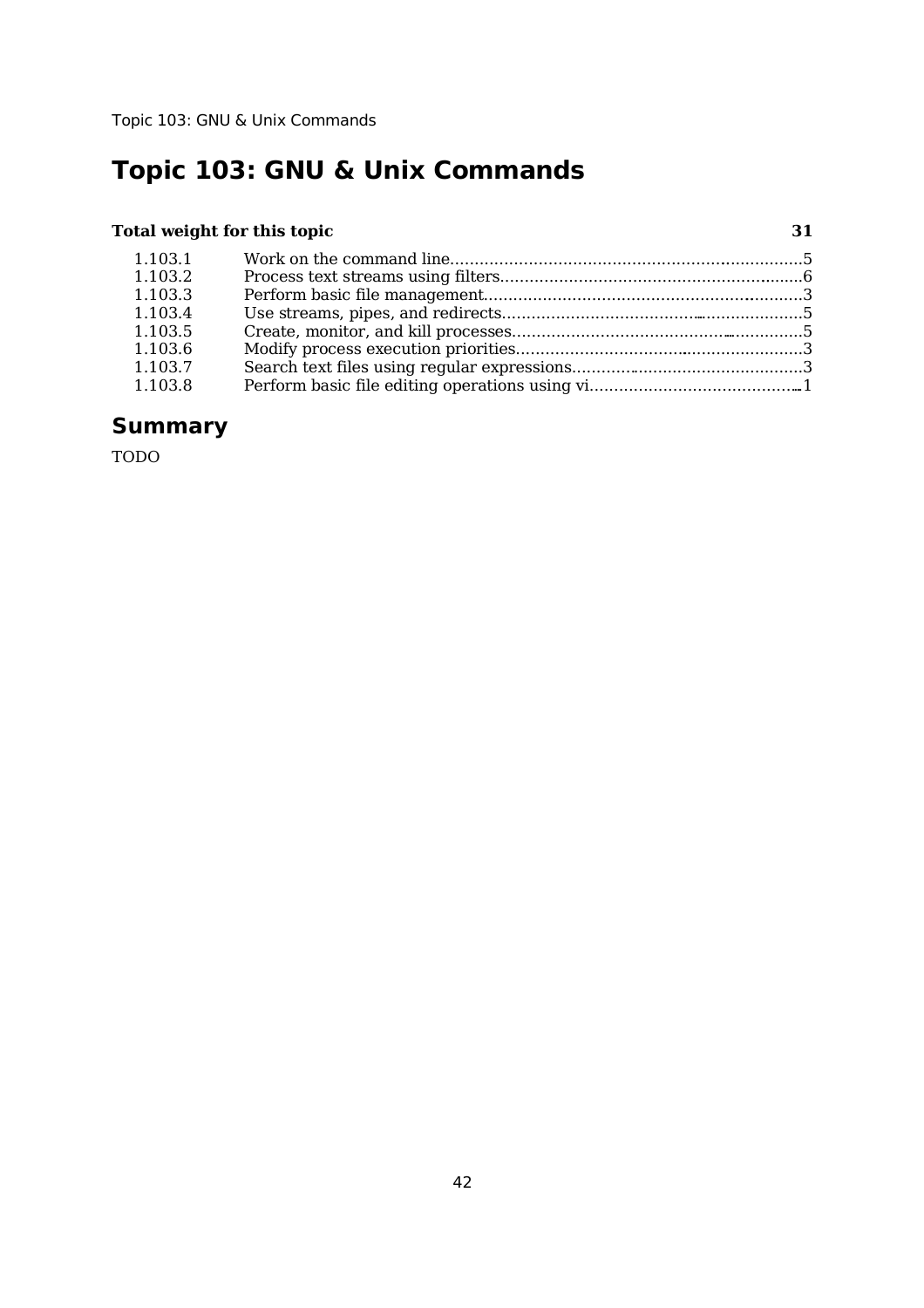# Topic 103: GNU & Unix Commands

| Total weight for this topic | | 31 |
| --- | --- | --- |
| 1.103.1 | Work on the command line | 5 |
| 1.103.2 | Process text streams using filters | 6 |
| 1.103.3 | Perform basic file management | 3 |
| 1.103.4 | Use streams, pipes, and redirects | 5 |
| 1.103.5 | Create, monitor, and kill processes | 5 |
| 1.103.6 | Modify process execution priorities | 3 |
| 1.103.7 | Search text files using regular expressions | 3 |
| 1.103.8 | Perform basic file editing operations using vi | 1 |

## Summary

TODO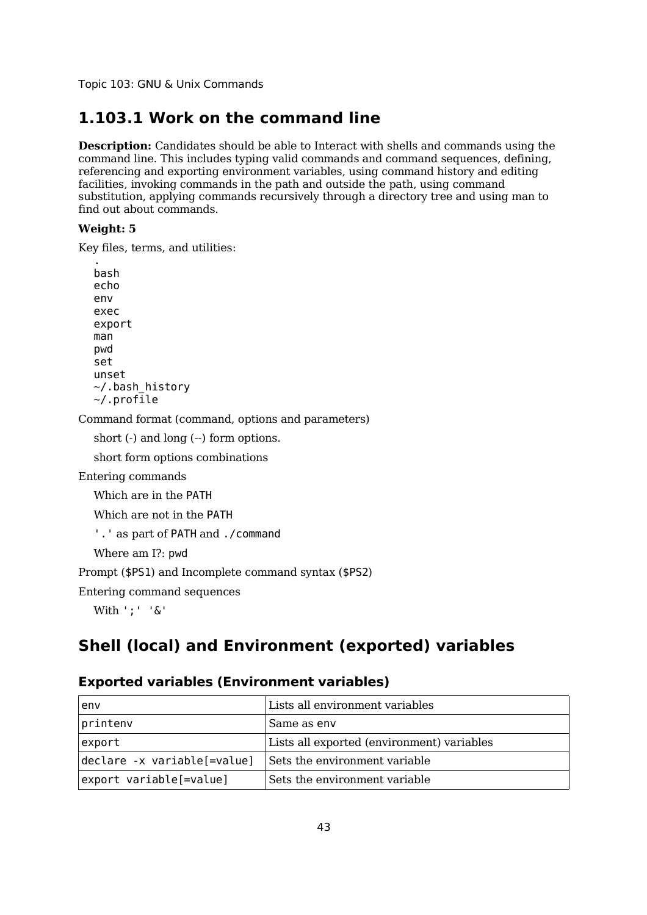Topic 103: GNU & Unix Commands

## 1.103.1 Work on the command line

**Description:** Candidates should be able to Interact with shells and commands using the command line. This includes typing valid commands and command sequences, defining, referencing and exporting environment variables, using command history and editing facilities, invoking commands in the path and outside the path, using command substitution, applying commands recursively through a directory tree and using man to find out about commands.

**Weight: 5**

Key files, terms, and utilities:

```
.
bash
echo
env
exec
export
man
pwd
set
unset
~/.bash_history
~/.profile
```

Command format (command, options and parameters)

- short (-) and long (--) form options.
- short form options combinations

Entering commands

- Which are in the `PATH`
- Which are not in the `PATH`
- `'.'` as part of `PATH` and `./command`
- Where am I?: `pwd`

Prompt (`$PS1`) and Incomplete command syntax (`$PS2`)

Entering command sequences

- With `';' '&'`

## Shell (local) and Environment (exported) variables

### Exported variables (Environment variables)

| | |
|---|---|
| `env` | Lists all environment variables |
| `printenv` | Same as `env` |
| `export` | Lists all exported (environment) variables |
| `declare -x variable[=value]` | Sets the environment variable |
| `export variable[=value]` | Sets the environment variable |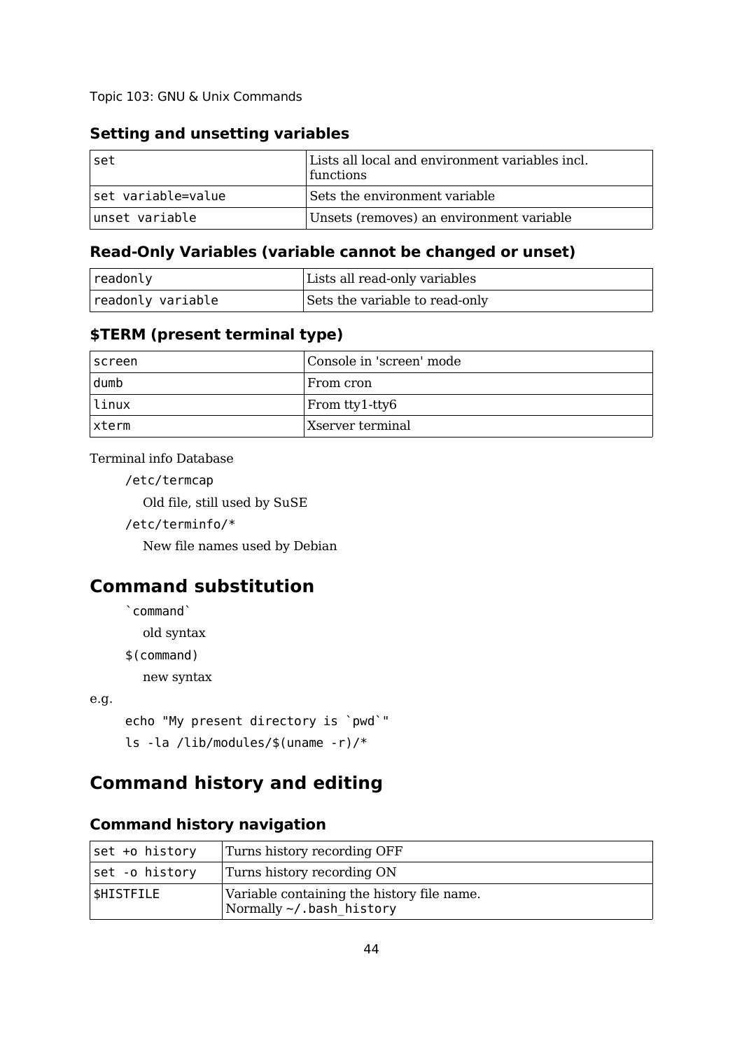### Setting and unsetting variables

| | |
|---|---|
| `set` | Lists all local and environment variables incl. functions |
| `set variable=value` | Sets the environment variable |
| `unset variable` | Unsets (removes) an environment variable |

### Read-Only Variables (variable cannot be changed or unset)

| | |
|---|---|
| `readonly` | Lists all read-only variables |
| `readonly variable` | Sets the variable to read-only |

### $TERM (present terminal type)

| | |
|---|---|
| `screen` | Console in 'screen' mode |
| `dumb` | From cron |
| `linux` | From tty1-tty6 |
| `xterm` | Xserver terminal |

Terminal info Database

`/etc/termcap`

Old file, still used by SuSE

`/etc/terminfo/*`

New file names used by Debian

## Command substitution

`` `command` ``

old syntax

`$(command)`

new syntax

e.g.

```
echo "My present directory is `pwd`"
ls -la /lib/modules/$(uname -r)/*
```

## Command history and editing

### Command history navigation

| | |
|---|---|
| `set +o history` | Turns history recording OFF |
| `set -o history` | Turns history recording ON |
| `$HISTFILE` | Variable containing the history file name. Normally `~/.bash_history` |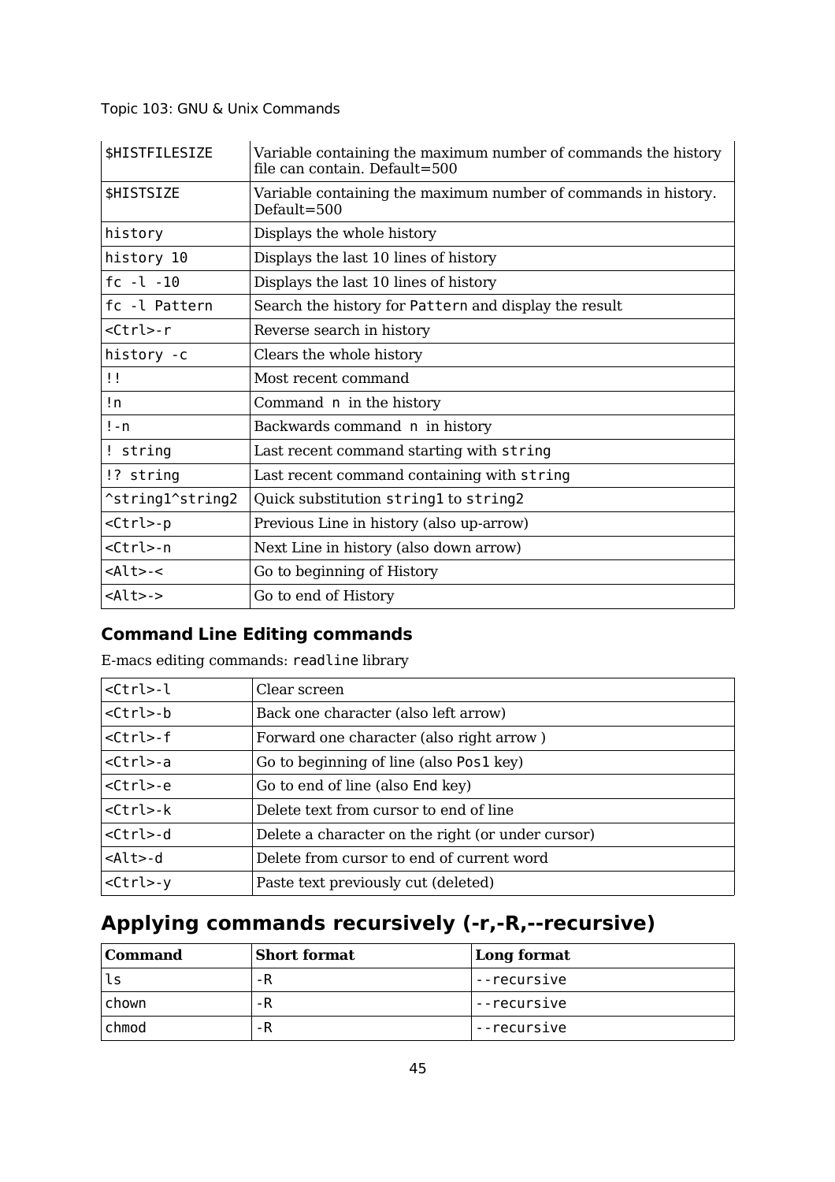| | |
|---|---|
| $HISTFILESIZE | Variable containing the maximum number of commands the history file can contain. Default=500 |
| $HISTSIZE | Variable containing the maximum number of commands in history. Default=500 |
| history | Displays the whole history |
| history 10 | Displays the last 10 lines of history |
| fc -l -10 | Displays the last 10 lines of history |
| fc -l Pattern | Search the history for Pattern and display the result |
| <Ctrl>-r | Reverse search in history |
| history -c | Clears the whole history |
| !! | Most recent command |
| !n | Command n in the history |
| !-n | Backwards command n in history |
| ! string | Last recent command starting with string |
| !? string | Last recent command containing with string |
| ^string1^string2 | Quick substitution string1 to string2 |
| <Ctrl>-p | Previous Line in history (also up-arrow) |
| <Ctrl>-n | Next Line in history (also down arrow) |
| <Alt>-< | Go to beginning of History |
| <Alt>-> | Go to end of History |

### Command Line Editing commands

E-macs editing commands: readline library

| | |
|---|---|
| <Ctrl>-l | Clear screen |
| <Ctrl>-b | Back one character (also left arrow) |
| <Ctrl>-f | Forward one character (also right arrow ) |
| <Ctrl>-a | Go to beginning of line (also Pos1 key) |
| <Ctrl>-e | Go to end of line (also End key) |
| <Ctrl>-k | Delete text from cursor to end of line |
| <Ctrl>-d | Delete a character on the right (or under cursor) |
| <Alt>-d | Delete from cursor to end of current word |
| <Ctrl>-y | Paste text previously cut (deleted) |

## Applying commands recursively (-r,-R,--recursive)

| Command | Short format | Long format |
|---|---|---|
| ls | -R | --recursive |
| chown | -R | --recursive |
| chmod | -R | --recursive |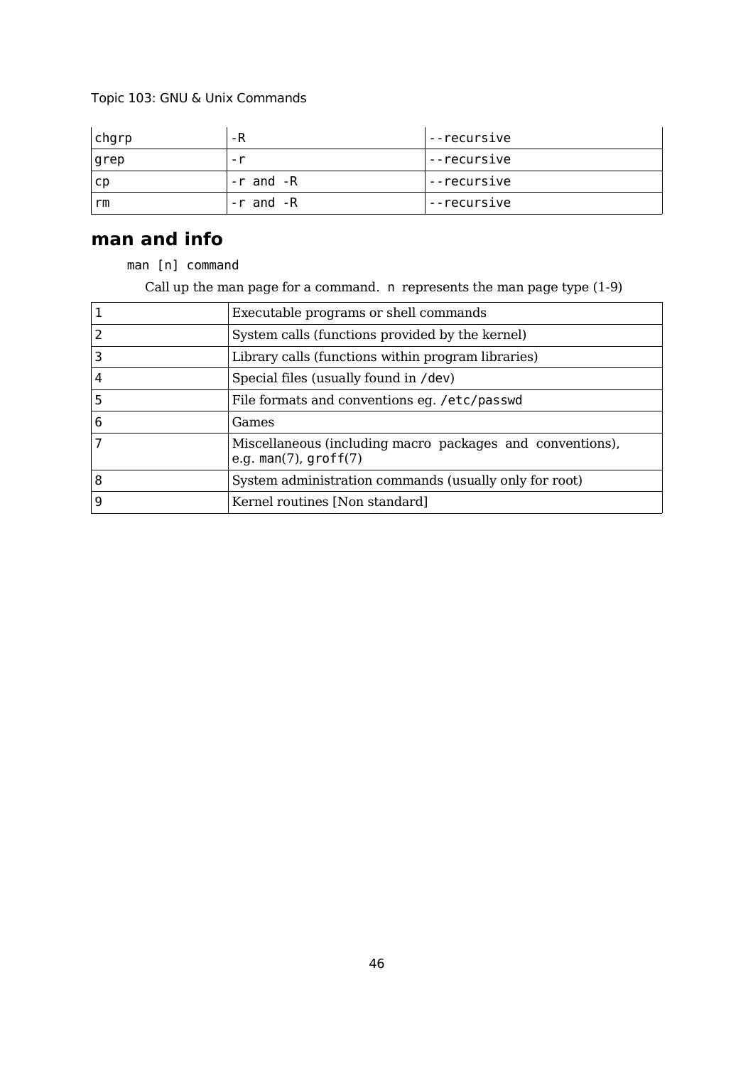| chgrp | -R | --recursive |
| --- | --- | --- |
| grep | -r | --recursive |
| cp | -r and -R | --recursive |
| rm | -r and -R | --recursive |

## man and info

`man [n] command`

Call up the man page for a command. `n` represents the man page type (1-9)

| 1 | Executable programs or shell commands |
| --- | --- |
| 2 | System calls (functions provided by the kernel) |
| 3 | Library calls (functions within program libraries) |
| 4 | Special files (usually found in `/dev`) |
| 5 | File formats and conventions eg. `/etc/passwd` |
| 6 | Games |
| 7 | Miscellaneous (including macro packages and conventions), e.g. `man`(7), `groff`(7) |
| 8 | System administration commands (usually only for root) |
| 9 | Kernel routines [Non standard] |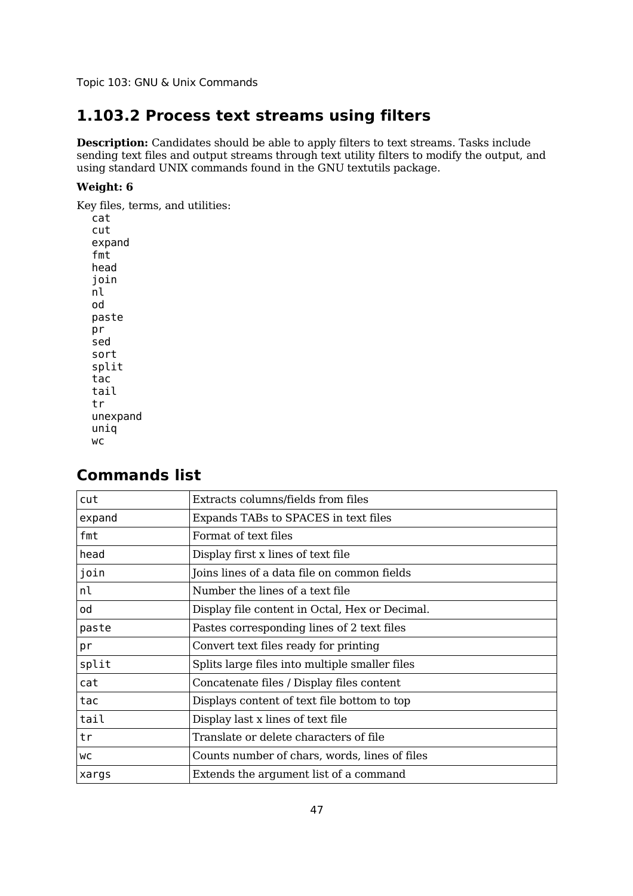Topic 103: GNU & Unix Commands

## 1.103.2 Process text streams using filters

**Description:** Candidates should be able to apply filters to text streams. Tasks include sending text files and output streams through text utility filters to modify the output, and using standard UNIX commands found in the GNU textutils package.

**Weight: 6**

Key files, terms, and utilities:

```
cat
cut
expand
fmt
head
join
nl
od
paste
pr
sed
sort
split
tac
tail
tr
unexpand
uniq
wc
```

## Commands list

| | |
|---|---|
| `cut` | Extracts columns/fields from files |
| `expand` | Expands TABs to SPACES in text files |
| `fmt` | Format of text files |
| `head` | Display first x lines of text file |
| `join` | Joins lines of a data file on common fields |
| `nl` | Number the lines of a text file |
| `od` | Display file content in Octal, Hex or Decimal. |
| `paste` | Pastes corresponding lines of 2 text files |
| `pr` | Convert text files ready for printing |
| `split` | Splits large files into multiple smaller files |
| `cat` | Concatenate files / Display files content |
| `tac` | Displays content of text file bottom to top |
| `tail` | Display last x lines of text file |
| `tr` | Translate or delete characters of file |
| `wc` | Counts number of chars, words, lines of files |
| `xargs` | Extends the argument list of a command |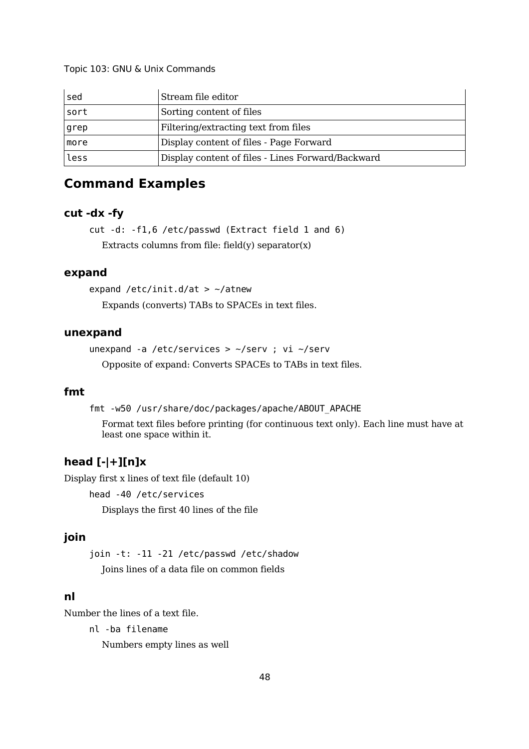| | |
|---|---|
| sed | Stream file editor |
| sort | Sorting content of files |
| grep | Filtering/extracting text from files |
| more | Display content of files - Page Forward |
| less | Display content of files - Lines Forward/Backward |

## Command Examples

### cut -dx -fy

```
cut -d: -f1,6 /etc/passwd (Extract field 1 and 6)
```

Extracts columns from file: field(y) separator(x)

### expand

```
expand /etc/init.d/at > ~/atnew
```

Expands (converts) TABs to SPACEs in text files.

### unexpand

```
unexpand -a /etc/services > ~/serv ; vi ~/serv
```

Opposite of expand: Converts SPACEs to TABs in text files.

### fmt

```
fmt -w50 /usr/share/doc/packages/apache/ABOUT_APACHE
```

Format text files before printing (for continuous text only). Each line must have at least one space within it.

### head [-|+][n]x

Display first x lines of text file (default 10)

```
head -40 /etc/services
```

Displays the first 40 lines of the file

### join

```
join -t: -11 -21 /etc/passwd /etc/shadow
```

Joins lines of a data file on common fields

### nl

Number the lines of a text file.

```
nl -ba filename
```

Numbers empty lines as well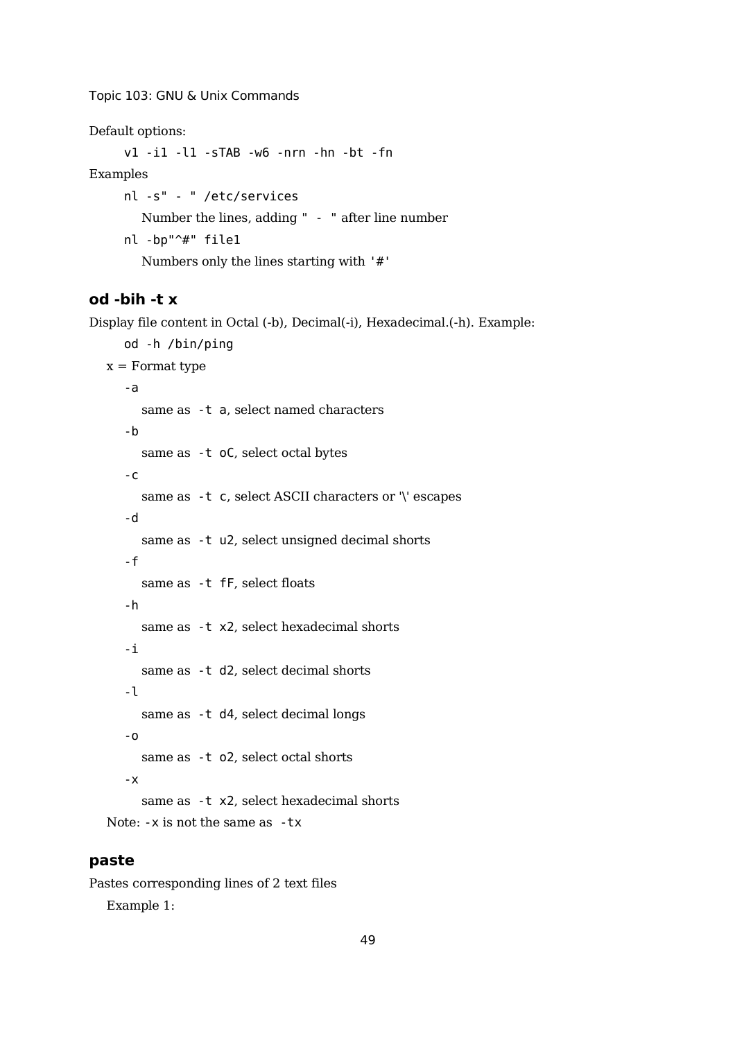Default options:

```
v1 -i1 -l1 -sTAB -w6 -nrn -hn -bt -fn
```

Examples

```
nl -s" - " /etc/services
```

Number the lines, adding " - " after line number

```
nl -bp"^#" file1
```

Numbers only the lines starting with '#'

### od -bih -t x

Display file content in Octal (-b), Decimal(-i), Hexadecimal.(-h). Example:

```
od -h /bin/ping
```

x = Format type

`-a`
: same as `-t a`, select named characters

`-b`
: same as `-t oC`, select octal bytes

`-c`
: same as `-t c`, select ASCII characters or '\' escapes

`-d`
: same as `-t u2`, select unsigned decimal shorts

`-f`
: same as `-t fF`, select floats

`-h`
: same as `-t x2`, select hexadecimal shorts

`-i`
: same as `-t d2`, select decimal shorts

`-l`
: same as `-t d4`, select decimal longs

`-o`
: same as `-t o2`, select octal shorts

`-x`
: same as `-t x2`, select hexadecimal shorts

Note: `-x` is not the same as `-tx`

### paste

Pastes corresponding lines of 2 text files

Example 1: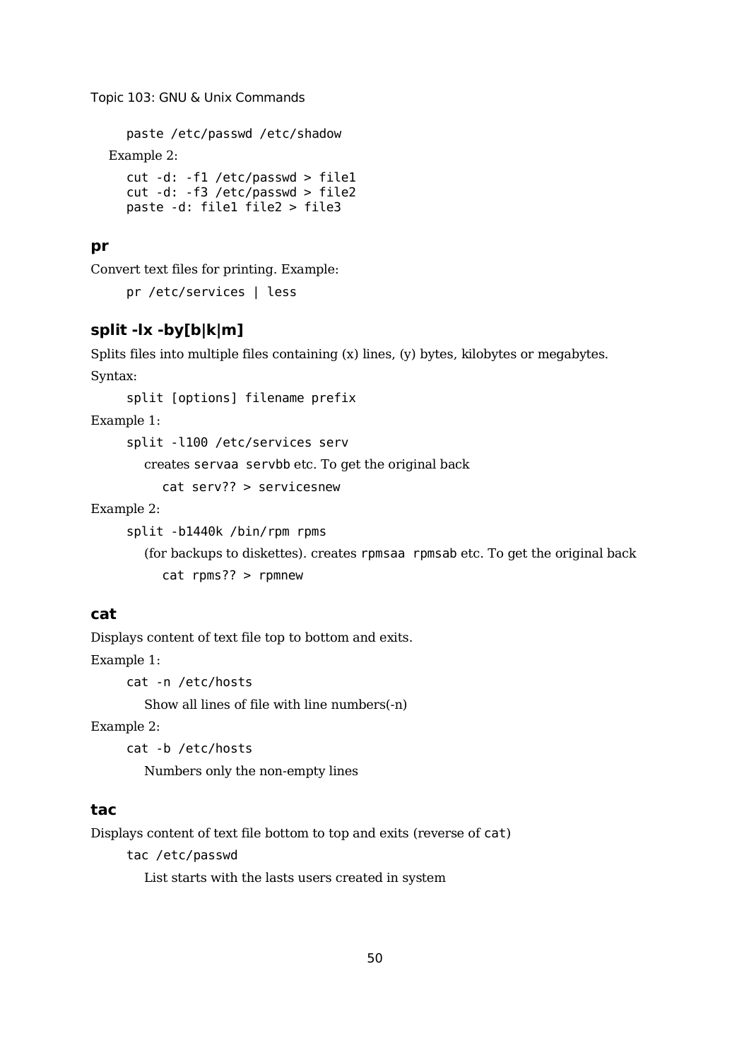```
paste /etc/passwd /etc/shadow
```

Example 2:

```
cut -d: -f1 /etc/passwd > file1
cut -d: -f3 /etc/passwd > file2
paste -d: file1 file2 > file3
```

### pr

Convert text files for printing. Example:

```
pr /etc/services | less
```

### split -lx -by[b|k|m]

Splits files into multiple files containing (x) lines, (y) bytes, kilobytes or megabytes.

Syntax:

```
split [options] filename prefix
```

Example 1:

```
split -l100 /etc/services serv
```

creates `servaa servbb` etc. To get the original back

```
cat serv?? > servicesnew
```

Example 2:

```
split -b1440k /bin/rpm rpms
```

(for backups to diskettes). creates `rpmsaa rpmsab` etc. To get the original back

```
cat rpms?? > rpmnew
```

### cat

Displays content of text file top to bottom and exits.

Example 1:

```
cat -n /etc/hosts
```

Show all lines of file with line numbers(-n)

Example 2:

```
cat -b /etc/hosts
```

Numbers only the non-empty lines

### tac

Displays content of text file bottom to top and exits (reverse of `cat`)

```
tac /etc/passwd
```

List starts with the lasts users created in system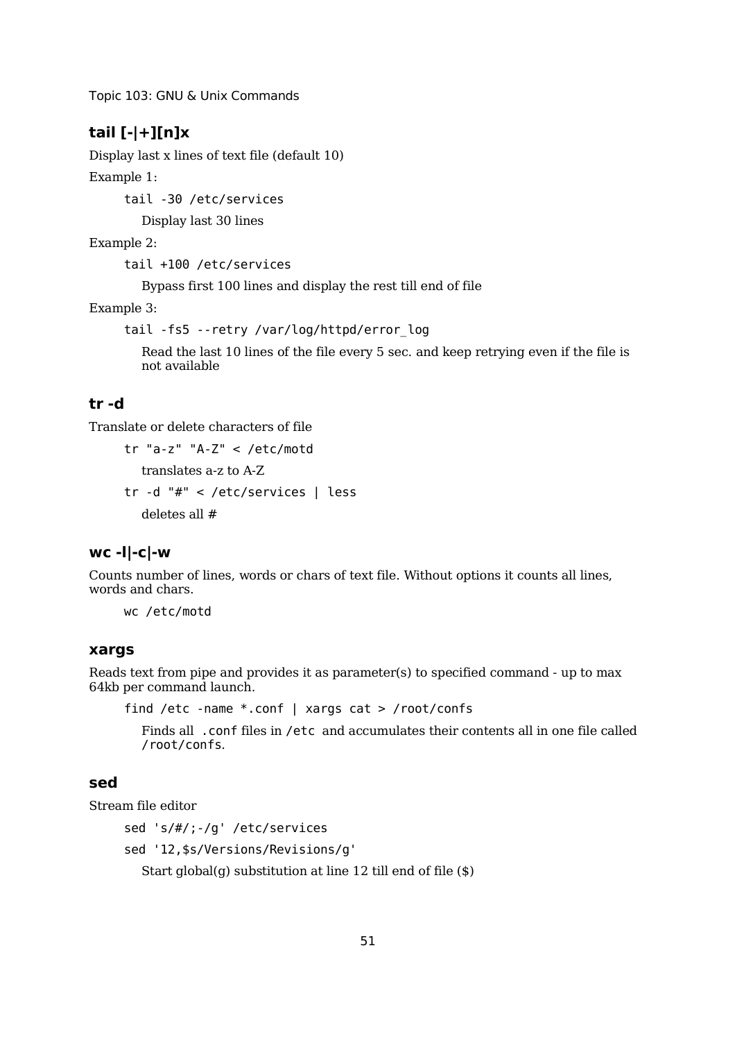### tail [-|+][n]x

Display last x lines of text file (default 10)

Example 1:

```
tail -30 /etc/services
```

Display last 30 lines

Example 2:

```
tail +100 /etc/services
```

Bypass first 100 lines and display the rest till end of file

Example 3:

```
tail -fs5 --retry /var/log/httpd/error_log
```

Read the last 10 lines of the file every 5 sec. and keep retrying even if the file is not available

### tr -d

Translate or delete characters of file

```
tr "a-z" "A-Z" < /etc/motd
```

translates a-z to A-Z

```
tr -d "#" < /etc/services | less
```

deletes all #

### wc -l|-c|-w

Counts number of lines, words or chars of text file. Without options it counts all lines, words and chars.

```
wc /etc/motd
```

### xargs

Reads text from pipe and provides it as parameter(s) to specified command - up to max 64kb per command launch.

```
find /etc -name *.conf | xargs cat > /root/confs
```

Finds all `.conf` files in `/etc` and accumulates their contents all in one file called `/root/confs`.

### sed

Stream file editor

```
sed 's/#/;-/g' /etc/services
sed '12,$s/Versions/Revisions/g'
```

Start global(g) substitution at line 12 till end of file ($)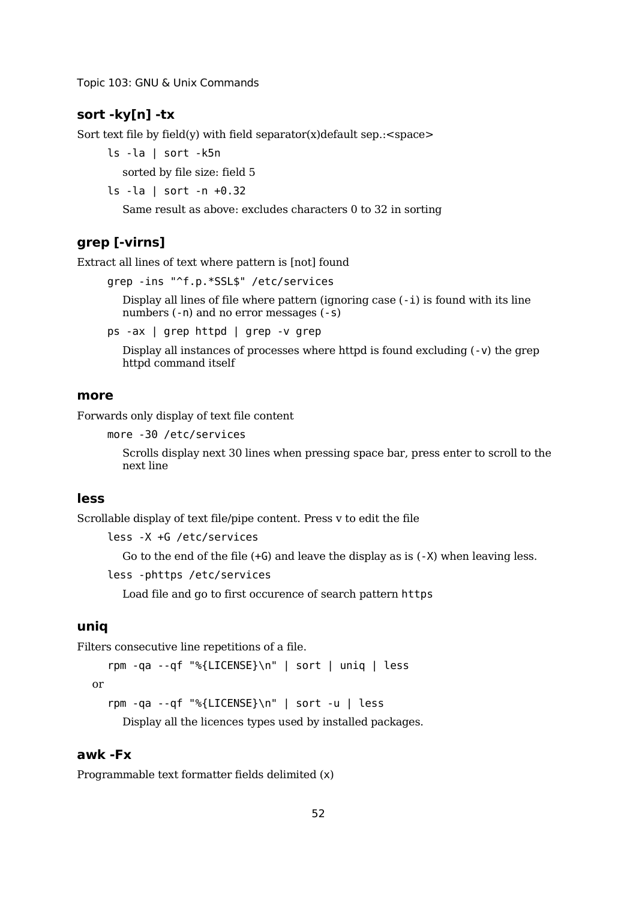### sort -ky[n] -tx

Sort text file by field(y) with field separator(x)default sep.:<space>

```
ls -la | sort -k5n
```

sorted by file size: field 5

```
ls -la | sort -n +0.32
```

Same result as above: excludes characters 0 to 32 in sorting

### grep [-virns]

Extract all lines of text where pattern is [not] found

```
grep -ins "^f.p.*SSL$" /etc/services
```

Display all lines of file where pattern (ignoring case (`-i`) is found with its line numbers (`-n`) and no error messages (`-s`)

```
ps -ax | grep httpd | grep -v grep
```

Display all instances of processes where httpd is found excluding (`-v`) the grep httpd command itself

### more

Forwards only display of text file content

```
more -30 /etc/services
```

Scrolls display next 30 lines when pressing space bar, press enter to scroll to the next line

### less

Scrollable display of text file/pipe content. Press v to edit the file

```
less -X +G /etc/services
```

Go to the end of the file (`+G`) and leave the display as is (`-X`) when leaving less.

```
less -phttps /etc/services
```

Load file and go to first occurence of search pattern `https`

### uniq

Filters consecutive line repetitions of a file.

```
rpm -qa --qf "%{LICENSE}\n" | sort | uniq | less
```

or

```
rpm -qa --qf "%{LICENSE}\n" | sort -u | less
```

Display all the licences types used by installed packages.

### awk -Fx

Programmable text formatter fields delimited (x)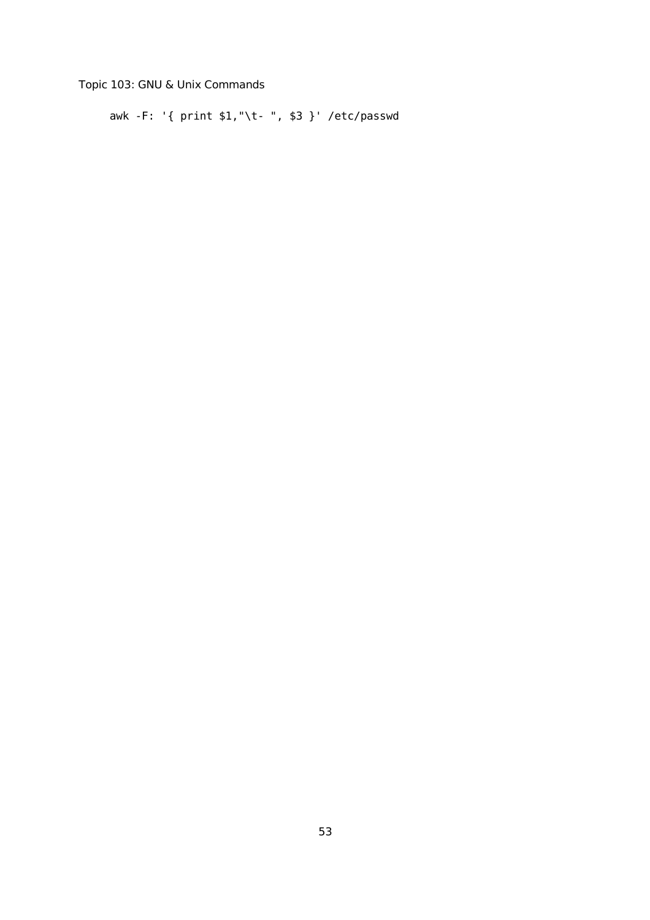```
awk -F: '{ print $1,"\t- ", $3 }' /etc/passwd
```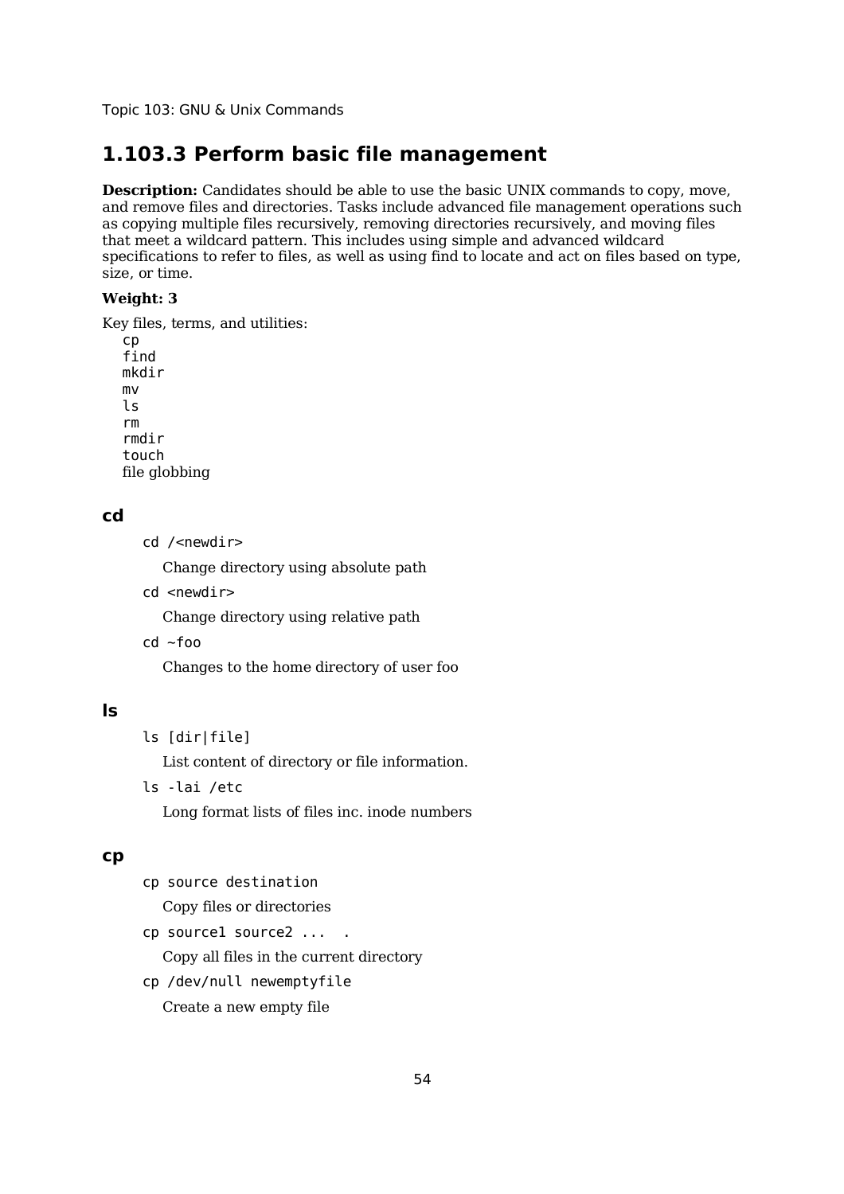# 1.103.3 Perform basic file management

**Description:** Candidates should be able to use the basic UNIX commands to copy, move, and remove files and directories. Tasks include advanced file management operations such as copying multiple files recursively, removing directories recursively, and moving files that meet a wildcard pattern. This includes using simple and advanced wildcard specifications to refer to files, as well as using find to locate and act on files based on type, size, or time.

**Weight: 3**

Key files, terms, and utilities:

- `cp`
- `find`
- `mkdir`
- `mv`
- `ls`
- `rm`
- `rmdir`
- `touch`
- file globbing

## cd

`cd /<newdir>`

Change directory using absolute path

`cd <newdir>`

Change directory using relative path

`cd ~foo`

Changes to the home directory of user foo

## ls

`ls [dir|file]`

List content of directory or file information.

`ls -lai /etc`

Long format lists of files inc. inode numbers

## cp

`cp source destination`

Copy files or directories

`cp source1 source2 ...  .`

Copy all files in the current directory

`cp /dev/null newemptyfile`

Create a new empty file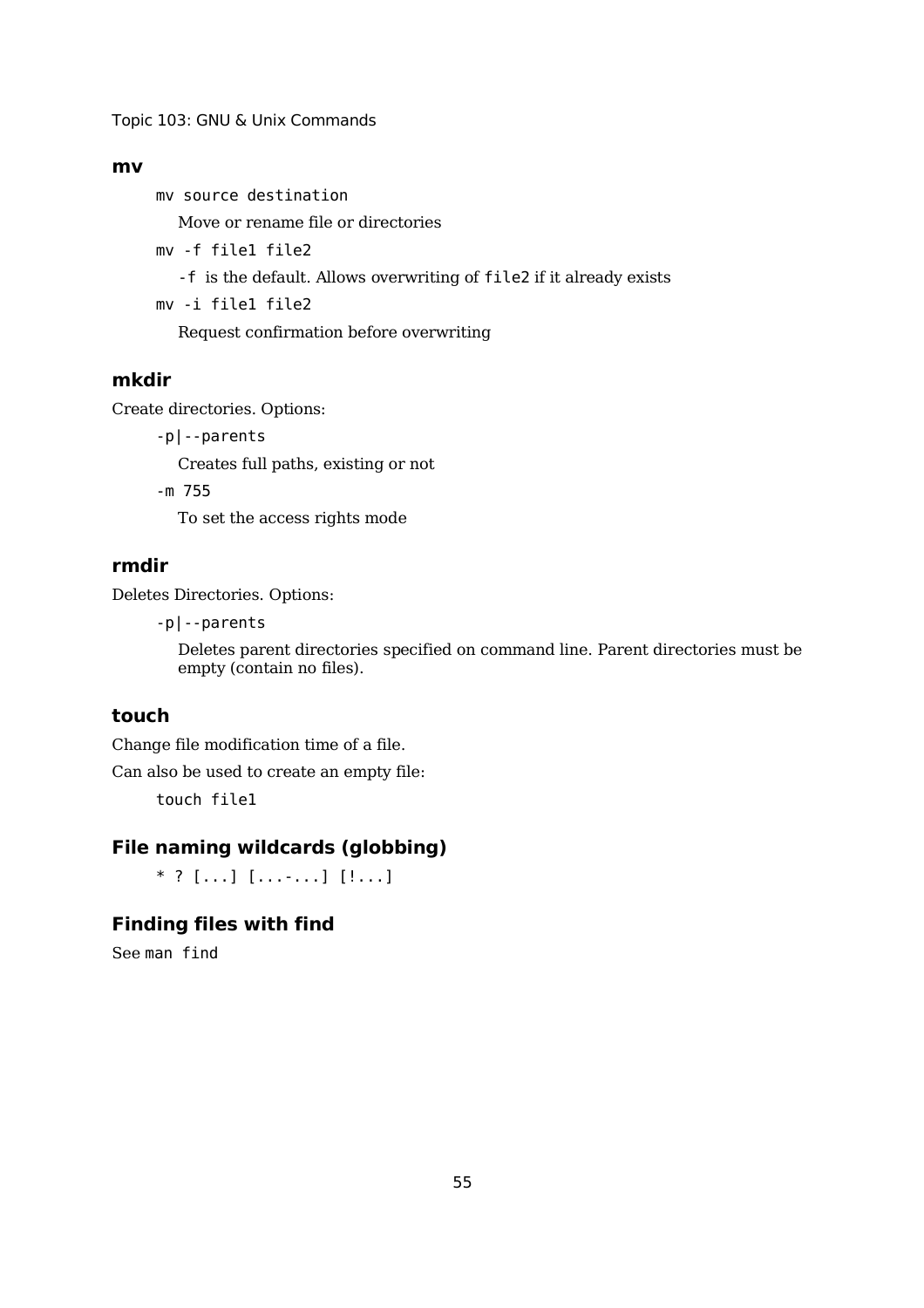### mv

`mv source destination`

Move or rename file or directories

`mv -f file1 file2`

`-f` is the default. Allows overwriting of `file2` if it already exists

`mv -i file1 file2`

Request confirmation before overwriting

### mkdir

Create directories. Options:

`-p|--parents`

Creates full paths, existing or not

`-m 755`

To set the access rights mode

### rmdir

Deletes Directories. Options:

`-p|--parents`

Deletes parent directories specified on command line. Parent directories must be empty (contain no files).

### touch

Change file modification time of a file.

Can also be used to create an empty file:

`touch file1`

### File naming wildcards (globbing)

`* ? [...] [...-...] [!...]`

### Finding files with find

See `man find`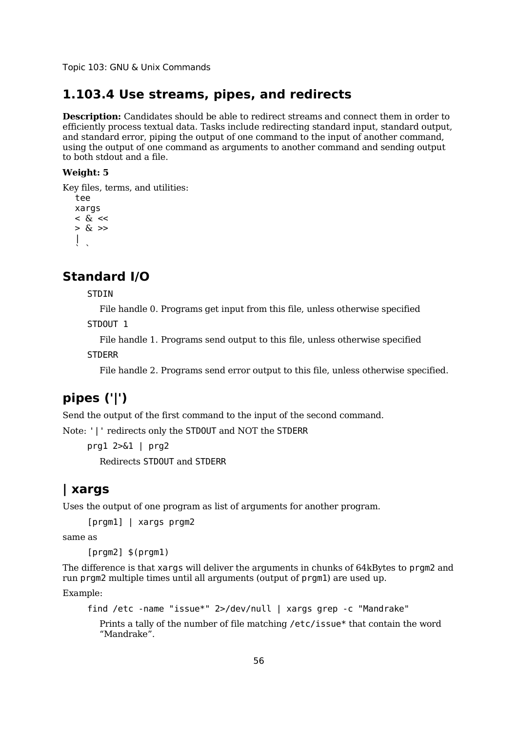## 1.103.4 Use streams, pipes, and redirects

**Description:** Candidates should be able to redirect streams and connect them in order to efficiently process textual data. Tasks include redirecting standard input, standard output, and standard error, piping the output of one command to the input of another command, using the output of one command as arguments to another command and sending output to both stdout and a file.

**Weight: 5**

Key files, terms, and utilities:

```
tee
xargs
< & <<
> & >>
|
` `
```

## Standard I/O

`STDIN`

File handle 0. Programs get input from this file, unless otherwise specified

`STDOUT 1`

File handle 1. Programs send output to this file, unless otherwise specified

`STDERR`

File handle 2. Programs send error output to this file, unless otherwise specified.

## pipes ('|')

Send the output of the first command to the input of the second command.

Note: `'|'` redirects only the `STDOUT` and NOT the `STDERR`

```
prg1 2>&1 | prg2
```

Redirects `STDOUT` and `STDERR`

## | xargs

Uses the output of one program as list of arguments for another program.

```
[prgm1] | xargs prgm2
```

same as

```
[prgm2] $(prgm1)
```

The difference is that `xargs` will deliver the arguments in chunks of 64kBytes to `prgm2` and run `prgm2` multiple times until all arguments (output of `prgm1`) are used up.

Example:

```
find /etc -name "issue*" 2>/dev/null | xargs grep -c "Mandrake"
```

Prints a tally of the number of file matching `/etc/issue*` that contain the word “Mandrake”.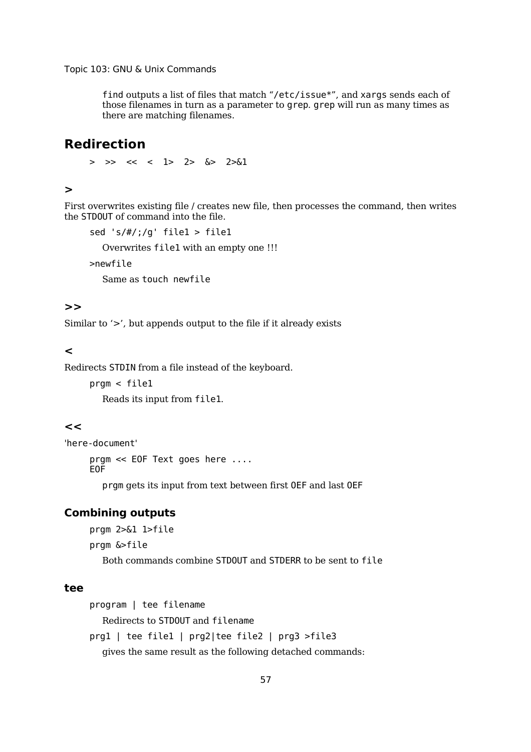find outputs a list of files that match "/etc/issue*", and xargs sends each of those filenames in turn as a parameter to grep. grep will run as many times as there are matching filenames.

## Redirection

`>   >>   <<   <   1>   2>   &>   2>&1`

### >

First overwrites existing file / creates new file, then processes the command, then writes the STDOUT of command into the file.

```
sed 's/#/;/g' file1 > file1
```

Overwrites file1 with an empty one !!!

```
>newfile
```

Same as touch newfile

### >>

Similar to '>', but appends output to the file if it already exists

### <

Redirects STDIN from a file instead of the keyboard.

```
prgm < file1
```

Reads its input from file1.

### <<

'here-document'

```
prgm << EOF Text goes here ....
EOF
```

prgm gets its input from text between first OEF and last OEF

### Combining outputs

```
prgm 2>&1 1>file
```

```
prgm &>file
```

Both commands combine STDOUT and STDERR to be sent to file

### tee

```
program | tee filename
```

Redirects to STDOUT and filename

```
prg1 | tee file1 | prg2|tee file2 | prg3 >file3
```

gives the same result as the following detached commands: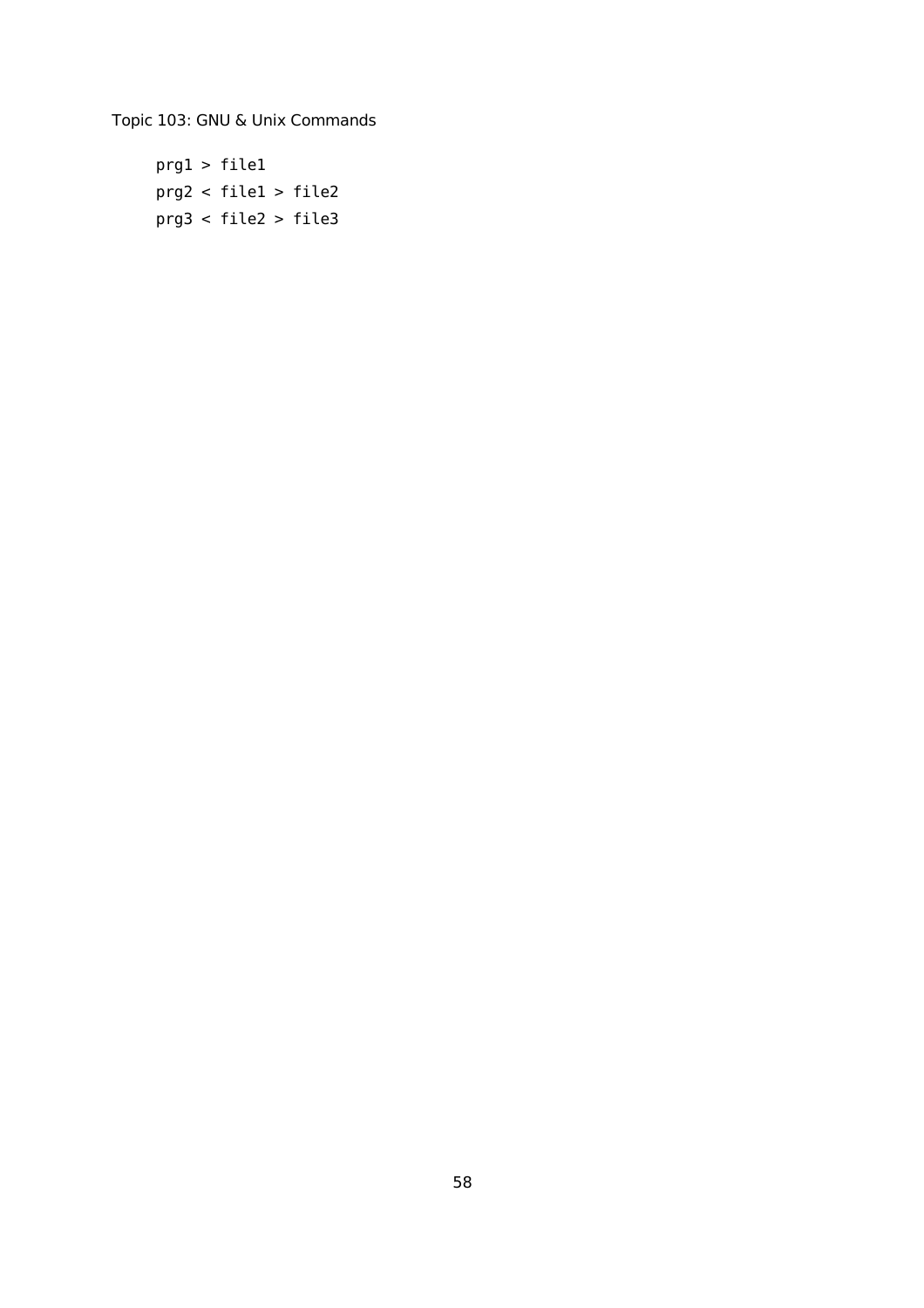```
prg1 > file1
prg2 < file1 > file2
prg3 < file2 > file3
```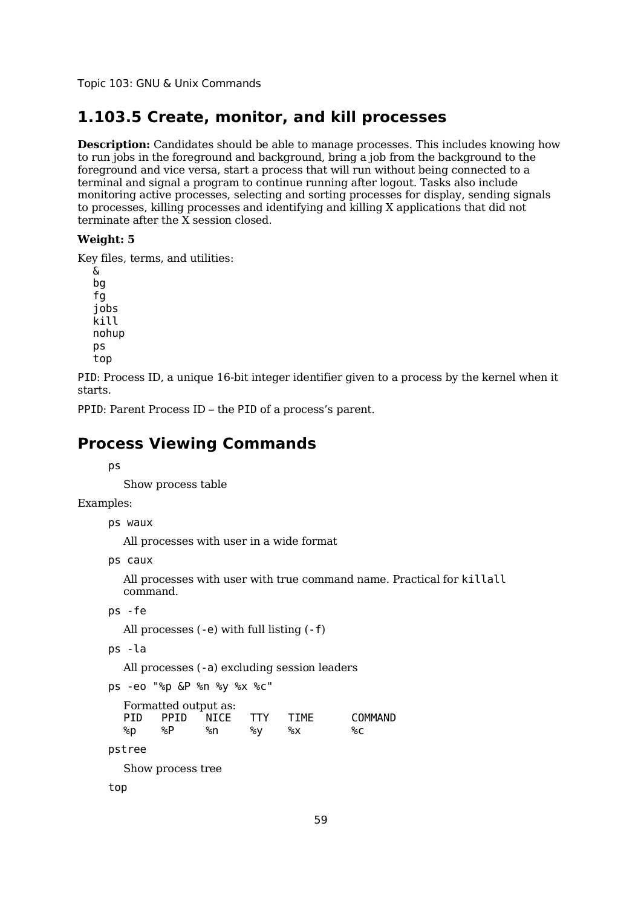# 1.103.5 Create, monitor, and kill processes

**Description:** Candidates should be able to manage processes. This includes knowing how to run jobs in the foreground and background, bring a job from the background to the foreground and vice versa, start a process that will run without being connected to a terminal and signal a program to continue running after logout. Tasks also include monitoring active processes, selecting and sorting processes for display, sending signals to processes, killing processes and identifying and killing X applications that did not terminate after the X session closed.

**Weight: 5**

Key files, terms, and utilities:

```
&
bg
fg
jobs
kill
nohup
ps
top
```

`PID`: Process ID, a unique 16-bit integer identifier given to a process by the kernel when it starts.

`PPID`: Parent Process ID – the `PID` of a process's parent.

## Process Viewing Commands

`ps`

Show process table

Examples:

`ps waux`

All processes with user in a wide format

`ps caux`

All processes with user with true command name. Practical for `killall` command.

`ps -fe`

All processes (`-e`) with full listing (`-f`)

`ps -la`

All processes (`-a`) excluding session leaders

`ps -eo "%p &P %n %y %x %c"`

Formatted output as:

```
PID   PPID   NICE   TTY   TIME      COMMAND
%p    %P     %n     %y    %x        %c
```

`pstree`

Show process tree

`top`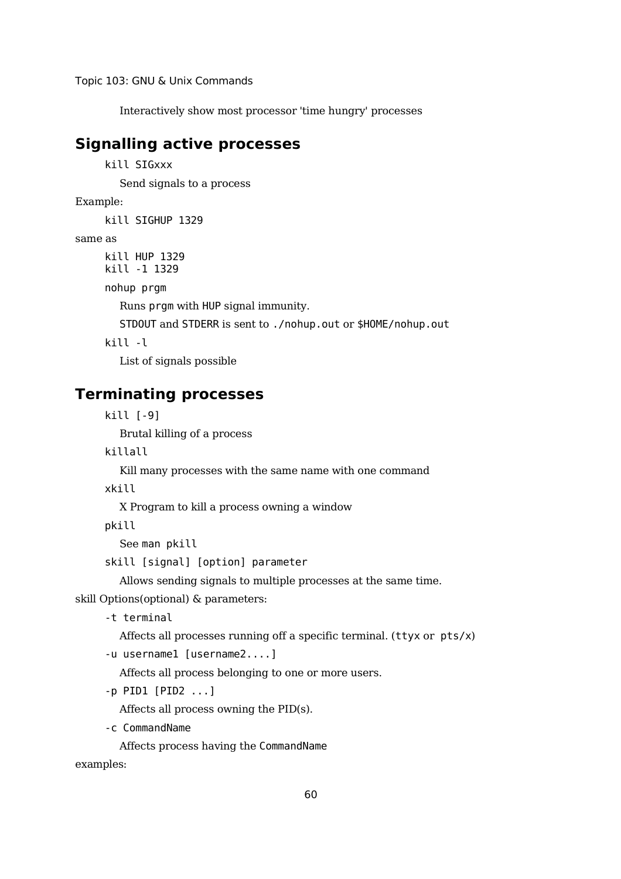Interactively show most processor 'time hungry' processes

## Signalling active processes

`kill SIGxxx`

Send signals to a process

Example:

```
kill SIGHUP 1329
```

same as

```
kill HUP 1329
kill -1 1329
```

`nohup prgm`

Runs `prgm` with `HUP` signal immunity.

`STDOUT` and `STDERR` is sent to `./nohup.out` or `$HOME/nohup.out`

`kill -l`

List of signals possible

## Terminating processes

`kill [-9]`

Brutal killing of a process

`killall`

Kill many processes with the same name with one command

`xkill`

X Program to kill a process owning a window

`pkill`

See `man pkill`

`skill [signal] [option] parameter`

Allows sending signals to multiple processes at the same time.

skill Options(optional) & parameters:

`-t terminal`

Affects all processes running off a specific terminal. (`ttyx` or `pts/x`)

`-u username1 [username2....]`

Affects all process belonging to one or more users.

`-p PID1 [PID2 ...]`

Affects all process owning the PID(s).

`-c CommandName`

Affects process having the `CommandName`

examples: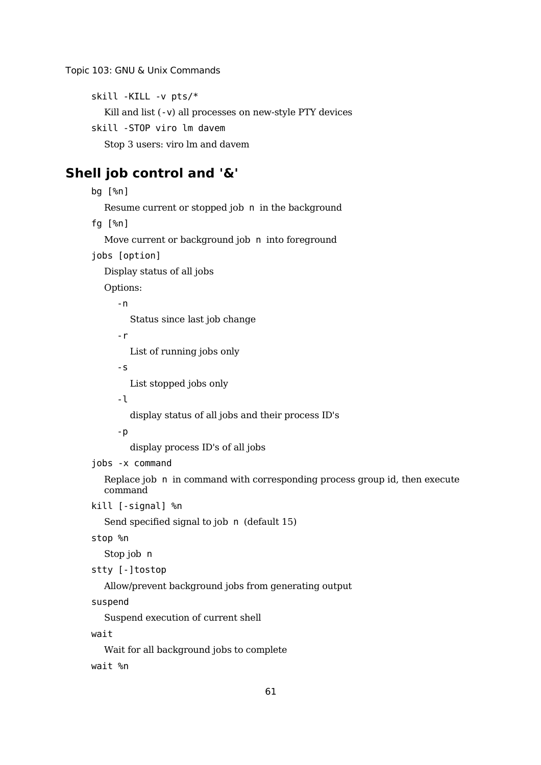`skill -KILL -v pts/*`

Kill and list (`-v`) all processes on new-style PTY devices

`skill -STOP viro lm davem`

Stop 3 users: viro lm and davem

## Shell job control and '&'

`bg [%n]`

Resume current or stopped job `n` in the background

`fg [%n]`

Move current or background job `n` into foreground

`jobs [option]`

Display status of all jobs

Options:

`-n`

Status since last job change

`-r`

List of running jobs only

`-s`

List stopped jobs only

`-l`

display status of all jobs and their process ID's

`-p`

display process ID's of all jobs

`jobs -x command`

Replace job `n` in command with corresponding process group id, then execute command

`kill [-signal] %n`

Send specified signal to job `n` (default 15)

`stop %n`

Stop job `n`

`stty [-]tostop`

Allow/prevent background jobs from generating output

`suspend`

Suspend execution of current shell

`wait`

Wait for all background jobs to complete

`wait %n`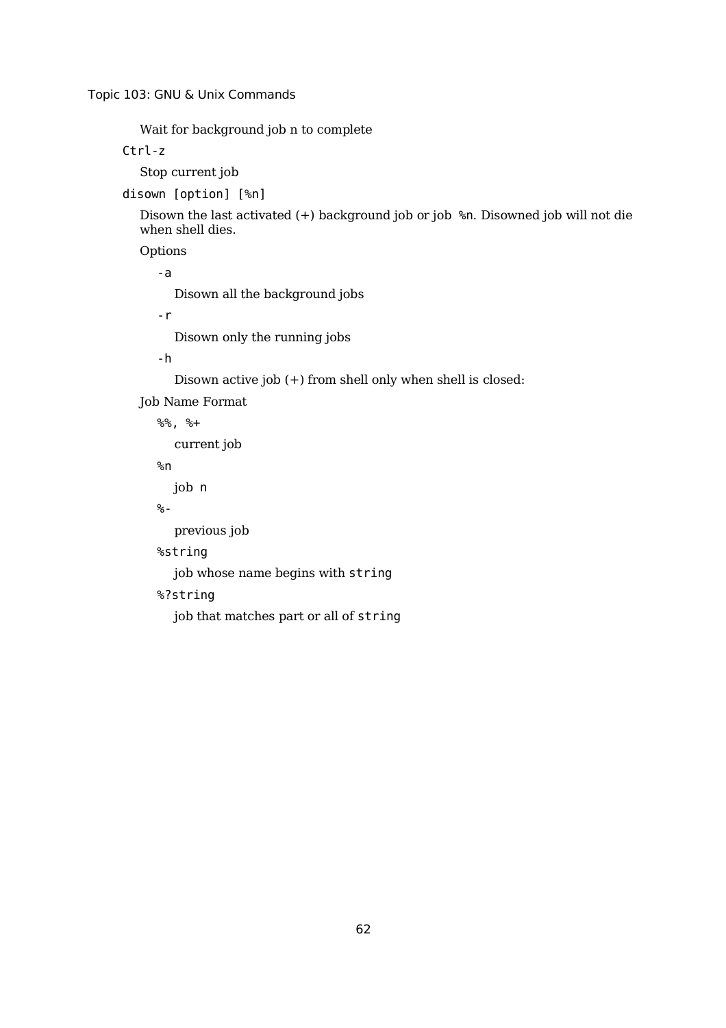Wait for background job n to complete

`Ctrl-z`

Stop current job

`disown [option] [%n]`

Disown the last activated (+) background job or job `%n`. Disowned job will not die when shell dies.

Options

`-a`

Disown all the background jobs

`-r`

Disown only the running jobs

`-h`

Disown active job (+) from shell only when shell is closed:

Job Name Format

`%%, %+`

current job

`%n`

job `n`

`%-`

previous job

`%string`

job whose name begins with `string`

`%?string`

job that matches part or all of `string`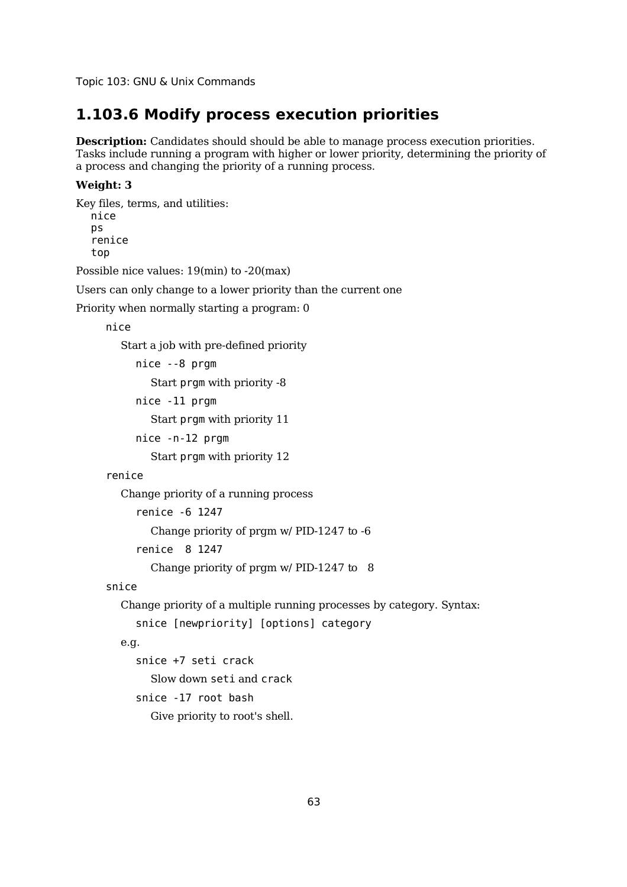## 1.103.6 Modify process execution priorities

**Description:** Candidates should should be able to manage process execution priorities. Tasks include running a program with higher or lower priority, determining the priority of a process and changing the priority of a running process.

**Weight: 3**

Key files, terms, and utilities:

- `nice`
- `ps`
- `renice`
- `top`

Possible nice values: 19(min) to -20(max)

Users can only change to a lower priority than the current one

Priority when normally starting a program: 0

`nice`

Start a job with pre-defined priority

`nice --8 prgm`

Start `prgm` with priority -8

`nice -11 prgm`

Start `prgm` with priority 11

`nice -n-12 prgm`

Start `prgm` with priority 12

`renice`

Change priority of a running process

`renice -6 1247`

Change priority of prgm w/ PID-1247 to -6

`renice  8 1247`

Change priority of prgm w/ PID-1247 to  8

`snice`

Change priority of a multiple running processes by category. Syntax:

`snice [newpriority] [options] category`

e.g.

`snice +7 seti crack`

Slow down `seti` and `crack`

`snice -17 root bash`

Give priority to root's shell.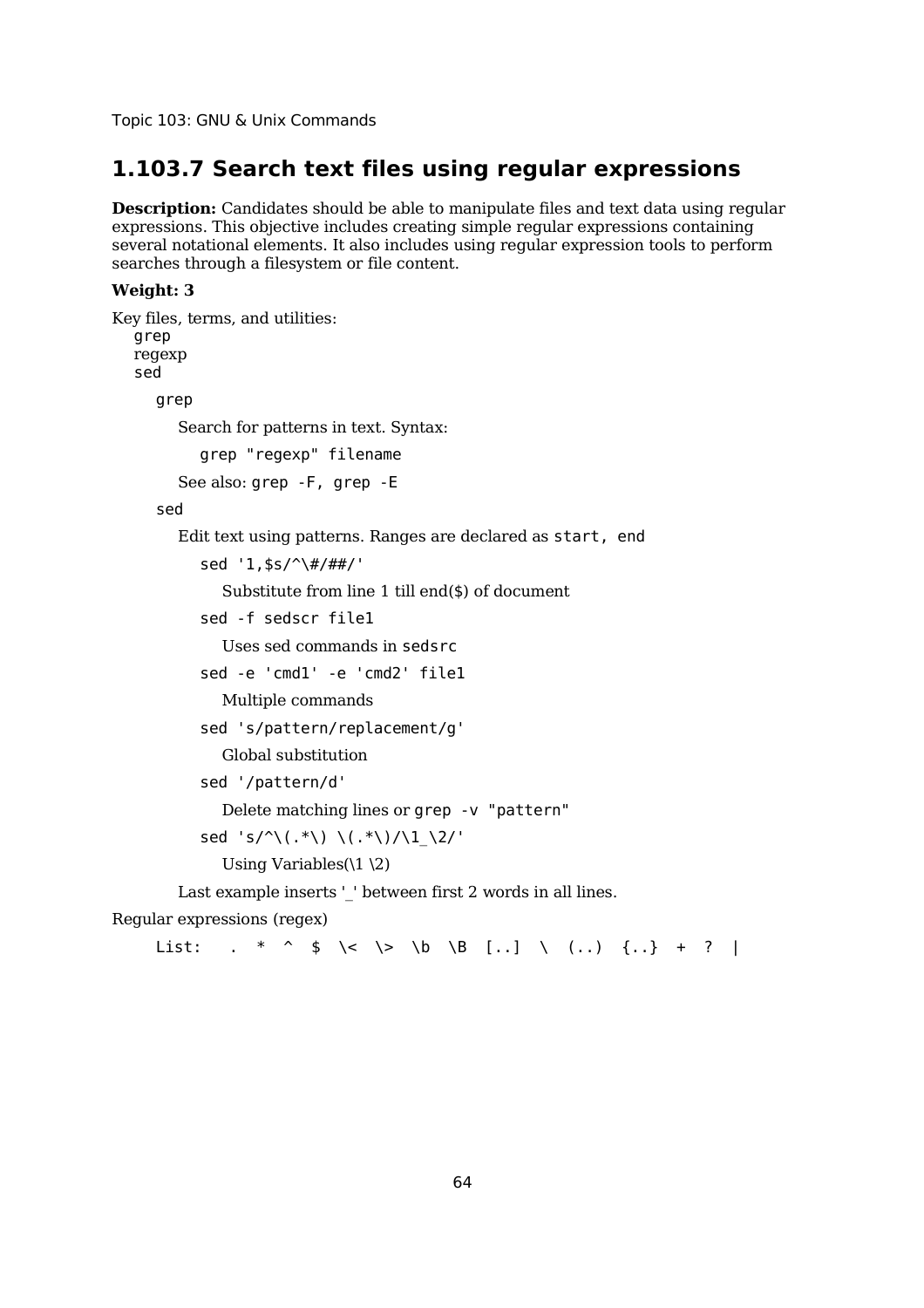## 1.103.7 Search text files using regular expressions

**Description:** Candidates should be able to manipulate files and text data using regular expressions. This objective includes creating simple regular expressions containing several notational elements. It also includes using regular expression tools to perform searches through a filesystem or file content.

**Weight: 3**

Key files, terms, and utilities:

`grep`
regexp
`sed`

`grep`

Search for patterns in text. Syntax:

```
grep "regexp" filename
```

See also: `grep -F, grep -E`

`sed`

Edit text using patterns. Ranges are declared as `start, end`

```
sed '1,$s/^\#/##/'
```

Substitute from line 1 till end($) of document

```
sed -f sedscr file1
```

Uses sed commands in `sedsrc`

```
sed -e 'cmd1' -e 'cmd2' file1
```

Multiple commands

```
sed 's/pattern/replacement/g'
```

Global substitution

```
sed '/pattern/d'
```

Delete matching lines or `grep -v "pattern"`

```
sed 's/^\(.*\) \(.*\)/\1_\2/'
```

Using Variables(\1 \2)

Last example inserts '_' between first 2 words in all lines.

Regular expressions (regex)

```
List:   .  *  ^  $  \<  \>  \b  \B  [..]  \  (..)  {..}  +  ?  |
```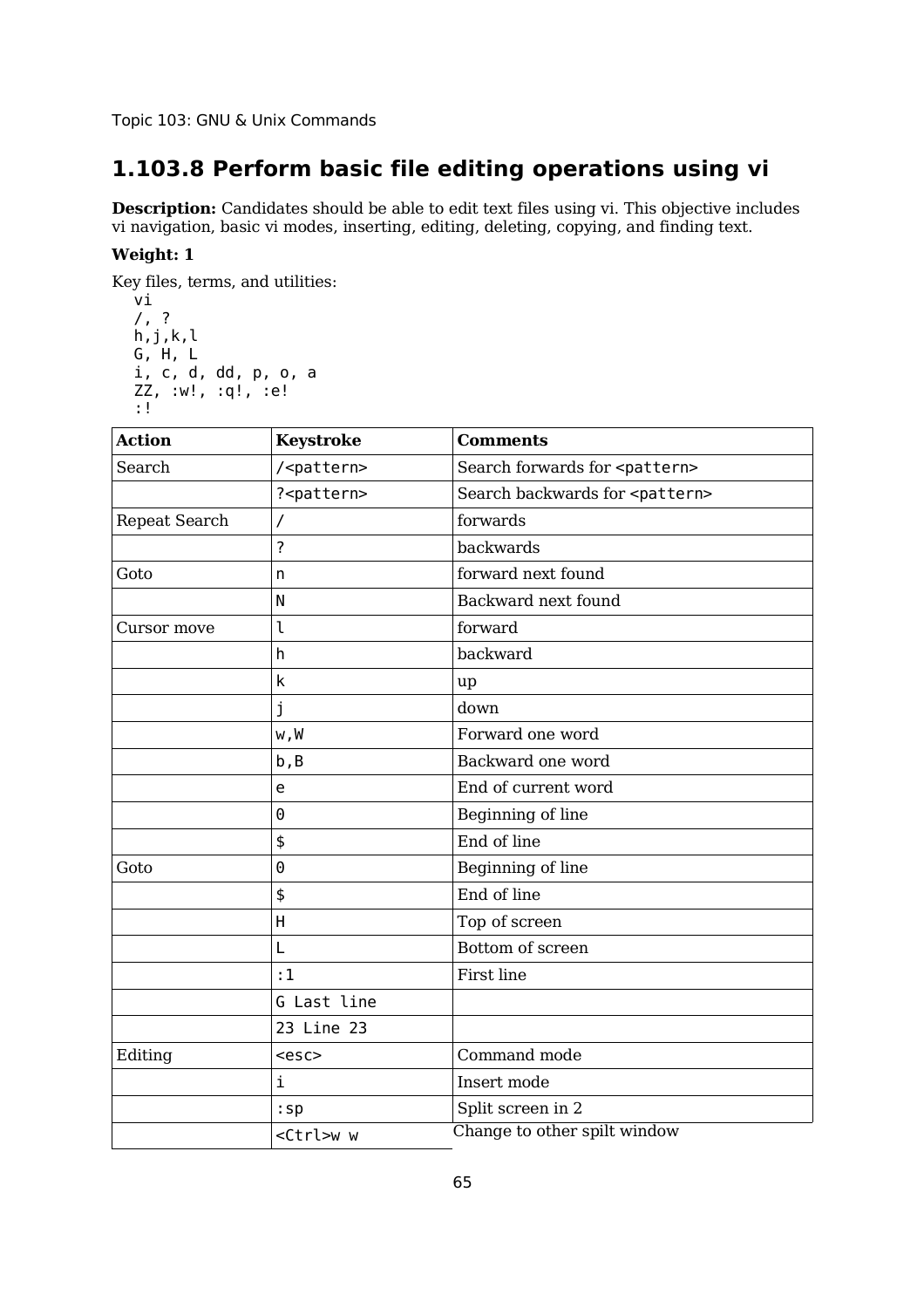## 1.103.8 Perform basic file editing operations using vi

**Description:** Candidates should be able to edit text files using vi. This objective includes vi navigation, basic vi modes, inserting, editing, deleting, copying, and finding text.

**Weight: 1**

Key files, terms, and utilities:

```
vi
/, ?
h,j,k,l
G, H, L
i, c, d, dd, p, o, a
ZZ, :w!, :q!, :e!
:!
```

| Action | Keystroke | Comments |
|---|---|---|
| Search | `/<pattern>` | Search forwards for `<pattern>` |
| | `?<pattern>` | Search backwards for `<pattern>` |
| Repeat Search | `/` | forwards |
| | `?` | backwards |
| Goto | `n` | forward next found |
| | `N` | Backward next found |
| Cursor move | `l` | forward |
| | `h` | backward |
| | `k` | up |
| | `j` | down |
| | `w,W` | Forward one word |
| | `b,B` | Backward one word |
| | `e` | End of current word |
| | `0` | Beginning of line |
| | `$` | End of line |
| Goto | `0` | Beginning of line |
| | `$` | End of line |
| | `H` | Top of screen |
| | `L` | Bottom of screen |
| | `:1` | First line |
| | `G Last line` | |
| | `23 Line 23` | |
| Editing | `<esc>` | Command mode |
| | `i` | Insert mode |
| | `:sp` | Split screen in 2 |
| | `<Ctrl>w w` | Change to other spilt window |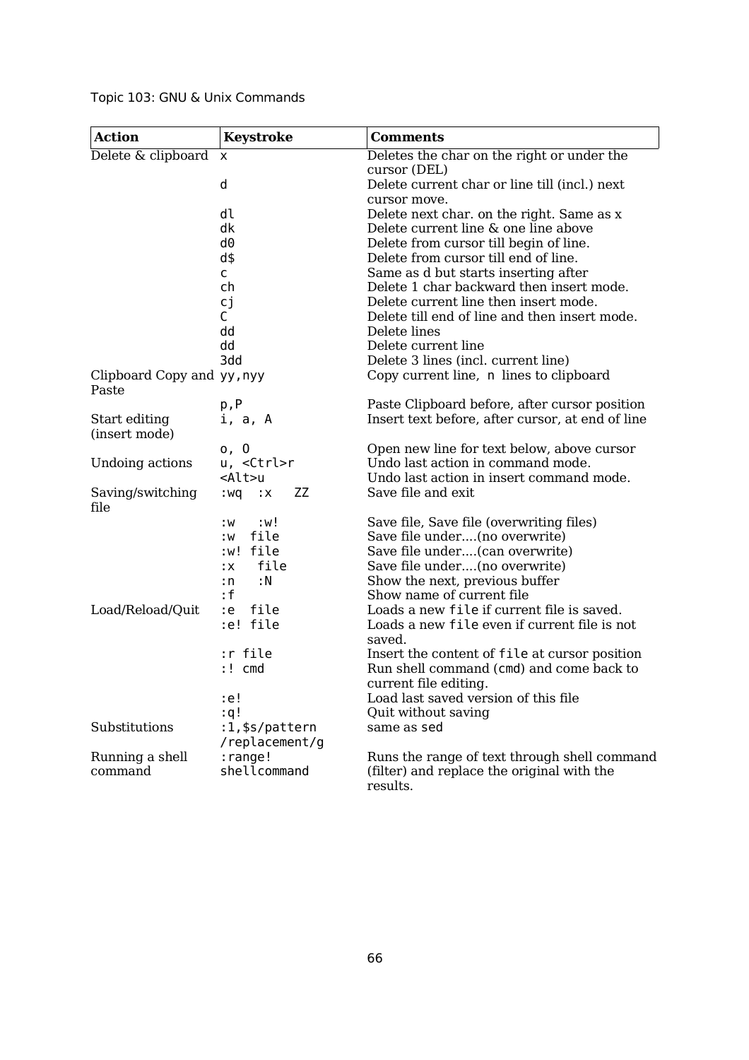| Action | Keystroke | Comments |
|---|---|---|
| Delete & clipboard | x | Deletes the char on the right or under the cursor (DEL) |
| | d | Delete current char or line till (incl.) next cursor move. |
| | dl | Delete next char. on the right. Same as x |
| | dk | Delete current line & one line above |
| | d0 | Delete from cursor till begin of line. |
| | d$ | Delete from cursor till end of line. |
| | c | Same as d but starts inserting after |
| | ch | Delete 1 char backward then insert mode. |
| | cj | Delete current line then insert mode. |
| | C | Delete till end of line and then insert mode. |
| | dd | Delete lines |
| | dd | Delete current line |
| | 3dd | Delete 3 lines (incl. current line) |
| Clipboard Copy and Paste | yy,nyy | Copy current line, n lines to clipboard |
| | p,P | Paste Clipboard before, after cursor position |
| Start editing (insert mode) | i, a, A | Insert text before, after cursor, at end of line |
| | o, O | Open new line for text below, above cursor |
| Undoing actions | u, <Ctrl>r | Undo last action in command mode. |
| | <Alt>u | Undo last action in insert command mode. |
| Saving/switching file | :wq :x ZZ | Save file and exit |
| | :w :w! | Save file, Save file (overwriting files) |
| | :w file | Save file under....(no overwrite) |
| | :w! file | Save file under....(can overwrite) |
| | :x file | Save file under....(no overwrite) |
| | :n :N | Show the next, previous buffer |
| | :f | Show name of current file |
| Load/Reload/Quit | :e file | Loads a new file if current file is saved. |
| | :e! file | Loads a new file even if current file is not saved. |
| | :r file | Insert the content of file at cursor position |
| | :! cmd | Run shell command (cmd) and come back to current file editing. |
| | :e! | Load last saved version of this file |
| | :q! | Quit without saving |
| Substitutions | :1,$s/pattern /replacement/g | same as sed |
| Running a shell command | :range! shellcommand | Runs the range of text through shell command (filter) and replace the original with the results. |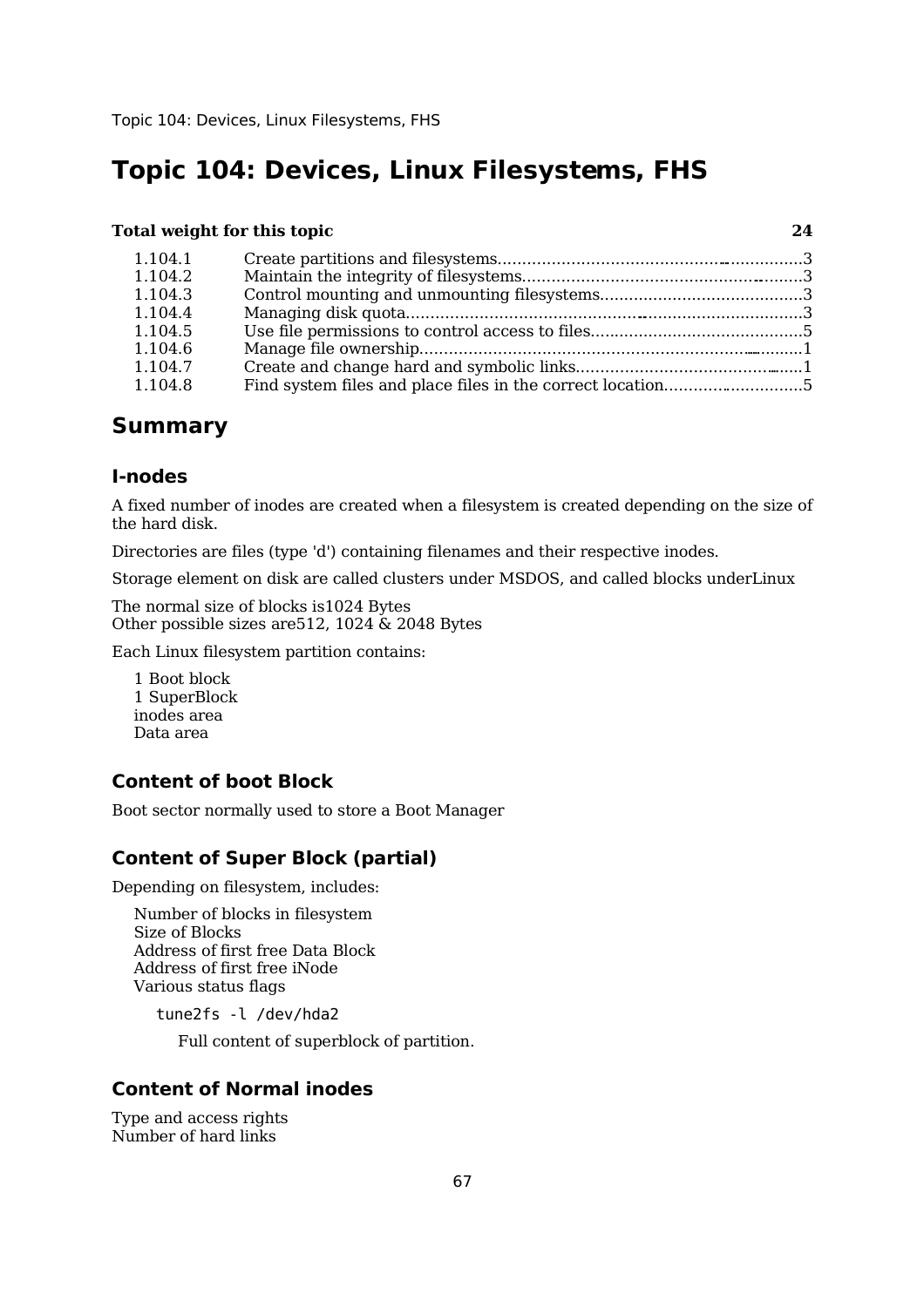# Topic 104: Devices, Linux Filesystems, FHS

| **Total weight for this topic** | | **24** |
|---|---|---|
| 1.104.1 | Create partitions and filesystems | 3 |
| 1.104.2 | Maintain the integrity of filesystems | 3 |
| 1.104.3 | Control mounting and unmounting filesystems | 3 |
| 1.104.4 | Managing disk quota | 3 |
| 1.104.5 | Use file permissions to control access to files | 5 |
| 1.104.6 | Manage file ownership | 1 |
| 1.104.7 | Create and change hard and symbolic links | 1 |
| 1.104.8 | Find system files and place files in the correct location | 5 |

## Summary

### I-nodes

A fixed number of inodes are created when a filesystem is created depending on the size of the hard disk.

Directories are files (type 'd') containing filenames and their respective inodes.

Storage element on disk are called clusters under MSDOS, and called blocks underLinux

The normal size of blocks is1024 Bytes
Other possible sizes are512, 1024 & 2048 Bytes

Each Linux filesystem partition contains:

1 Boot block
1 SuperBlock
inodes area
Data area

### Content of boot Block

Boot sector normally used to store a Boot Manager

### Content of Super Block (partial)

Depending on filesystem, includes:

Number of blocks in filesystem
Size of Blocks
Address of first free Data Block
Address of first free iNode
Various status flags

```
tune2fs -l /dev/hda2
```

Full content of superblock of partition.

### Content of Normal inodes

Type and access rights
Number of hard links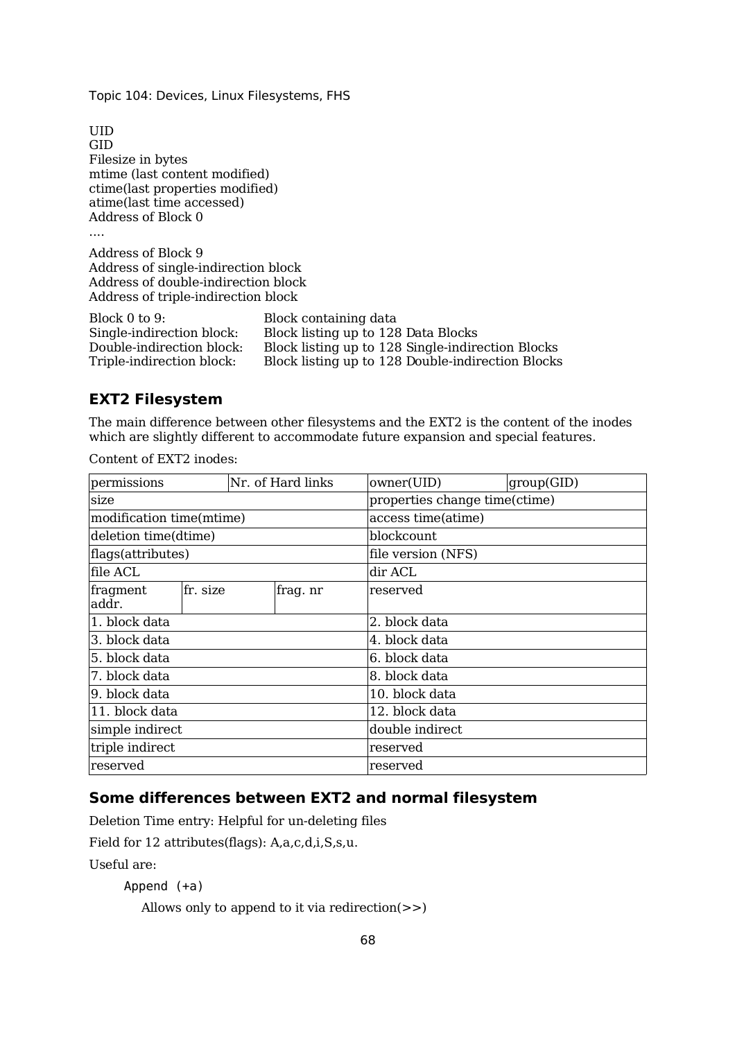UID
GID
Filesize in bytes
mtime (last content modified)
ctime(last properties modified)
atime(last time accessed)
Address of Block 0
....

Address of Block 9
Address of single-indirection block
Address of double-indirection block
Address of triple-indirection block

| | |
|---|---|
| Block 0 to 9: | Block containing data |
| Single-indirection block: | Block listing up to 128 Data Blocks |
| Double-indirection block: | Block listing up to 128 Single-indirection Blocks |
| Triple-indirection block: | Block listing up to 128 Double-indirection Blocks |

## EXT2 Filesystem

The main difference between other filesystems and the EXT2 is the content of the inodes which are slightly different to accommodate future expansion and special features.

Content of EXT2 inodes:

| permissions | | Nr. of Hard links | owner(UID) | group(GID) |
|---|---|---|---|---|
| size | | | properties change time(ctime) | |
| modification time(mtime) | | | access time(atime) | |
| deletion time(dtime) | | | blockcount | |
| flags(attributes) | | | file version (NFS) | |
| file ACL | | | dir ACL | |
| fragment addr. | fr. size | frag. nr | reserved | |
| 1. block data | | | 2. block data | |
| 3. block data | | | 4. block data | |
| 5. block data | | | 6. block data | |
| 7. block data | | | 8. block data | |
| 9. block data | | | 10. block data | |
| 11. block data | | | 12. block data | |
| simple indirect | | | double indirect | |
| triple indirect | | | reserved | |
| reserved | | | reserved | |

## Some differences between EXT2 and normal filesystem

Deletion Time entry: Helpful for un-deleting files

Field for 12 attributes(flags): A,a,c,d,i,S,s,u.

Useful are:

`Append (+a)`

Allows only to append to it via redirection(>>)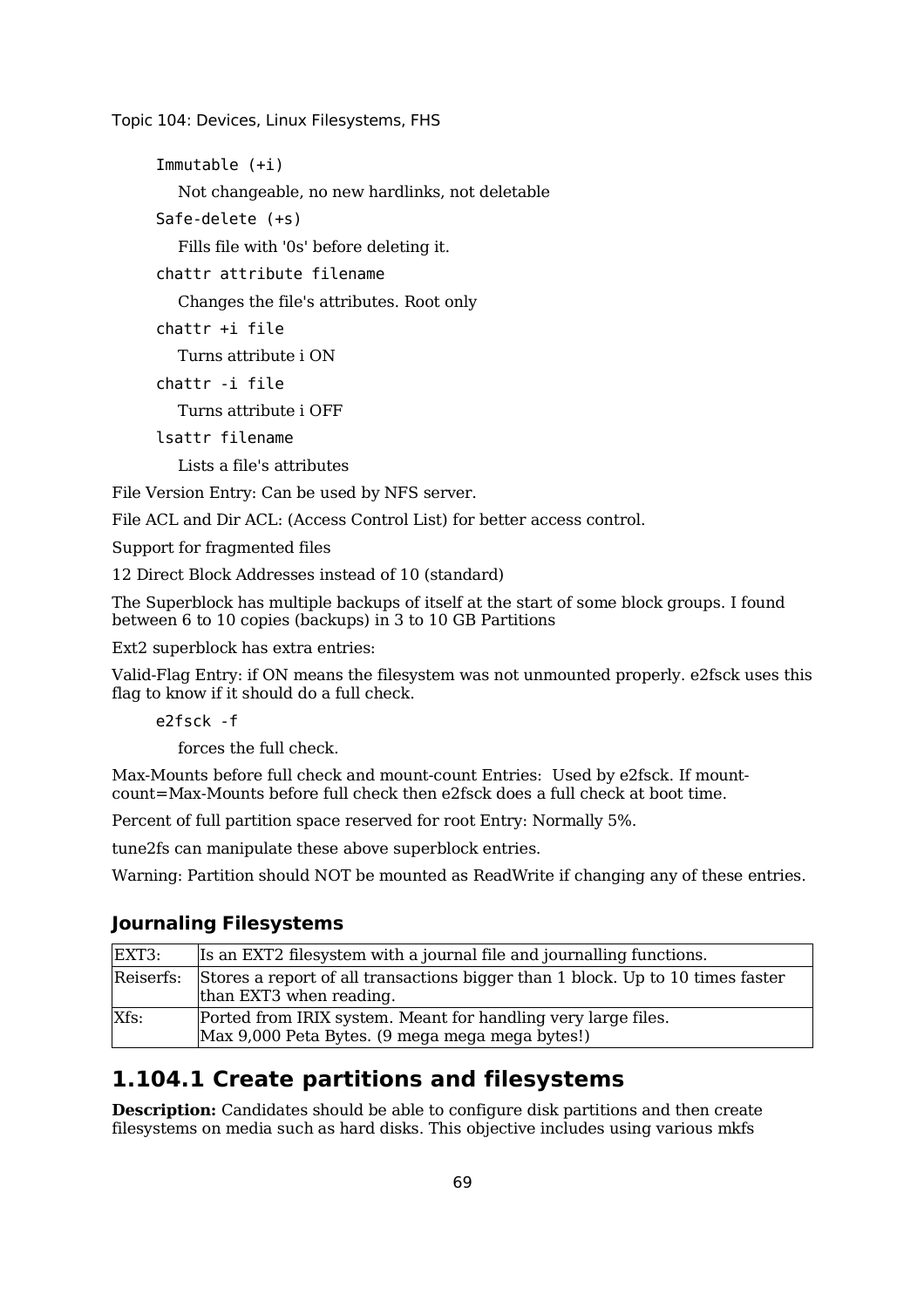```
Immutable (+i)
```

Not changeable, no new hardlinks, not deletable

```
Safe-delete (+s)
```

Fills file with '0s' before deleting it.

```
chattr attribute filename
```

Changes the file's attributes. Root only

```
chattr +i file
```

Turns attribute i ON

```
chattr -i file
```

Turns attribute i OFF

```
lsattr filename
```

Lists a file's attributes

File Version Entry: Can be used by NFS server.

File ACL and Dir ACL: (Access Control List) for better access control.

Support for fragmented files

12 Direct Block Addresses instead of 10 (standard)

The Superblock has multiple backups of itself at the start of some block groups. I found between 6 to 10 copies (backups) in 3 to 10 GB Partitions

Ext2 superblock has extra entries:

Valid-Flag Entry: if ON means the filesystem was not unmounted properly. e2fsck uses this flag to know if it should do a full check.

```
e2fsck -f
```

forces the full check.

Max-Mounts before full check and mount-count Entries: Used by e2fsck. If mount-count=Max-Mounts before full check then e2fsck does a full check at boot time.

Percent of full partition space reserved for root Entry: Normally 5%.

tune2fs can manipulate these above superblock entries.

Warning: Partition should NOT be mounted as ReadWrite if changing any of these entries.

### Journaling Filesystems

| | |
|---|---|
| EXT3: | Is an EXT2 filesystem with a journal file and journalling functions. |
| Reiserfs: | Stores a report of all transactions bigger than 1 block. Up to 10 times faster than EXT3 when reading. |
| Xfs: | Ported from IRIX system. Meant for handling very large files.<br>Max 9,000 Peta Bytes. (9 mega mega mega bytes!) |

## 1.104.1 Create partitions and filesystems

**Description:** Candidates should be able to configure disk partitions and then create filesystems on media such as hard disks. This objective includes using various mkfs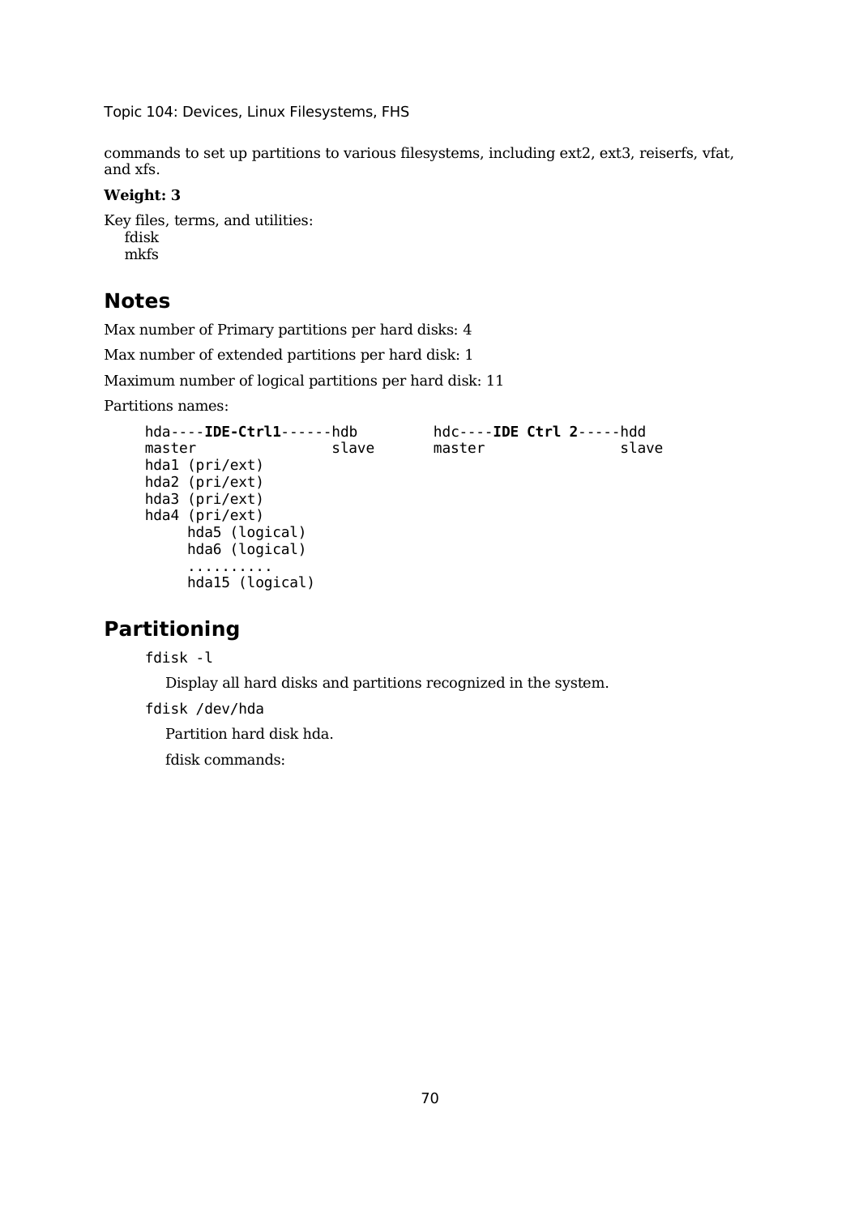commands to set up partitions to various filesystems, including ext2, ext3, reiserfs, vfat, and xfs.

**Weight: 3**

Key files, terms, and utilities:
  fdisk
  mkfs

## Notes

Max number of Primary partitions per hard disks: 4

Max number of extended partitions per hard disk: 1

Maximum number of logical partitions per hard disk: 11

Partitions names:

```
hda----IDE-Ctrl1------hdb        hdc----IDE Ctrl 2-----hdd
master              slave       master              slave
hda1 (pri/ext)
hda2 (pri/ext)
hda3 (pri/ext)
hda4 (pri/ext)
     hda5 (logical)
     hda6 (logical)
     .........
     hda15 (logical)
```

## Partitioning

`fdisk -l`

Display all hard disks and partitions recognized in the system.

`fdisk /dev/hda`

Partition hard disk hda.

fdisk commands: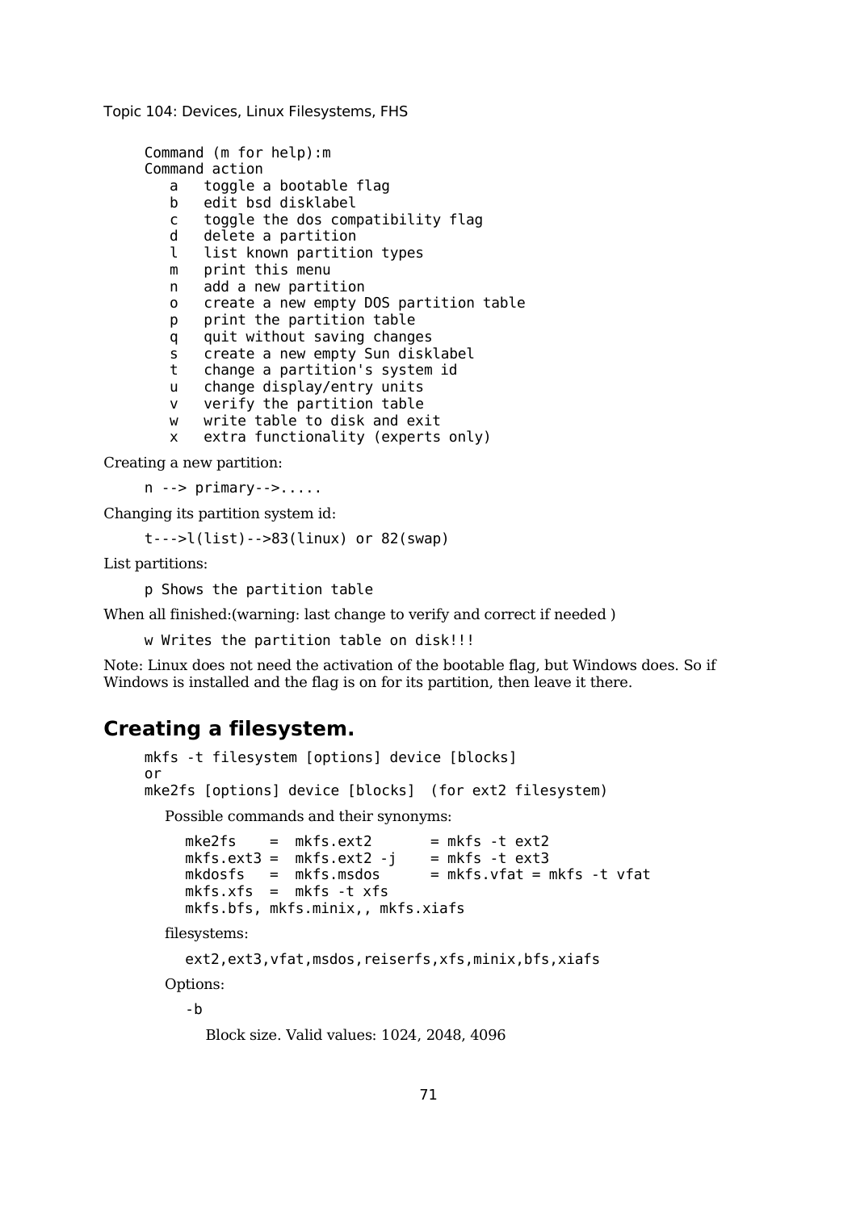```
Command (m for help):m
Command action
   a   toggle a bootable flag
   b   edit bsd disklabel
   c   toggle the dos compatibility flag
   d   delete a partition
   l   list known partition types
   m   print this menu
   n   add a new partition
   o   create a new empty DOS partition table
   p   print the partition table
   q   quit without saving changes
   s   create a new empty Sun disklabel
   t   change a partition's system id
   u   change display/entry units
   v   verify the partition table
   w   write table to disk and exit
   x   extra functionality (experts only)
```

Creating a new partition:

```
n --> primary-->.....
```

Changing its partition system id:

```
t--->l(list)-->83(linux) or 82(swap)
```

List partitions:

```
p Shows the partition table
```

When all finished:(warning: last change to verify and correct if needed )

```
w Writes the partition table on disk!!!
```

Note: Linux does not need the activation of the bootable flag, but Windows does. So if Windows is installed and the flag is on for its partition, then leave it there.

## Creating a filesystem.

```
mkfs -t filesystem [options] device [blocks]
or
mke2fs [options] device [blocks]  (for ext2 filesystem)
```

Possible commands and their synonyms:

```
mke2fs    =  mkfs.ext2       = mkfs -t ext2
mkfs.ext3 =  mkfs.ext2 -j    = mkfs -t ext3
mkdosfs   =  mkfs.msdos      = mkfs.vfat = mkfs -t vfat
mkfs.xfs  =  mkfs -t xfs
mkfs.bfs, mkfs.minix,, mkfs.xiafs
```

filesystems:

```
ext2,ext3,vfat,msdos,reiserfs,xfs,minix,bfs,xiafs
```

Options:

`-b`

Block size. Valid values: 1024, 2048, 4096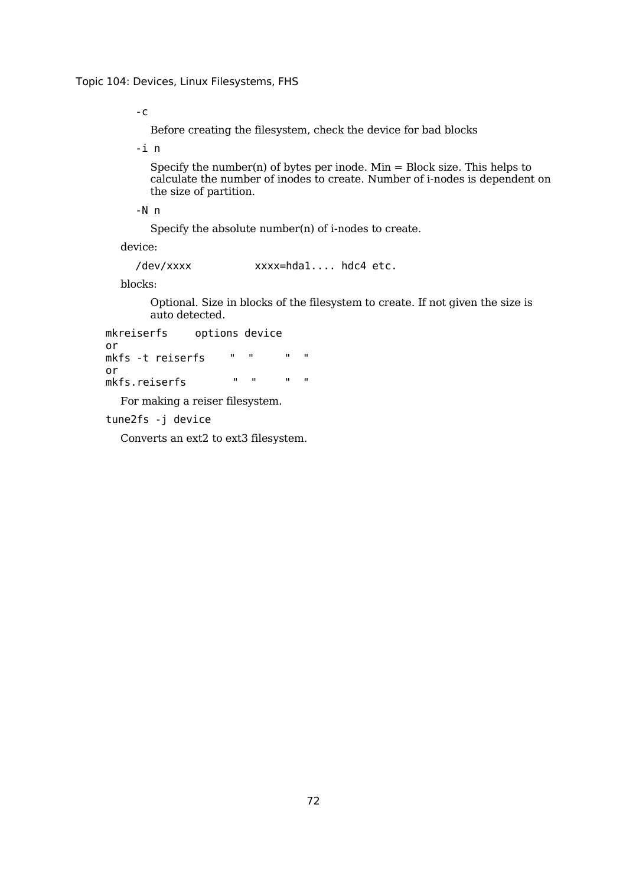`-c`

Before creating the filesystem, check the device for bad blocks

`-i n`

Specify the number(n) of bytes per inode. Min = Block size. This helps to calculate the number of inodes to create. Number of i-nodes is dependent on the size of partition.

`-N n`

Specify the absolute number(n) of i-nodes to create.

device:

```
/dev/xxxx          xxxx=hda1.... hdc4 etc.
```

blocks:

Optional. Size in blocks of the filesystem to create. If not given the size is auto detected.

```
mkreiserfs     options device
or
mkfs -t reiserfs    "  "     "  "
or
mkfs.reiserfs        "  "     "  "
```

For making a reiser filesystem.

```
tune2fs -j device
```

Converts an ext2 to ext3 filesystem.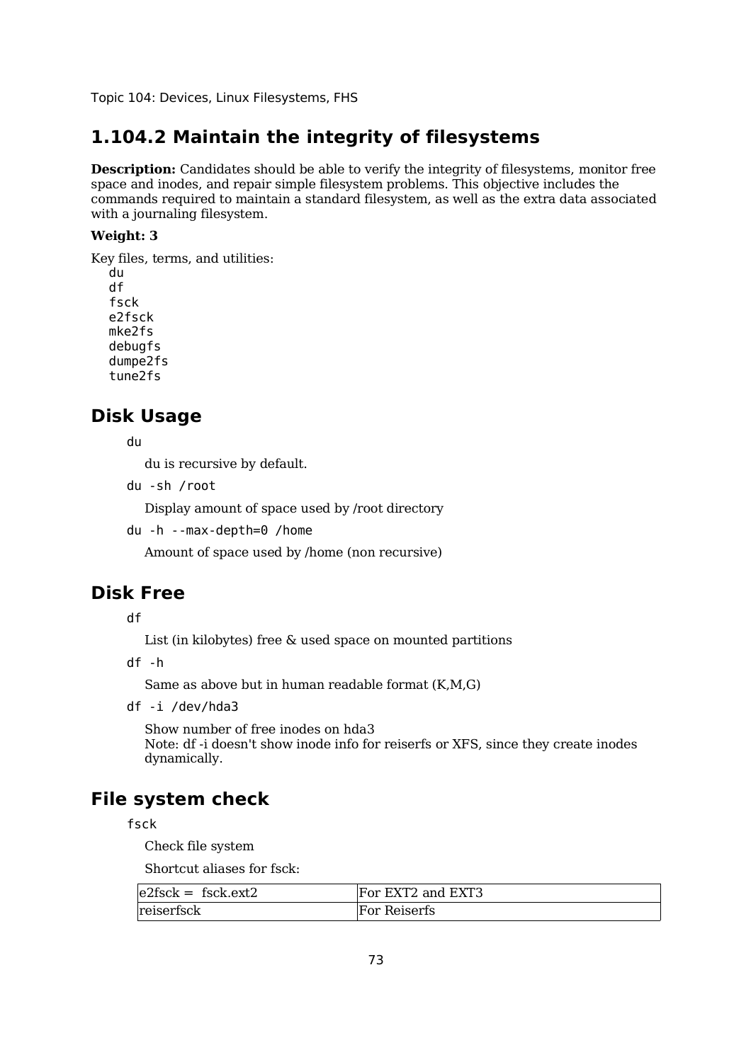# 1.104.2 Maintain the integrity of filesystems

**Description:** Candidates should be able to verify the integrity of filesystems, monitor free space and inodes, and repair simple filesystem problems. This objective includes the commands required to maintain a standard filesystem, as well as the extra data associated with a journaling filesystem.

**Weight: 3**

Key files, terms, and utilities:

```
du
df
fsck
e2fsck
mke2fs
debugfs
dumpe2fs
tune2fs
```

## Disk Usage

`du`

du is recursive by default.

`du -sh /root`

Display amount of space used by /root directory

`du -h --max-depth=0 /home`

Amount of space used by /home (non recursive)

## Disk Free

`df`

List (in kilobytes) free & used space on mounted partitions

`df -h`

Same as above but in human readable format (K,M,G)

`df -i /dev/hda3`

Show number of free inodes on hda3
Note: df -i doesn't show inode info for reiserfs or XFS, since they create inodes dynamically.

## File system check

`fsck`

Check file system

Shortcut aliases for fsck:

| e2fsck = fsck.ext2 | For EXT2 and EXT3 |
|---|---|
| reiserfsck | For Reiserfs |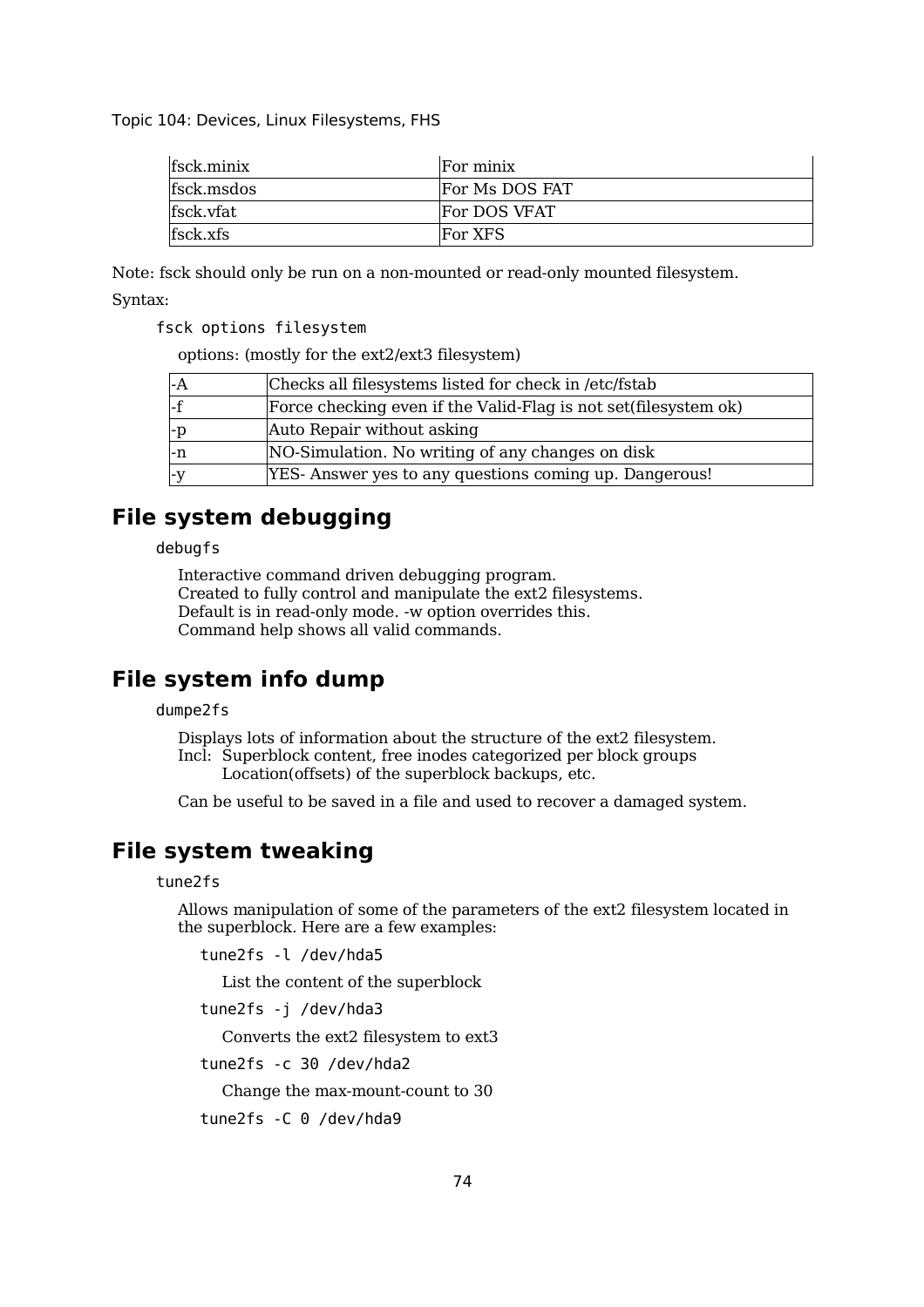| | |
|---|---|
| fsck.minix | For minix |
| fsck.msdos | For Ms DOS FAT |
| fsck.vfat | For DOS VFAT |
| fsck.xfs | For XFS |

Note: fsck should only be run on a non-mounted or read-only mounted filesystem.

Syntax:

```
fsck options filesystem
```

options: (mostly for the ext2/ext3 filesystem)

| | |
|---|---|
| -A | Checks all filesystems listed for check in /etc/fstab |
| -f | Force checking even if the Valid-Flag is not set(filesystem ok) |
| -p | Auto Repair without asking |
| -n | NO-Simulation. No writing of any changes on disk |
| -y | YES- Answer yes to any questions coming up. Dangerous! |

## File system debugging

```
debugfs
```

Interactive command driven debugging program.
Created to fully control and manipulate the ext2 filesystems.
Default is in read-only mode. -w option overrides this.
Command help shows all valid commands.

## File system info dump

```
dumpe2fs
```

Displays lots of information about the structure of the ext2 filesystem.
Incl: Superblock content, free inodes categorized per block groups
Location(offsets) of the superblock backups, etc.

Can be useful to be saved in a file and used to recover a damaged system.

## File system tweaking

```
tune2fs
```

Allows manipulation of some of the parameters of the ext2 filesystem located in the superblock. Here are a few examples:

```
tune2fs -l /dev/hda5
```

List the content of the superblock

```
tune2fs -j /dev/hda3
```

Converts the ext2 filesystem to ext3

```
tune2fs -c 30 /dev/hda2
```

Change the max-mount-count to 30

```
tune2fs -C 0 /dev/hda9
```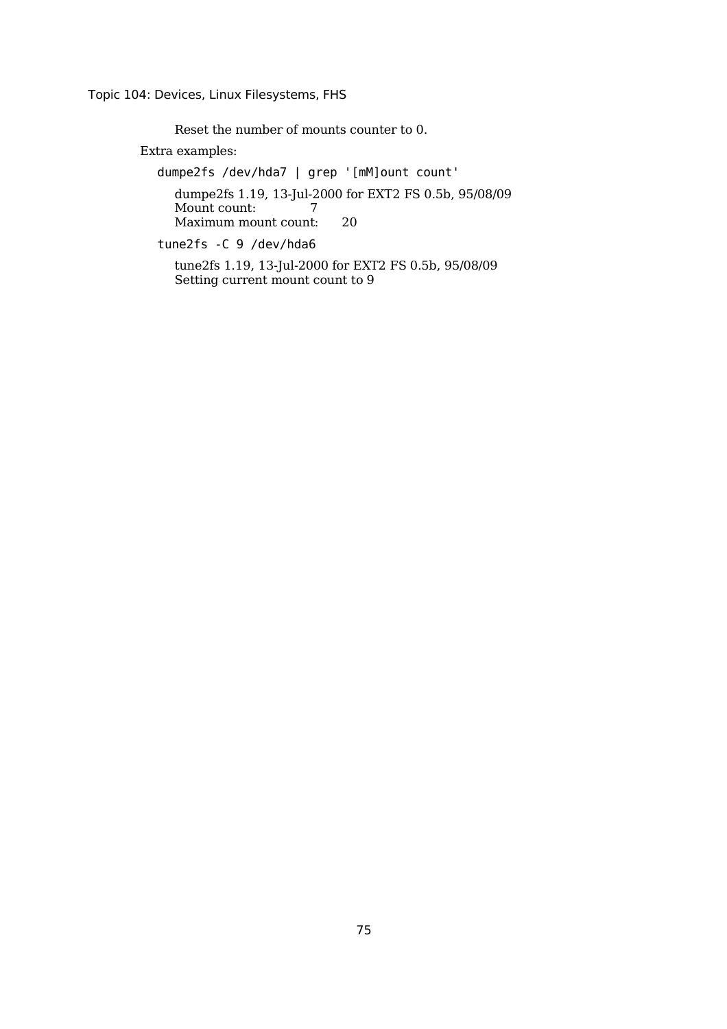Reset the number of mounts counter to 0.

Extra examples:

```
dumpe2fs /dev/hda7 | grep '[mM]ount count'
```

```
dumpe2fs 1.19, 13-Jul-2000 for EXT2 FS 0.5b, 95/08/09
Mount count:           7
Maximum mount count:   20
```

```
tune2fs -C 9 /dev/hda6
```

```
tune2fs 1.19, 13-Jul-2000 for EXT2 FS 0.5b, 95/08/09
Setting current mount count to 9
```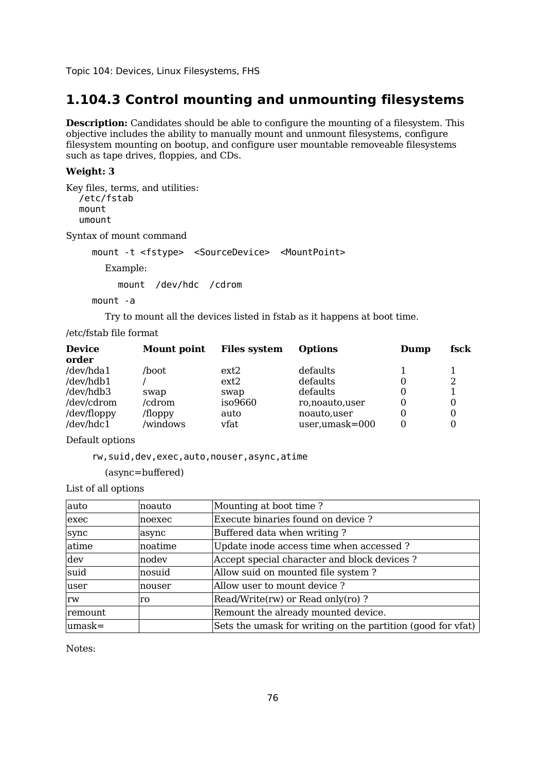Topic 104: Devices, Linux Filesystems, FHS

## 1.104.3 Control mounting and unmounting filesystems

**Description:** Candidates should be able to configure the mounting of a filesystem. This objective includes the ability to manually mount and unmount filesystems, configure filesystem mounting on bootup, and configure user mountable removeable filesystems such as tape drives, floppies, and CDs.

**Weight: 3**

Key files, terms, and utilities:

```
/etc/fstab
mount
umount
```

Syntax of mount command

```
mount -t <fstype>  <SourceDevice>  <MountPoint>
```

Example:

```
mount  /dev/hdc  /cdrom
```

```
mount -a
```

Try to mount all the devices listed in fstab as it happens at boot time.

/etc/fstab file format

| Device order | Mount point | Files system | Options | Dump | fsck |
|---|---|---|---|---|---|
| /dev/hda1 | /boot | ext2 | defaults | 1 | 1 |
| /dev/hdb1 | / | ext2 | defaults | 0 | 2 |
| /dev/hdb3 | swap | swap | defaults | 0 | 1 |
| /dev/cdrom | /cdrom | iso9660 | ro,noauto,user | 0 | 0 |
| /dev/floppy | /floppy | auto | noauto,user | 0 | 0 |
| /dev/hdc1 | /windows | vfat | user,umask=000 | 0 | 0 |

Default options

```
rw,suid,dev,exec,auto,nouser,async,atime
```

(async=buffered)

List of all options

| auto | noauto | Mounting at boot time ? |
|---|---|---|
| exec | noexec | Execute binaries found on device ? |
| sync | async | Buffered data when writing ? |
| atime | noatime | Update inode access time when accessed ? |
| dev | nodev | Accept special character and block devices ? |
| suid | nosuid | Allow suid on mounted file system ? |
| user | nouser | Allow user to mount device ? |
| rw | ro | Read/Write(rw) or Read only(ro) ? |
| remount | | Remount the already mounted device. |
| umask= | | Sets the umask for writing on the partition (good for vfat) |

Notes: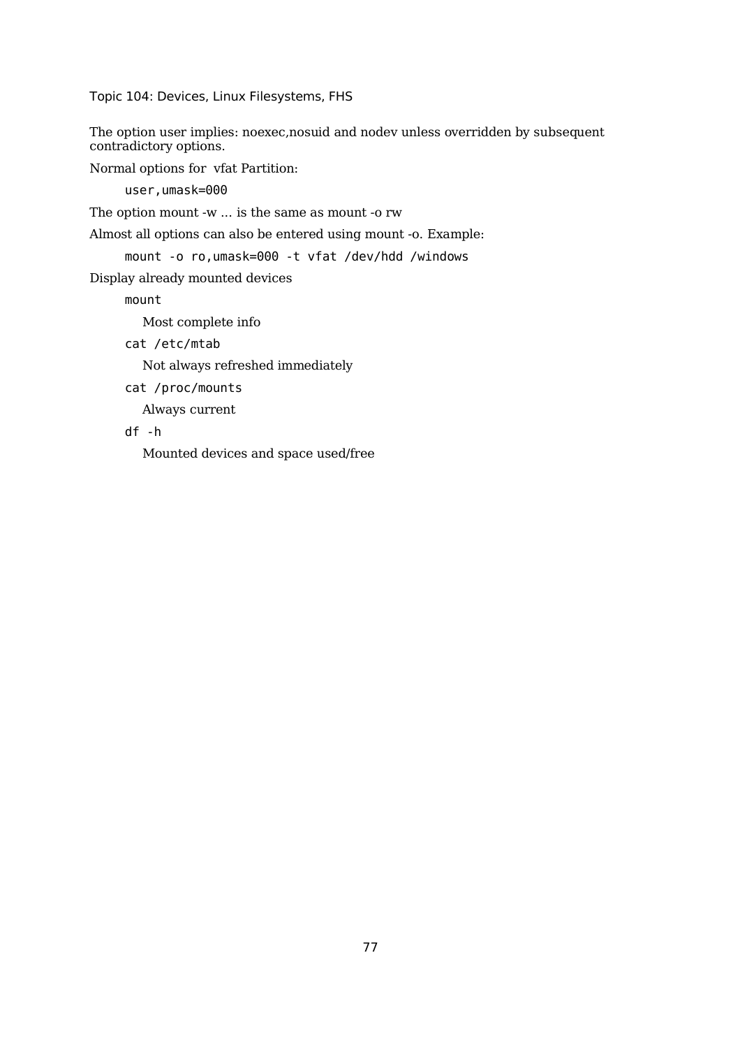The option user implies: noexec,nosuid and nodev unless overridden by subsequent contradictory options.

Normal options for vfat Partition:

```
user,umask=000
```

The option mount -w ... is the same as mount -o rw

Almost all options can also be entered using mount -o. Example:

```
mount -o ro,umask=000 -t vfat /dev/hdd /windows
```

Display already mounted devices

```
mount
```

Most complete info

```
cat /etc/mtab
```

Not always refreshed immediately

```
cat /proc/mounts
```

Always current

```
df -h
```

Mounted devices and space used/free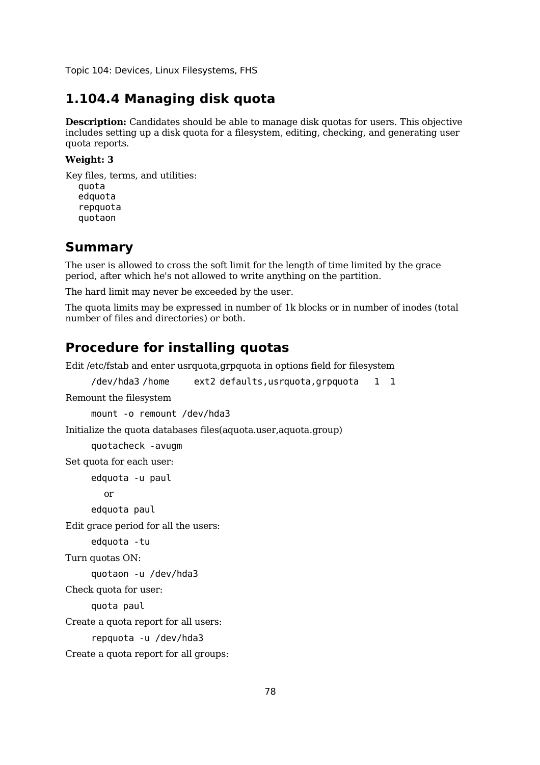## 1.104.4 Managing disk quota

**Description:** Candidates should be able to manage disk quotas for users. This objective includes setting up a disk quota for a filesystem, editing, checking, and generating user quota reports.

**Weight: 3**

Key files, terms, and utilities:

```
quota
edquota
repquota
quotaon
```

## Summary

The user is allowed to cross the soft limit for the length of time limited by the grace period, after which he's not allowed to write anything on the partition.

The hard limit may never be exceeded by the user.

The quota limits may be expressed in number of 1k blocks or in number of inodes (total number of files and directories) or both.

## Procedure for installing quotas

Edit /etc/fstab and enter usrquota,grpquota in options field for filesystem

```
/dev/hda3 /home     ext2 defaults,usrquota,grpquota   1  1
```

Remount the filesystem

```
mount -o remount /dev/hda3
```

Initialize the quota databases files(aquota.user,aquota.group)

```
quotacheck -avugm
```

Set quota for each user:

```
edquota -u paul
```

or

```
edquota paul
```

Edit grace period for all the users:

```
edquota -tu
```

Turn quotas ON:

```
quotaon -u /dev/hda3
```

Check quota for user:

```
quota paul
```

Create a quota report for all users:

```
repquota -u /dev/hda3
```

Create a quota report for all groups: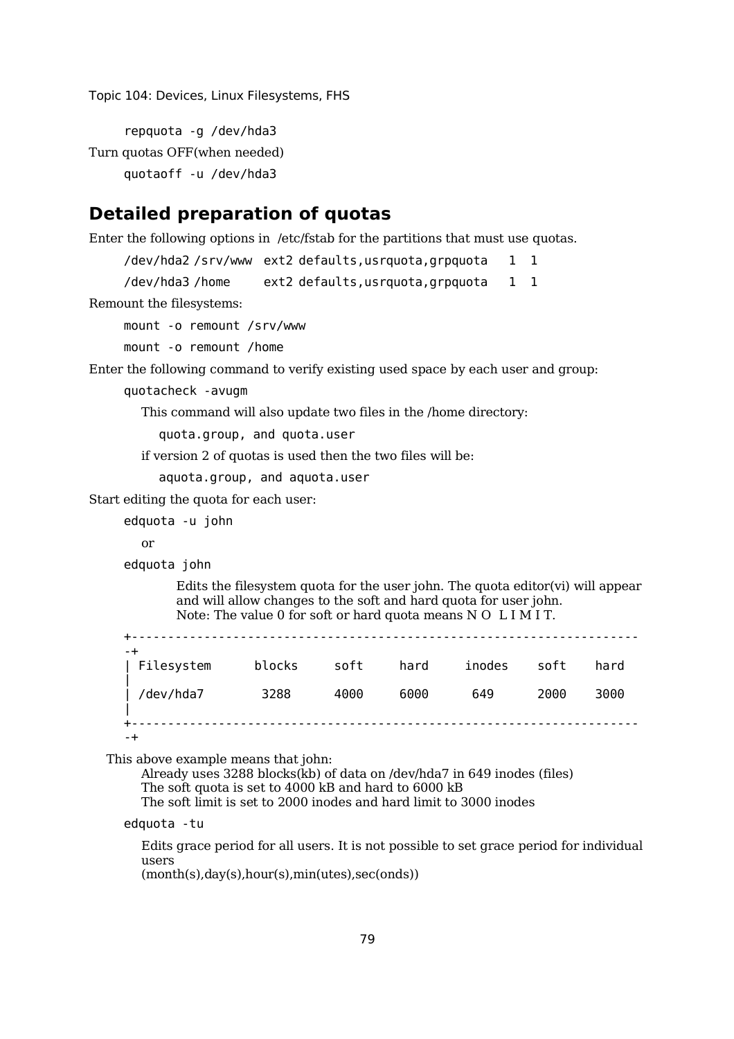```
repquota -g /dev/hda3
```

Turn quotas OFF(when needed)

```
quotaoff -u /dev/hda3
```

## Detailed preparation of quotas

Enter the following options in /etc/fstab for the partitions that must use quotas.

```
/dev/hda2 /srv/www  ext2 defaults,usrquota,grpquota   1  1
/dev/hda3 /home     ext2 defaults,usrquota,grpquota   1  1
```

Remount the filesystems:

```
mount -o remount /srv/www
mount -o remount /home
```

Enter the following command to verify existing used space by each user and group:

```
quotacheck -avugm
```

This command will also update two files in the /home directory:

```
quota.group, and quota.user
```

if version 2 of quotas is used then the two files will be:

```
aquota.group, and aquota.user
```

Start editing the quota for each user:

```
edquota -u john
```

or

```
edquota john
```

Edits the filesystem quota for the user john. The quota editor(vi) will appear and will allow changes to the soft and hard quota for user john.
Note: The value 0 for soft or hard quota means N O  L I M I T.

```
+--------------------------------------------------------------------
-+
| Filesystem      blocks     soft     hard     inodes    soft    hard
|
| /dev/hda7        3288      4000     6000      649      2000    3000
|
+--------------------------------------------------------------------
-+
```

This above example means that john:
Already uses 3288 blocks(kb) of data on /dev/hda7 in 649 inodes (files)
The soft quota is set to 4000 kB and hard to 6000 kB
The soft limit is set to 2000 inodes and hard limit to 3000 inodes

```
edquota -tu
```

Edits grace period for all users. It is not possible to set grace period for individual users
(month(s),day(s),hour(s),min(utes),sec(onds))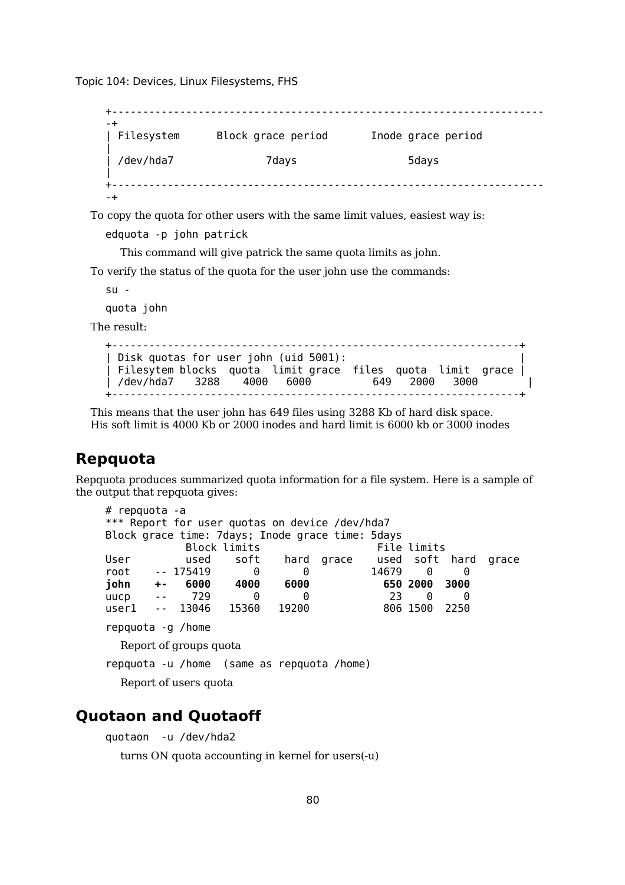```
+--------------------------------------------------------------------
-+
| Filesystem      Block grace period       Inode grace period
|
| /dev/hda7              7days                  5days
|
+--------------------------------------------------------------------
-+
```

To copy the quota for other users with the same limit values, easiest way is:

```
edquota -p john patrick
```

This command will give patrick the same quota limits as john.

To verify the status of the quota for the user john use the commands:

```
su -
quota john
```

The result:

```
+----------------------------------------------------------------+
| Disk quotas for user john (uid 5001):                          |
| Filesytem blocks  quota  limit grace  files  quota  limit  grace |
| /dev/hda7   3288   4000   6000         649   2000   3000        |
+----------------------------------------------------------------+
```

This means that the user john has 649 files using 3288 Kb of hard disk space.
His soft limit is 4000 Kb or 2000 inodes and hard limit is 6000 kb or 3000 inodes

## Repquota

Repquota produces summarized quota information for a file system. Here is a sample of the output that repquota gives:

```
# repquota -a
*** Report for user quotas on device /dev/hda7
Block grace time: 7days; Inode grace time: 5days
           Block limits                  File limits
User        used    soft    hard  grace    used  soft  hard  grace
root    -- 175419      0       0         14679    0     0
john    +-   6000    4000    6000           650 2000  3000
uucp    --    729      0       0            23    0     0
user1   --  13046   15360   19200           806 1500  2250
```

```
repquota -g /home
```

Report of groups quota

```
repquota -u /home  (same as repquota /home)
```

Report of users quota

## Quotaon and Quotaoff

```
quotaon  -u /dev/hda2
```

turns ON quota accounting in kernel for users(-u)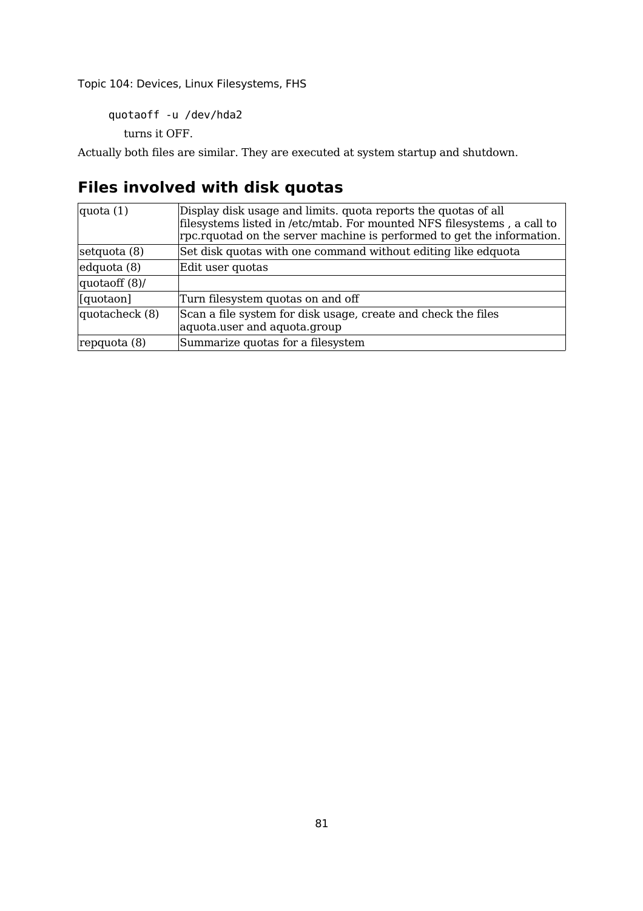```
quotaoff -u /dev/hda2
```

turns it OFF.

Actually both files are similar. They are executed at system startup and shutdown.

## Files involved with disk quotas

| | |
|---|---|
| quota (1) | Display disk usage and limits. quota reports the quotas of all filesystems listed in /etc/mtab. For mounted NFS filesystems , a call to rpc.rquotad on the server machine is performed to get the information. |
| setquota (8) | Set disk quotas with one command without editing like edquota |
| edquota (8) | Edit user quotas |
| quotaoff (8)/ | |
| [quotaon] | Turn filesystem quotas on and off |
| quotacheck (8) | Scan a file system for disk usage, create and check the files aquota.user and aquota.group |
| repquota (8) | Summarize quotas for a filesystem |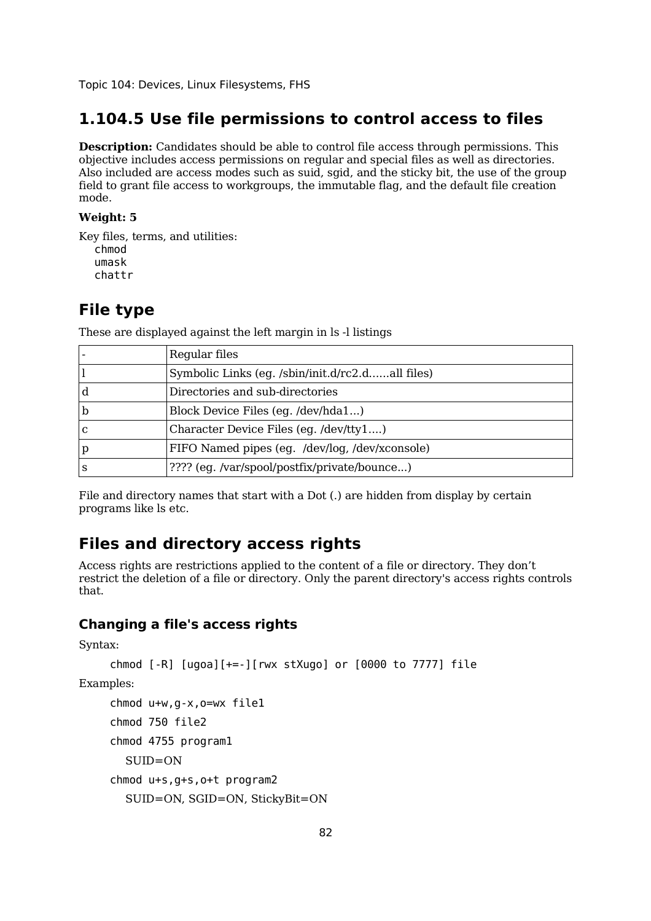## 1.104.5 Use file permissions to control access to files

**Description:** Candidates should be able to control file access through permissions. This objective includes access permissions on regular and special files as well as directories. Also included are access modes such as suid, sgid, and the sticky bit, the use of the group field to grant file access to workgroups, the immutable flag, and the default file creation mode.

**Weight: 5**

Key files, terms, and utilities:

```
chmod
umask
chattr
```

## File type

These are displayed against the left margin in ls -l listings

| | |
|---|---|
| - | Regular files |
| l | Symbolic Links (eg. /sbin/init.d/rc2.d......all files) |
| d | Directories and sub-directories |
| b | Block Device Files (eg. /dev/hda1...) |
| c | Character Device Files (eg. /dev/tty1....) |
| p | FIFO Named pipes (eg.  /dev/log, /dev/xconsole) |
| s | ???? (eg. /var/spool/postfix/private/bounce...) |

File and directory names that start with a Dot (.) are hidden from display by certain programs like ls etc.

## Files and directory access rights

Access rights are restrictions applied to the content of a file or directory. They don't restrict the deletion of a file or directory. Only the parent directory's access rights controls that.

### Changing a file's access rights

Syntax:

```
chmod [-R] [ugoa][+=-][rwx stXugo] or [0000 to 7777] file
```

Examples:

```
chmod u+w,g-x,o=wx file1
chmod 750 file2
chmod 4755 program1
```

SUID=ON

```
chmod u+s,g+s,o+t program2
```

SUID=ON, SGID=ON, StickyBit=ON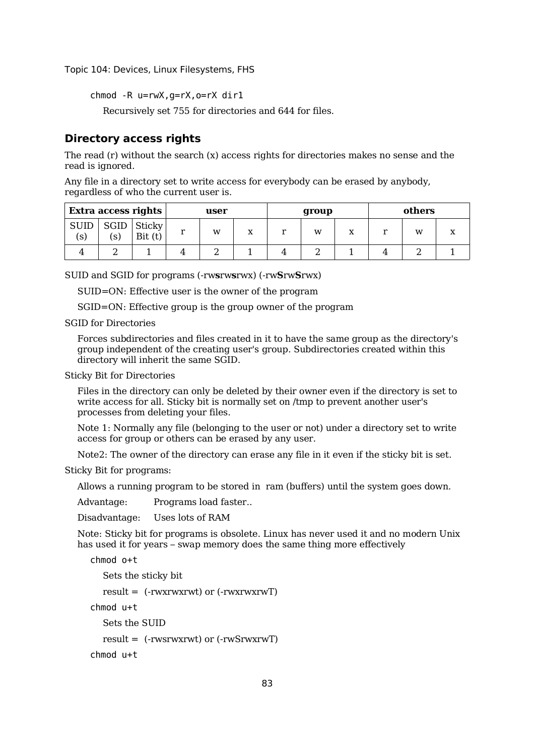```
chmod -R u=rwX,g=rX,o=rX dir1
```

Recursively set 755 for directories and 644 for files.

### Directory access rights

The read (r) without the search (x) access rights for directories makes no sense and the read is ignored.

Any file in a directory set to write access for everybody can be erased by anybody, regardless of who the current user is.

| **Extra access rights** | | | **user** | | | **group** | | | **others** | | |
|---|---|---|---|---|---|---|---|---|---|---|---|
| SUID (s) | SGID (s) | Sticky Bit (t) | r | w | x | r | w | x | r | w | x |
| 4 | 2 | 1 | 4 | 2 | 1 | 4 | 2 | 1 | 4 | 2 | 1 |

SUID and SGID for programs (-rw**s**rw**s**rwx) (-rw**S**rw**S**rwx)

SUID=ON: Effective user is the owner of the program

SGID=ON: Effective group is the group owner of the program

SGID for Directories

Forces subdirectories and files created in it to have the same group as the directory's group independent of the creating user's group. Subdirectories created within this directory will inherit the same SGID.

Sticky Bit for Directories

Files in the directory can only be deleted by their owner even if the directory is set to write access for all. Sticky bit is normally set on /tmp to prevent another user's processes from deleting your files.

Note 1: Normally any file (belonging to the user or not) under a directory set to write access for group or others can be erased by any user.

Note2: The owner of the directory can erase any file in it even if the sticky bit is set.

Sticky Bit for programs:

Allows a running program to be stored in ram (buffers) until the system goes down.

Advantage: Programs load faster..

Disadvantage: Uses lots of RAM

Note: Sticky bit for programs is obsolete. Linux has never used it and no modern Unix has used it for years – swap memory does the same thing more effectively

```
chmod o+t
```

Sets the sticky bit

result = (-rwxrwxrwt) or (-rwxrwxrwT)

```
chmod u+t
```

Sets the SUID

result = (-rwsrwxrwt) or (-rwSrwxrwT)

```
chmod u+t
```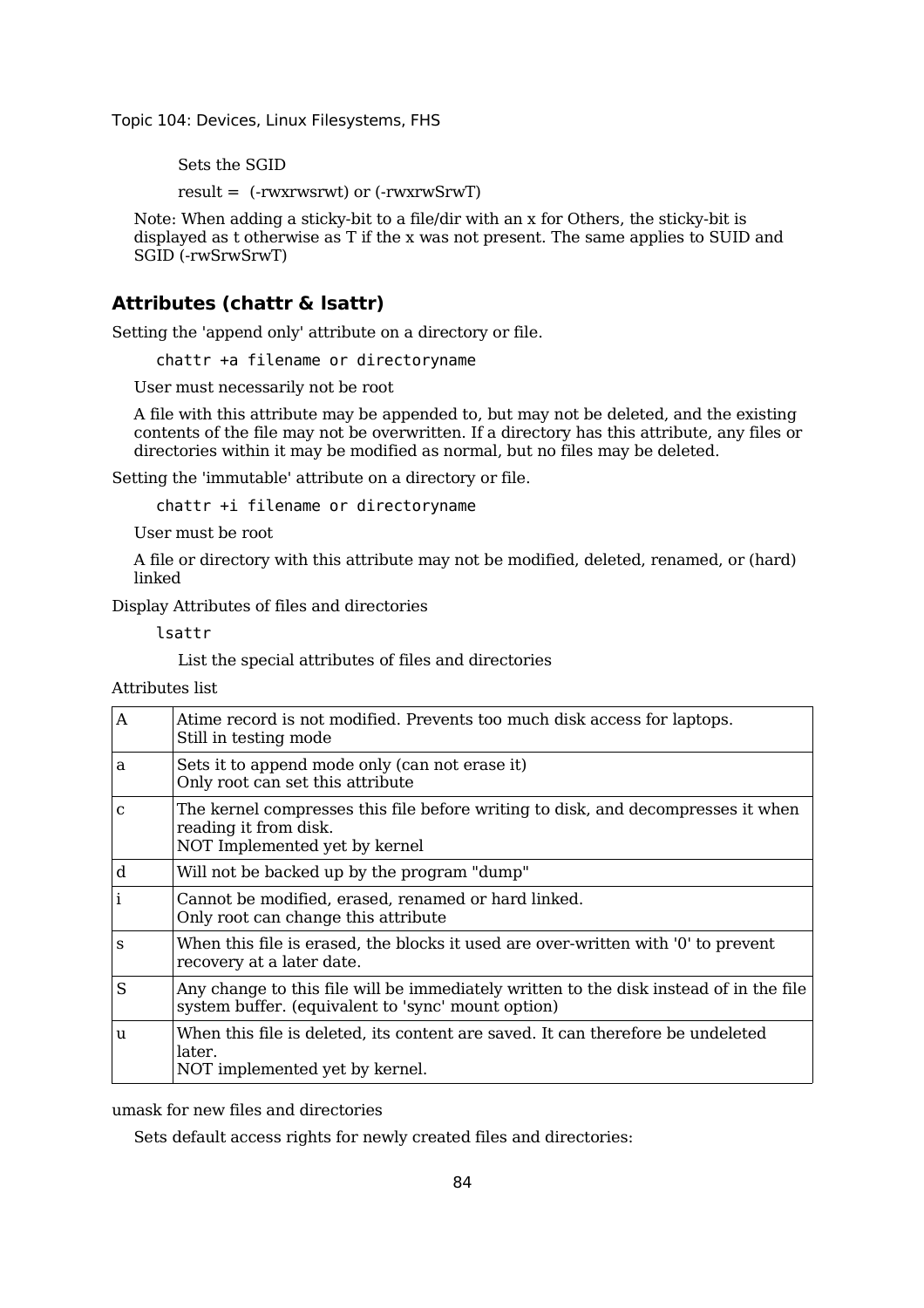Sets the SGID

result = (-rwxrwsrwt) or (-rwxrwSrwT)

Note: When adding a sticky-bit to a file/dir with an x for Others, the sticky-bit is displayed as t otherwise as T if the x was not present. The same applies to SUID and SGID (-rwSrwSrwT)

### Attributes (chattr & lsattr)

Setting the 'append only' attribute on a directory or file.

```
chattr +a filename or directoryname
```

User must necessarily not be root

A file with this attribute may be appended to, but may not be deleted, and the existing contents of the file may not be overwritten. If a directory has this attribute, any files or directories within it may be modified as normal, but no files may be deleted.

Setting the 'immutable' attribute on a directory or file.

```
chattr +i filename or directoryname
```

User must be root

A file or directory with this attribute may not be modified, deleted, renamed, or (hard) linked

Display Attributes of files and directories

```
lsattr
```

List the special attributes of files and directories

Attributes list

| | |
|---|---|
| A | Atime record is not modified. Prevents too much disk access for laptops.<br>Still in testing mode |
| a | Sets it to append mode only (can not erase it)<br>Only root can set this attribute |
| c | The kernel compresses this file before writing to disk, and decompresses it when reading it from disk.<br>NOT Implemented yet by kernel |
| d | Will not be backed up by the program "dump" |
| i | Cannot be modified, erased, renamed or hard linked.<br>Only root can change this attribute |
| s | When this file is erased, the blocks it used are over-written with '0' to prevent recovery at a later date. |
| S | Any change to this file will be immediately written to the disk instead of in the file system buffer. (equivalent to 'sync' mount option) |
| u | When this file is deleted, its content are saved. It can therefore be undeleted later.<br>NOT implemented yet by kernel. |

umask for new files and directories

Sets default access rights for newly created files and directories: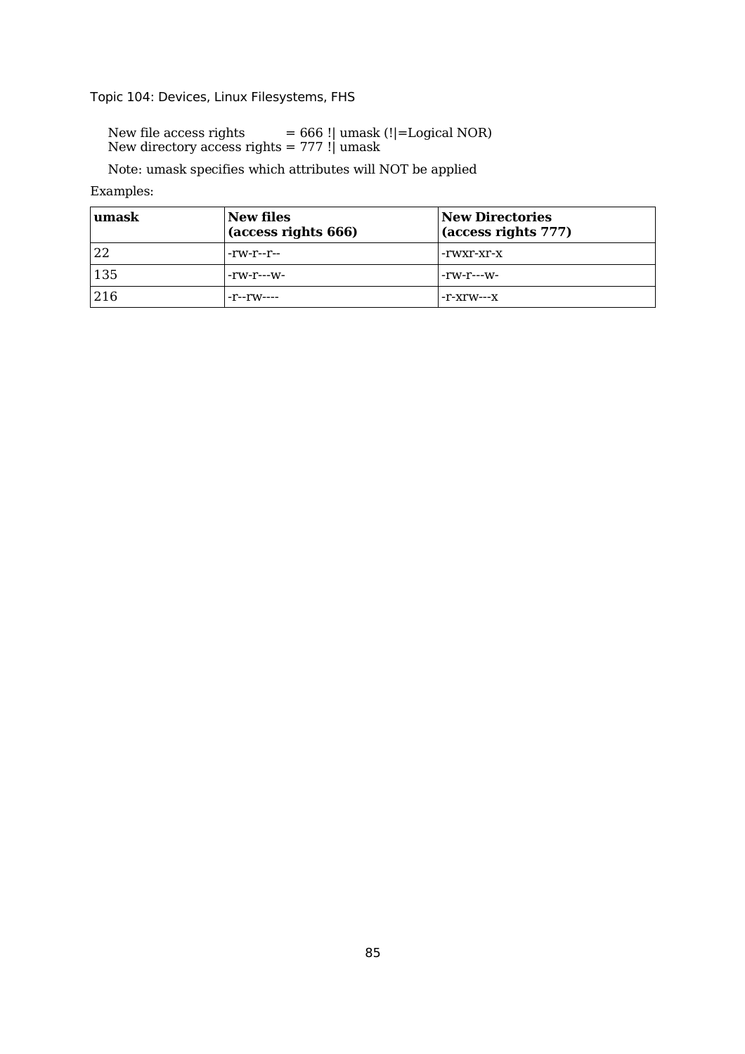New file access rights = 666 !| umask (!|=Logical NOR)
New directory access rights = 777 !| umask

Note: umask specifies which attributes will NOT be applied

Examples:

| **umask** | **New files (access rights 666)** | **New Directories (access rights 777)** |
|---|---|---|
| 22 | -rw-r--r-- | -rwxr-xr-x |
| 135 | -rw-r---w- | -rw-r---w- |
| 216 | -r--rw---- | -r-xrw---x |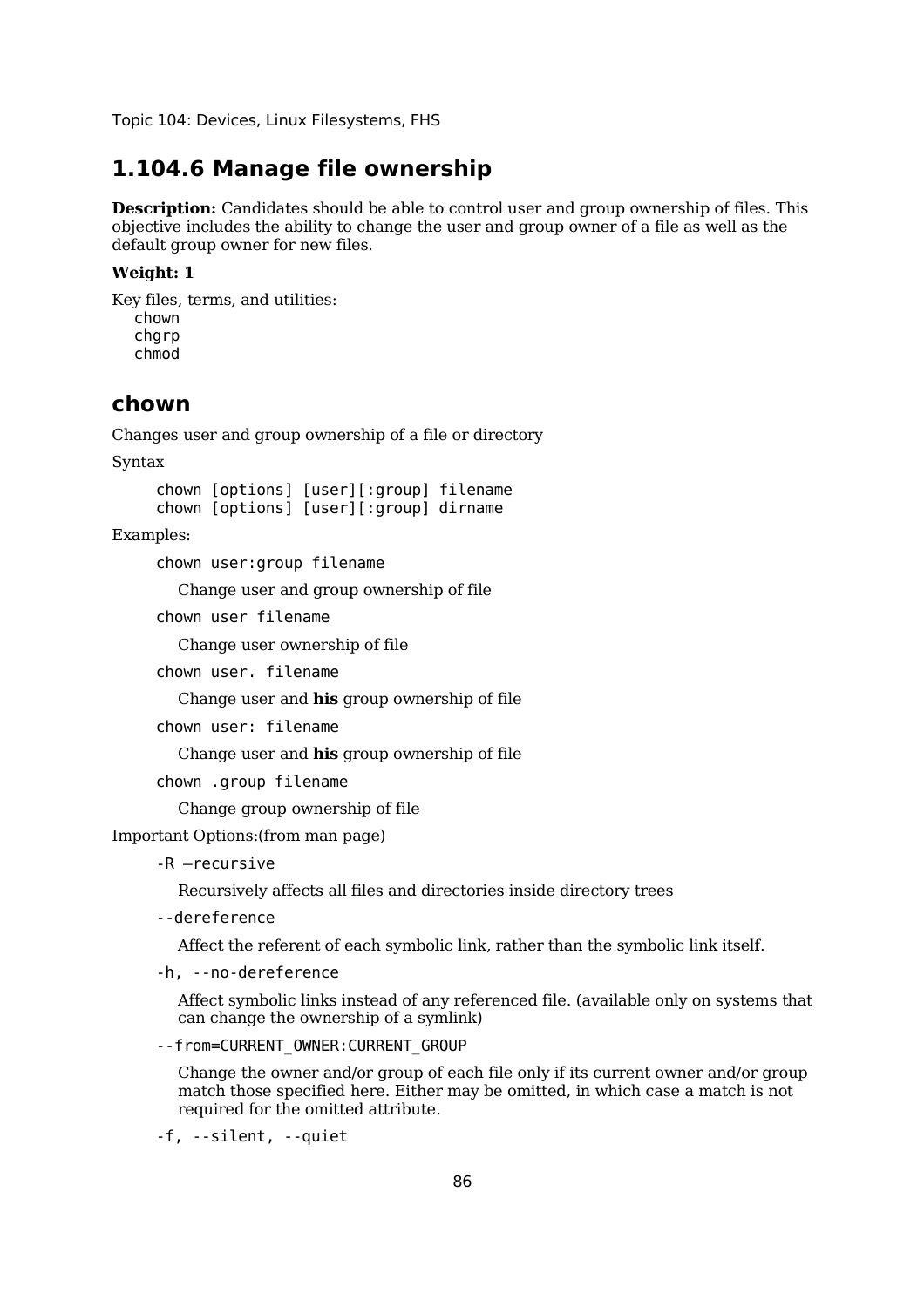# 1.104.6 Manage file ownership

**Description:** Candidates should be able to control user and group ownership of files. This objective includes the ability to change the user and group owner of a file as well as the default group owner for new files.

**Weight: 1**

Key files, terms, and utilities:

```
chown
chgrp
chmod
```

## chown

Changes user and group ownership of a file or directory

Syntax

```
chown [options] [user][:group] filename
chown [options] [user][:group] dirname
```

Examples:

`chown user:group filename`

Change user and group ownership of file

`chown user filename`

Change user ownership of file

`chown user. filename`

Change user and **his** group ownership of file

`chown user: filename`

Change user and **his** group ownership of file

`chown .group filename`

Change group ownership of file

Important Options:(from man page)

`-R –recursive`

Recursively affects all files and directories inside directory trees

`--dereference`

Affect the referent of each symbolic link, rather than the symbolic link itself.

`-h, --no-dereference`

Affect symbolic links instead of any referenced file. (available only on systems that can change the ownership of a symlink)

`--from=CURRENT_OWNER:CURRENT_GROUP`

Change the owner and/or group of each file only if its current owner and/or group match those specified here. Either may be omitted, in which case a match is not required for the omitted attribute.

`-f, --silent, --quiet`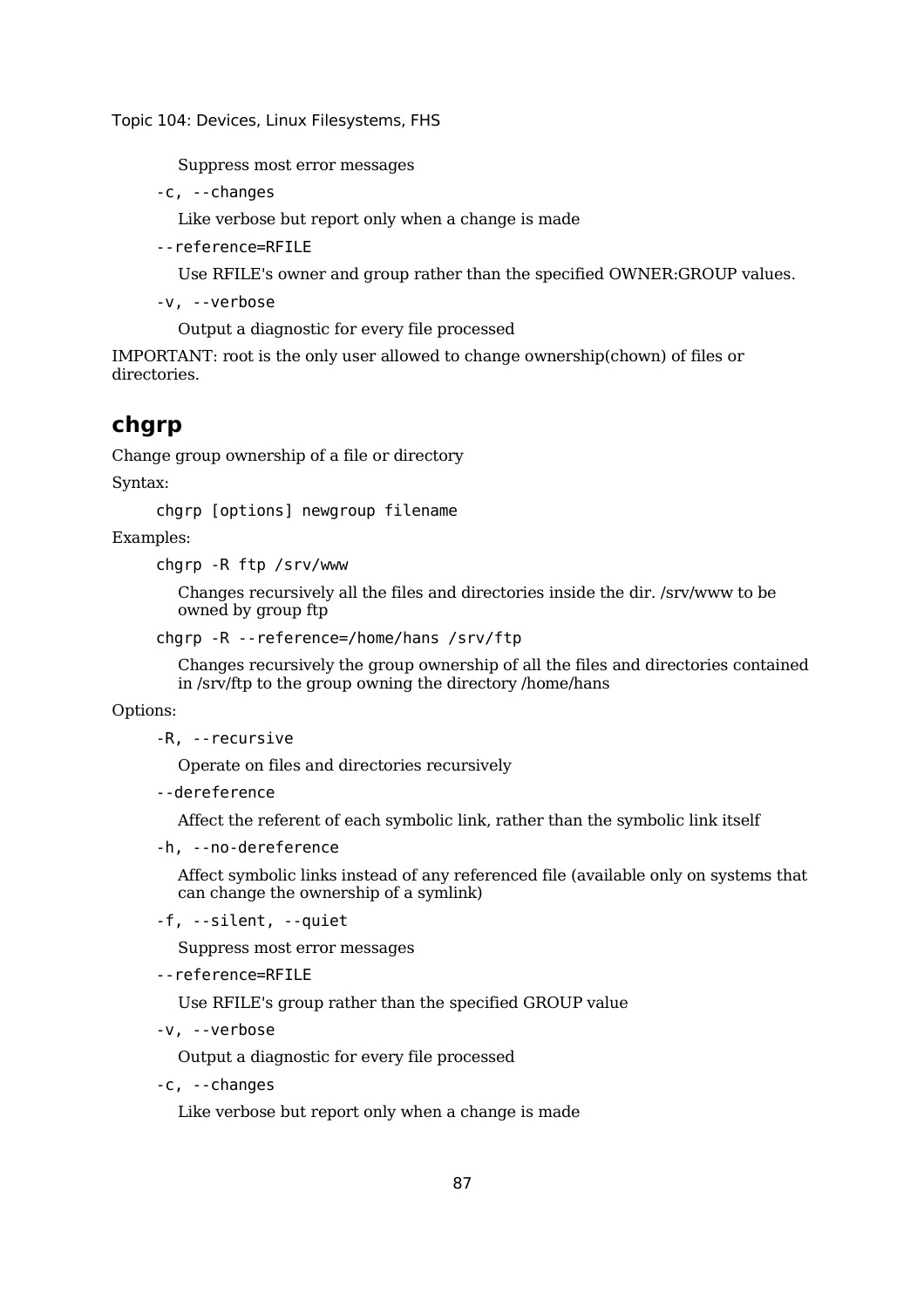Suppress most error messages

`-c, --changes`

Like verbose but report only when a change is made

`--reference=RFILE`

Use RFILE's owner and group rather than the specified OWNER:GROUP values.

`-v, --verbose`

Output a diagnostic for every file processed

IMPORTANT: root is the only user allowed to change ownership(chown) of files or directories.

## chgrp

Change group ownership of a file or directory

Syntax:

```
chgrp [options] newgroup filename
```

Examples:

```
chgrp -R ftp /srv/www
```

Changes recursively all the files and directories inside the dir. /srv/www to be owned by group ftp

```
chgrp -R --reference=/home/hans /srv/ftp
```

Changes recursively the group ownership of all the files and directories contained in /srv/ftp to the group owning the directory /home/hans

Options:

`-R, --recursive`

Operate on files and directories recursively

`--dereference`

Affect the referent of each symbolic link, rather than the symbolic link itself

`-h, --no-dereference`

Affect symbolic links instead of any referenced file (available only on systems that can change the ownership of a symlink)

`-f, --silent, --quiet`

Suppress most error messages

`--reference=RFILE`

Use RFILE's group rather than the specified GROUP value

`-v, --verbose`

Output a diagnostic for every file processed

`-c, --changes`

Like verbose but report only when a change is made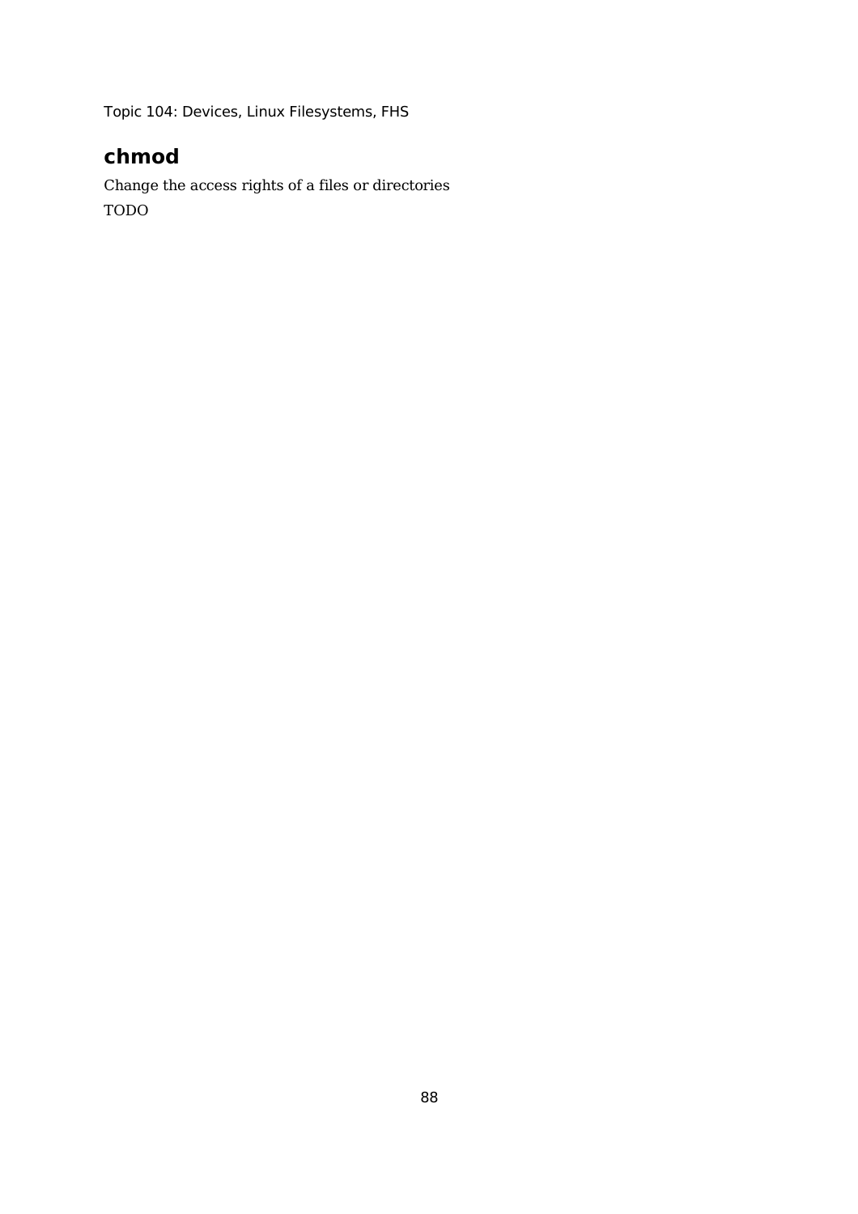## chmod

Change the access rights of a files or directories

TODO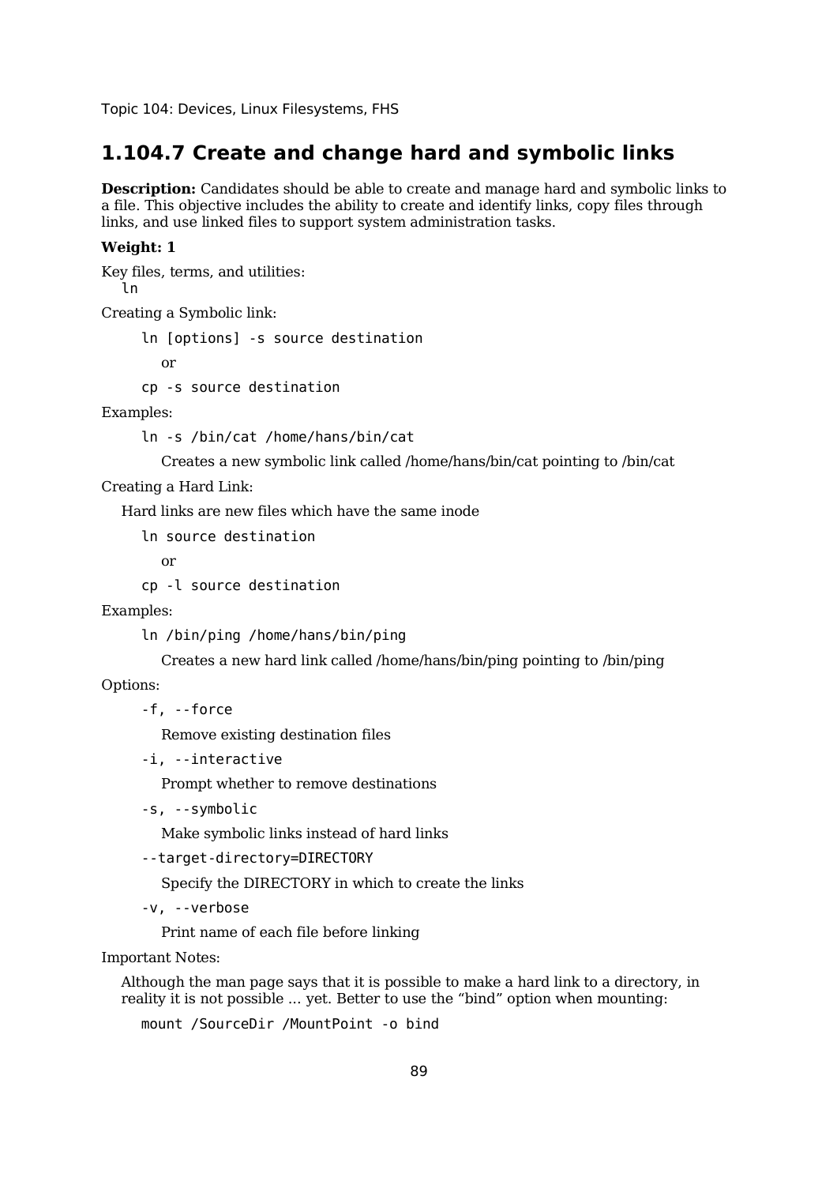Topic 104: Devices, Linux Filesystems, FHS

## 1.104.7 Create and change hard and symbolic links

**Description:** Candidates should be able to create and manage hard and symbolic links to a file. This objective includes the ability to create and identify links, copy files through links, and use linked files to support system administration tasks.

**Weight: 1**

Key files, terms, and utilities:
`ln`

Creating a Symbolic link:

```
ln [options] -s source destination
```

or

```
cp -s source destination
```

Examples:

```
ln -s /bin/cat /home/hans/bin/cat
```

Creates a new symbolic link called /home/hans/bin/cat pointing to /bin/cat

Creating a Hard Link:

Hard links are new files which have the same inode

```
ln source destination
```

or

```
cp -l source destination
```

Examples:

```
ln /bin/ping /home/hans/bin/ping
```

Creates a new hard link called /home/hans/bin/ping pointing to /bin/ping

Options:

`-f, --force`

Remove existing destination files

`-i, --interactive`

Prompt whether to remove destinations

`-s, --symbolic`

Make symbolic links instead of hard links

`--target-directory=DIRECTORY`

Specify the DIRECTORY in which to create the links

`-v, --verbose`

Print name of each file before linking

Important Notes:

Although the man page says that it is possible to make a hard link to a directory, in reality it is not possible ... yet. Better to use the "bind" option when mounting:

```
mount /SourceDir /MountPoint -o bind
```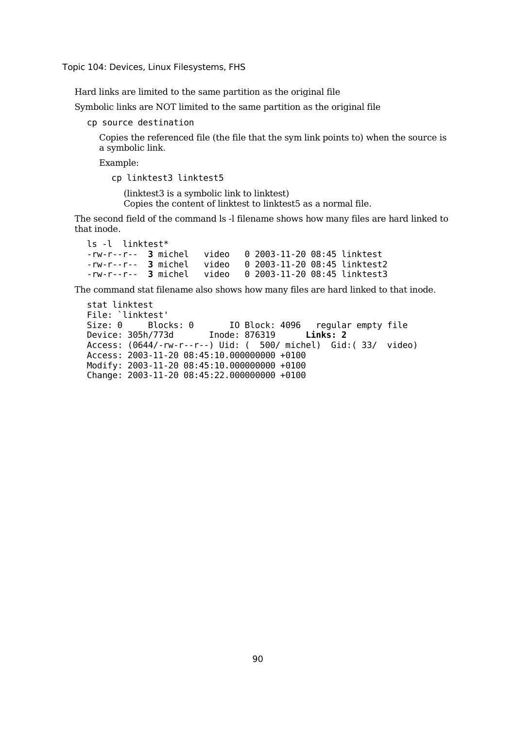Hard links are limited to the same partition as the original file

Symbolic links are NOT limited to the same partition as the original file

```
cp source destination
```

Copies the referenced file (the file that the sym link points to) when the source is a symbolic link.

Example:

```
cp linktest3 linktest5
```

(linktest3 is a symbolic link to linktest)
Copies the content of linktest to linktest5 as a normal file.

The second field of the command ls -l filename shows how many files are hard linked to that inode.

```
ls -l  linktest*
-rw-r--r--  3 michel   video   0 2003-11-20 08:45 linktest
-rw-r--r--  3 michel   video   0 2003-11-20 08:45 linktest2
-rw-r--r--  3 michel   video   0 2003-11-20 08:45 linktest3
```

The command stat filename also shows how many files are hard linked to that inode.

```
stat linktest
File: `linktest'
Size: 0      Blocks: 0       IO Block: 4096   regular empty file
Device: 305h/773d       Inode: 876319      Links: 2
Access: (0644/-rw-r--r--) Uid: (  500/ michel)  Gid:( 33/  video)
Access: 2003-11-20 08:45:10.000000000 +0100
Modify: 2003-11-20 08:45:10.000000000 +0100
Change: 2003-11-20 08:45:22.000000000 +0100
```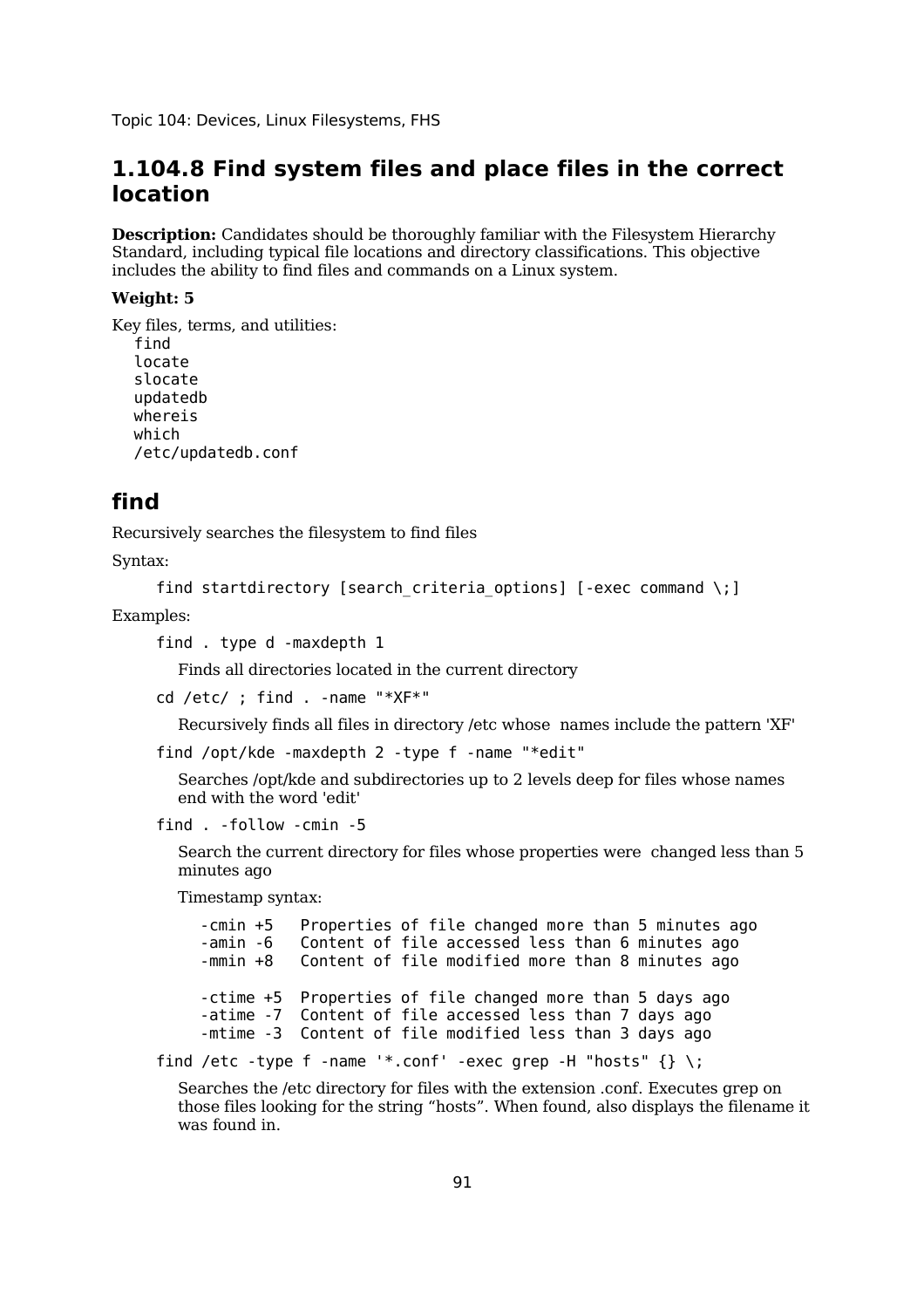Topic 104: Devices, Linux Filesystems, FHS

## 1.104.8 Find system files and place files in the correct location

**Description:** Candidates should be thoroughly familiar with the Filesystem Hierarchy Standard, including typical file locations and directory classifications. This objective includes the ability to find files and commands on a Linux system.

**Weight: 5**

Key files, terms, and utilities:

```
find
locate
slocate
updatedb
whereis
which
/etc/updatedb.conf
```

## find

Recursively searches the filesystem to find files

Syntax:

```
find startdirectory [search_criteria_options] [-exec command \;]
```

Examples:

```
find . type d -maxdepth 1
```

Finds all directories located in the current directory

```
cd /etc/ ; find . -name "*XF*"
```

Recursively finds all files in directory /etc whose names include the pattern 'XF'

```
find /opt/kde -maxdepth 2 -type f -name "*edit"
```

Searches /opt/kde and subdirectories up to 2 levels deep for files whose names end with the word 'edit'

```
find . -follow -cmin -5
```

Search the current directory for files whose properties were changed less than 5 minutes ago

Timestamp syntax:

```
-cmin +5   Properties of file changed more than 5 minutes ago
-amin -6   Content of file accessed less than 6 minutes ago
-mmin +8   Content of file modified more than 8 minutes ago

-ctime +5  Properties of file changed more than 5 days ago
-atime -7  Content of file accessed less than 7 days ago
-mtime -3  Content of file modified less than 3 days ago
```

```
find /etc -type f -name '*.conf' -exec grep -H "hosts" {} \;
```

Searches the /etc directory for files with the extension .conf. Executes grep on those files looking for the string “hosts”. When found, also displays the filename it was found in.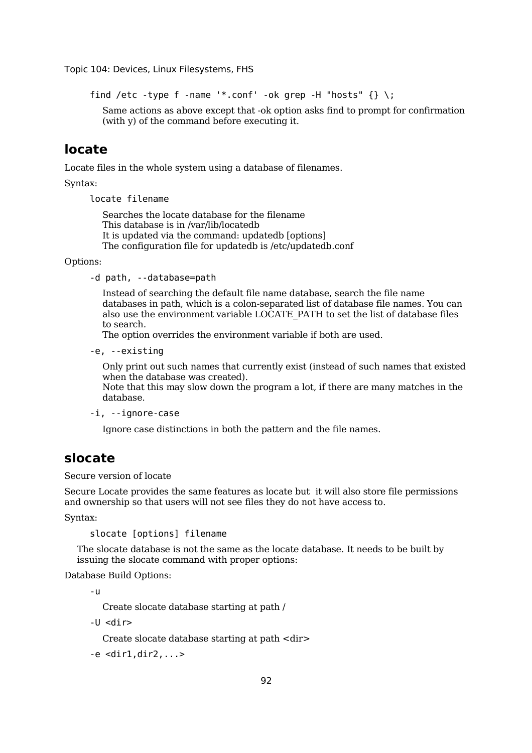```
find /etc -type f -name '*.conf' -ok grep -H "hosts" {} \;
```

Same actions as above except that -ok option asks find to prompt for confirmation (with y) of the command before executing it.

## locate

Locate files in the whole system using a database of filenames.

Syntax:

```
locate filename
```

Searches the locate database for the filename
This database is in /var/lib/locatedb
It is updated via the command: updatedb [options]
The configuration file for updatedb is /etc/updatedb.conf

Options:

`-d path, --database=path`

Instead of searching the default file name database, search the file name databases in path, which is a colon-separated list of database file names. You can also use the environment variable LOCATE_PATH to set the list of database files to search.
The option overrides the environment variable if both are used.

`-e, --existing`

Only print out such names that currently exist (instead of such names that existed when the database was created).
Note that this may slow down the program a lot, if there are many matches in the database.

`-i, --ignore-case`

Ignore case distinctions in both the pattern and the file names.

## slocate

Secure version of locate

Secure Locate provides the same features as locate but it will also store file permissions and ownership so that users will not see files they do not have access to.

Syntax:

```
slocate [options] filename
```

The slocate database is not the same as the locate database. It needs to be built by issuing the slocate command with proper options:

Database Build Options:

`-u`

Create slocate database starting at path /

`-U <dir>`

Create slocate database starting at path <dir>

`-e <dir1,dir2,...>`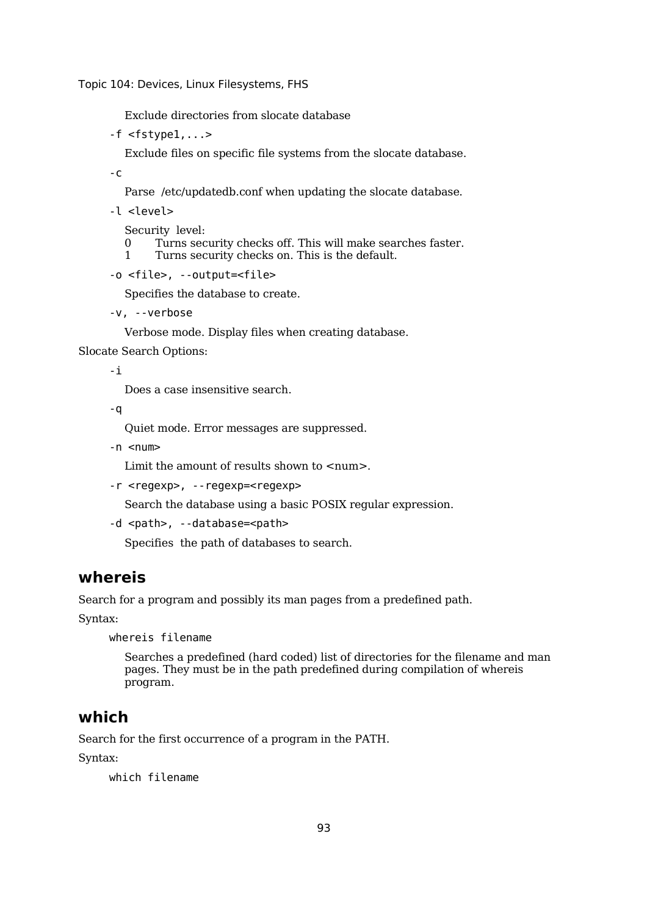Exclude directories from slocate database

`-f <fstype1,...>`

Exclude files on specific file systems from the slocate database.

`-c`

Parse /etc/updatedb.conf when updating the slocate database.

`-l <level>`

Security level:
0 Turns security checks off. This will make searches faster.
1 Turns security checks on. This is the default.

`-o <file>, --output=<file>`

Specifies the database to create.

`-v, --verbose`

Verbose mode. Display files when creating database.

Slocate Search Options:

`-i`

Does a case insensitive search.

`-q`

Quiet mode. Error messages are suppressed.

`-n <num>`

Limit the amount of results shown to <num>.

`-r <regexp>, --regexp=<regexp>`

Search the database using a basic POSIX regular expression.

`-d <path>, --database=<path>`

Specifies the path of databases to search.

## whereis

Search for a program and possibly its man pages from a predefined path.

Syntax:

```
whereis filename
```

Searches a predefined (hard coded) list of directories for the filename and man pages. They must be in the path predefined during compilation of whereis program.

## which

Search for the first occurrence of a program in the PATH.

Syntax:

```
which filename
```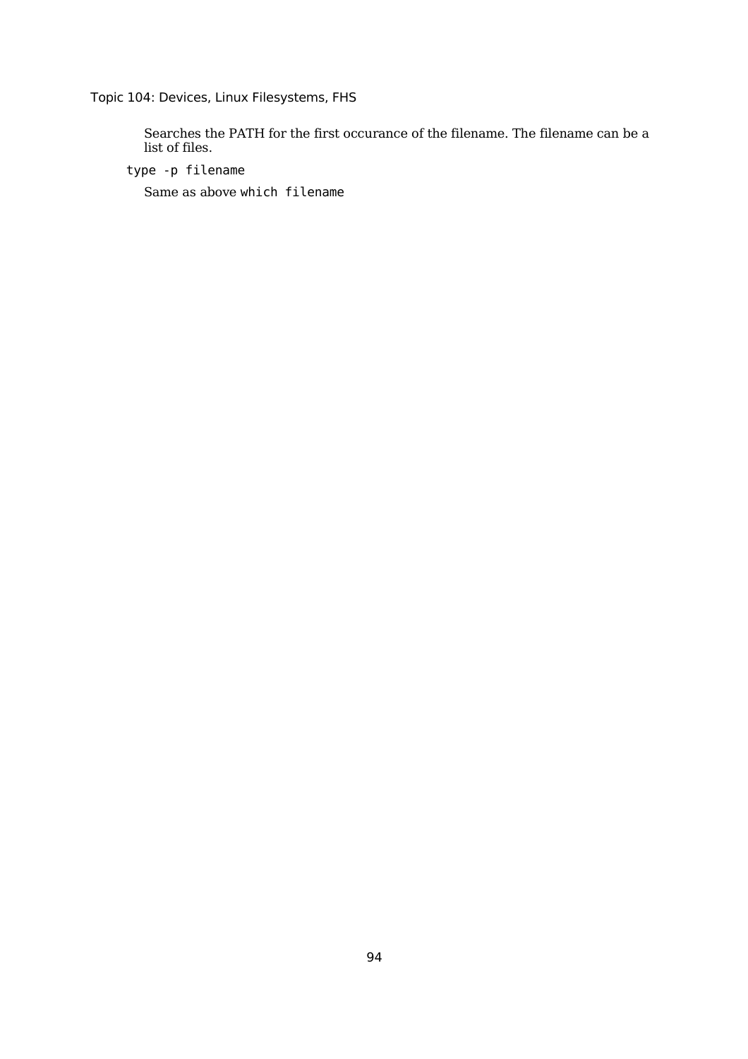Searches the PATH for the first occurance of the filename. The filename can be a list of files.

`type -p filename`

Same as above `which filename`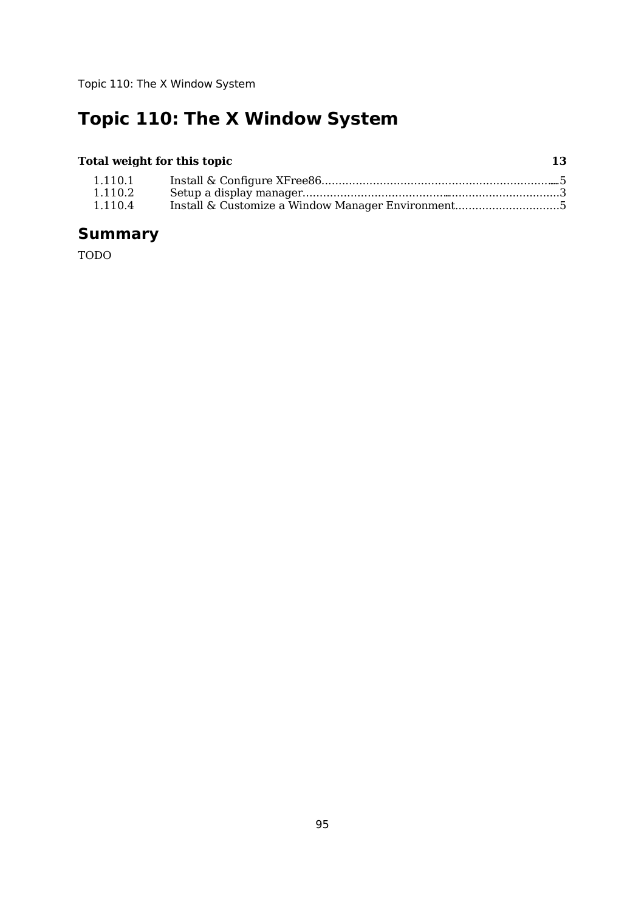# Topic 110: The X Window System

| Total weight for this topic | | 13 |
|---|---|---|
| 1.110.1 | Install & Configure XFree86 | 5 |
| 1.110.2 | Setup a display manager | 3 |
| 1.110.4 | Install & Customize a Window Manager Environment | 5 |

## Summary

TODO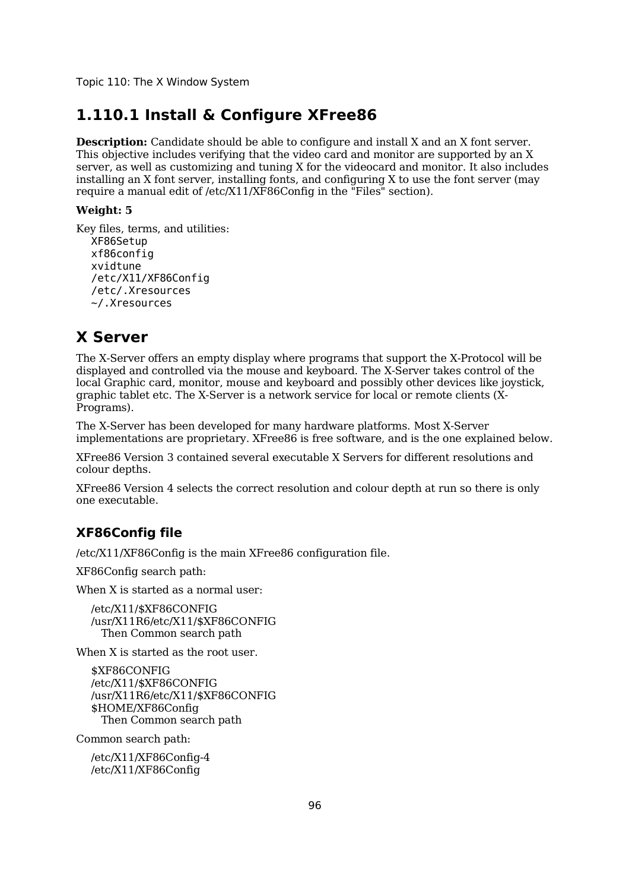## 1.110.1 Install & Configure XFree86

**Description:** Candidate should be able to configure and install X and an X font server. This objective includes verifying that the video card and monitor are supported by an X server, as well as customizing and tuning X for the videocard and monitor. It also includes installing an X font server, installing fonts, and configuring X to use the font server (may require a manual edit of /etc/X11/XF86Config in the "Files" section).

**Weight: 5**

Key files, terms, and utilities:

```
XF86Setup
xf86config
xvidtune
/etc/X11/XF86Config
/etc/.Xresources
~/.Xresources
```

## X Server

The X-Server offers an empty display where programs that support the X-Protocol will be displayed and controlled via the mouse and keyboard. The X-Server takes control of the local Graphic card, monitor, mouse and keyboard and possibly other devices like joystick, graphic tablet etc. The X-Server is a network service for local or remote clients (X-Programs).

The X-Server has been developed for many hardware platforms. Most X-Server implementations are proprietary. XFree86 is free software, and is the one explained below.

XFree86 Version 3 contained several executable X Servers for different resolutions and colour depths.

XFree86 Version 4 selects the correct resolution and colour depth at run so there is only one executable.

### XF86Config file

/etc/X11/XF86Config is the main XFree86 configuration file.

XF86Config search path:

When X is started as a normal user:

```
/etc/X11/$XF86CONFIG
/usr/X11R6/etc/X11/$XF86CONFIG
  Then Common search path
```

When X is started as the root user.

```
$XF86CONFIG
/etc/X11/$XF86CONFIG
/usr/X11R6/etc/X11/$XF86CONFIG
$HOME/XF86Config
  Then Common search path
```

Common search path:

```
/etc/X11/XF86Config-4
/etc/X11/XF86Config
```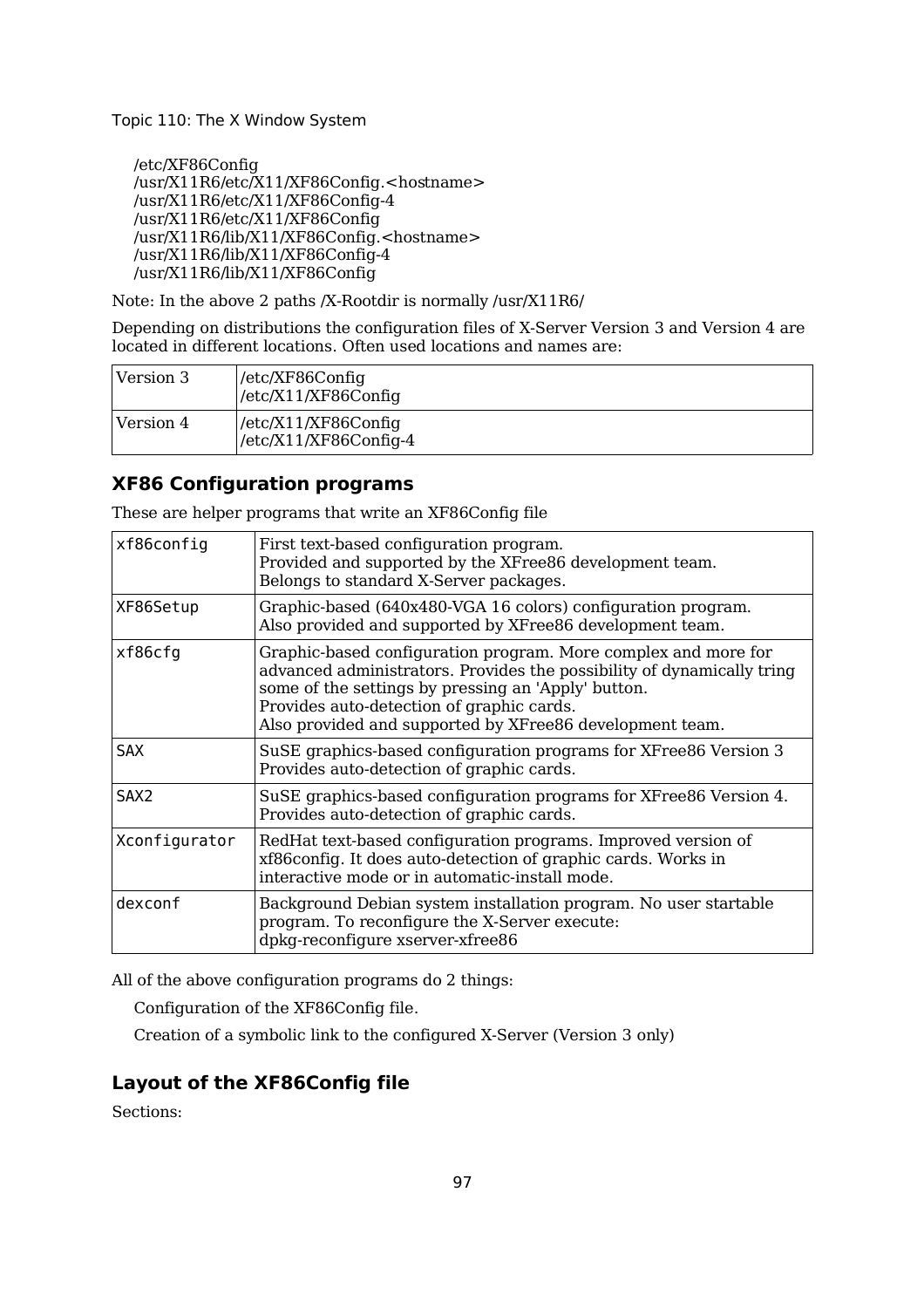/etc/XF86Config
/usr/X11R6/etc/X11/XF86Config.<hostname>
/usr/X11R6/etc/X11/XF86Config-4
/usr/X11R6/etc/X11/XF86Config
/usr/X11R6/lib/X11/XF86Config.<hostname>
/usr/X11R6/lib/X11/XF86Config-4
/usr/X11R6/lib/X11/XF86Config

Note: In the above 2 paths /X-Rootdir is normally /usr/X11R6/

Depending on distributions the configuration files of X-Server Version 3 and Version 4 are located in different locations. Often used locations and names are:

| | |
|---|---|
| Version 3 | /etc/XF86Config<br>/etc/X11/XF86Config |
| Version 4 | /etc/X11/XF86Config<br>/etc/X11/XF86Config-4 |

## XF86 Configuration programs

These are helper programs that write an XF86Config file

| | |
|---|---|
| `xf86config` | First text-based configuration program.<br>Provided and supported by the XFree86 development team.<br>Belongs to standard X-Server packages. |
| `XF86Setup` | Graphic-based (640x480-VGA 16 colors) configuration program.<br>Also provided and supported by XFree86 development team. |
| `xf86cfg` | Graphic-based configuration program. More complex and more for advanced administrators. Provides the possibility of dynamically tring some of the settings by pressing an 'Apply' button.<br>Provides auto-detection of graphic cards.<br>Also provided and supported by XFree86 development team. |
| `SAX` | SuSE graphics-based configuration programs for XFree86 Version 3<br>Provides auto-detection of graphic cards. |
| `SAX2` | SuSE graphics-based configuration programs for XFree86 Version 4.<br>Provides auto-detection of graphic cards. |
| `Xconfigurator` | RedHat text-based configuration programs. Improved version of xf86config. It does auto-detection of graphic cards. Works in interactive mode or in automatic-install mode. |
| `dexconf` | Background Debian system installation program. No user startable program. To reconfigure the X-Server execute:<br>dpkg-reconfigure xserver-xfree86 |

All of the above configuration programs do 2 things:

Configuration of the XF86Config file.

Creation of a symbolic link to the configured X-Server (Version 3 only)

## Layout of the XF86Config file

Sections: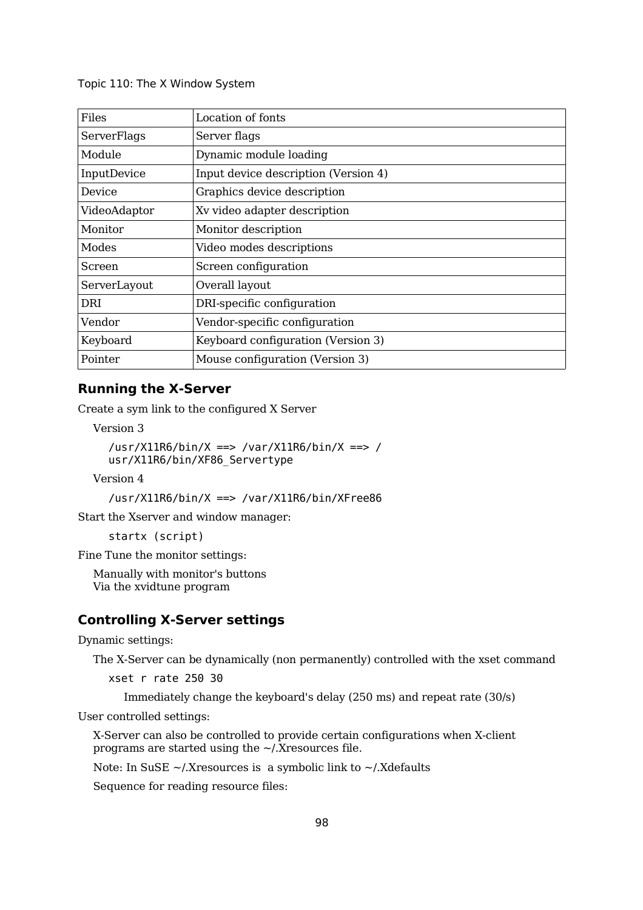| Files | Location of fonts |
|---|---|
| ServerFlags | Server flags |
| Module | Dynamic module loading |
| InputDevice | Input device description (Version 4) |
| Device | Graphics device description |
| VideoAdaptor | Xv video adapter description |
| Monitor | Monitor description |
| Modes | Video modes descriptions |
| Screen | Screen configuration |
| ServerLayout | Overall layout |
| DRI | DRI-specific configuration |
| Vendor | Vendor-specific configuration |
| Keyboard | Keyboard configuration (Version 3) |
| Pointer | Mouse configuration (Version 3) |

### Running the X-Server

Create a sym link to the configured X Server

Version 3

```
/usr/X11R6/bin/X ==> /var/X11R6/bin/X ==> /
usr/X11R6/bin/XF86_Servertype
```

Version 4

```
/usr/X11R6/bin/X ==> /var/X11R6/bin/XFree86
```

Start the Xserver and window manager:

```
startx (script)
```

Fine Tune the monitor settings:

Manually with monitor's buttons
Via the xvidtune program

### Controlling X-Server settings

Dynamic settings:

The X-Server can be dynamically (non permanently) controlled with the xset command

```
xset r rate 250 30
```

Immediately change the keyboard's delay (250 ms) and repeat rate (30/s)

User controlled settings:

X-Server can also be controlled to provide certain configurations when X-client programs are started using the ~/.Xresources file.

Note: In SuSE ~/.Xresources is a symbolic link to ~/.Xdefaults

Sequence for reading resource files: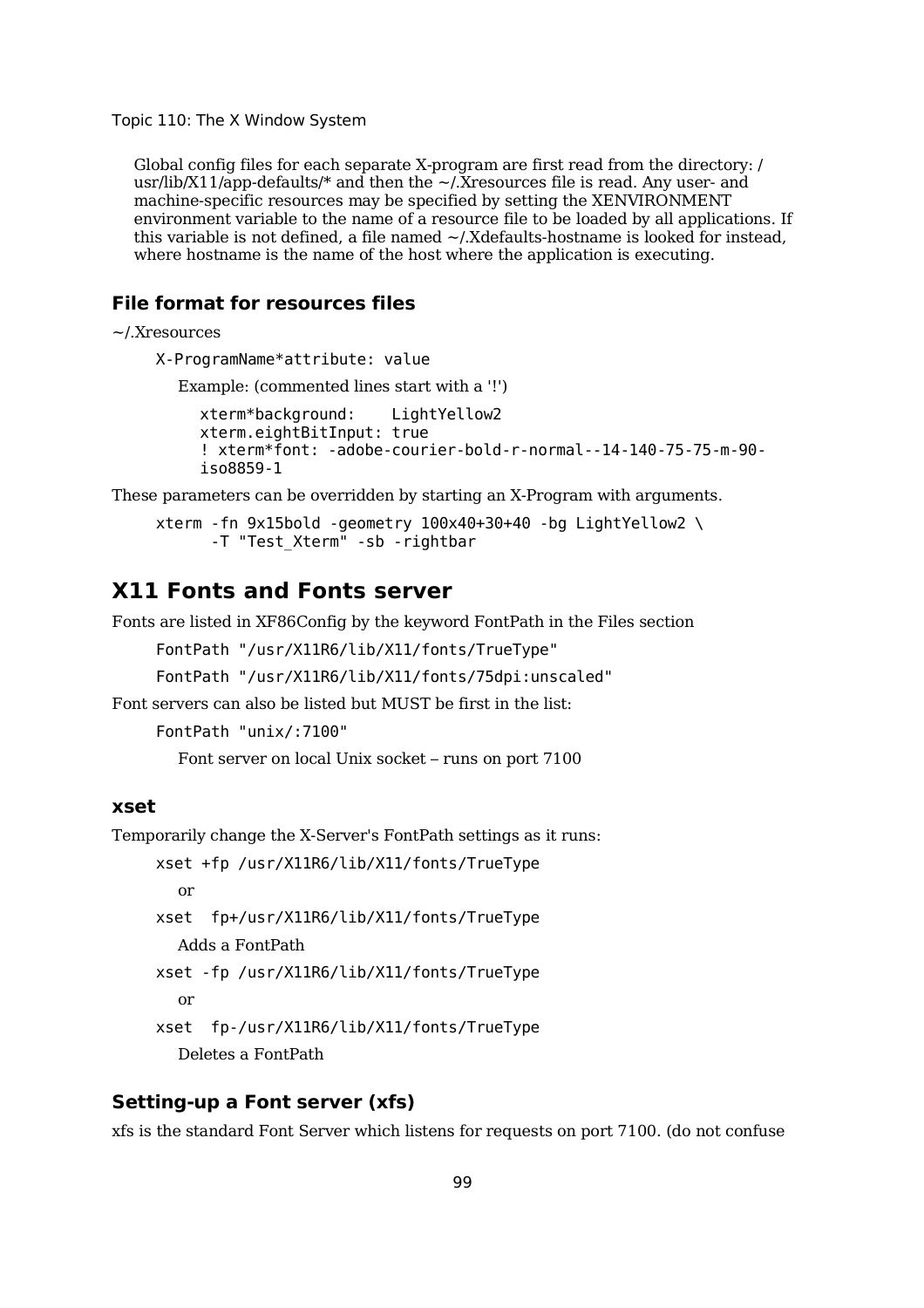Global config files for each separate X-program are first read from the directory: /usr/lib/X11/app-defaults/* and then the ~/.Xresources file is read. Any user- and machine-specific resources may be specified by setting the XENVIRONMENT environment variable to the name of a resource file to be loaded by all applications. If this variable is not defined, a file named ~/.Xdefaults-hostname is looked for instead, where hostname is the name of the host where the application is executing.

### File format for resources files

~/.Xresources

```
X-ProgramName*attribute: value
```

Example: (commented lines start with a '!')

```
xterm*background:    LightYellow2
xterm.eightBitInput: true
! xterm*font: -adobe-courier-bold-r-normal--14-140-75-75-m-90-iso8859-1
```

These parameters can be overridden by starting an X-Program with arguments.

```
xterm -fn 9x15bold -geometry 100x40+30+40 -bg LightYellow2 \
     -T "Test_Xterm" -sb -rightbar
```

## X11 Fonts and Fonts server

Fonts are listed in XF86Config by the keyword FontPath in the Files section

```
FontPath "/usr/X11R6/lib/X11/fonts/TrueType"
```

```
FontPath "/usr/X11R6/lib/X11/fonts/75dpi:unscaled"
```

Font servers can also be listed but MUST be first in the list:

```
FontPath "unix/:7100"
```

Font server on local Unix socket – runs on port 7100

### xset

Temporarily change the X-Server's FontPath settings as it runs:

```
xset +fp /usr/X11R6/lib/X11/fonts/TrueType
```

or

```
xset  fp+/usr/X11R6/lib/X11/fonts/TrueType
```

Adds a FontPath

```
xset -fp /usr/X11R6/lib/X11/fonts/TrueType
```

or

```
xset  fp-/usr/X11R6/lib/X11/fonts/TrueType
```

Deletes a FontPath

### Setting-up a Font server (xfs)

xfs is the standard Font Server which listens for requests on port 7100. (do not confuse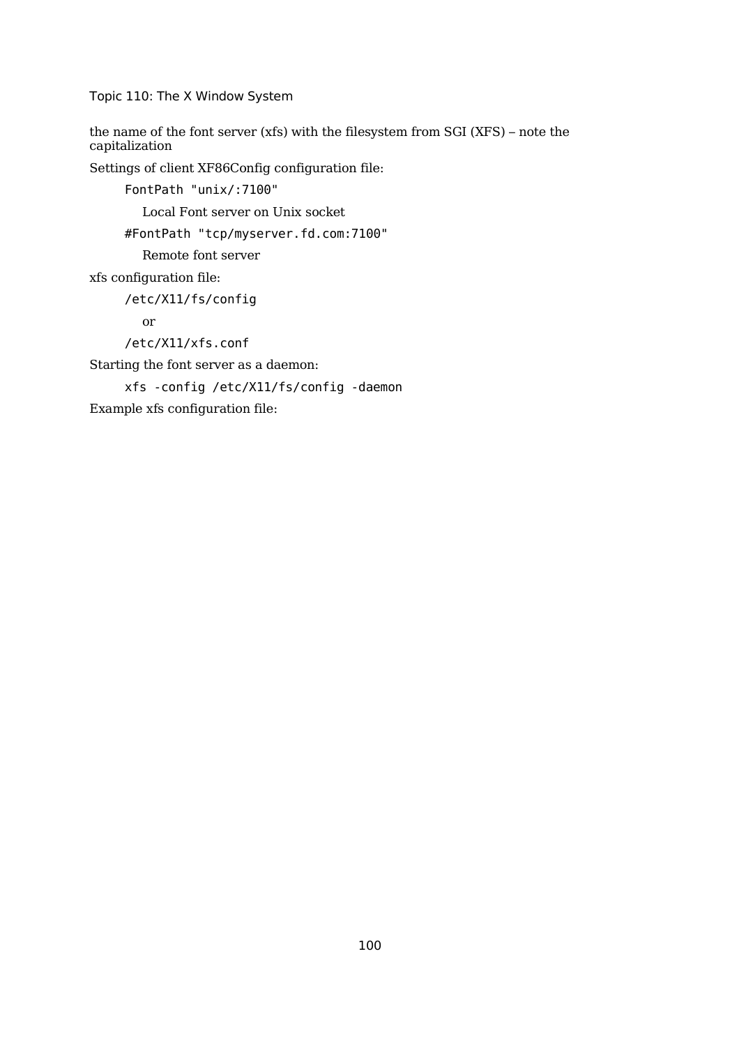the name of the font server (xfs) with the filesystem from SGI (XFS) – note the capitalization

Settings of client XF86Config configuration file:

```
FontPath "unix/:7100"
```

Local Font server on Unix socket

```
#FontPath "tcp/myserver.fd.com:7100"
```

Remote font server

xfs configuration file:

```
/etc/X11/fs/config
```

or

```
/etc/X11/xfs.conf
```

Starting the font server as a daemon:

```
xfs -config /etc/X11/fs/config -daemon
```

Example xfs configuration file: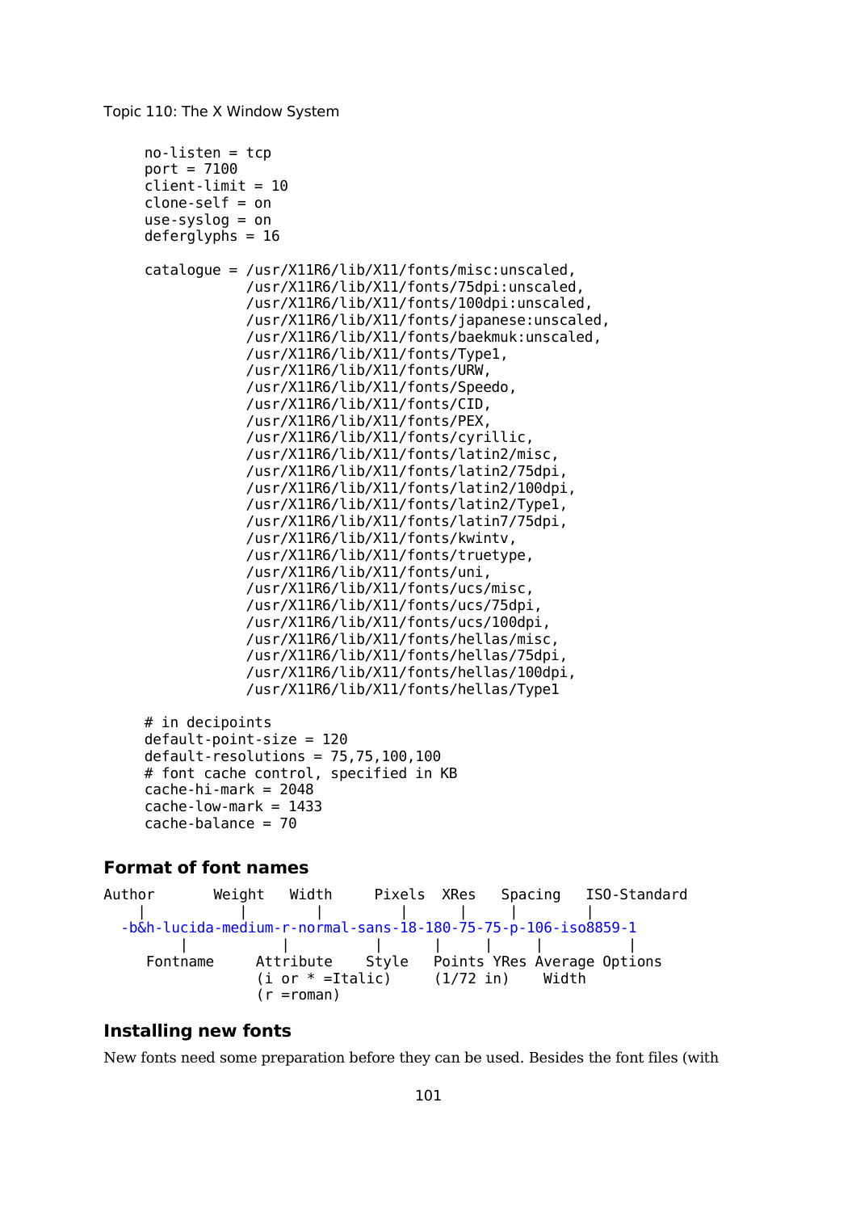```
no-listen = tcp
port = 7100
client-limit = 10
clone-self = on
use-syslog = on
deferglyphs = 16

catalogue = /usr/X11R6/lib/X11/fonts/misc:unscaled,
            /usr/X11R6/lib/X11/fonts/75dpi:unscaled,
            /usr/X11R6/lib/X11/fonts/100dpi:unscaled,
            /usr/X11R6/lib/X11/fonts/japanese:unscaled,
            /usr/X11R6/lib/X11/fonts/baekmuk:unscaled,
            /usr/X11R6/lib/X11/fonts/Type1,
            /usr/X11R6/lib/X11/fonts/URW,
            /usr/X11R6/lib/X11/fonts/Speedo,
            /usr/X11R6/lib/X11/fonts/CID,
            /usr/X11R6/lib/X11/fonts/PEX,
            /usr/X11R6/lib/X11/fonts/cyrillic,
            /usr/X11R6/lib/X11/fonts/latin2/misc,
            /usr/X11R6/lib/X11/fonts/latin2/75dpi,
            /usr/X11R6/lib/X11/fonts/latin2/100dpi,
            /usr/X11R6/lib/X11/fonts/latin2/Type1,
            /usr/X11R6/lib/X11/fonts/latin7/75dpi,
            /usr/X11R6/lib/X11/fonts/kwintv,
            /usr/X11R6/lib/X11/fonts/truetype,
            /usr/X11R6/lib/X11/fonts/uni,
            /usr/X11R6/lib/X11/fonts/ucs/misc,
            /usr/X11R6/lib/X11/fonts/ucs/75dpi,
            /usr/X11R6/lib/X11/fonts/ucs/100dpi,
            /usr/X11R6/lib/X11/fonts/hellas/misc,
            /usr/X11R6/lib/X11/fonts/hellas/75dpi,
            /usr/X11R6/lib/X11/fonts/hellas/100dpi,
            /usr/X11R6/lib/X11/fonts/hellas/Type1

# in decipoints
default-point-size = 120
default-resolutions = 75,75,100,100
# font cache control, specified in KB
cache-hi-mark = 2048
cache-low-mark = 1433
cache-balance = 70
```

## Format of font names

```
Author       Weight   Width     Pixels  XRes   Spacing   ISO-Standard
   |           |        |          |       |      |         |
  -b&h-lucida-medium-r-normal-sans-18-180-75-75-p-106-iso8859-1
       |           |          |      |     |      |          |
    Fontname     Attribute    Style   Points YRes Average Options
                 (i or * =Italic)     (1/72 in)    Width
                 (r =roman)
```

## Installing new fonts

New fonts need some preparation before they can be used. Besides the font files (with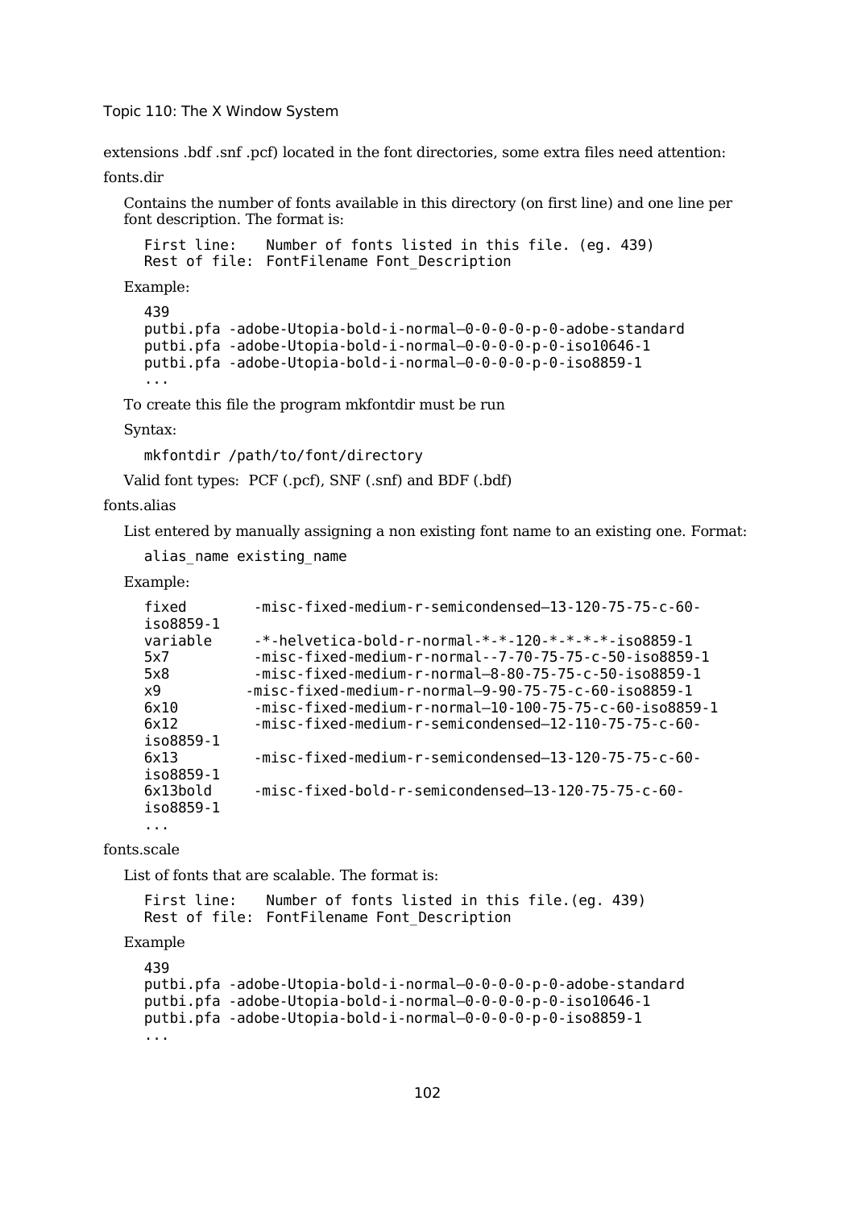extensions .bdf .snf .pcf) located in the font directories, some extra files need attention:

fonts.dir

Contains the number of fonts available in this directory (on first line) and one line per font description. The format is:

```
First line:    Number of fonts listed in this file. (eg. 439)
Rest of file:  FontFilename Font_Description
```

Example:

```
439
putbi.pfa -adobe-Utopia-bold-i-normal–0-0-0-0-p-0-adobe-standard
putbi.pfa -adobe-Utopia-bold-i-normal–0-0-0-0-p-0-iso10646-1
putbi.pfa -adobe-Utopia-bold-i-normal–0-0-0-0-p-0-iso8859-1
...
```

To create this file the program mkfontdir must be run

Syntax:

```
mkfontdir /path/to/font/directory
```

Valid font types: PCF (.pcf), SNF (.snf) and BDF (.bdf)

fonts.alias

List entered by manually assigning a non existing font name to an existing one. Format:

```
alias_name existing_name
```

Example:

```
fixed        -misc-fixed-medium-r-semicondensed–13-120-75-75-c-60-iso8859-1
variable     -*-helvetica-bold-r-normal-*-*-120-*-*-*-*-iso8859-1
5x7          -misc-fixed-medium-r-normal--7-70-75-75-c-50-iso8859-1
5x8          -misc-fixed-medium-r-normal–8-80-75-75-c-50-iso8859-1
x9          -misc-fixed-medium-r-normal–9-90-75-75-c-60-iso8859-1
6x10         -misc-fixed-medium-r-normal–10-100-75-75-c-60-iso8859-1
6x12         -misc-fixed-medium-r-semicondensed–12-110-75-75-c-60-iso8859-1
6x13         -misc-fixed-medium-r-semicondensed–13-120-75-75-c-60-iso8859-1
6x13bold     -misc-fixed-bold-r-semicondensed–13-120-75-75-c-60-iso8859-1
...
```

fonts.scale

List of fonts that are scalable. The format is:

```
First line:    Number of fonts listed in this file.(eg. 439)
Rest of file:  FontFilename Font_Description
```

Example

```
439
putbi.pfa -adobe-Utopia-bold-i-normal–0-0-0-0-p-0-adobe-standard
putbi.pfa -adobe-Utopia-bold-i-normal–0-0-0-0-p-0-iso10646-1
putbi.pfa -adobe-Utopia-bold-i-normal–0-0-0-0-p-0-iso8859-1
...
```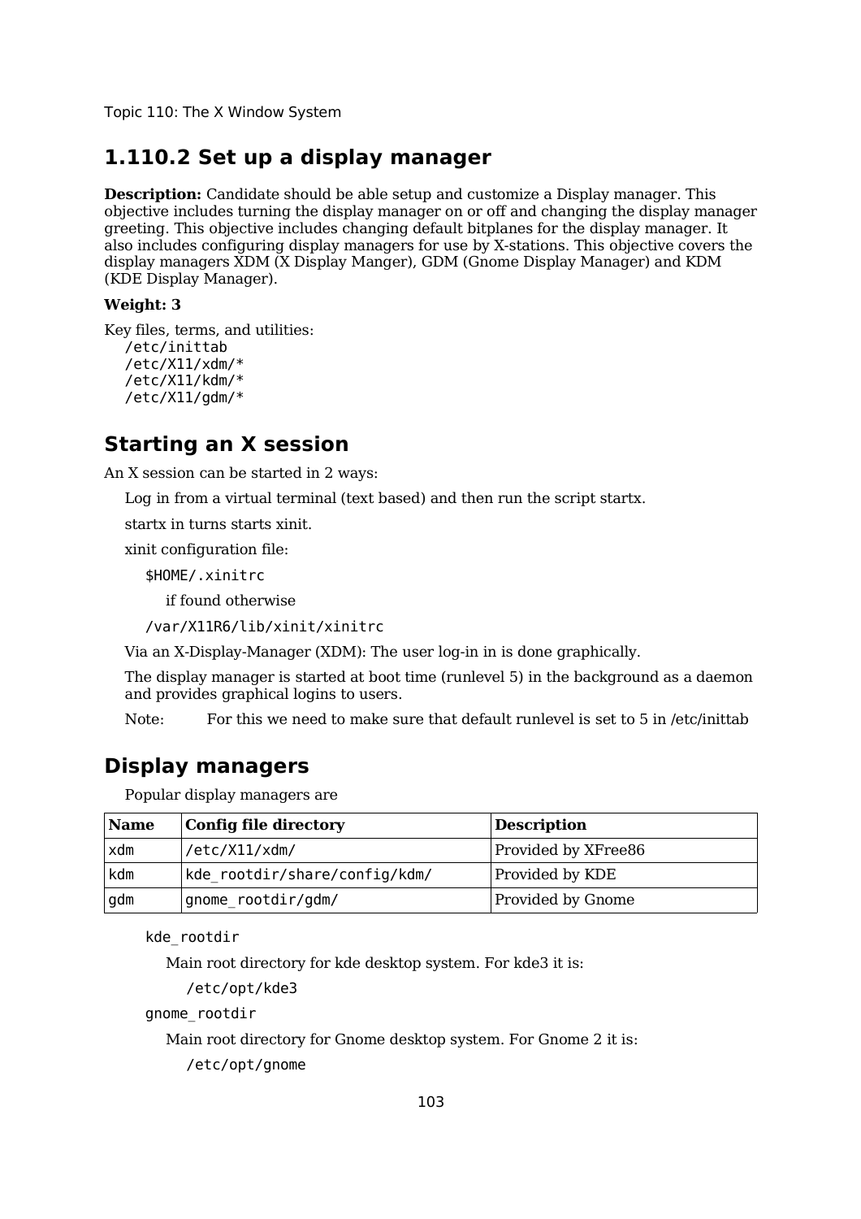## 1.110.2 Set up a display manager

**Description:** Candidate should be able setup and customize a Display manager. This objective includes turning the display manager on or off and changing the display manager greeting. This objective includes changing default bitplanes for the display manager. It also includes configuring display managers for use by X-stations. This objective covers the display managers XDM (X Display Manger), GDM (Gnome Display Manager) and KDM (KDE Display Manager).

**Weight: 3**

Key files, terms, and utilities:

```
/etc/inittab
/etc/X11/xdm/*
/etc/X11/kdm/*
/etc/X11/gdm/*
```

## Starting an X session

An X session can be started in 2 ways:

Log in from a virtual terminal (text based) and then run the script startx.

startx in turns starts xinit.

xinit configuration file:

`$HOME/.xinitrc`

if found otherwise

`/var/X11R6/lib/xinit/xinitrc`

Via an X-Display-Manager (XDM): The user log-in in is done graphically.

The display manager is started at boot time (runlevel 5) in the background as a daemon and provides graphical logins to users.

Note: For this we need to make sure that default runlevel is set to 5 in /etc/inittab

## Display managers

Popular display managers are

| **Name** | **Config file directory** | **Description** |
|---|---|---|
| xdm | /etc/X11/xdm/ | Provided by XFree86 |
| kdm | kde_rootdir/share/config/kdm/ | Provided by KDE |
| gdm | gnome_rootdir/gdm/ | Provided by Gnome |

`kde_rootdir`

Main root directory for kde desktop system. For kde3 it is:

`/etc/opt/kde3`

`gnome_rootdir`

Main root directory for Gnome desktop system. For Gnome 2 it is:

`/etc/opt/gnome`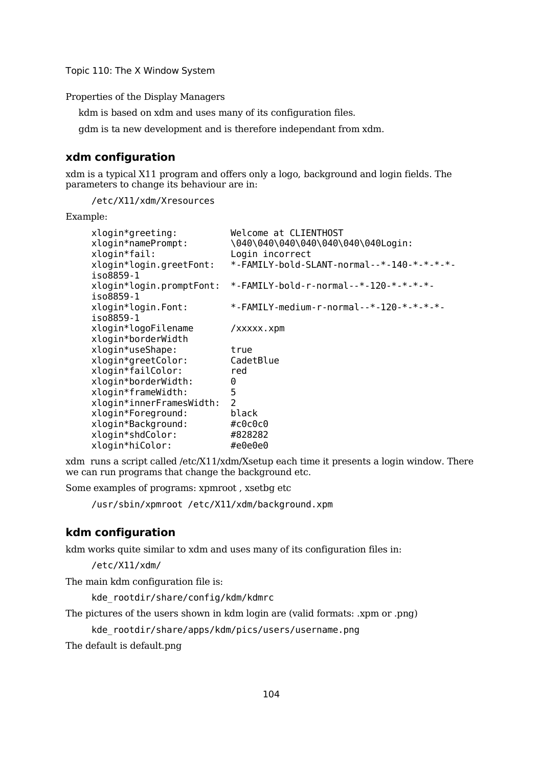Properties of the Display Managers

kdm is based on xdm and uses many of its configuration files.

gdm is ta new development and is therefore independant from xdm.

## xdm configuration

xdm is a typical X11 program and offers only a logo, background and login fields. The parameters to change its behaviour are in:

```
/etc/X11/xdm/Xresources
```

Example:

```
xlogin*greeting:          Welcome at CLIENTHOST
xlogin*namePrompt:        \040\040\040\040\040\040\040Login:
xlogin*fail:              Login incorrect
xlogin*login.greetFont:   *-FAMILY-bold-SLANT-normal--*-140-*-*-*-*-
iso8859-1
xlogin*login.promptFont:  *-FAMILY-bold-r-normal--*-120-*-*-*-*-
iso8859-1
xlogin*login.Font:        *-FAMILY-medium-r-normal--*-120-*-*-*-*-
iso8859-1
xlogin*logoFilename       /xxxxx.xpm
xlogin*borderWidth
xlogin*useShape:          true
xlogin*greetColor:        CadetBlue
xlogin*failColor:         red
xlogin*borderWidth:       0
xlogin*frameWidth:        5
xlogin*innerFramesWidth:  2
xlogin*Foreground:        black
xlogin*Background:        #c0c0c0
xlogin*shdColor:          #828282
xlogin*hiColor:           #e0e0e0
```

xdm runs a script called /etc/X11/xdm/Xsetup each time it presents a login window. There we can run programs that change the background etc.

Some examples of programs: xpmroot , xsetbg etc

```
/usr/sbin/xpmroot /etc/X11/xdm/background.xpm
```

## kdm configuration

kdm works quite similar to xdm and uses many of its configuration files in:

```
/etc/X11/xdm/
```

The main kdm configuration file is:

```
kde_rootdir/share/config/kdm/kdmrc
```

The pictures of the users shown in kdm login are (valid formats: .xpm or .png)

```
kde_rootdir/share/apps/kdm/pics/users/username.png
```

The default is default.png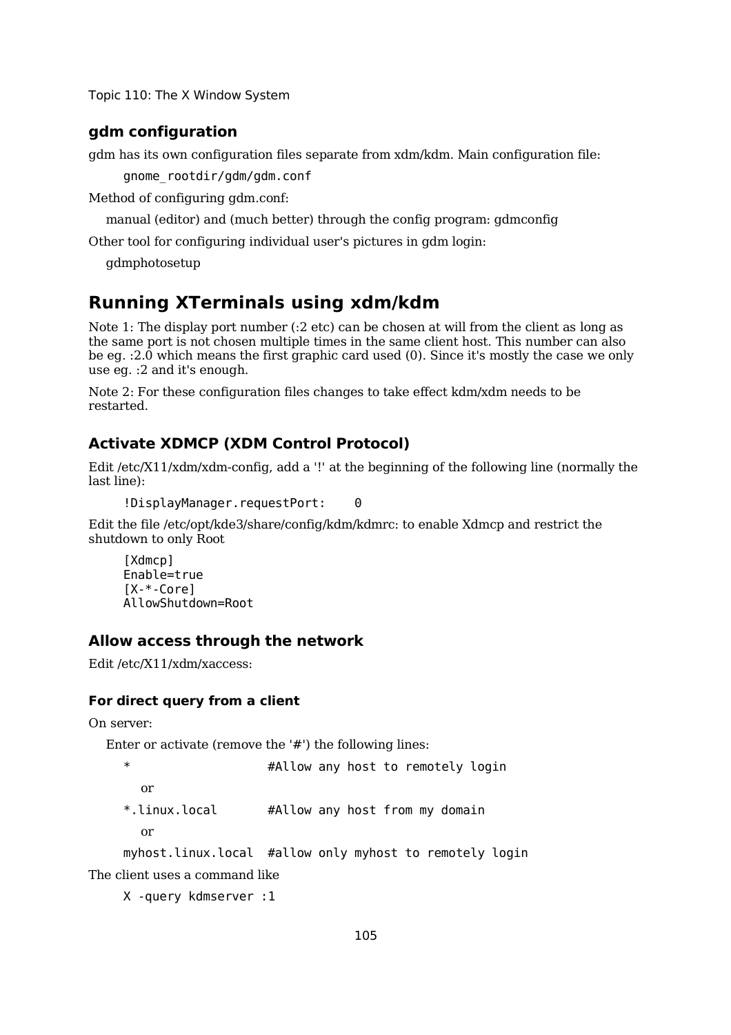## gdm configuration

gdm has its own configuration files separate from xdm/kdm. Main configuration file:

```
gnome_rootdir/gdm/gdm.conf
```

Method of configuring gdm.conf:

manual (editor) and (much better) through the config program: gdmconfig

Other tool for configuring individual user's pictures in gdm login:

gdmphotosetup

# Running XTerminals using xdm/kdm

Note 1: The display port number (:2 etc) can be chosen at will from the client as long as the same port is not chosen multiple times in the same client host. This number can also be eg. :2.0 which means the first graphic card used (0). Since it's mostly the case we only use eg. :2 and it's enough.

Note 2: For these configuration files changes to take effect kdm/xdm needs to be restarted.

## Activate XDMCP (XDM Control Protocol)

Edit /etc/X11/xdm/xdm-config, add a '!' at the beginning of the following line (normally the last line):

```
!DisplayManager.requestPort:    0
```

Edit the file /etc/opt/kde3/share/config/kdm/kdmrc: to enable Xdmcp and restrict the shutdown to only Root

```
[Xdmcp]
Enable=true
[X-*-Core]
AllowShutdown=Root
```

## Allow access through the network

Edit /etc/X11/xdm/xaccess:

### For direct query from a client

On server:

Enter or activate (remove the '#') the following lines:

```
*                   #Allow any host to remotely login
```

or

```
*.linux.local       #Allow any host from my domain
```

or

```
myhost.linux.local  #allow only myhost to remotely login
```

The client uses a command like

```
X -query kdmserver :1
```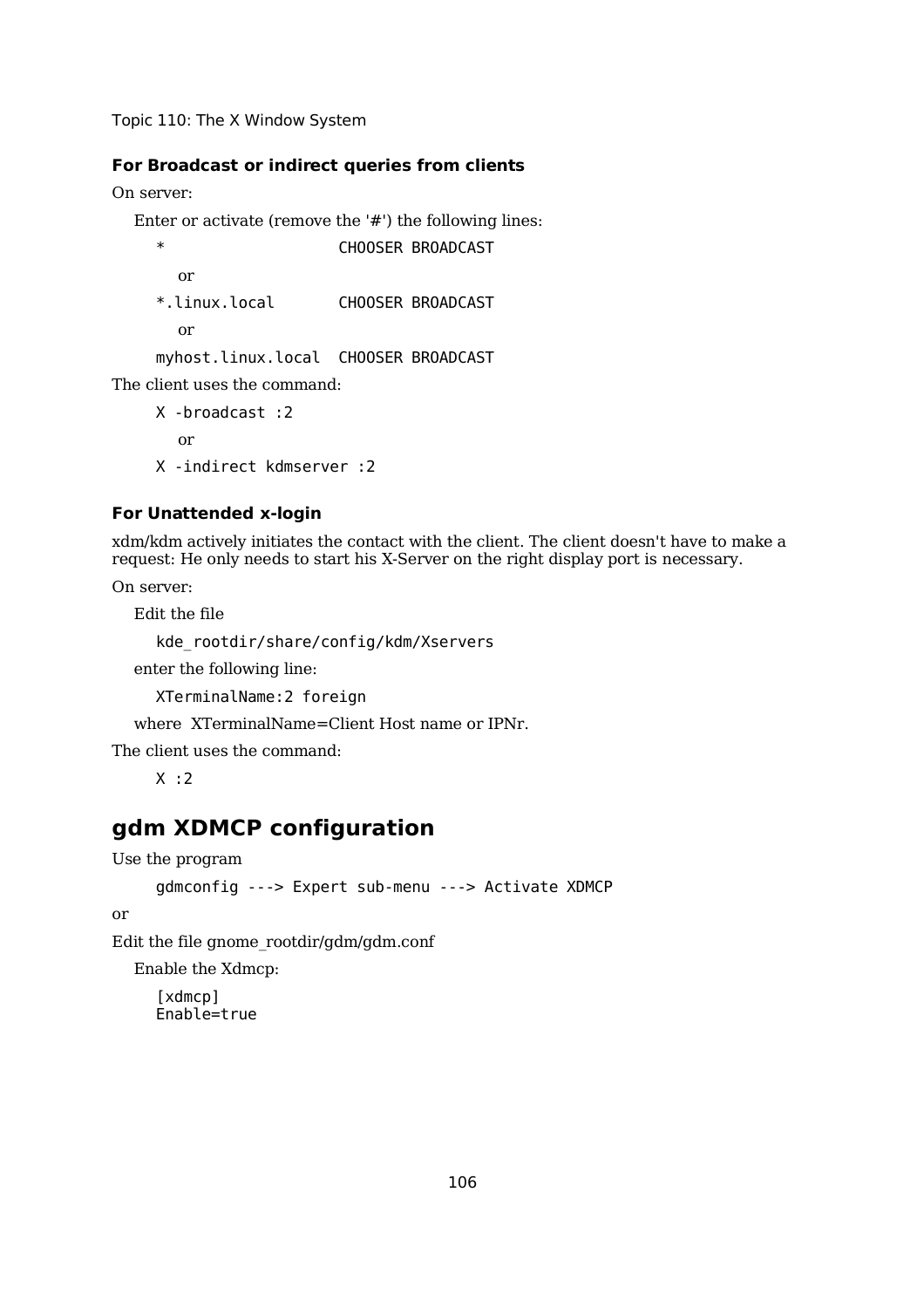#### For Broadcast or indirect queries from clients

On server:

Enter or activate (remove the '#') the following lines:

```
*                   CHOOSER BROADCAST
```

or

```
*.linux.local       CHOOSER BROADCAST
```

or

```
myhost.linux.local  CHOOSER BROADCAST
```

The client uses the command:

```
X -broadcast :2
```

or

```
X -indirect kdmserver :2
```

#### For Unattended x-login

xdm/kdm actively initiates the contact with the client. The client doesn't have to make a request: He only needs to start his X-Server on the right display port is necessary.

On server:

Edit the file

```
kde_rootdir/share/config/kdm/Xservers
```

enter the following line:

```
XTerminalName:2 foreign
```

where XTerminalName=Client Host name or IPNr.

The client uses the command:

```
X :2
```

## gdm XDMCP configuration

Use the program

```
gdmconfig ---> Expert sub-menu ---> Activate XDMCP
```

or

Edit the file gnome_rootdir/gdm/gdm.conf

Enable the Xdmcp:

```
[xdmcp]
Enable=true
```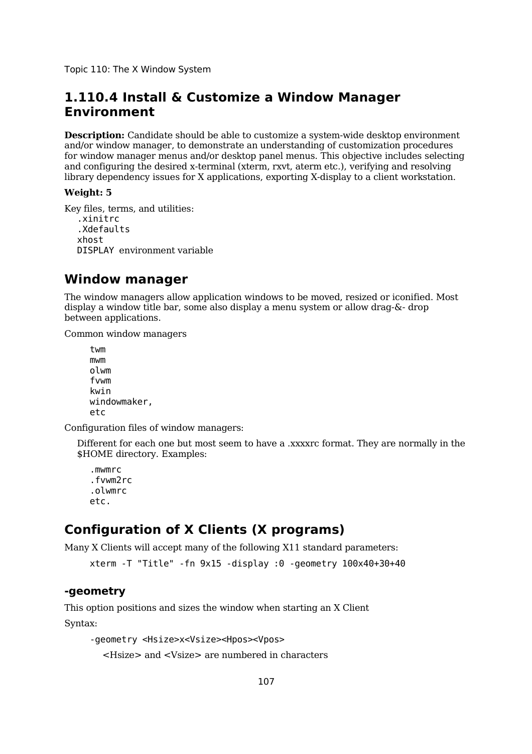# 1.110.4 Install & Customize a Window Manager Environment

**Description:** Candidate should be able to customize a system-wide desktop environment and/or window manager, to demonstrate an understanding of customization procedures for window manager menus and/or desktop panel menus. This objective includes selecting and configuring the desired x-terminal (xterm, rxvt, aterm etc.), verifying and resolving library dependency issues for X applications, exporting X-display to a client workstation.

**Weight: 5**

Key files, terms, and utilities:

```
.xinitrc
.Xdefaults
xhost
```

`DISPLAY` environment variable

## Window manager

The window managers allow application windows to be moved, resized or iconified. Most display a window title bar, some also display a menu system or allow drag-&- drop between applications.

Common window managers

```
twm
mwm
olwm
fvwm
kwin
windowmaker,
etc
```

Configuration files of window managers:

Different for each one but most seem to have a .xxxxrc format. They are normally in the $HOME directory. Examples:

```
.mwmrc
.fvwm2rc
.olwmrc
etc.
```

## Configuration of X Clients (X programs)

Many X Clients will accept many of the following X11 standard parameters:

```
xterm -T "Title" -fn 9x15 -display :0 -geometry 100x40+30+40
```

### -geometry

This option positions and sizes the window when starting an X Client

Syntax:

```
-geometry <Hsize>x<Vsize><Hpos><Vpos>
```

<Hsize> and <Vsize> are numbered in characters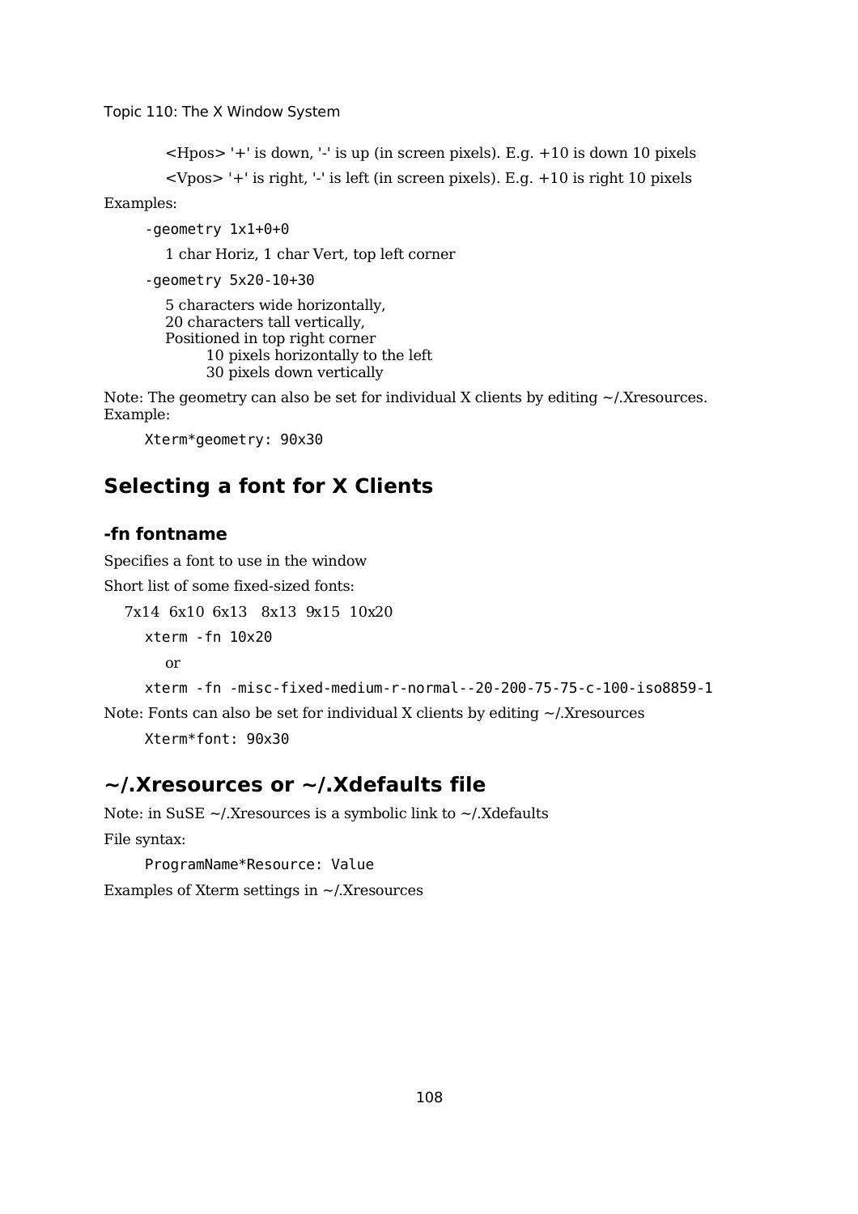<Hpos> '+' is down, '-' is up (in screen pixels). E.g. +10 is down 10 pixels

<Vpos> '+' is right, '-' is left (in screen pixels). E.g. +10 is right 10 pixels

Examples:

```
-geometry 1x1+0+0
```

1 char Horiz, 1 char Vert, top left corner

```
-geometry 5x20-10+30
```

5 characters wide horizontally,
20 characters tall vertically,
Positioned in top right corner
  10 pixels horizontally to the left
  30 pixels down vertically

Note: The geometry can also be set for individual X clients by editing ~/.Xresources. Example:

```
Xterm*geometry: 90x30
```

## Selecting a font for X Clients

### -fn fontname

Specifies a font to use in the window

Short list of some fixed-sized fonts:

7x14 6x10 6x13 8x13 9x15 10x20

```
xterm -fn 10x20
```

or

```
xterm -fn -misc-fixed-medium-r-normal--20-200-75-75-c-100-iso8859-1
```

Note: Fonts can also be set for individual X clients by editing ~/.Xresources

```
Xterm*font: 90x30
```

## ~/.Xresources or ~/.Xdefaults file

Note: in SuSE ~/.Xresources is a symbolic link to ~/.Xdefaults

File syntax:

```
ProgramName*Resource: Value
```

Examples of Xterm settings in ~/.Xresources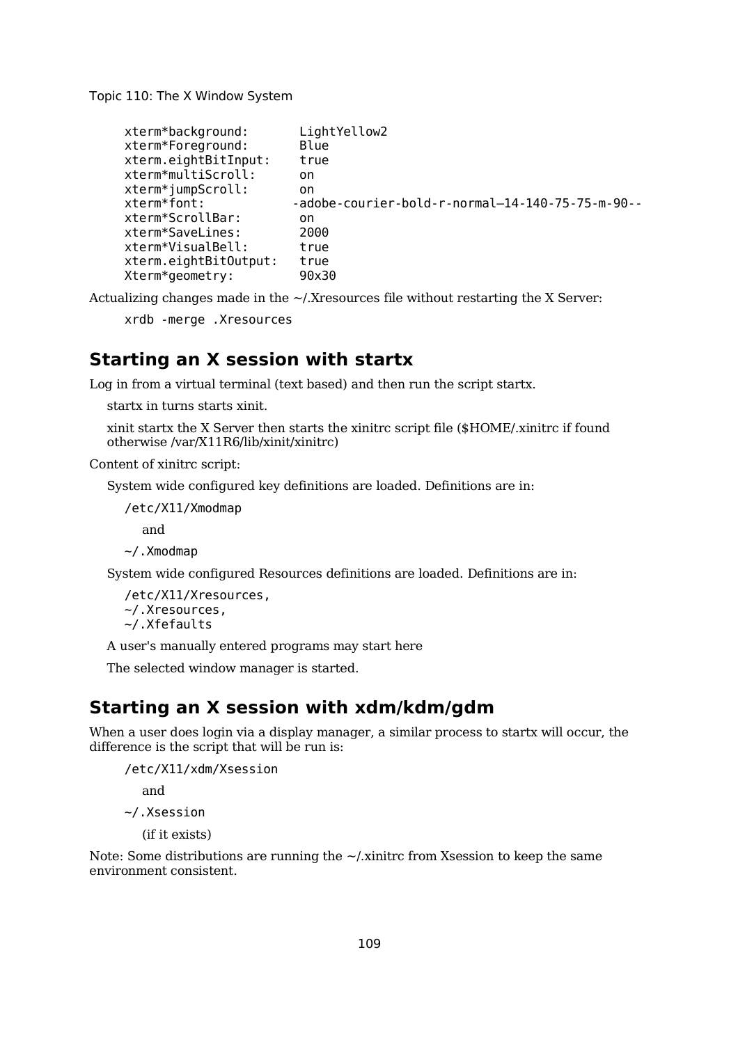```
xterm*background:       LightYellow2
xterm*Foreground:       Blue
xterm.eightBitInput:    true
xterm*multiScroll:      on
xterm*jumpScroll:       on
xterm*font:            -adobe-courier-bold-r-normal–14-140-75-75-m-90--
xterm*ScrollBar:        on
xterm*SaveLines:        2000
xterm*VisualBell:       true
xterm.eightBitOutput:   true
Xterm*geometry:         90x30
```

Actualizing changes made in the ~/.Xresources file without restarting the X Server:

```
xrdb -merge .Xresources
```

## Starting an X session with startx

Log in from a virtual terminal (text based) and then run the script startx.

startx in turns starts xinit.

xinit startx the X Server then starts the xinitrc script file ($HOME/.xinitrc if found otherwise /var/X11R6/lib/xinit/xinitrc)

Content of xinitrc script:

System wide configured key definitions are loaded. Definitions are in:

`/etc/X11/Xmodmap`

and

`~/.Xmodmap`

System wide configured Resources definitions are loaded. Definitions are in:

```
/etc/X11/Xresources,
~/.Xresources,
~/.Xfefaults
```

A user's manually entered programs may start here

The selected window manager is started.

## Starting an X session with xdm/kdm/gdm

When a user does login via a display manager, a similar process to startx will occur, the difference is the script that will be run is:

`/etc/X11/xdm/Xsession`

and

`~/.Xsession`

(if it exists)

Note: Some distributions are running the ~/.xinitrc from Xsession to keep the same environment consistent.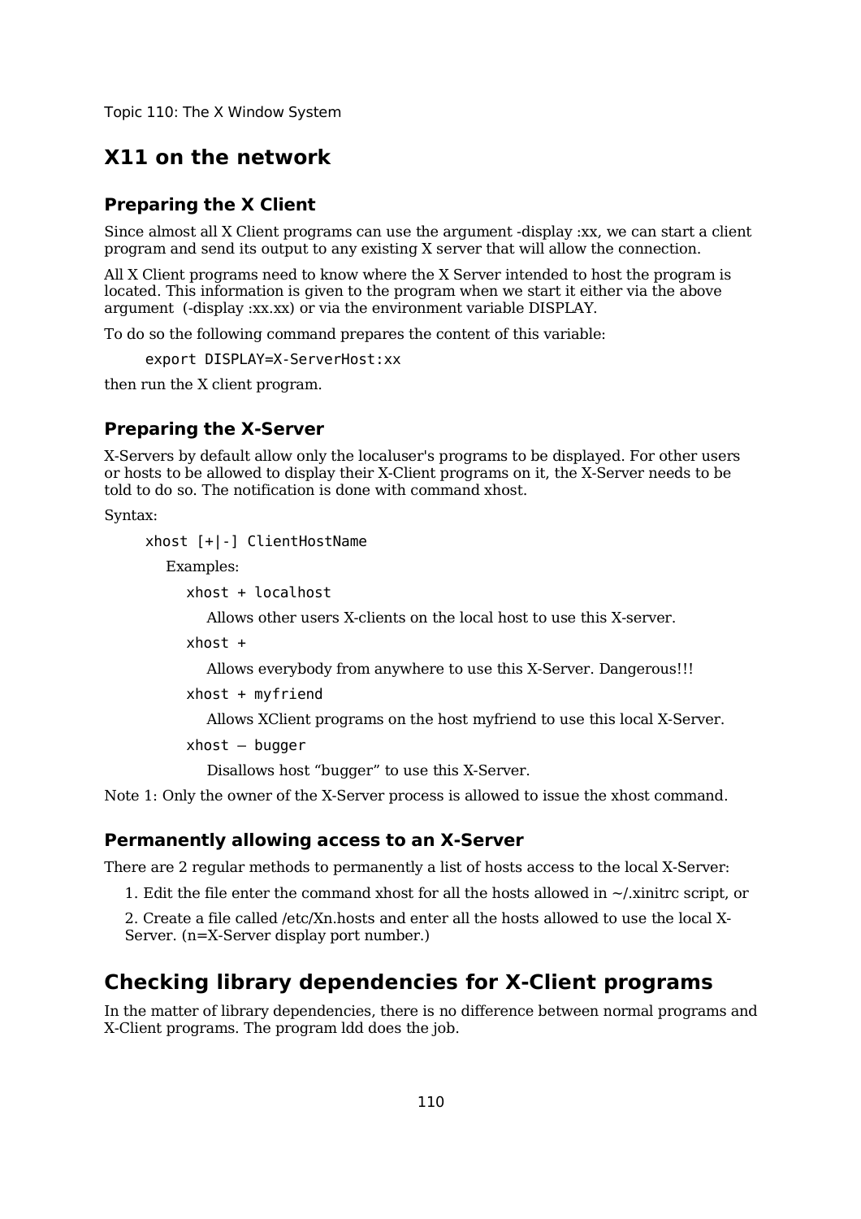## X11 on the network

### Preparing the X Client

Since almost all X Client programs can use the argument -display :xx, we can start a client program and send its output to any existing X server that will allow the connection.

All X Client programs need to know where the X Server intended to host the program is located. This information is given to the program when we start it either via the above argument (-display :xx.xx) or via the environment variable DISPLAY.

To do so the following command prepares the content of this variable:

```
export DISPLAY=X-ServerHost:xx
```

then run the X client program.

### Preparing the X-Server

X-Servers by default allow only the localuser's programs to be displayed. For other users or hosts to be allowed to display their X-Client programs on it, the X-Server needs to be told to do so. The notification is done with command xhost.

Syntax:

```
xhost [+|-] ClientHostName
```

Examples:

```
xhost + localhost
```

Allows other users X-clients on the local host to use this X-server.

```
xhost +
```

Allows everybody from anywhere to use this X-Server. Dangerous!!!

```
xhost + myfriend
```

Allows XClient programs on the host myfriend to use this local X-Server.

```
xhost – bugger
```

Disallows host “bugger” to use this X-Server.

Note 1: Only the owner of the X-Server process is allowed to issue the xhost command.

### Permanently allowing access to an X-Server

There are 2 regular methods to permanently a list of hosts access to the local X-Server:

1. Edit the file enter the command xhost for all the hosts allowed in ~/.xinitrc script, or
2. Create a file called /etc/Xn.hosts and enter all the hosts allowed to use the local X-Server. (n=X-Server display port number.)

## Checking library dependencies for X-Client programs

In the matter of library dependencies, there is no difference between normal programs and X-Client programs. The program ldd does the job.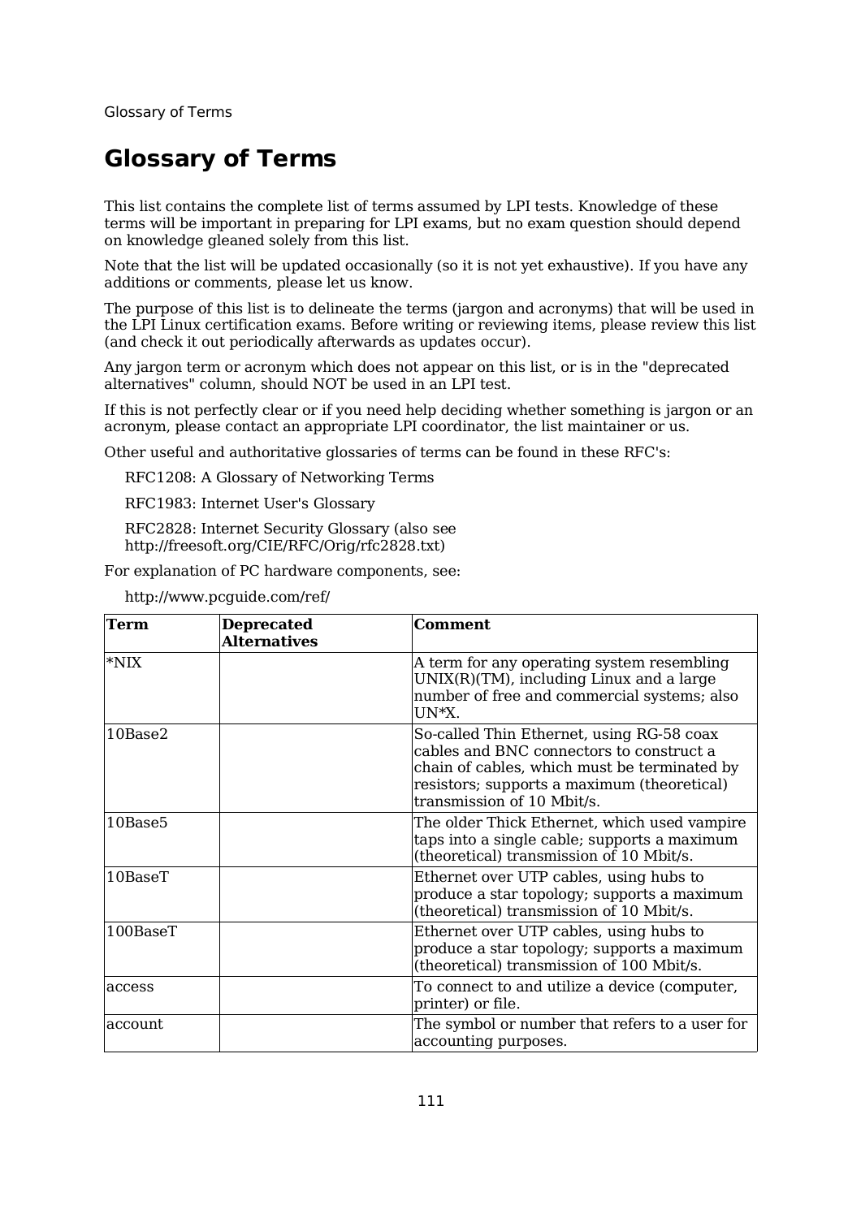# Glossary of Terms

This list contains the complete list of terms assumed by LPI tests. Knowledge of these terms will be important in preparing for LPI exams, but no exam question should depend on knowledge gleaned solely from this list.

Note that the list will be updated occasionally (so it is not yet exhaustive). If you have any additions or comments, please let us know.

The purpose of this list is to delineate the terms (jargon and acronyms) that will be used in the LPI Linux certification exams. Before writing or reviewing items, please review this list (and check it out periodically afterwards as updates occur).

Any jargon term or acronym which does not appear on this list, or is in the "deprecated alternatives" column, should NOT be used in an LPI test.

If this is not perfectly clear or if you need help deciding whether something is jargon or an acronym, please contact an appropriate LPI coordinator, the list maintainer or us.

Other useful and authoritative glossaries of terms can be found in these RFC's:

RFC1208: A Glossary of Networking Terms

RFC1983: Internet User's Glossary

RFC2828: Internet Security Glossary (also see http://freesoft.org/CIE/RFC/Orig/rfc2828.txt)

For explanation of PC hardware components, see:

http://www.pcguide.com/ref/

| Term | Deprecated Alternatives | Comment |
|---|---|---|
| *NIX | | A term for any operating system resembling UNIX(R)(TM), including Linux and a large number of free and commercial systems; also UN*X. |
| 10Base2 | | So-called Thin Ethernet, using RG-58 coax cables and BNC connectors to construct a chain of cables, which must be terminated by resistors; supports a maximum (theoretical) transmission of 10 Mbit/s. |
| 10Base5 | | The older Thick Ethernet, which used vampire taps into a single cable; supports a maximum (theoretical) transmission of 10 Mbit/s. |
| 10BaseT | | Ethernet over UTP cables, using hubs to produce a star topology; supports a maximum (theoretical) transmission of 10 Mbit/s. |
| 100BaseT | | Ethernet over UTP cables, using hubs to produce a star topology; supports a maximum (theoretical) transmission of 100 Mbit/s. |
| access | | To connect to and utilize a device (computer, printer) or file. |
| account | | The symbol or number that refers to a user for accounting purposes. |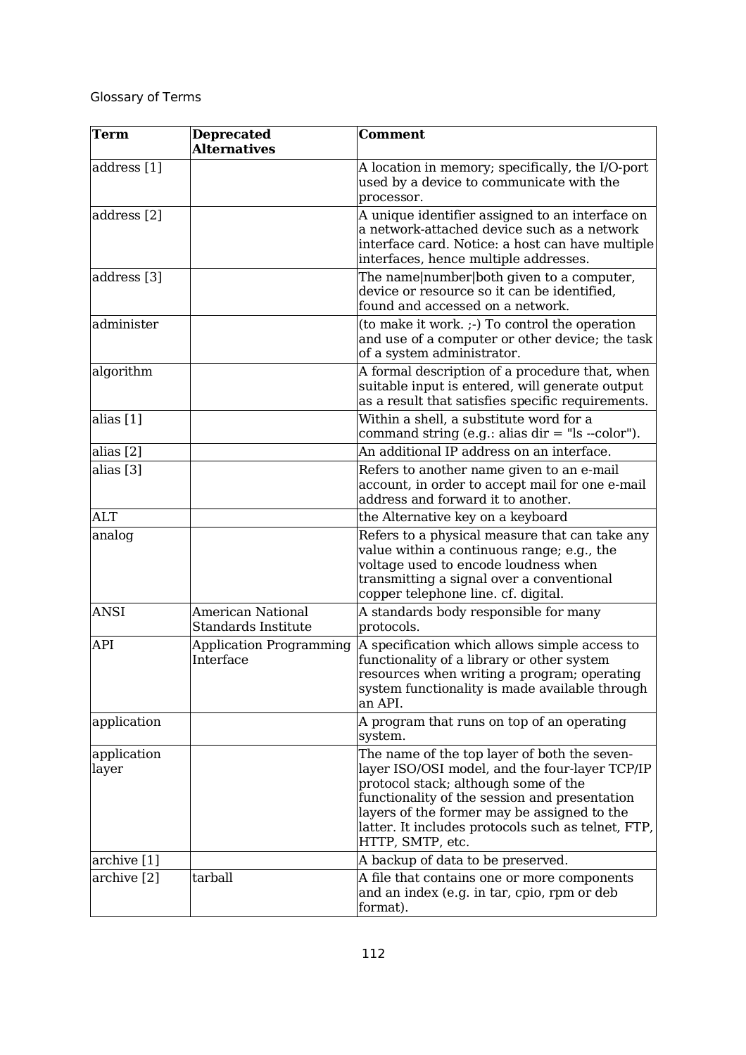| Term | Deprecated Alternatives | Comment |
|---|---|---|
| address [1] | | A location in memory; specifically, the I/O-port used by a device to communicate with the processor. |
| address [2] | | A unique identifier assigned to an interface on a network-attached device such as a network interface card. Notice: a host can have multiple interfaces, hence multiple addresses. |
| address [3] | | The name\|number\|both given to a computer, device or resource so it can be identified, found and accessed on a network. |
| administer | | (to make it work. ;-) To control the operation and use of a computer or other device; the task of a system administrator. |
| algorithm | | A formal description of a procedure that, when suitable input is entered, will generate output as a result that satisfies specific requirements. |
| alias [1] | | Within a shell, a substitute word for a command string (e.g.: alias dir = "ls --color"). |
| alias [2] | | An additional IP address on an interface. |
| alias [3] | | Refers to another name given to an e-mail account, in order to accept mail for one e-mail address and forward it to another. |
| ALT | | the Alternative key on a keyboard |
| analog | | Refers to a physical measure that can take any value within a continuous range; e.g., the voltage used to encode loudness when transmitting a signal over a conventional copper telephone line. cf. digital. |
| ANSI | American National Standards Institute | A standards body responsible for many protocols. |
| API | Application Programming Interface | A specification which allows simple access to functionality of a library or other system resources when writing a program; operating system functionality is made available through an API. |
| application | | A program that runs on top of an operating system. |
| application layer | | The name of the top layer of both the seven-layer ISO/OSI model, and the four-layer TCP/IP protocol stack; although some of the functionality of the session and presentation layers of the former may be assigned to the latter. It includes protocols such as telnet, FTP, HTTP, SMTP, etc. |
| archive [1] | | A backup of data to be preserved. |
| archive [2] | tarball | A file that contains one or more components and an index (e.g. in tar, cpio, rpm or deb format). |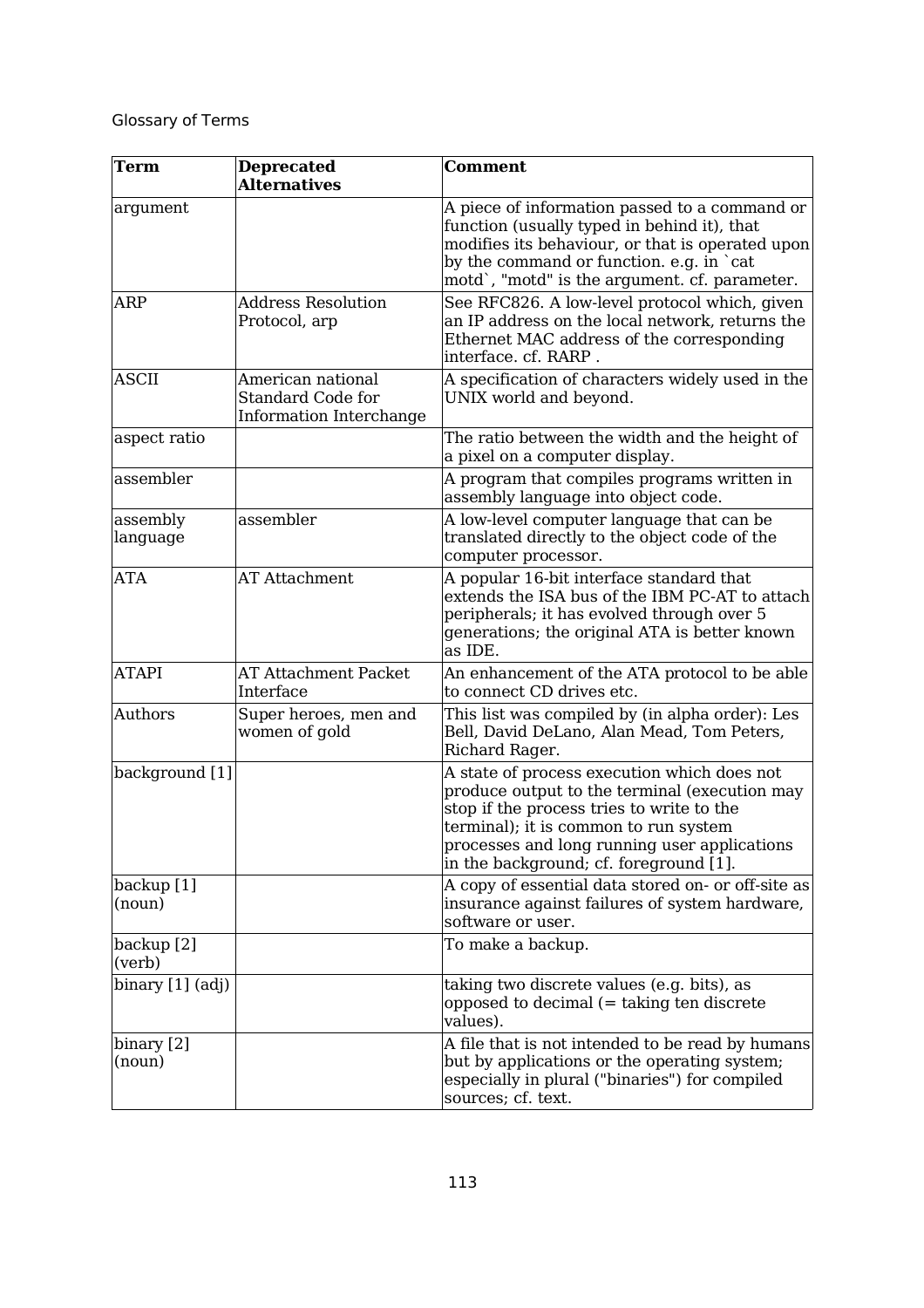Glossary of Terms

| Term | Deprecated Alternatives | Comment |
|---|---|---|
| argument | | A piece of information passed to a command or function (usually typed in behind it), that modifies its behaviour, or that is operated upon by the command or function. e.g. in `cat motd`, "motd" is the argument. cf. parameter. |
| ARP | Address Resolution Protocol, arp | See RFC826. A low-level protocol which, given an IP address on the local network, returns the Ethernet MAC address of the corresponding interface. cf. RARP . |
| ASCII | American national Standard Code for Information Interchange | A specification of characters widely used in the UNIX world and beyond. |
| aspect ratio | | The ratio between the width and the height of a pixel on a computer display. |
| assembler | | A program that compiles programs written in assembly language into object code. |
| assembly language | assembler | A low-level computer language that can be translated directly to the object code of the computer processor. |
| ATA | AT Attachment | A popular 16-bit interface standard that extends the ISA bus of the IBM PC-AT to attach peripherals; it has evolved through over 5 generations; the original ATA is better known as IDE. |
| ATAPI | AT Attachment Packet Interface | An enhancement of the ATA protocol to be able to connect CD drives etc. |
| Authors | Super heroes, men and women of gold | This list was compiled by (in alpha order): Les Bell, David DeLano, Alan Mead, Tom Peters, Richard Rager. |
| background [1] | | A state of process execution which does not produce output to the terminal (execution may stop if the process tries to write to the terminal); it is common to run system processes and long running user applications in the background; cf. foreground [1]. |
| backup [1] (noun) | | A copy of essential data stored on- or off-site as insurance against failures of system hardware, software or user. |
| backup [2] (verb) | | To make a backup. |
| binary [1] (adj) | | taking two discrete values (e.g. bits), as opposed to decimal (= taking ten discrete values). |
| binary [2] (noun) | | A file that is not intended to be read by humans but by applications or the operating system; especially in plural ("binaries") for compiled sources; cf. text. |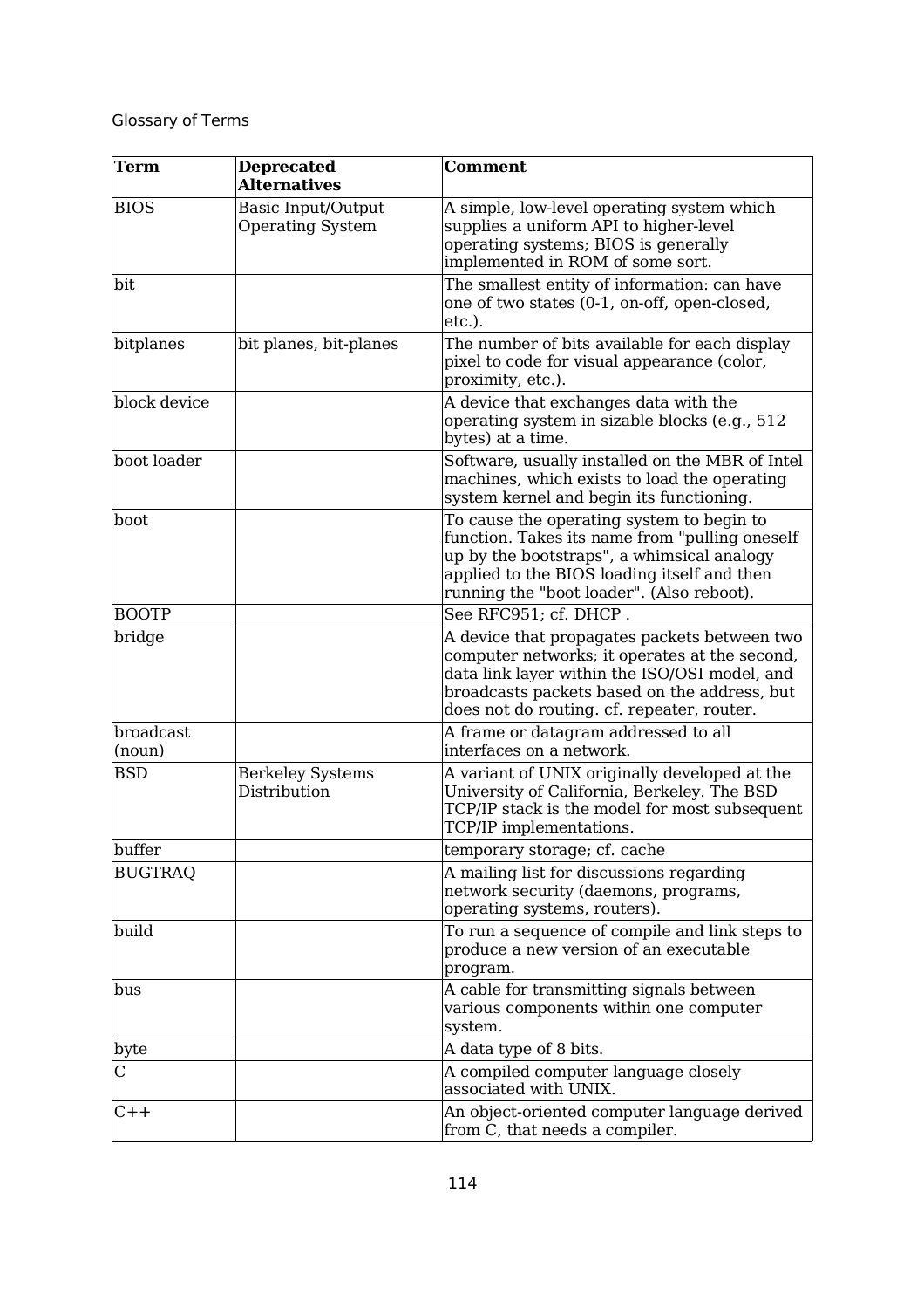Glossary of Terms

| Term | Deprecated Alternatives | Comment |
|---|---|---|
| BIOS | Basic Input/Output Operating System | A simple, low-level operating system which supplies a uniform API to higher-level operating systems; BIOS is generally implemented in ROM of some sort. |
| bit | | The smallest entity of information: can have one of two states (0-1, on-off, open-closed, etc.). |
| bitplanes | bit planes, bit-planes | The number of bits available for each display pixel to code for visual appearance (color, proximity, etc.). |
| block device | | A device that exchanges data with the operating system in sizable blocks (e.g., 512 bytes) at a time. |
| boot loader | | Software, usually installed on the MBR of Intel machines, which exists to load the operating system kernel and begin its functioning. |
| boot | | To cause the operating system to begin to function. Takes its name from "pulling oneself up by the bootstraps", a whimsical analogy applied to the BIOS loading itself and then running the "boot loader". (Also reboot). |
| BOOTP | | See RFC951; cf. DHCP . |
| bridge | | A device that propagates packets between two computer networks; it operates at the second, data link layer within the ISO/OSI model, and broadcasts packets based on the address, but does not do routing. cf. repeater, router. |
| broadcast (noun) | | A frame or datagram addressed to all interfaces on a network. |
| BSD | Berkeley Systems Distribution | A variant of UNIX originally developed at the University of California, Berkeley. The BSD TCP/IP stack is the model for most subsequent TCP/IP implementations. |
| buffer | | temporary storage; cf. cache |
| BUGTRAQ | | A mailing list for discussions regarding network security (daemons, programs, operating systems, routers). |
| build | | To run a sequence of compile and link steps to produce a new version of an executable program. |
| bus | | A cable for transmitting signals between various components within one computer system. |
| byte | | A data type of 8 bits. |
| C | | A compiled computer language closely associated with UNIX. |
| C++ | | An object-oriented computer language derived from C, that needs a compiler. |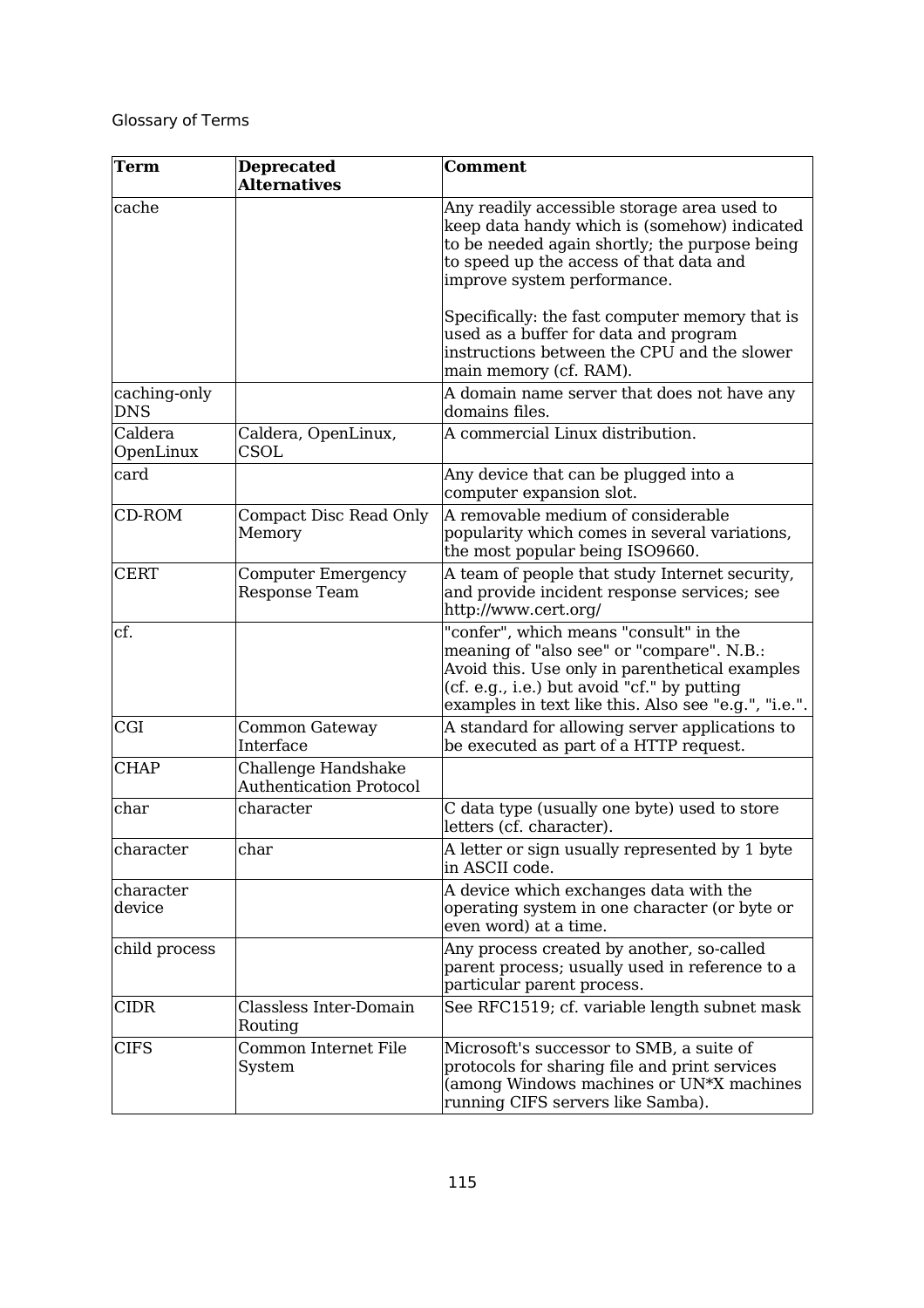Glossary of Terms

| Term | Deprecated Alternatives | Comment |
| --- | --- | --- |
| cache | | Any readily accessible storage area used to keep data handy which is (somehow) indicated to be needed again shortly; the purpose being to speed up the access of that data and improve system performance.<br><br>Specifically: the fast computer memory that is used as a buffer for data and program instructions between the CPU and the slower main memory (cf. RAM). |
| caching-only DNS | | A domain name server that does not have any domains files. |
| Caldera OpenLinux | Caldera, OpenLinux, CSOL | A commercial Linux distribution. |
| card | | Any device that can be plugged into a computer expansion slot. |
| CD-ROM | Compact Disc Read Only Memory | A removable medium of considerable popularity which comes in several variations, the most popular being ISO9660. |
| CERT | Computer Emergency Response Team | A team of people that study Internet security, and provide incident response services; see http://www.cert.org/ |
| cf. | | "confer", which means "consult" in the meaning of "also see" or "compare". N.B.: Avoid this. Use only in parenthetical examples (cf. e.g., i.e.) but avoid "cf." by putting examples in text like this. Also see "e.g.", "i.e.". |
| CGI | Common Gateway Interface | A standard for allowing server applications to be executed as part of a HTTP request. |
| CHAP | Challenge Handshake Authentication Protocol | |
| char | character | C data type (usually one byte) used to store letters (cf. character). |
| character | char | A letter or sign usually represented by 1 byte in ASCII code. |
| character device | | A device which exchanges data with the operating system in one character (or byte or even word) at a time. |
| child process | | Any process created by another, so-called parent process; usually used in reference to a particular parent process. |
| CIDR | Classless Inter-Domain Routing | See RFC1519; cf. variable length subnet mask |
| CIFS | Common Internet File System | Microsoft's successor to SMB, a suite of protocols for sharing file and print services (among Windows machines or UN*X machines running CIFS servers like Samba). |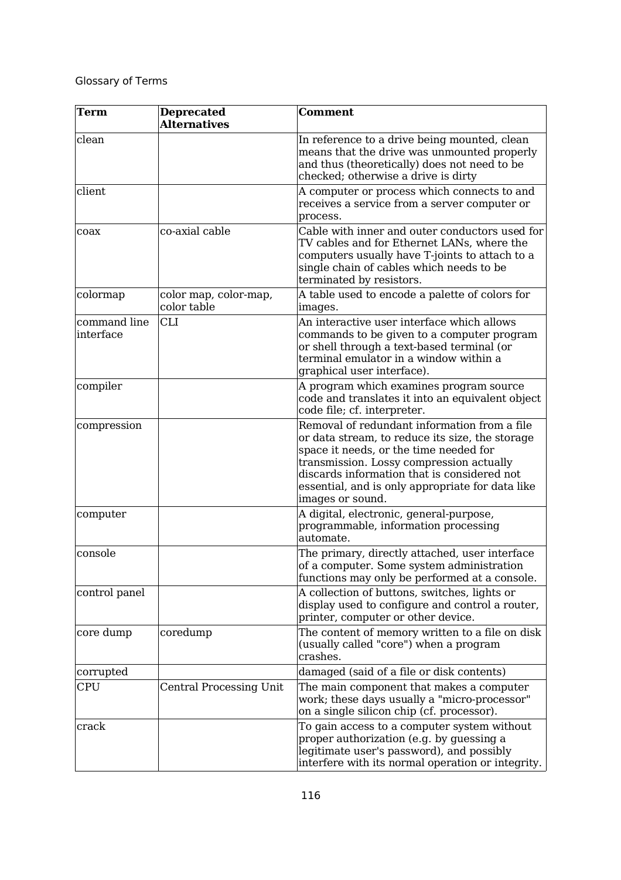Glossary of Terms

| Term | Deprecated Alternatives | Comment |
|---|---|---|
| clean | | In reference to a drive being mounted, clean means that the drive was unmounted properly and thus (theoretically) does not need to be checked; otherwise a drive is dirty |
| client | | A computer or process which connects to and receives a service from a server computer or process. |
| coax | co-axial cable | Cable with inner and outer conductors used for TV cables and for Ethernet LANs, where the computers usually have T-joints to attach to a single chain of cables which needs to be terminated by resistors. |
| colormap | color map, color-map, color table | A table used to encode a palette of colors for images. |
| command line interface | CLI | An interactive user interface which allows commands to be given to a computer program or shell through a text-based terminal (or terminal emulator in a window within a graphical user interface). |
| compiler | | A program which examines program source code and translates it into an equivalent object code file; cf. interpreter. |
| compression | | Removal of redundant information from a file or data stream, to reduce its size, the storage space it needs, or the time needed for transmission. Lossy compression actually discards information that is considered not essential, and is only appropriate for data like images or sound. |
| computer | | A digital, electronic, general-purpose, programmable, information processing automate. |
| console | | The primary, directly attached, user interface of a computer. Some system administration functions may only be performed at a console. |
| control panel | | A collection of buttons, switches, lights or display used to configure and control a router, printer, computer or other device. |
| core dump | coredump | The content of memory written to a file on disk (usually called "core") when a program crashes. |
| corrupted | | damaged (said of a file or disk contents) |
| CPU | Central Processing Unit | The main component that makes a computer work; these days usually a "micro-processor" on a single silicon chip (cf. processor). |
| crack | | To gain access to a computer system without proper authorization (e.g. by guessing a legitimate user's password), and possibly interfere with its normal operation or integrity. |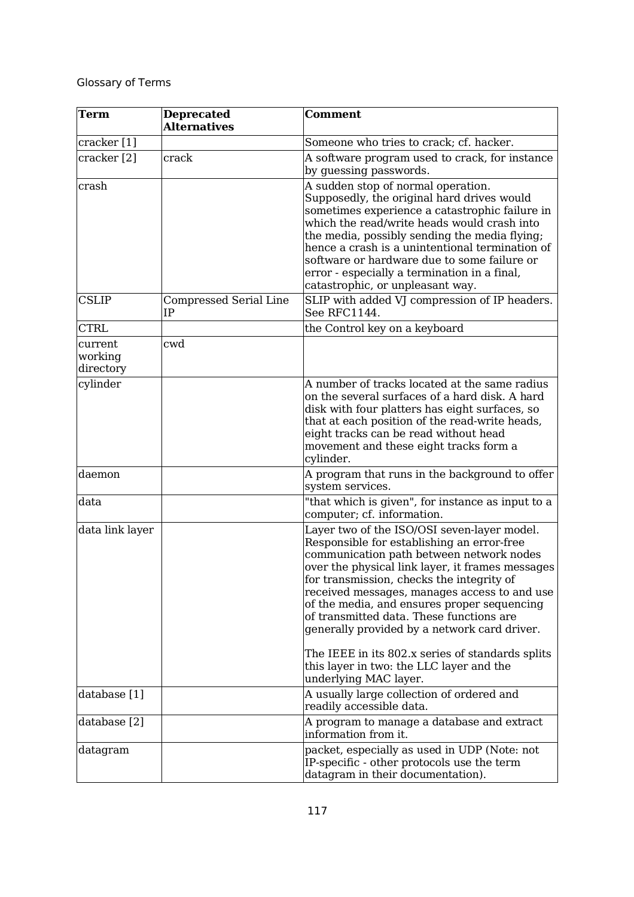Glossary of Terms

| Term | Deprecated Alternatives | Comment |
| --- | --- | --- |
| cracker [1] | | Someone who tries to crack; cf. hacker. |
| cracker [2] | crack | A software program used to crack, for instance by guessing passwords. |
| crash | | A sudden stop of normal operation. Supposedly, the original hard drives would sometimes experience a catastrophic failure in which the read/write heads would crash into the media, possibly sending the media flying; hence a crash is a unintentional termination of software or hardware due to some failure or error - especially a termination in a final, catastrophic, or unpleasant way. |
| CSLIP | Compressed Serial Line IP | SLIP with added VJ compression of IP headers. See RFC1144. |
| CTRL | | the Control key on a keyboard |
| current working directory | cwd | |
| cylinder | | A number of tracks located at the same radius on the several surfaces of a hard disk. A hard disk with four platters has eight surfaces, so that at each position of the read-write heads, eight tracks can be read without head movement and these eight tracks form a cylinder. |
| daemon | | A program that runs in the background to offer system services. |
| data | | "that which is given", for instance as input to a computer; cf. information. |
| data link layer | | Layer two of the ISO/OSI seven-layer model. Responsible for establishing an error-free communication path between network nodes over the physical link layer, it frames messages for transmission, checks the integrity of received messages, manages access to and use of the media, and ensures proper sequencing of transmitted data. These functions are generally provided by a network card driver.<br><br>The IEEE in its 802.x series of standards splits this layer in two: the LLC layer and the underlying MAC layer. |
| database [1] | | A usually large collection of ordered and readily accessible data. |
| database [2] | | A program to manage a database and extract information from it. |
| datagram | | packet, especially as used in UDP (Note: not IP-specific - other protocols use the term datagram in their documentation). |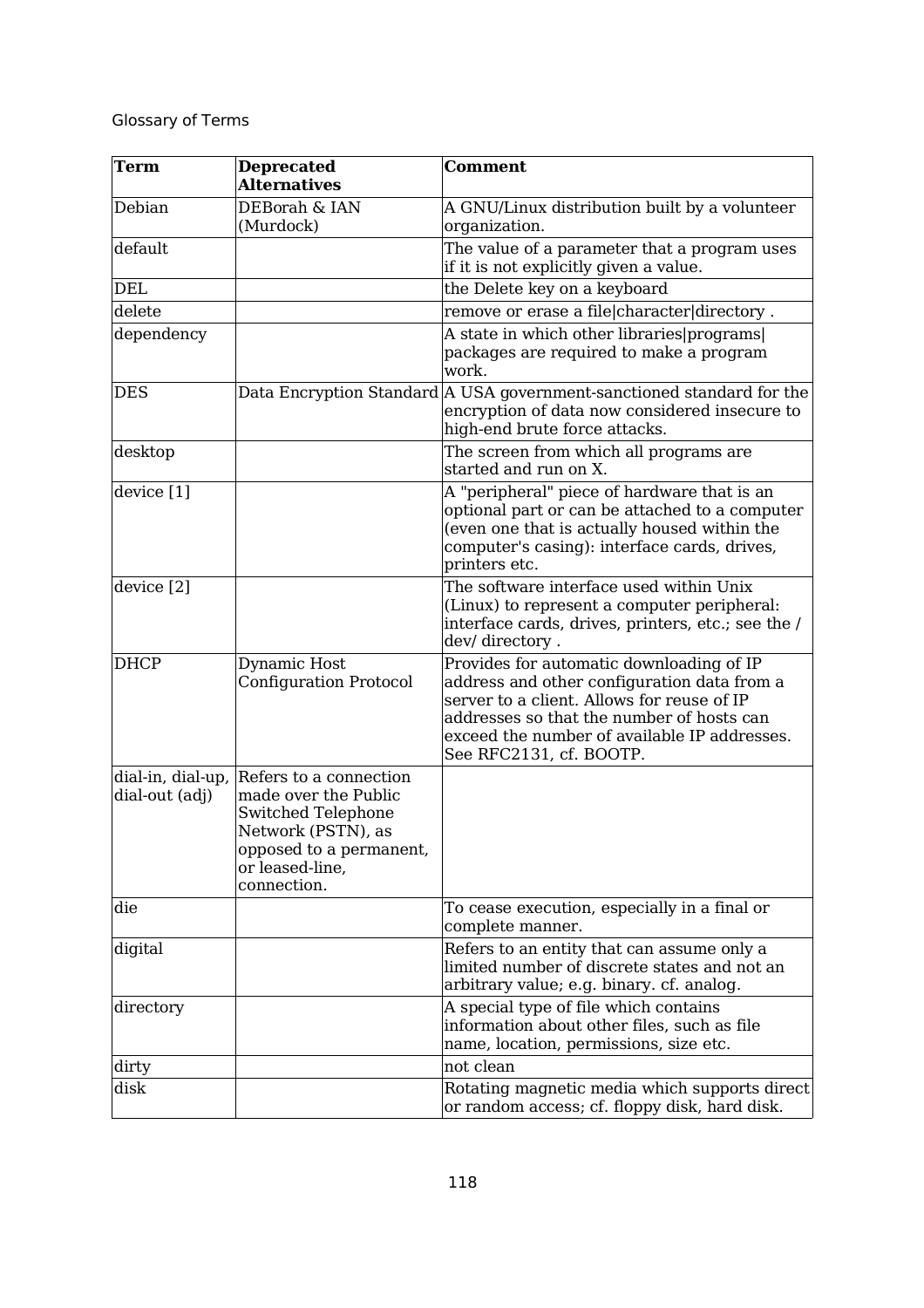Glossary of Terms

| Term | Deprecated Alternatives | Comment |
| --- | --- | --- |
| Debian | DEBorah & IAN (Murdock) | A GNU/Linux distribution built by a volunteer organization. |
| default | | The value of a parameter that a program uses if it is not explicitly given a value. |
| DEL | | the Delete key on a keyboard |
| delete | | remove or erase a file\|character\|directory . |
| dependency | | A state in which other libraries\|programs\|packages are required to make a program work. |
| DES | Data Encryption Standard | A USA government-sanctioned standard for the encryption of data now considered insecure to high-end brute force attacks. |
| desktop | | The screen from which all programs are started and run on X. |
| device [1] | | A "peripheral" piece of hardware that is an optional part or can be attached to a computer (even one that is actually housed within the computer's casing): interface cards, drives, printers etc. |
| device [2] | | The software interface used within Unix (Linux) to represent a computer peripheral: interface cards, drives, printers, etc.; see the /dev/ directory . |
| DHCP | Dynamic Host Configuration Protocol | Provides for automatic downloading of IP address and other configuration data from a server to a client. Allows for reuse of IP addresses so that the number of hosts can exceed the number of available IP addresses. See RFC2131, cf. BOOTP. |
| dial-in, dial-up, dial-out (adj) | Refers to a connection made over the Public Switched Telephone Network (PSTN), as opposed to a permanent, or leased-line, connection. | |
| die | | To cease execution, especially in a final or complete manner. |
| digital | | Refers to an entity that can assume only a limited number of discrete states and not an arbitrary value; e.g. binary. cf. analog. |
| directory | | A special type of file which contains information about other files, such as file name, location, permissions, size etc. |
| dirty | | not clean |
| disk | | Rotating magnetic media which supports direct or random access; cf. floppy disk, hard disk. |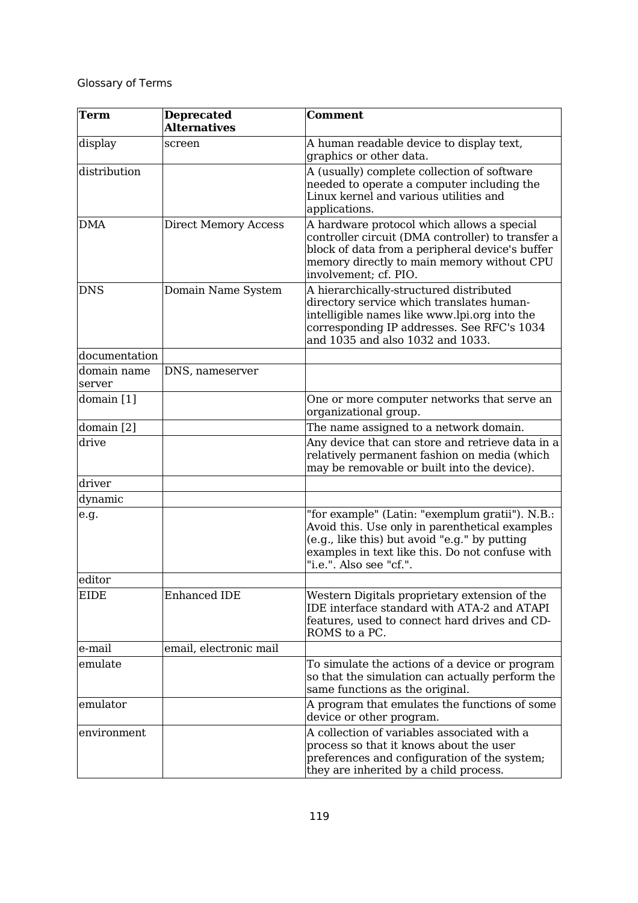Glossary of Terms

| Term | Deprecated Alternatives | Comment |
|---|---|---|
| display | screen | A human readable device to display text, graphics or other data. |
| distribution | | A (usually) complete collection of software needed to operate a computer including the Linux kernel and various utilities and applications. |
| DMA | Direct Memory Access | A hardware protocol which allows a special controller circuit (DMA controller) to transfer a block of data from a peripheral device's buffer memory directly to main memory without CPU involvement; cf. PIO. |
| DNS | Domain Name System | A hierarchically-structured distributed directory service which translates human-intelligible names like www.lpi.org into the corresponding IP addresses. See RFC's 1034 and 1035 and also 1032 and 1033. |
| documentation | | |
| domain name server | DNS, nameserver | |
| domain [1] | | One or more computer networks that serve an organizational group. |
| domain [2] | | The name assigned to a network domain. |
| drive | | Any device that can store and retrieve data in a relatively permanent fashion on media (which may be removable or built into the device). |
| driver | | |
| dynamic | | |
| e.g. | | "for example" (Latin: "exemplum gratii"). N.B.: Avoid this. Use only in parenthetical examples (e.g., like this) but avoid "e.g." by putting examples in text like this. Do not confuse with "i.e.". Also see "cf.". |
| editor | | |
| EIDE | Enhanced IDE | Western Digitals proprietary extension of the IDE interface standard with ATA-2 and ATAPI features, used to connect hard drives and CD-ROMS to a PC. |
| e-mail | email, electronic mail | |
| emulate | | To simulate the actions of a device or program so that the simulation can actually perform the same functions as the original. |
| emulator | | A program that emulates the functions of some device or other program. |
| environment | | A collection of variables associated with a process so that it knows about the user preferences and configuration of the system; they are inherited by a child process. |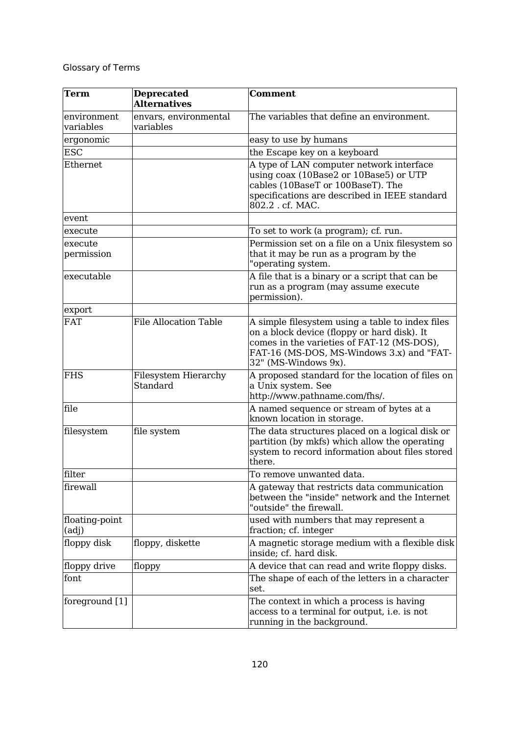Glossary of Terms

| **Term** | **Deprecated Alternatives** | **Comment** |
| --- | --- | --- |
| environment variables | envars, environmental variables | The variables that define an environment. |
| ergonomic | | easy to use by humans |
| ESC | | the Escape key on a keyboard |
| Ethernet | | A type of LAN computer network interface using coax (10Base2 or 10Base5) or UTP cables (10BaseT or 100BaseT). The specifications are described in IEEE standard 802.2 . cf. MAC. |
| event | | |
| execute | | To set to work (a program); cf. run. |
| execute permission | | Permission set on a file on a Unix filesystem so that it may be run as a program by the "operating system. |
| executable | | A file that is a binary or a script that can be run as a program (may assume execute permission). |
| export | | |
| FAT | File Allocation Table | A simple filesystem using a table to index files on a block device (floppy or hard disk). It comes in the varieties of FAT-12 (MS-DOS), FAT-16 (MS-DOS, MS-Windows 3.x) and "FAT-32" (MS-Windows 9x). |
| FHS | Filesystem Hierarchy Standard | A proposed standard for the location of files on a Unix system. See http://www.pathname.com/fhs/. |
| file | | A named sequence or stream of bytes at a known location in storage. |
| filesystem | file system | The data structures placed on a logical disk or partition (by mkfs) which allow the operating system to record information about files stored there. |
| filter | | To remove unwanted data. |
| firewall | | A gateway that restricts data communication between the "inside" network and the Internet "outside" the firewall. |
| floating-point (adj) | | used with numbers that may represent a fraction; cf. integer |
| floppy disk | floppy, diskette | A magnetic storage medium with a flexible disk inside; cf. hard disk. |
| floppy drive | floppy | A device that can read and write floppy disks. |
| font | | The shape of each of the letters in a character set. |
| foreground [1] | | The context in which a process is having access to a terminal for output, i.e. is not running in the background. |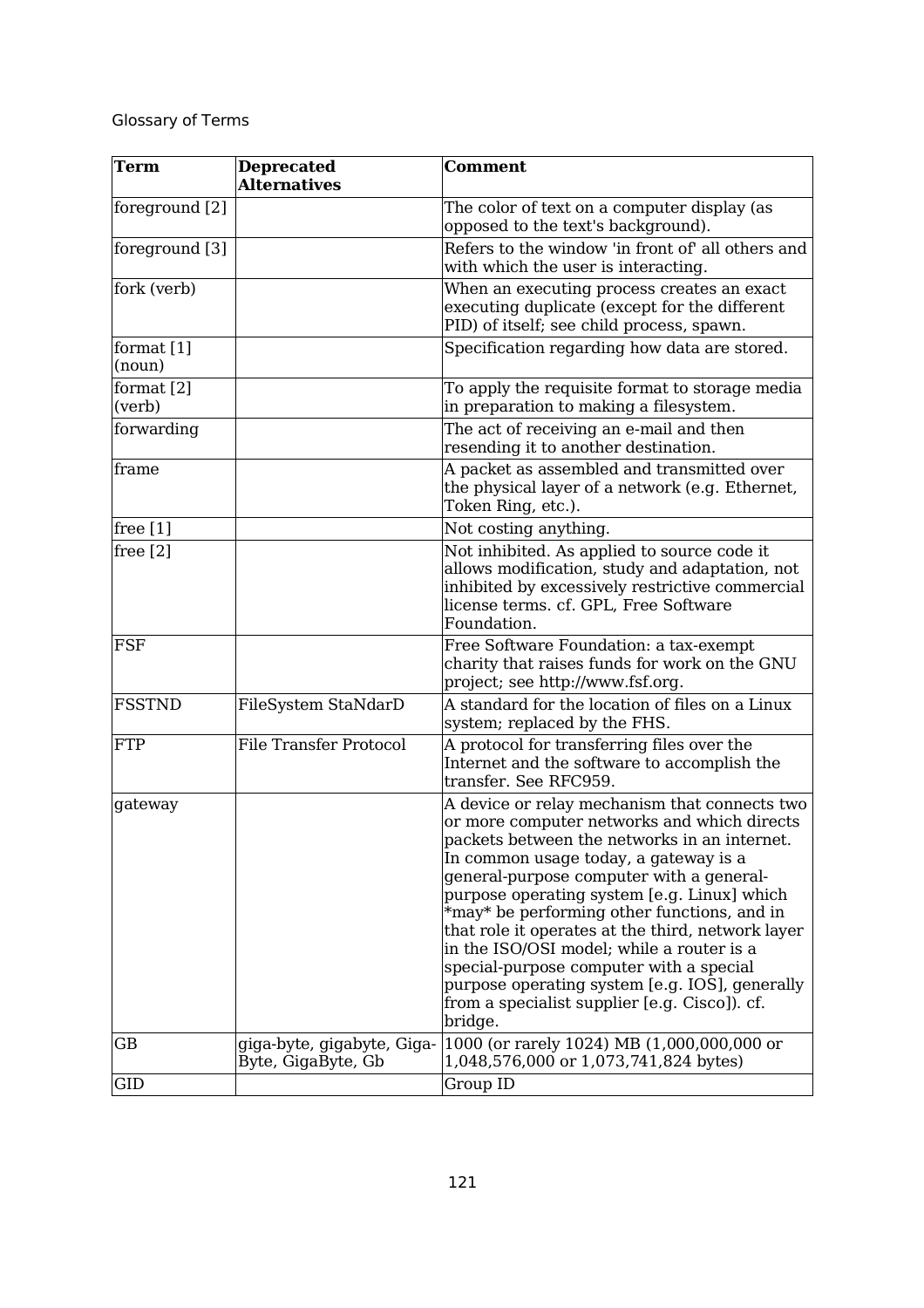Glossary of Terms

| Term | Deprecated Alternatives | Comment |
|---|---|---|
| foreground [2] | | The color of text on a computer display (as opposed to the text's background). |
| foreground [3] | | Refers to the window 'in front of' all others and with which the user is interacting. |
| fork (verb) | | When an executing process creates an exact executing duplicate (except for the different PID) of itself; see child process, spawn. |
| format [1] (noun) | | Specification regarding how data are stored. |
| format [2] (verb) | | To apply the requisite format to storage media in preparation to making a filesystem. |
| forwarding | | The act of receiving an e-mail and then resending it to another destination. |
| frame | | A packet as assembled and transmitted over the physical layer of a network (e.g. Ethernet, Token Ring, etc.). |
| free [1] | | Not costing anything. |
| free [2] | | Not inhibited. As applied to source code it allows modification, study and adaptation, not inhibited by excessively restrictive commercial license terms. cf. GPL, Free Software Foundation. |
| FSF | | Free Software Foundation: a tax-exempt charity that raises funds for work on the GNU project; see http://www.fsf.org. |
| FSSTND | FileSystem StaNdarD | A standard for the location of files on a Linux system; replaced by the FHS. |
| FTP | File Transfer Protocol | A protocol for transferring files over the Internet and the software to accomplish the transfer. See RFC959. |
| gateway | | A device or relay mechanism that connects two or more computer networks and which directs packets between the networks in an internet. In common usage today, a gateway is a general-purpose computer with a general-purpose operating system [e.g. Linux] which *may* be performing other functions, and in that role it operates at the third, network layer in the ISO/OSI model; while a router is a special-purpose computer with a special purpose operating system [e.g. IOS], generally from a specialist supplier [e.g. Cisco]). cf. bridge. |
| GB | giga-byte, gigabyte, Giga-Byte, GigaByte, Gb | 1000 (or rarely 1024) MB (1,000,000,000 or 1,048,576,000 or 1,073,741,824 bytes) |
| GID | | Group ID |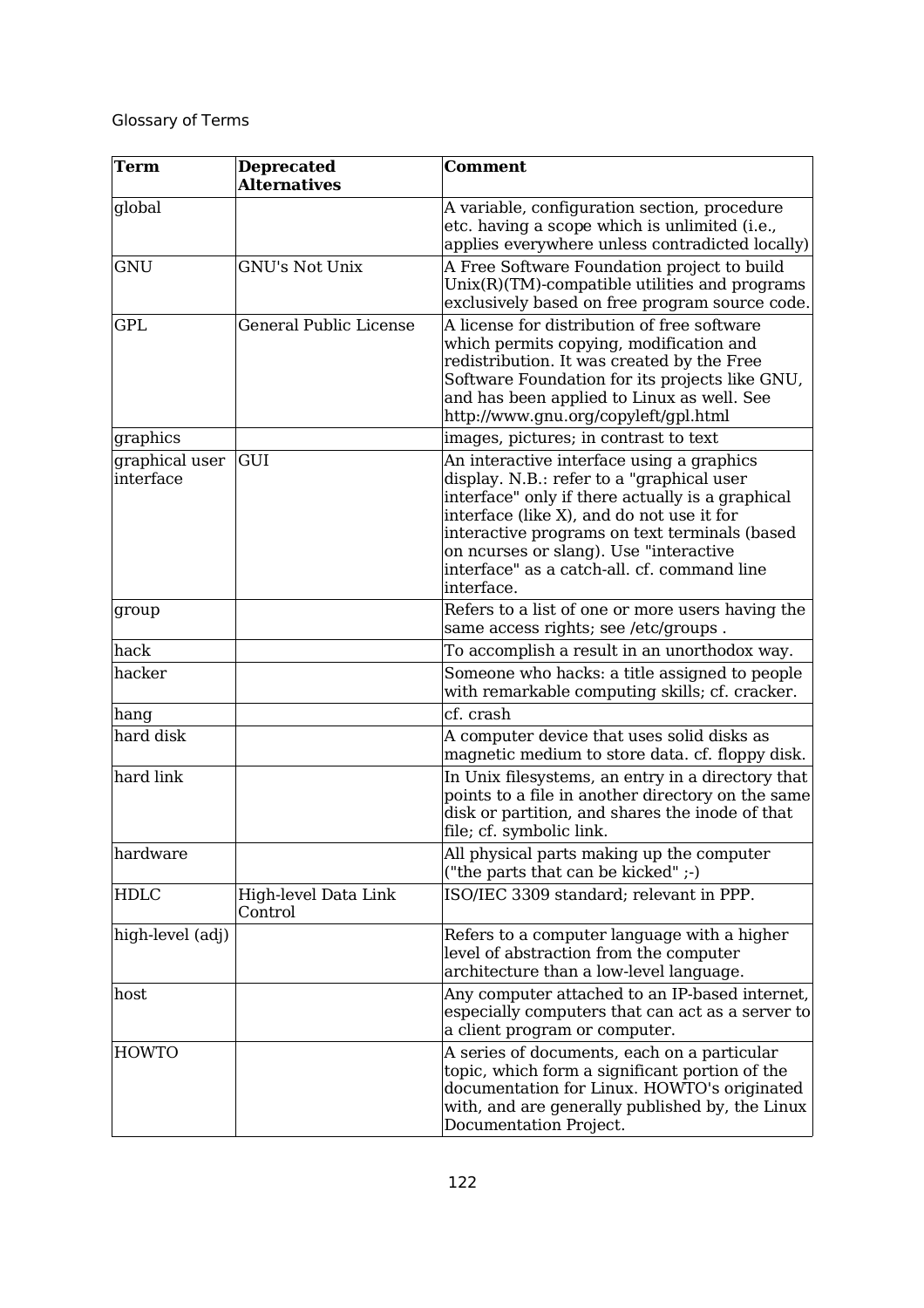Glossary of Terms

| Term | Deprecated Alternatives | Comment |
|---|---|---|
| global | | A variable, configuration section, procedure etc. having a scope which is unlimited (i.e., applies everywhere unless contradicted locally) |
| GNU | GNU's Not Unix | A Free Software Foundation project to build Unix(R)(TM)-compatible utilities and programs exclusively based on free program source code. |
| GPL | General Public License | A license for distribution of free software which permits copying, modification and redistribution. It was created by the Free Software Foundation for its projects like GNU, and has been applied to Linux as well. See http://www.gnu.org/copyleft/gpl.html |
| graphics | | images, pictures; in contrast to text |
| graphical user interface | GUI | An interactive interface using a graphics display. N.B.: refer to a "graphical user interface" only if there actually is a graphical interface (like X), and do not use it for interactive programs on text terminals (based on ncurses or slang). Use "interactive interface" as a catch-all. cf. command line interface. |
| group | | Refers to a list of one or more users having the same access rights; see /etc/groups . |
| hack | | To accomplish a result in an unorthodox way. |
| hacker | | Someone who hacks: a title assigned to people with remarkable computing skills; cf. cracker. |
| hang | | cf. crash |
| hard disk | | A computer device that uses solid disks as magnetic medium to store data. cf. floppy disk. |
| hard link | | In Unix filesystems, an entry in a directory that points to a file in another directory on the same disk or partition, and shares the inode of that file; cf. symbolic link. |
| hardware | | All physical parts making up the computer ("the parts that can be kicked" ;-) |
| HDLC | High-level Data Link Control | ISO/IEC 3309 standard; relevant in PPP. |
| high-level (adj) | | Refers to a computer language with a higher level of abstraction from the computer architecture than a low-level language. |
| host | | Any computer attached to an IP-based internet, especially computers that can act as a server to a client program or computer. |
| HOWTO | | A series of documents, each on a particular topic, which form a significant portion of the documentation for Linux. HOWTO's originated with, and are generally published by, the Linux Documentation Project. |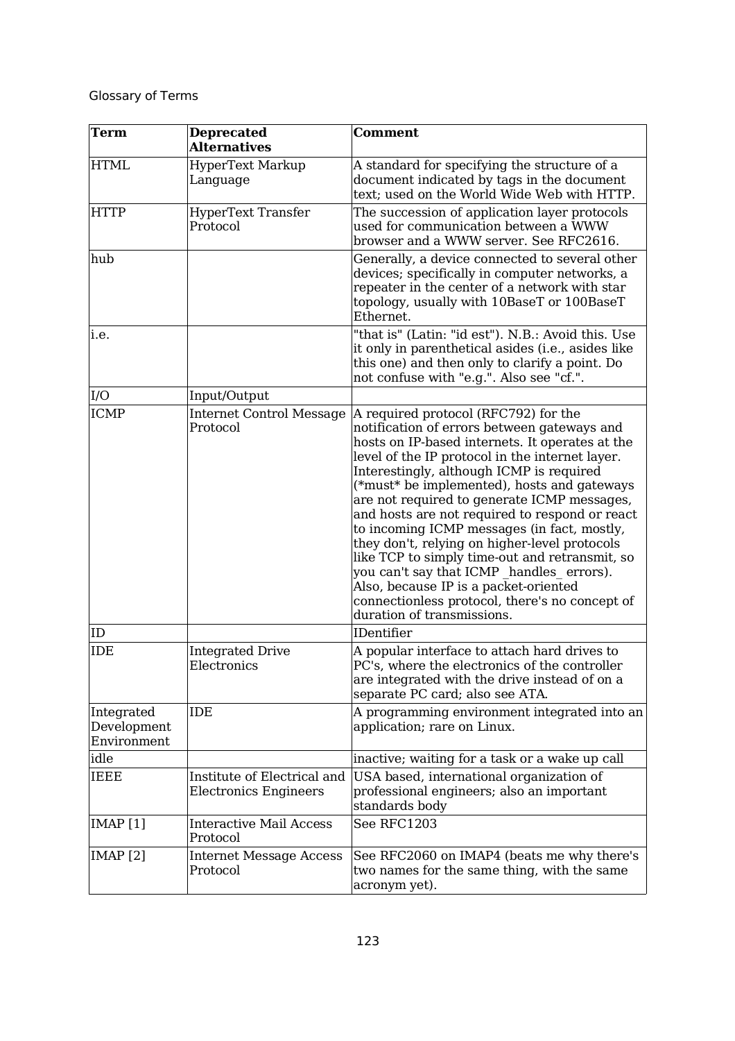Glossary of Terms

| Term | Deprecated Alternatives | Comment |
| --- | --- | --- |
| HTML | HyperText Markup Language | A standard for specifying the structure of a document indicated by tags in the document text; used on the World Wide Web with HTTP. |
| HTTP | HyperText Transfer Protocol | The succession of application layer protocols used for communication between a WWW browser and a WWW server. See RFC2616. |
| hub | | Generally, a device connected to several other devices; specifically in computer networks, a repeater in the center of a network with star topology, usually with 10BaseT or 100BaseT Ethernet. |
| i.e. | | "that is" (Latin: "id est"). N.B.: Avoid this. Use it only in parenthetical asides (i.e., asides like this one) and then only to clarify a point. Do not confuse with "e.g.". Also see "cf.". |
| I/O | Input/Output | |
| ICMP | Internet Control Message Protocol | A required protocol (RFC792) for the notification of errors between gateways and hosts on IP-based internets. It operates at the level of the IP protocol in the internet layer. Interestingly, although ICMP is required (*must* be implemented), hosts and gateways are not required to generate ICMP messages, and hosts are not required to respond or react to incoming ICMP messages (in fact, mostly, they don't, relying on higher-level protocols like TCP to simply time-out and retransmit, so you can't say that ICMP _handles_ errors). Also, because IP is a packet-oriented connectionless protocol, there's no concept of duration of transmissions. |
| ID | | IDentifier |
| IDE | Integrated Drive Electronics | A popular interface to attach hard drives to PC's, where the electronics of the controller are integrated with the drive instead of on a separate PC card; also see ATA. |
| Integrated Development Environment | IDE | A programming environment integrated into an application; rare on Linux. |
| idle | | inactive; waiting for a task or a wake up call |
| IEEE | Institute of Electrical and Electronics Engineers | USA based, international organization of professional engineers; also an important standards body |
| IMAP [1] | Interactive Mail Access Protocol | See RFC1203 |
| IMAP [2] | Internet Message Access Protocol | See RFC2060 on IMAP4 (beats me why there's two names for the same thing, with the same acronym yet). |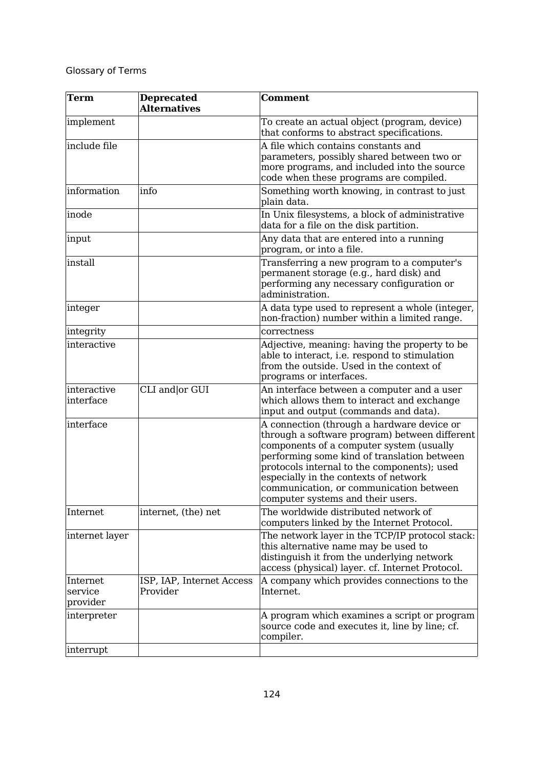| Term | Deprecated Alternatives | Comment |
|---|---|---|
| implement | | To create an actual object (program, device) that conforms to abstract specifications. |
| include file | | A file which contains constants and parameters, possibly shared between two or more programs, and included into the source code when these programs are compiled. |
| information | info | Something worth knowing, in contrast to just plain data. |
| inode | | In Unix filesystems, a block of administrative data for a file on the disk partition. |
| input | | Any data that are entered into a running program, or into a file. |
| install | | Transferring a new program to a computer's permanent storage (e.g., hard disk) and performing any necessary configuration or administration. |
| integer | | A data type used to represent a whole (integer, non-fraction) number within a limited range. |
| integrity | | correctness |
| interactive | | Adjective, meaning: having the property to be able to interact, i.e. respond to stimulation from the outside. Used in the context of programs or interfaces. |
| interactive interface | CLI and\|or GUI | An interface between a computer and a user which allows them to interact and exchange input and output (commands and data). |
| interface | | A connection (through a hardware device or through a software program) between different components of a computer system (usually performing some kind of translation between protocols internal to the components); used especially in the contexts of network communication, or communication between computer systems and their users. |
| Internet | internet, (the) net | The worldwide distributed network of computers linked by the Internet Protocol. |
| internet layer | | The network layer in the TCP/IP protocol stack: this alternative name may be used to distinguish it from the underlying network access (physical) layer. cf. Internet Protocol. |
| Internet service provider | ISP, IAP, Internet Access Provider | A company which provides connections to the Internet. |
| interpreter | | A program which examines a script or program source code and executes it, line by line; cf. compiler. |
| interrupt | | |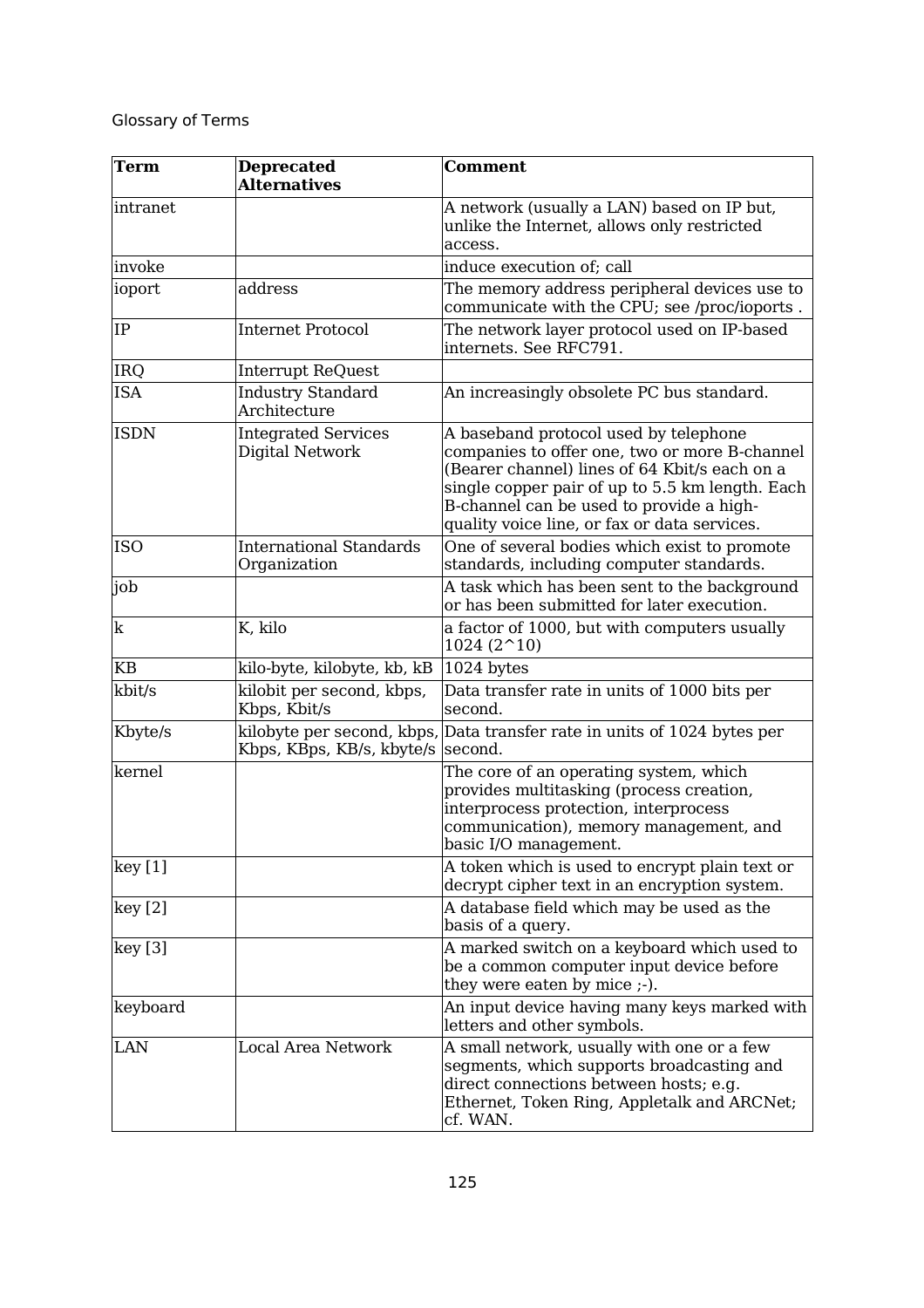Glossary of Terms

| **Term** | **Deprecated Alternatives** | **Comment** |
|---|---|---|
| intranet | | A network (usually a LAN) based on IP but, unlike the Internet, allows only restricted access. |
| invoke | | induce execution of; call |
| ioport | address | The memory address peripheral devices use to communicate with the CPU; see /proc/ioports . |
| IP | Internet Protocol | The network layer protocol used on IP-based internets. See RFC791. |
| IRQ | Interrupt ReQuest | |
| ISA | Industry Standard Architecture | An increasingly obsolete PC bus standard. |
| ISDN | Integrated Services Digital Network | A baseband protocol used by telephone companies to offer one, two or more B-channel (Bearer channel) lines of 64 Kbit/s each on a single copper pair of up to 5.5 km length. Each B-channel can be used to provide a high-quality voice line, or fax or data services. |
| ISO | International Standards Organization | One of several bodies which exist to promote standards, including computer standards. |
| job | | A task which has been sent to the background or has been submitted for later execution. |
| k | K, kilo | a factor of 1000, but with computers usually 1024 (2^10) |
| KB | kilo-byte, kilobyte, kb, kB | 1024 bytes |
| kbit/s | kilobit per second, kbps, Kbps, Kbit/s | Data transfer rate in units of 1000 bits per second. |
| Kbyte/s | kilobyte per second, kbps, Kbps, KBps, KB/s, kbyte/s | Data transfer rate in units of 1024 bytes per second. |
| kernel | | The core of an operating system, which provides multitasking (process creation, interprocess protection, interprocess communication), memory management, and basic I/O management. |
| key [1] | | A token which is used to encrypt plain text or decrypt cipher text in an encryption system. |
| key [2] | | A database field which may be used as the basis of a query. |
| key [3] | | A marked switch on a keyboard which used to be a common computer input device before they were eaten by mice ;-). |
| keyboard | | An input device having many keys marked with letters and other symbols. |
| LAN | Local Area Network | A small network, usually with one or a few segments, which supports broadcasting and direct connections between hosts; e.g. Ethernet, Token Ring, Appletalk and ARCNet; cf. WAN. |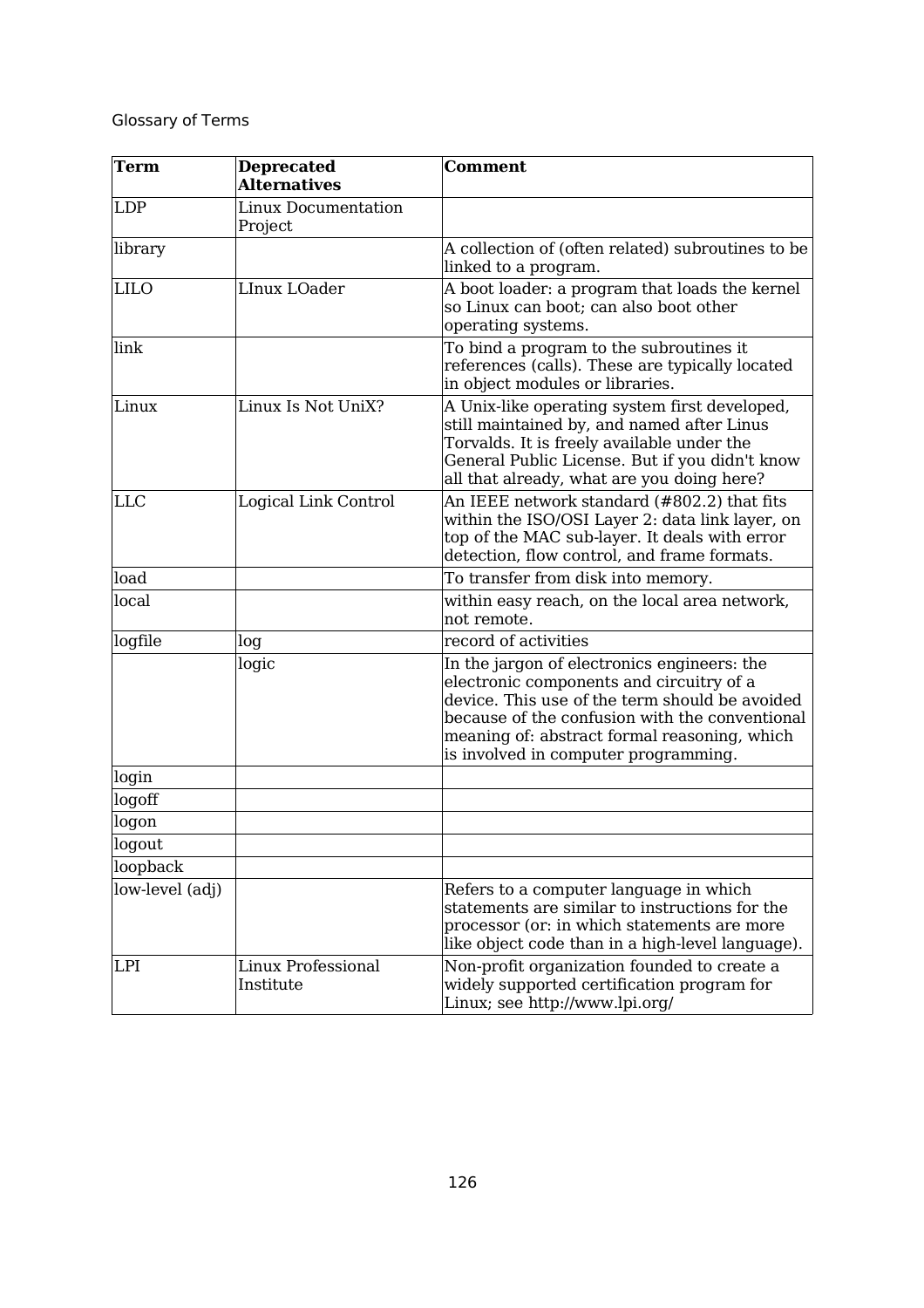Glossary of Terms

| Term | Deprecated Alternatives | Comment |
|---|---|---|
| LDP | Linux Documentation Project | |
| library | | A collection of (often related) subroutines to be linked to a program. |
| LILO | LInux LOader | A boot loader: a program that loads the kernel so Linux can boot; can also boot other operating systems. |
| link | | To bind a program to the subroutines it references (calls). These are typically located in object modules or libraries. |
| Linux | Linux Is Not UniX? | A Unix-like operating system first developed, still maintained by, and named after Linus Torvalds. It is freely available under the General Public License. But if you didn't know all that already, what are you doing here? |
| LLC | Logical Link Control | An IEEE network standard (#802.2) that fits within the ISO/OSI Layer 2: data link layer, on top of the MAC sub-layer. It deals with error detection, flow control, and frame formats. |
| load | | To transfer from disk into memory. |
| local | | within easy reach, on the local area network, not remote. |
| logfile | log | record of activities |
| | logic | In the jargon of electronics engineers: the electronic components and circuitry of a device. This use of the term should be avoided because of the confusion with the conventional meaning of: abstract formal reasoning, which is involved in computer programming. |
| login | | |
| logoff | | |
| logon | | |
| logout | | |
| loopback | | |
| low-level (adj) | | Refers to a computer language in which statements are similar to instructions for the processor (or: in which statements are more like object code than in a high-level language). |
| LPI | Linux Professional Institute | Non-profit organization founded to create a widely supported certification program for Linux; see http://www.lpi.org/ |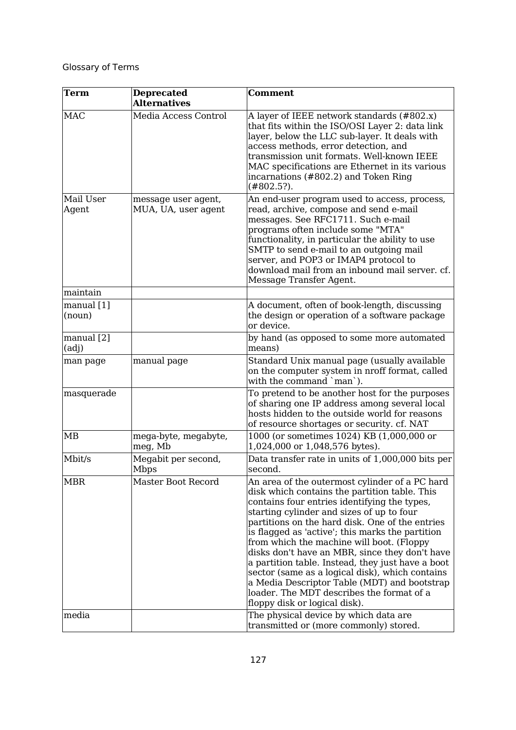Glossary of Terms

| Term | Deprecated Alternatives | Comment |
|---|---|---|
| MAC | Media Access Control | A layer of IEEE network standards (#802.x) that fits within the ISO/OSI Layer 2: data link layer, below the LLC sub-layer. It deals with access methods, error detection, and transmission unit formats. Well-known IEEE MAC specifications are Ethernet in its various incarnations (#802.2) and Token Ring (#802.5?). |
| Mail User Agent | message user agent, MUA, UA, user agent | An end-user program used to access, process, read, archive, compose and send e-mail messages. See RFC1711. Such e-mail programs often include some "MTA" functionality, in particular the ability to use SMTP to send e-mail to an outgoing mail server, and POP3 or IMAP4 protocol to download mail from an inbound mail server. cf. Message Transfer Agent. |
| maintain | | |
| manual [1] (noun) | | A document, often of book-length, discussing the design or operation of a software package or device. |
| manual [2] (adj) | | by hand (as opposed to some more automated means) |
| man page | manual page | Standard Unix manual page (usually available on the computer system in nroff format, called with the command `man`). |
| masquerade | | To pretend to be another host for the purposes of sharing one IP address among several local hosts hidden to the outside world for reasons of resource shortages or security. cf. NAT |
| MB | mega-byte, megabyte, meg, Mb | 1000 (or sometimes 1024) KB (1,000,000 or 1,024,000 or 1,048,576 bytes). |
| Mbit/s | Megabit per second, Mbps | Data transfer rate in units of 1,000,000 bits per second. |
| MBR | Master Boot Record | An area of the outermost cylinder of a PC hard disk which contains the partition table. This contains four entries identifying the types, starting cylinder and sizes of up to four partitions on the hard disk. One of the entries is flagged as 'active'; this marks the partition from which the machine will boot. (Floppy disks don't have an MBR, since they don't have a partition table. Instead, they just have a boot sector (same as a logical disk), which contains a Media Descriptor Table (MDT) and bootstrap loader. The MDT describes the format of a floppy disk or logical disk). |
| media | | The physical device by which data are transmitted or (more commonly) stored. |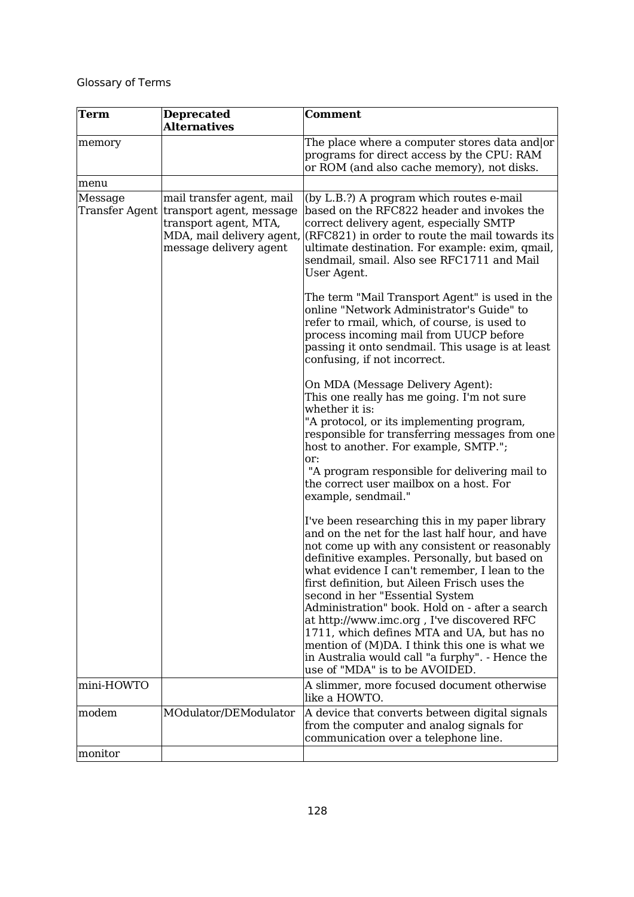Glossary of Terms

| Term | Deprecated Alternatives | Comment |
|---|---|---|
| memory | | The place where a computer stores data and\|or programs for direct access by the CPU: RAM or ROM (and also cache memory), not disks. |
| menu | | |
| Message Transfer Agent | mail transfer agent, mail transport agent, message transport agent, MTA, MDA, mail delivery agent, message delivery agent | (by L.B.?) A program which routes e-mail based on the RFC822 header and invokes the correct delivery agent, especially SMTP (RFC821) in order to route the mail towards its ultimate destination. For example: exim, qmail, sendmail, smail. Also see RFC1711 and Mail User Agent.<br><br>The term "Mail Transport Agent" is used in the online "Network Administrator's Guide" to refer to rmail, which, of course, is used to process incoming mail from UUCP before passing it onto sendmail. This usage is at least confusing, if not incorrect.<br><br>On MDA (Message Delivery Agent):<br>This one really has me going. I'm not sure whether it is:<br>"A protocol, or its implementing program, responsible for transferring messages from one host to another. For example, SMTP.";<br>or:<br>"A program responsible for delivering mail to the correct user mailbox on a host. For example, sendmail."<br><br>I've been researching this in my paper library and on the net for the last half hour, and have not come up with any consistent or reasonably definitive examples. Personally, but based on what evidence I can't remember, I lean to the first definition, but Aileen Frisch uses the second in her "Essential System Administration" book. Hold on - after a search at http://www.imc.org , I've discovered RFC 1711, which defines MTA and UA, but has no mention of (M)DA. I think this one is what we in Australia would call "a furphy". - Hence the use of "MDA" is to be AVOIDED. |
| mini-HOWTO | | A slimmer, more focused document otherwise like a HOWTO. |
| modem | MOdulator/DEModulator | A device that converts between digital signals from the computer and analog signals for communication over a telephone line. |
| monitor | | |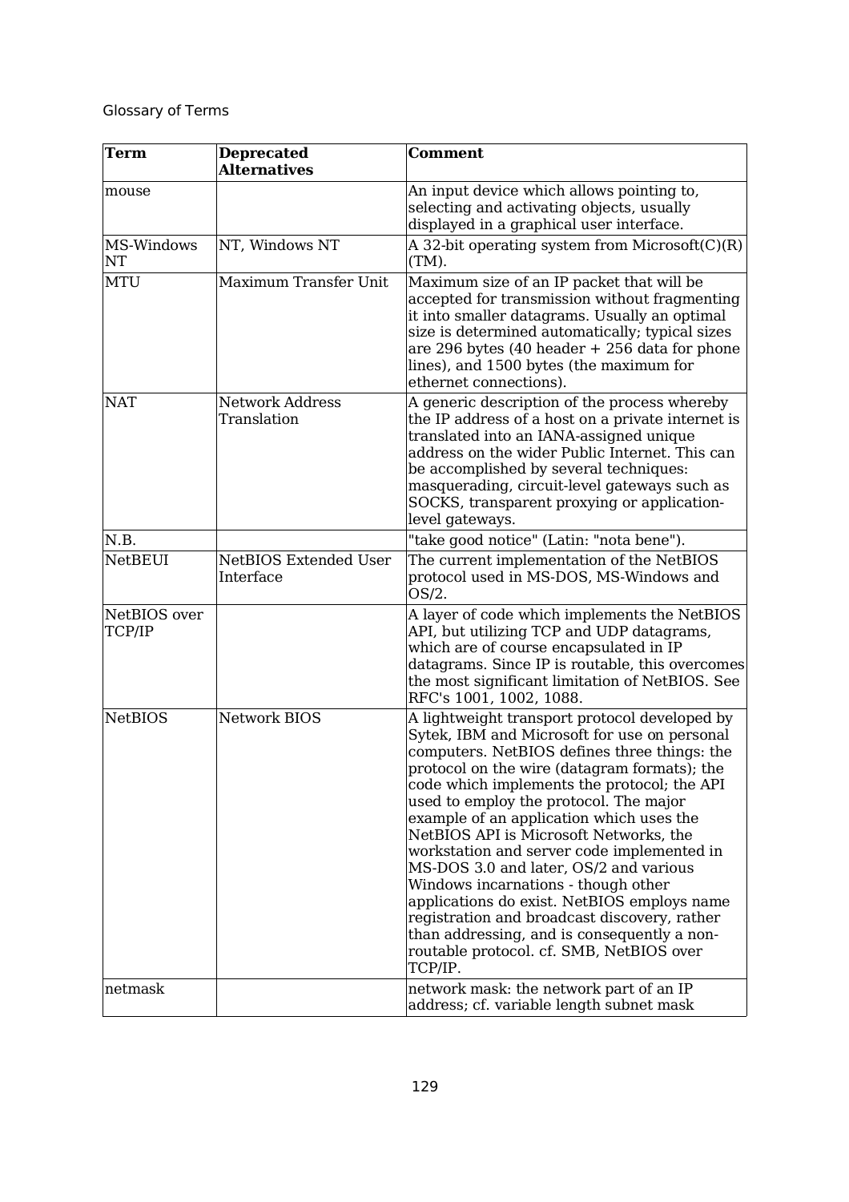| Term | Deprecated Alternatives | Comment |
|---|---|---|
| mouse | | An input device which allows pointing to, selecting and activating objects, usually displayed in a graphical user interface. |
| MS-Windows NT | NT, Windows NT | A 32-bit operating system from Microsoft(C)(R)(TM). |
| MTU | Maximum Transfer Unit | Maximum size of an IP packet that will be accepted for transmission without fragmenting it into smaller datagrams. Usually an optimal size is determined automatically; typical sizes are 296 bytes (40 header + 256 data for phone lines), and 1500 bytes (the maximum for ethernet connections). |
| NAT | Network Address Translation | A generic description of the process whereby the IP address of a host on a private internet is translated into an IANA-assigned unique address on the wider Public Internet. This can be accomplished by several techniques: masquerading, circuit-level gateways such as SOCKS, transparent proxying or application-level gateways. |
| N.B. | | "take good notice" (Latin: "nota bene"). |
| NetBEUI | NetBIOS Extended User Interface | The current implementation of the NetBIOS protocol used in MS-DOS, MS-Windows and OS/2. |
| NetBIOS over TCP/IP | | A layer of code which implements the NetBIOS API, but utilizing TCP and UDP datagrams, which are of course encapsulated in IP datagrams. Since IP is routable, this overcomes the most significant limitation of NetBIOS. See RFC's 1001, 1002, 1088. |
| NetBIOS | Network BIOS | A lightweight transport protocol developed by Sytek, IBM and Microsoft for use on personal computers. NetBIOS defines three things: the protocol on the wire (datagram formats); the code which implements the protocol; the API used to employ the protocol. The major example of an application which uses the NetBIOS API is Microsoft Networks, the workstation and server code implemented in MS-DOS 3.0 and later, OS/2 and various Windows incarnations - though other applications do exist. NetBIOS employs name registration and broadcast discovery, rather than addressing, and is consequently a non-routable protocol. cf. SMB, NetBIOS over TCP/IP. |
| netmask | | network mask: the network part of an IP address; cf. variable length subnet mask |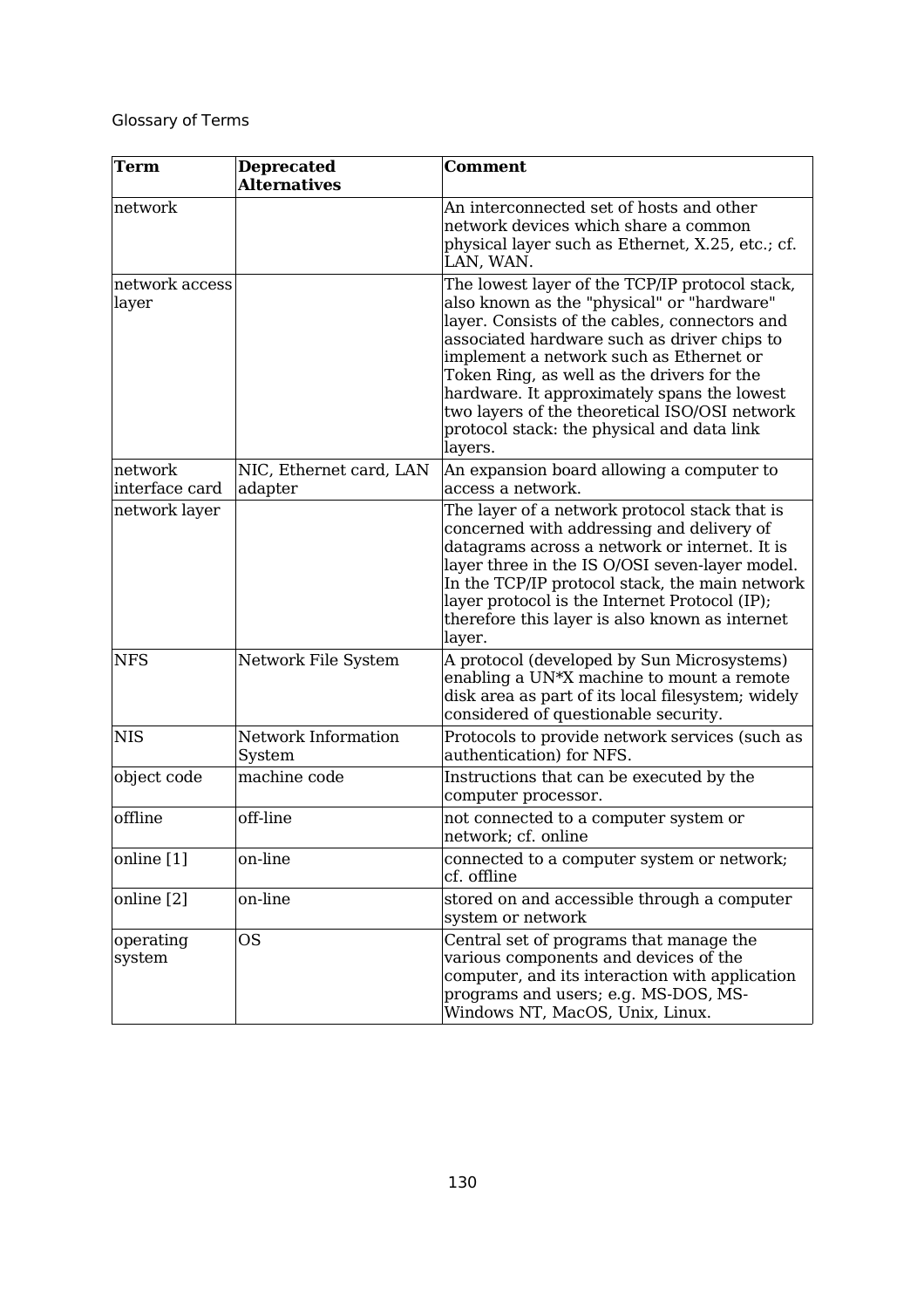Glossary of Terms

| Term | Deprecated Alternatives | Comment |
| --- | --- | --- |
| network | | An interconnected set of hosts and other network devices which share a common physical layer such as Ethernet, X.25, etc.; cf. LAN, WAN. |
| network access layer | | The lowest layer of the TCP/IP protocol stack, also known as the "physical" or "hardware" layer. Consists of the cables, connectors and associated hardware such as driver chips to implement a network such as Ethernet or Token Ring, as well as the drivers for the hardware. It approximately spans the lowest two layers of the theoretical ISO/OSI network protocol stack: the physical and data link layers. |
| network interface card | NIC, Ethernet card, LAN adapter | An expansion board allowing a computer to access a network. |
| network layer | | The layer of a network protocol stack that is concerned with addressing and delivery of datagrams across a network or internet. It is layer three in the IS O/OSI seven-layer model. In the TCP/IP protocol stack, the main network layer protocol is the Internet Protocol (IP); therefore this layer is also known as internet layer. |
| NFS | Network File System | A protocol (developed by Sun Microsystems) enabling a UN*X machine to mount a remote disk area as part of its local filesystem; widely considered of questionable security. |
| NIS | Network Information System | Protocols to provide network services (such as authentication) for NFS. |
| object code | machine code | Instructions that can be executed by the computer processor. |
| offline | off-line | not connected to a computer system or network; cf. online |
| online [1] | on-line | connected to a computer system or network; cf. offline |
| online [2] | on-line | stored on and accessible through a computer system or network |
| operating system | OS | Central set of programs that manage the various components and devices of the computer, and its interaction with application programs and users; e.g. MS-DOS, MS-Windows NT, MacOS, Unix, Linux. |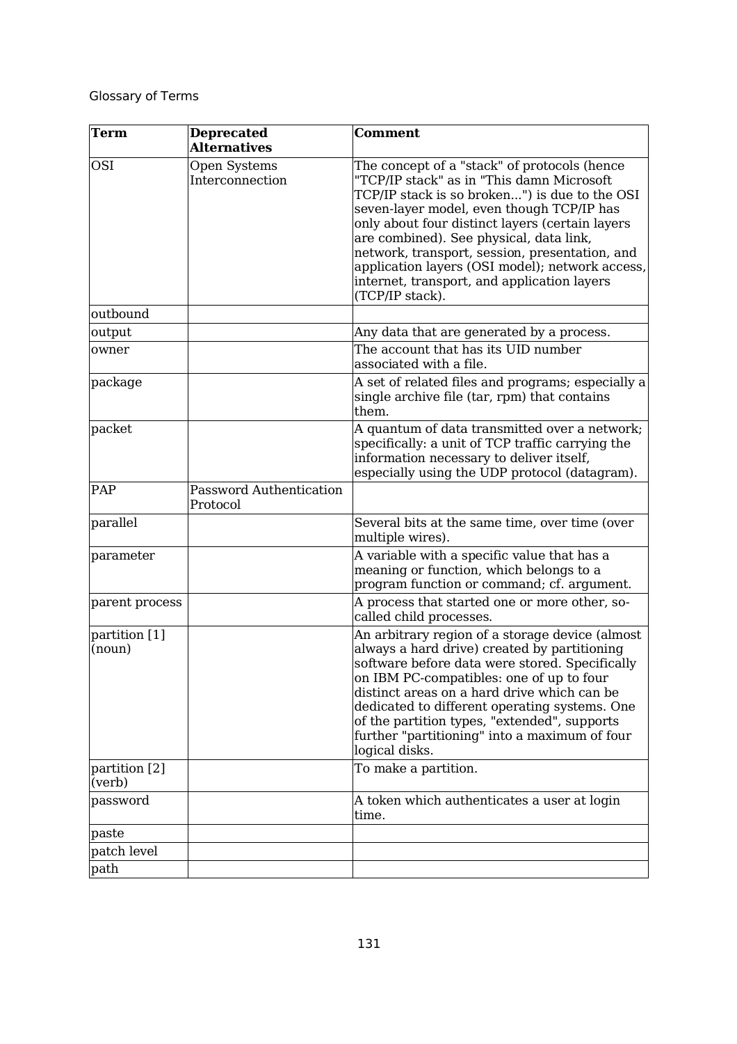Glossary of Terms

| Term | Deprecated Alternatives | Comment |
|---|---|---|
| OSI | Open Systems Interconnection | The concept of a "stack" of protocols (hence "TCP/IP stack" as in "This damn Microsoft TCP/IP stack is so broken...") is due to the OSI seven-layer model, even though TCP/IP has only about four distinct layers (certain layers are combined). See physical, data link, network, transport, session, presentation, and application layers (OSI model); network access, internet, transport, and application layers (TCP/IP stack). |
| outbound | | |
| output | | Any data that are generated by a process. |
| owner | | The account that has its UID number associated with a file. |
| package | | A set of related files and programs; especially a single archive file (tar, rpm) that contains them. |
| packet | | A quantum of data transmitted over a network; specifically: a unit of TCP traffic carrying the information necessary to deliver itself, especially using the UDP protocol (datagram). |
| PAP | Password Authentication Protocol | |
| parallel | | Several bits at the same time, over time (over multiple wires). |
| parameter | | A variable with a specific value that has a meaning or function, which belongs to a program function or command; cf. argument. |
| parent process | | A process that started one or more other, so-called child processes. |
| partition [1] (noun) | | An arbitrary region of a storage device (almost always a hard drive) created by partitioning software before data were stored. Specifically on IBM PC-compatibles: one of up to four distinct areas on a hard drive which can be dedicated to different operating systems. One of the partition types, "extended", supports further "partitioning" into a maximum of four logical disks. |
| partition [2] (verb) | | To make a partition. |
| password | | A token which authenticates a user at login time. |
| paste | | |
| patch level | | |
| path | | |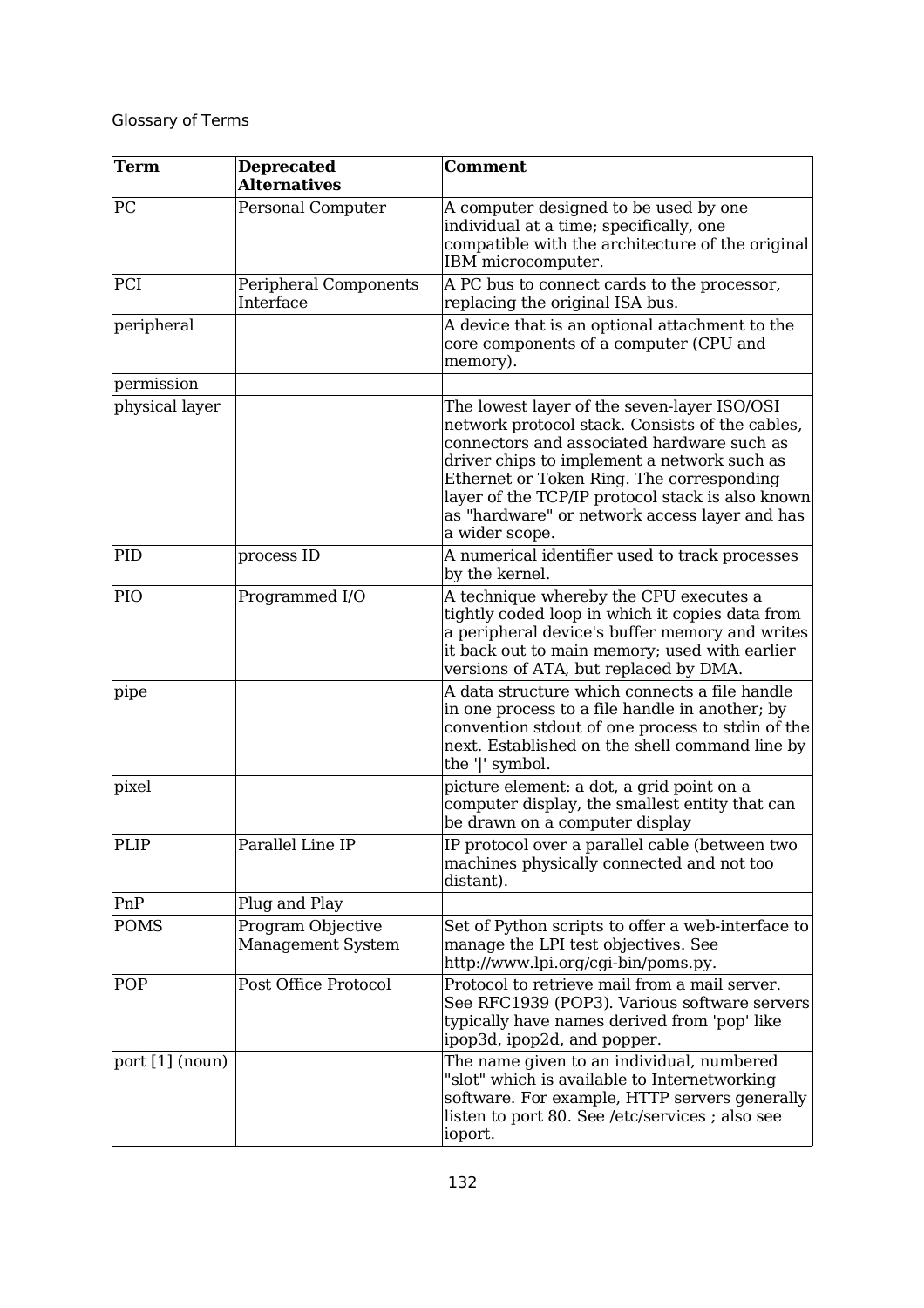Glossary of Terms

| Term | Deprecated Alternatives | Comment |
| --- | --- | --- |
| PC | Personal Computer | A computer designed to be used by one individual at a time; specifically, one compatible with the architecture of the original IBM microcomputer. |
| PCI | Peripheral Components Interface | A PC bus to connect cards to the processor, replacing the original ISA bus. |
| peripheral | | A device that is an optional attachment to the core components of a computer (CPU and memory). |
| permission | | |
| physical layer | | The lowest layer of the seven-layer ISO/OSI network protocol stack. Consists of the cables, connectors and associated hardware such as driver chips to implement a network such as Ethernet or Token Ring. The corresponding layer of the TCP/IP protocol stack is also known as "hardware" or network access layer and has a wider scope. |
| PID | process ID | A numerical identifier used to track processes by the kernel. |
| PIO | Programmed I/O | A technique whereby the CPU executes a tightly coded loop in which it copies data from a peripheral device's buffer memory and writes it back out to main memory; used with earlier versions of ATA, but replaced by DMA. |
| pipe | | A data structure which connects a file handle in one process to a file handle in another; by convention stdout of one process to stdin of the next. Established on the shell command line by the '\|' symbol. |
| pixel | | picture element: a dot, a grid point on a computer display, the smallest entity that can be drawn on a computer display |
| PLIP | Parallel Line IP | IP protocol over a parallel cable (between two machines physically connected and not too distant). |
| PnP | Plug and Play | |
| POMS | Program Objective Management System | Set of Python scripts to offer a web-interface to manage the LPI test objectives. See http://www.lpi.org/cgi-bin/poms.py. |
| POP | Post Office Protocol | Protocol to retrieve mail from a mail server. See RFC1939 (POP3). Various software servers typically have names derived from 'pop' like ipop3d, ipop2d, and popper. |
| port [1] (noun) | | The name given to an individual, numbered "slot" which is available to Internetworking software. For example, HTTP servers generally listen to port 80. See /etc/services ; also see ioport. |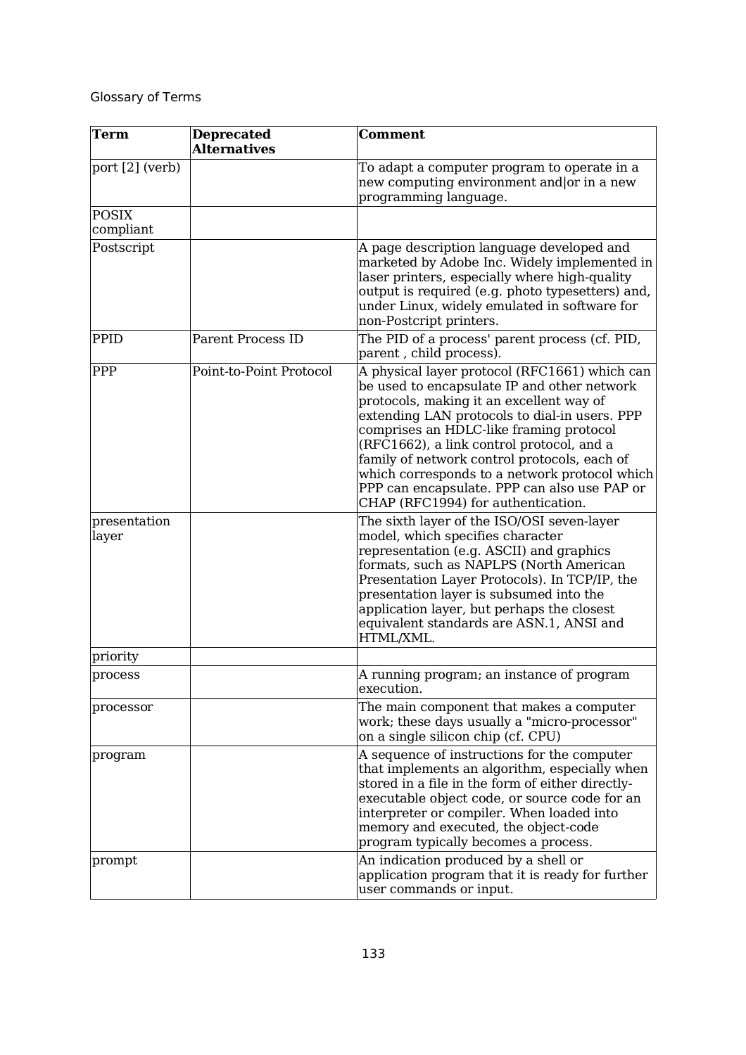Glossary of Terms

| Term | Deprecated Alternatives | Comment |
|---|---|---|
| port [2] (verb) | | To adapt a computer program to operate in a new computing environment and\|or in a new programming language. |
| POSIX compliant | | |
| Postscript | | A page description language developed and marketed by Adobe Inc. Widely implemented in laser printers, especially where high-quality output is required (e.g. photo typesetters) and, under Linux, widely emulated in software for non-Postcript printers. |
| PPID | Parent Process ID | The PID of a process' parent process (cf. PID, parent , child process). |
| PPP | Point-to-Point Protocol | A physical layer protocol (RFC1661) which can be used to encapsulate IP and other network protocols, making it an excellent way of extending LAN protocols to dial-in users. PPP comprises an HDLC-like framing protocol (RFC1662), a link control protocol, and a family of network control protocols, each of which corresponds to a network protocol which PPP can encapsulate. PPP can also use PAP or CHAP (RFC1994) for authentication. |
| presentation layer | | The sixth layer of the ISO/OSI seven-layer model, which specifies character representation (e.g. ASCII) and graphics formats, such as NAPLPS (North American Presentation Layer Protocols). In TCP/IP, the presentation layer is subsumed into the application layer, but perhaps the closest equivalent standards are ASN.1, ANSI and HTML/XML. |
| priority | | |
| process | | A running program; an instance of program execution. |
| processor | | The main component that makes a computer work; these days usually a "micro-processor" on a single silicon chip (cf. CPU) |
| program | | A sequence of instructions for the computer that implements an algorithm, especially when stored in a file in the form of either directly-executable object code, or source code for an interpreter or compiler. When loaded into memory and executed, the object-code program typically becomes a process. |
| prompt | | An indication produced by a shell or application program that it is ready for further user commands or input. |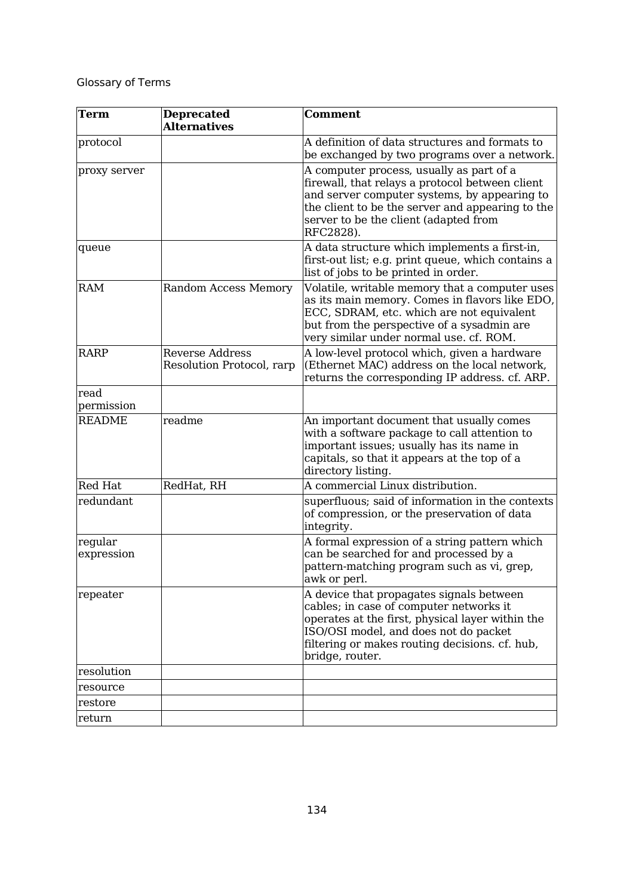| Term | Deprecated Alternatives | Comment |
|---|---|---|
| protocol | | A definition of data structures and formats to be exchanged by two programs over a network. |
| proxy server | | A computer process, usually as part of a firewall, that relays a protocol between client and server computer systems, by appearing to the client to be the server and appearing to the server to be the client (adapted from RFC2828). |
| queue | | A data structure which implements a first-in, first-out list; e.g. print queue, which contains a list of jobs to be printed in order. |
| RAM | Random Access Memory | Volatile, writable memory that a computer uses as its main memory. Comes in flavors like EDO, ECC, SDRAM, etc. which are not equivalent but from the perspective of a sysadmin are very similar under normal use. cf. ROM. |
| RARP | Reverse Address Resolution Protocol, rarp | A low-level protocol which, given a hardware (Ethernet MAC) address on the local network, returns the corresponding IP address. cf. ARP. |
| read permission | | |
| README | readme | An important document that usually comes with a software package to call attention to important issues; usually has its name in capitals, so that it appears at the top of a directory listing. |
| Red Hat | RedHat, RH | A commercial Linux distribution. |
| redundant | | superfluous; said of information in the contexts of compression, or the preservation of data integrity. |
| regular expression | | A formal expression of a string pattern which can be searched for and processed by a pattern-matching program such as vi, grep, awk or perl. |
| repeater | | A device that propagates signals between cables; in case of computer networks it operates at the first, physical layer within the ISO/OSI model, and does not do packet filtering or makes routing decisions. cf. hub, bridge, router. |
| resolution | | |
| resource | | |
| restore | | |
| return | | |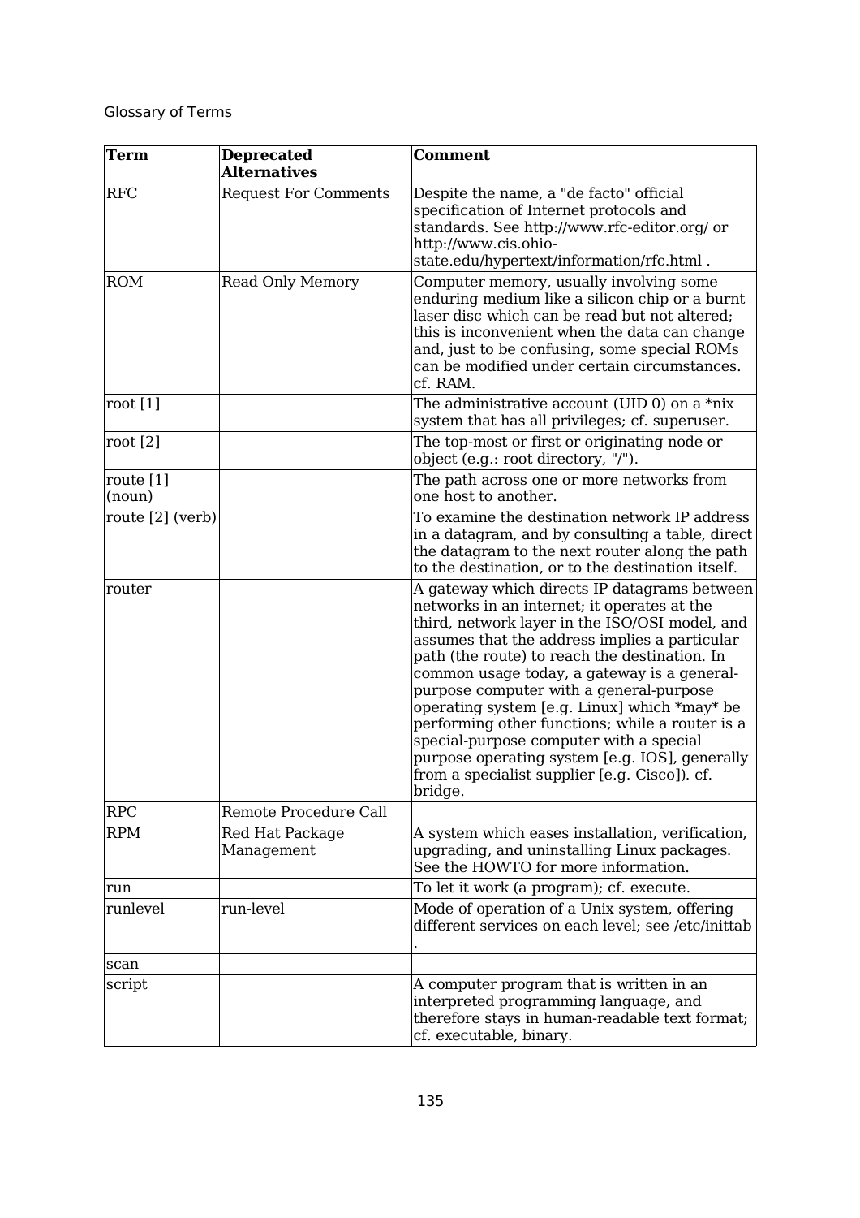Glossary of Terms

| Term | Deprecated Alternatives | Comment |
|---|---|---|
| RFC | Request For Comments | Despite the name, a "de facto" official specification of Internet protocols and standards. See http://www.rfc-editor.org/ or http://www.cis.ohio-state.edu/hypertext/information/rfc.html . |
| ROM | Read Only Memory | Computer memory, usually involving some enduring medium like a silicon chip or a burnt laser disc which can be read but not altered; this is inconvenient when the data can change and, just to be confusing, some special ROMs can be modified under certain circumstances. cf. RAM. |
| root [1] | | The administrative account (UID 0) on a *nix system that has all privileges; cf. superuser. |
| root [2] | | The top-most or first or originating node or object (e.g.: root directory, "/"). |
| route [1] (noun) | | The path across one or more networks from one host to another. |
| route [2] (verb) | | To examine the destination network IP address in a datagram, and by consulting a table, direct the datagram to the next router along the path to the destination, or to the destination itself. |
| router | | A gateway which directs IP datagrams between networks in an internet; it operates at the third, network layer in the ISO/OSI model, and assumes that the address implies a particular path (the route) to reach the destination. In common usage today, a gateway is a general-purpose computer with a general-purpose operating system [e.g. Linux] which *may* be performing other functions; while a router is a special-purpose computer with a special purpose operating system [e.g. IOS], generally from a specialist supplier [e.g. Cisco]). cf. bridge. |
| RPC | Remote Procedure Call | |
| RPM | Red Hat Package Management | A system which eases installation, verification, upgrading, and uninstalling Linux packages. See the HOWTO for more information. |
| run | | To let it work (a program); cf. execute. |
| runlevel | run-level | Mode of operation of a Unix system, offering different services on each level; see /etc/inittab . |
| scan | | |
| script | | A computer program that is written in an interpreted programming language, and therefore stays in human-readable text format; cf. executable, binary. |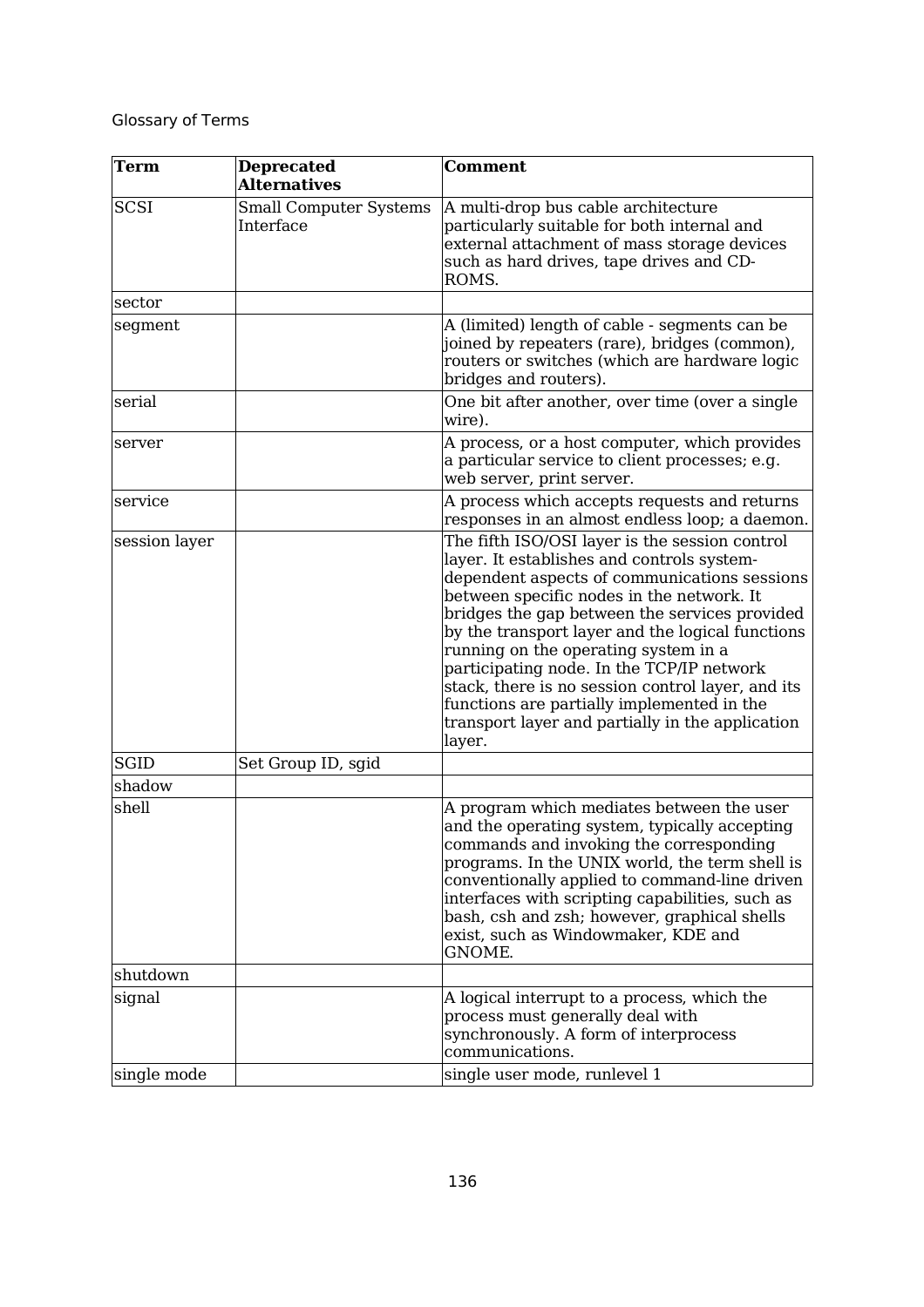Glossary of Terms

| Term | Deprecated Alternatives | Comment |
|---|---|---|
| SCSI | Small Computer Systems Interface | A multi-drop bus cable architecture particularly suitable for both internal and external attachment of mass storage devices such as hard drives, tape drives and CD-ROMS. |
| sector | | |
| segment | | A (limited) length of cable - segments can be joined by repeaters (rare), bridges (common), routers or switches (which are hardware logic bridges and routers). |
| serial | | One bit after another, over time (over a single wire). |
| server | | A process, or a host computer, which provides a particular service to client processes; e.g. web server, print server. |
| service | | A process which accepts requests and returns responses in an almost endless loop; a daemon. |
| session layer | | The fifth ISO/OSI layer is the session control layer. It establishes and controls system-dependent aspects of communications sessions between specific nodes in the network. It bridges the gap between the services provided by the transport layer and the logical functions running on the operating system in a participating node. In the TCP/IP network stack, there is no session control layer, and its functions are partially implemented in the transport layer and partially in the application layer. |
| SGID | Set Group ID, sgid | |
| shadow | | |
| shell | | A program which mediates between the user and the operating system, typically accepting commands and invoking the corresponding programs. In the UNIX world, the term shell is conventionally applied to command-line driven interfaces with scripting capabilities, such as bash, csh and zsh; however, graphical shells exist, such as Windowmaker, KDE and GNOME. |
| shutdown | | |
| signal | | A logical interrupt to a process, which the process must generally deal with synchronously. A form of interprocess communications. |
| single mode | | single user mode, runlevel 1 |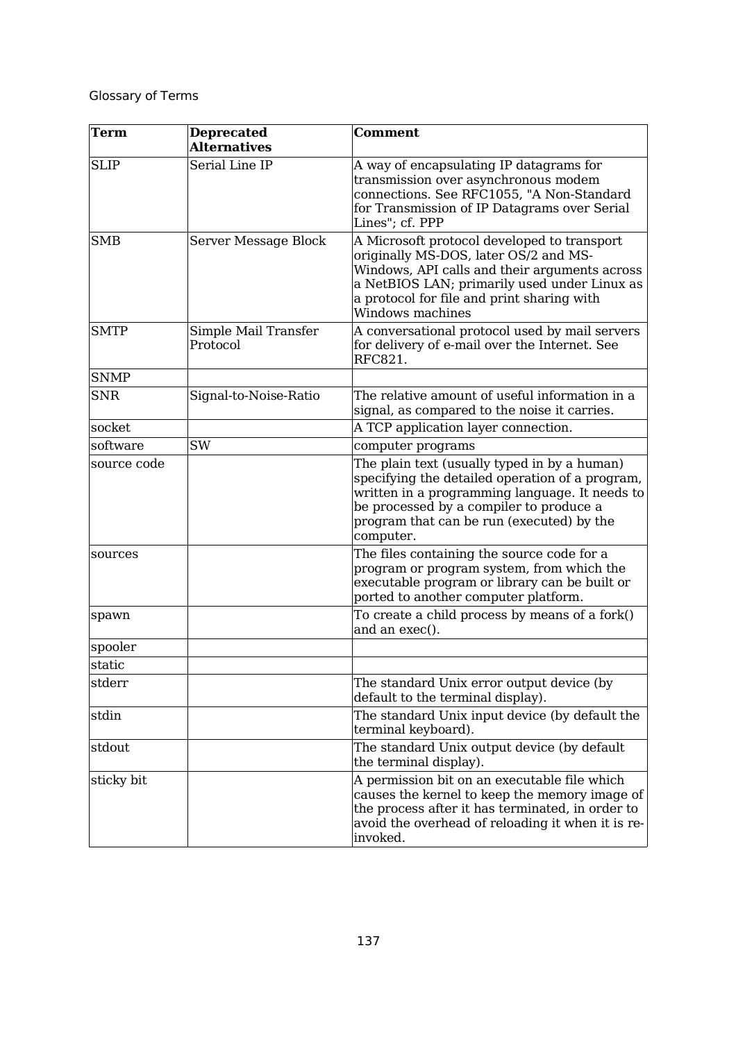| Term | Deprecated Alternatives | Comment |
|---|---|---|
| SLIP | Serial Line IP | A way of encapsulating IP datagrams for transmission over asynchronous modem connections. See RFC1055, "A Non-Standard for Transmission of IP Datagrams over Serial Lines"; cf. PPP |
| SMB | Server Message Block | A Microsoft protocol developed to transport originally MS-DOS, later OS/2 and MS-Windows, API calls and their arguments across a NetBIOS LAN; primarily used under Linux as a protocol for file and print sharing with Windows machines |
| SMTP | Simple Mail Transfer Protocol | A conversational protocol used by mail servers for delivery of e-mail over the Internet. See RFC821. |
| SNMP | | |
| SNR | Signal-to-Noise-Ratio | The relative amount of useful information in a signal, as compared to the noise it carries. |
| socket | | A TCP application layer connection. |
| software | SW | computer programs |
| source code | | The plain text (usually typed in by a human) specifying the detailed operation of a program, written in a programming language. It needs to be processed by a compiler to produce a program that can be run (executed) by the computer. |
| sources | | The files containing the source code for a program or program system, from which the executable program or library can be built or ported to another computer platform. |
| spawn | | To create a child process by means of a fork() and an exec(). |
| spooler | | |
| static | | |
| stderr | | The standard Unix error output device (by default to the terminal display). |
| stdin | | The standard Unix input device (by default the terminal keyboard). |
| stdout | | The standard Unix output device (by default the terminal display). |
| sticky bit | | A permission bit on an executable file which causes the kernel to keep the memory image of the process after it has terminated, in order to avoid the overhead of reloading it when it is re-invoked. |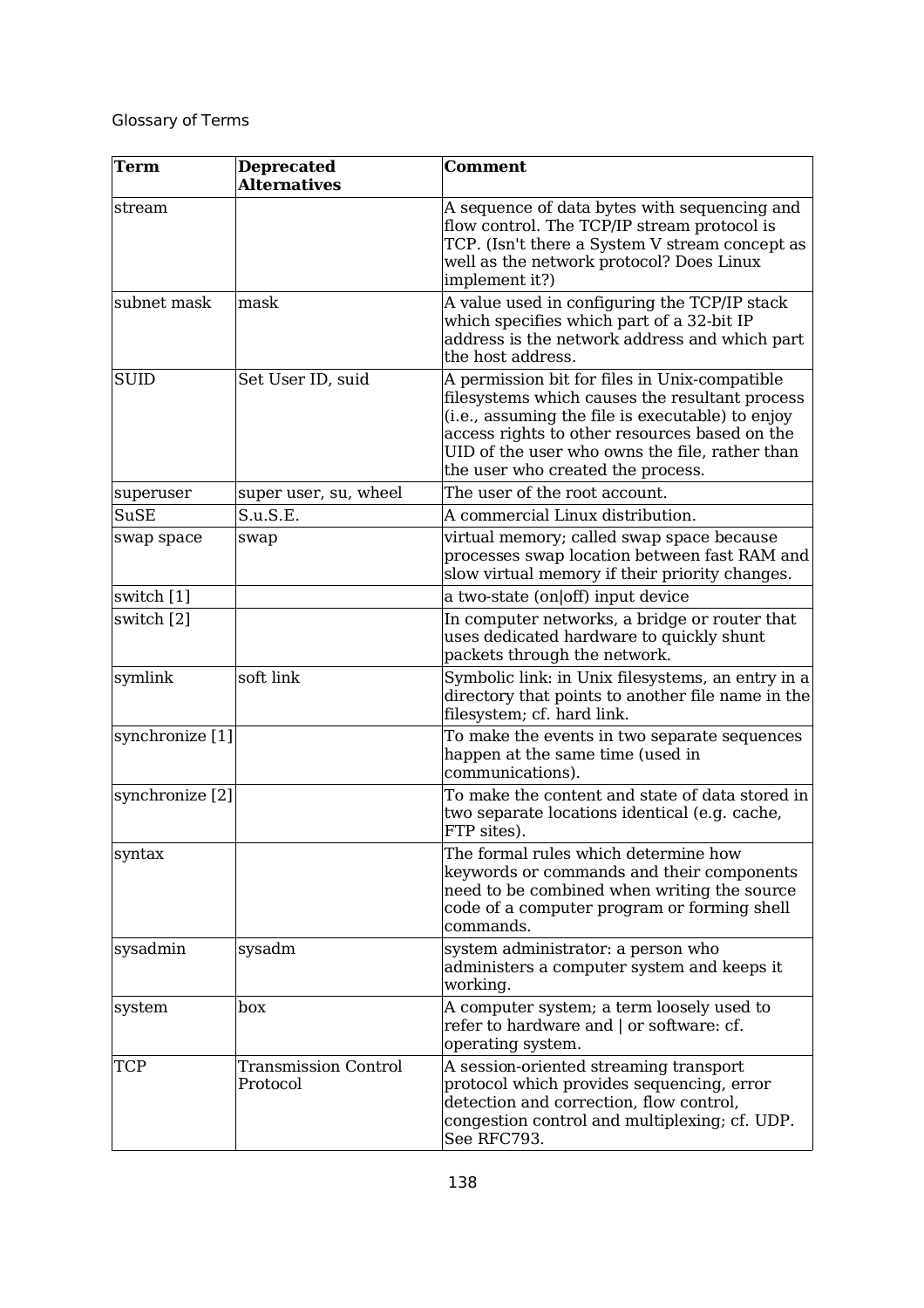| Term | Deprecated Alternatives | Comment |
|---|---|---|
| stream | | A sequence of data bytes with sequencing and flow control. The TCP/IP stream protocol is TCP. (Isn't there a System V stream concept as well as the network protocol? Does Linux implement it?) |
| subnet mask | mask | A value used in configuring the TCP/IP stack which specifies which part of a 32-bit IP address is the network address and which part the host address. |
| SUID | Set User ID, suid | A permission bit for files in Unix-compatible filesystems which causes the resultant process (i.e., assuming the file is executable) to enjoy access rights to other resources based on the UID of the user who owns the file, rather than the user who created the process. |
| superuser | super user, su, wheel | The user of the root account. |
| SuSE | S.u.S.E. | A commercial Linux distribution. |
| swap space | swap | virtual memory; called swap space because processes swap location between fast RAM and slow virtual memory if their priority changes. |
| switch [1] | | a two-state (on\|off) input device |
| switch [2] | | In computer networks, a bridge or router that uses dedicated hardware to quickly shunt packets through the network. |
| symlink | soft link | Symbolic link: in Unix filesystems, an entry in a directory that points to another file name in the filesystem; cf. hard link. |
| synchronize [1] | | To make the events in two separate sequences happen at the same time (used in communications). |
| synchronize [2] | | To make the content and state of data stored in two separate locations identical (e.g. cache, FTP sites). |
| syntax | | The formal rules which determine how keywords or commands and their components need to be combined when writing the source code of a computer program or forming shell commands. |
| sysadmin | sysadm | system administrator: a person who administers a computer system and keeps it working. |
| system | box | A computer system; a term loosely used to refer to hardware and \| or software: cf. operating system. |
| TCP | Transmission Control Protocol | A session-oriented streaming transport protocol which provides sequencing, error detection and correction, flow control, congestion control and multiplexing; cf. UDP. See RFC793. |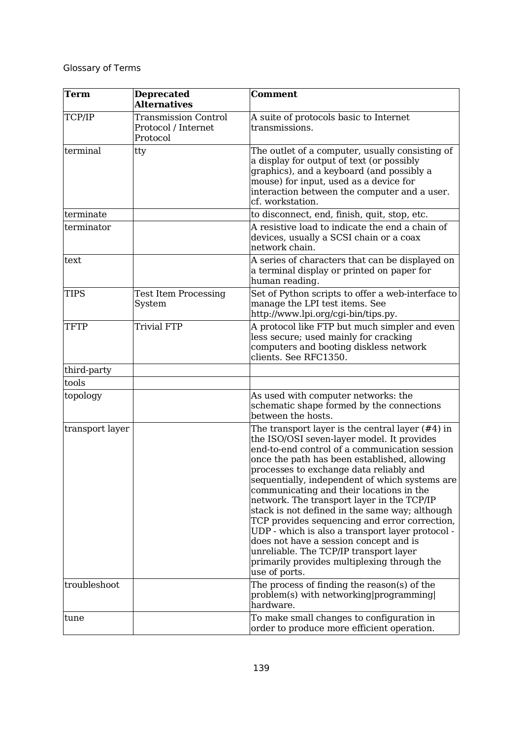Glossary of Terms

| Term | Deprecated Alternatives | Comment |
| --- | --- | --- |
| TCP/IP | Transmission Control Protocol / Internet Protocol | A suite of protocols basic to Internet transmissions. |
| terminal | tty | The outlet of a computer, usually consisting of a display for output of text (or possibly graphics), and a keyboard (and possibly a mouse) for input, used as a device for interaction between the computer and a user. cf. workstation. |
| terminate | | to disconnect, end, finish, quit, stop, etc. |
| terminator | | A resistive load to indicate the end a chain of devices, usually a SCSI chain or a coax network chain. |
| text | | A series of characters that can be displayed on a terminal display or printed on paper for human reading. |
| TIPS | Test Item Processing System | Set of Python scripts to offer a web-interface to manage the LPI test items. See http://www.lpi.org/cgi-bin/tips.py. |
| TFTP | Trivial FTP | A protocol like FTP but much simpler and even less secure; used mainly for cracking computers and booting diskless network clients. See RFC1350. |
| third-party | | |
| tools | | |
| topology | | As used with computer networks: the schematic shape formed by the connections between the hosts. |
| transport layer | | The transport layer is the central layer (#4) in the ISO/OSI seven-layer model. It provides end-to-end control of a communication session once the path has been established, allowing processes to exchange data reliably and sequentially, independent of which systems are communicating and their locations in the network. The transport layer in the TCP/IP stack is not defined in the same way; although TCP provides sequencing and error correction, UDP - which is also a transport layer protocol - does not have a session concept and is unreliable. The TCP/IP transport layer primarily provides multiplexing through the use of ports. |
| troubleshoot | | The process of finding the reason(s) of the problem(s) with networking\|programming\| hardware. |
| tune | | To make small changes to configuration in order to produce more efficient operation. |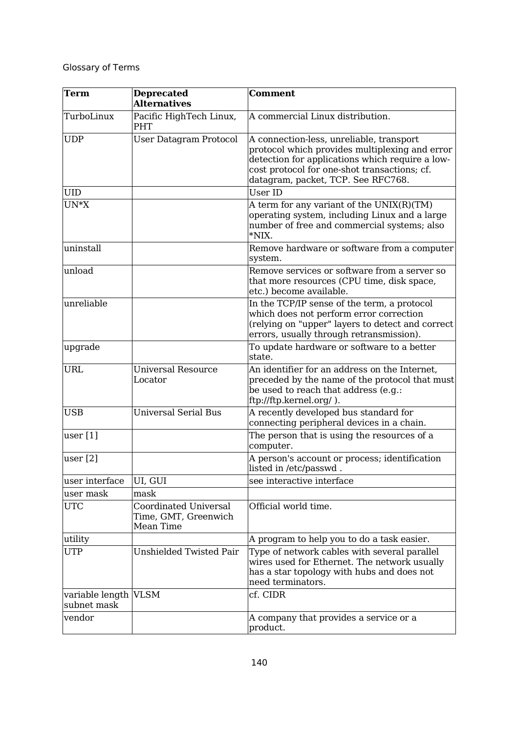Glossary of Terms

| Term | Deprecated Alternatives | Comment |
|---|---|---|
| TurboLinux | Pacific HighTech Linux, PHT | A commercial Linux distribution. |
| UDP | User Datagram Protocol | A connection-less, unreliable, transport protocol which provides multiplexing and error detection for applications which require a low-cost protocol for one-shot transactions; cf. datagram, packet, TCP. See RFC768. |
| UID | | User ID |
| UN*X | | A term for any variant of the UNIX(R)(TM) operating system, including Linux and a large number of free and commercial systems; also *NIX. |
| uninstall | | Remove hardware or software from a computer system. |
| unload | | Remove services or software from a server so that more resources (CPU time, disk space, etc.) become available. |
| unreliable | | In the TCP/IP sense of the term, a protocol which does not perform error correction (relying on "upper" layers to detect and correct errors, usually through retransmission). |
| upgrade | | To update hardware or software to a better state. |
| URL | Universal Resource Locator | An identifier for an address on the Internet, preceded by the name of the protocol that must be used to reach that address (e.g.: ftp://ftp.kernel.org/ ). |
| USB | Universal Serial Bus | A recently developed bus standard for connecting peripheral devices in a chain. |
| user [1] | | The person that is using the resources of a computer. |
| user [2] | | A person's account or process; identification listed in /etc/passwd . |
| user interface | UI, GUI | see interactive interface |
| user mask | mask | |
| UTC | Coordinated Universal Time, GMT, Greenwich Mean Time | Official world time. |
| utility | | A program to help you to do a task easier. |
| UTP | Unshielded Twisted Pair | Type of network cables with several parallel wires used for Ethernet. The network usually has a star topology with hubs and does not need terminators. |
| variable length subnet mask | VLSM | cf. CIDR |
| vendor | | A company that provides a service or a product. |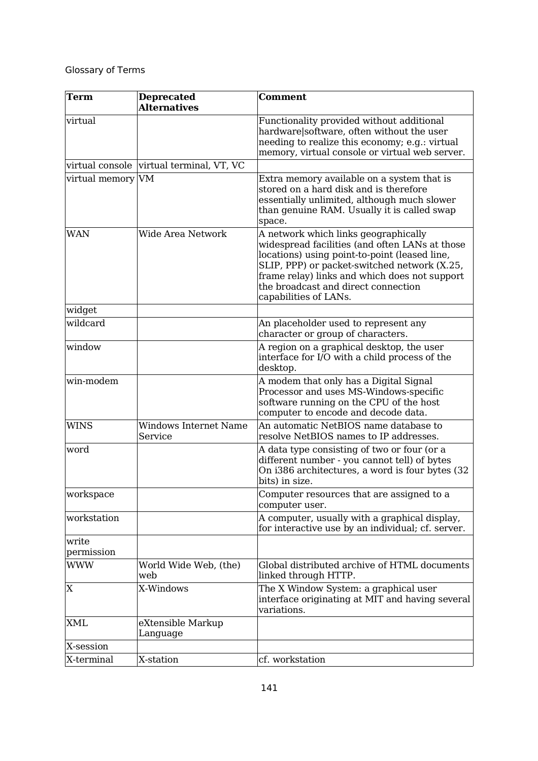| Term | Deprecated Alternatives | Comment |
| --- | --- | --- |
| virtual | | Functionality provided without additional hardware\|software, often without the user needing to realize this economy; e.g.: virtual memory, virtual console or virtual web server. |
| virtual console | virtual terminal, VT, VC | |
| virtual memory | VM | Extra memory available on a system that is stored on a hard disk and is therefore essentially unlimited, although much slower than genuine RAM. Usually it is called swap space. |
| WAN | Wide Area Network | A network which links geographically widespread facilities (and often LANs at those locations) using point-to-point (leased line, SLIP, PPP) or packet-switched network (X.25, frame relay) links and which does not support the broadcast and direct connection capabilities of LANs. |
| widget | | |
| wildcard | | An placeholder used to represent any character or group of characters. |
| window | | A region on a graphical desktop, the user interface for I/O with a child process of the desktop. |
| win-modem | | A modem that only has a Digital Signal Processor and uses MS-Windows-specific software running on the CPU of the host computer to encode and decode data. |
| WINS | Windows Internet Name Service | An automatic NetBIOS name database to resolve NetBIOS names to IP addresses. |
| word | | A data type consisting of two or four (or a different number - you cannot tell) of bytes On i386 architectures, a word is four bytes (32 bits) in size. |
| workspace | | Computer resources that are assigned to a computer user. |
| workstation | | A computer, usually with a graphical display, for interactive use by an individual; cf. server. |
| write permission | | |
| WWW | World Wide Web, (the) web | Global distributed archive of HTML documents linked through HTTP. |
| X | X-Windows | The X Window System: a graphical user interface originating at MIT and having several variations. |
| XML | eXtensible Markup Language | |
| X-session | | |
| X-terminal | X-station | cf. workstation |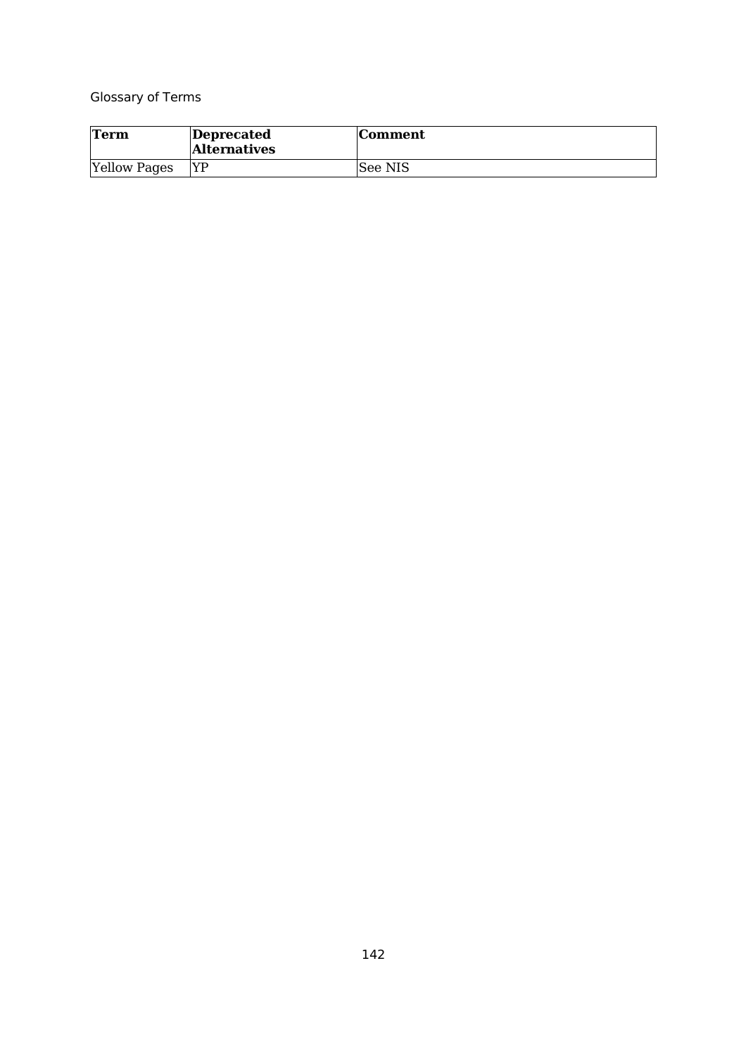Glossary of Terms

| Term | Deprecated Alternatives | Comment |
| --- | --- | --- |
| Yellow Pages | YP | See NIS |